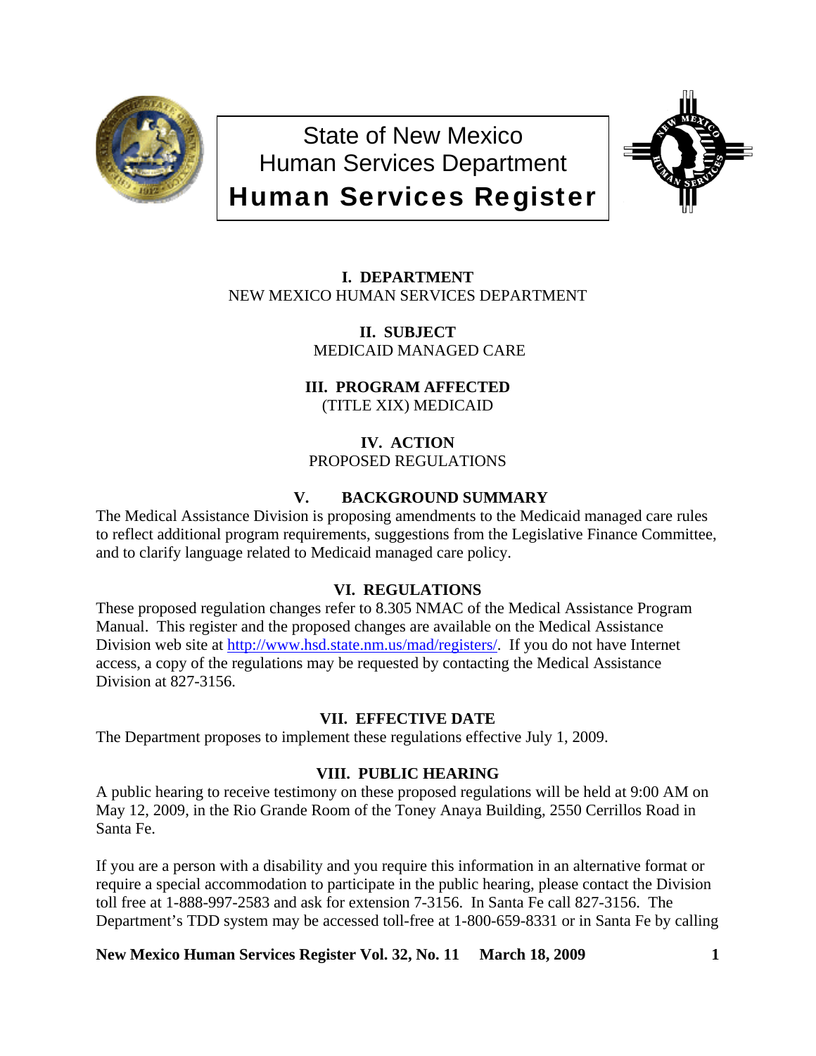# State of New Mexico
# Human Services Department
# Human Services Register

**I. DEPARTMENT**
NEW MEXICO HUMAN SERVICES DEPARTMENT

**II. SUBJECT**
MEDICAID MANAGED CARE

**III. PROGRAM AFFECTED**
(TITLE XIX) MEDICAID

**IV. ACTION**
PROPOSED REGULATIONS

**V. BACKGROUND SUMMARY**

The Medical Assistance Division is proposing amendments to the Medicaid managed care rules to reflect additional program requirements, suggestions from the Legislative Finance Committee, and to clarify language related to Medicaid managed care policy.

**VI. REGULATIONS**

These proposed regulation changes refer to 8.305 NMAC of the Medical Assistance Program Manual. This register and the proposed changes are available on the Medical Assistance Division web site at [http://www.hsd.state.nm.us/mad/registers/](http://www.hsd.state.nm.us/mad/registers/). If you do not have Internet access, a copy of the regulations may be requested by contacting the Medical Assistance Division at 827-3156.

**VII. EFFECTIVE DATE**

The Department proposes to implement these regulations effective July 1, 2009.

**VIII. PUBLIC HEARING**

A public hearing to receive testimony on these proposed regulations will be held at 9:00 AM on May 12, 2009, in the Rio Grande Room of the Toney Anaya Building, 2550 Cerrillos Road in Santa Fe.

If you are a person with a disability and you require this information in an alternative format or require a special accommodation to participate in the public hearing, please contact the Division toll free at 1-888-997-2583 and ask for extension 7-3156. In Santa Fe call 827-3156. The Department's TDD system may be accessed toll-free at 1-800-659-8331 or in Santa Fe by calling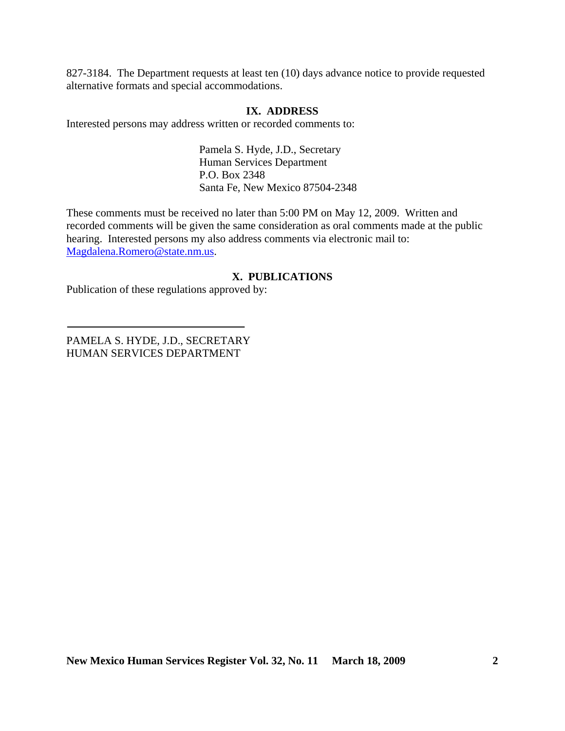827-3184. The Department requests at least ten (10) days advance notice to provide requested alternative formats and special accommodations.

## IX. ADDRESS

Interested persons may address written or recorded comments to:

Pamela S. Hyde, J.D., Secretary
Human Services Department
P.O. Box 2348
Santa Fe, New Mexico 87504-2348

These comments must be received no later than 5:00 PM on May 12, 2009. Written and recorded comments will be given the same consideration as oral comments made at the public hearing. Interested persons my also address comments via electronic mail to: Magdalena.Romero@state.nm.us.

## X. PUBLICATIONS

Publication of these regulations approved by:

\_\_\_\_\_\_\_\_\_\_\_\_\_\_\_\_\_\_\_\_\_\_\_\_\_\_\_\_\_\_\_\_

PAMELA S. HYDE, J.D., SECRETARY
HUMAN SERVICES DEPARTMENT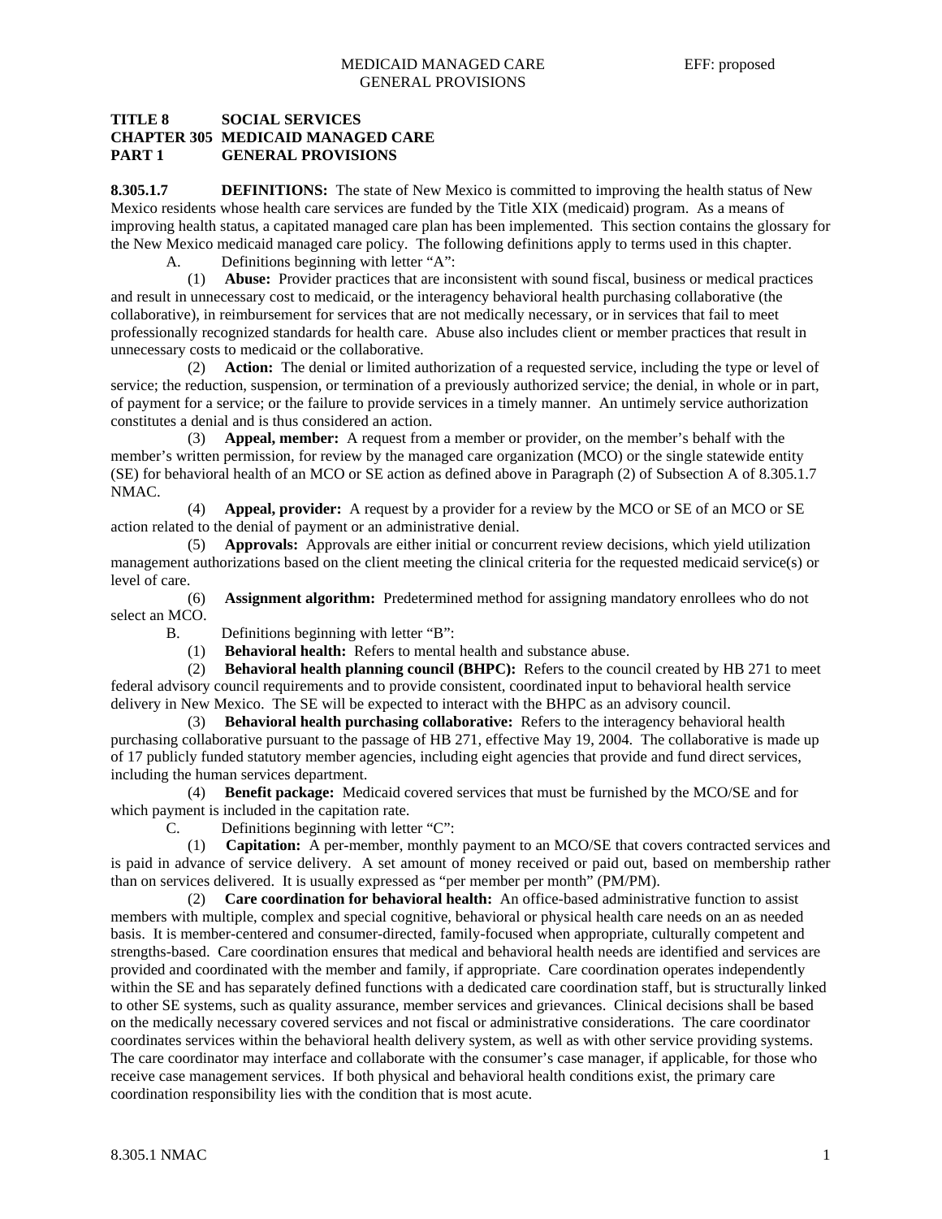**TITLE 8 SOCIAL SERVICES**
**CHAPTER 305 MEDICAID MANAGED CARE**
**PART 1 GENERAL PROVISIONS**

**8.305.1.7 DEFINITIONS:** The state of New Mexico is committed to improving the health status of New Mexico residents whose health care services are funded by the Title XIX (medicaid) program. As a means of improving health status, a capitated managed care plan has been implemented. This section contains the glossary for the New Mexico medicaid managed care policy. The following definitions apply to terms used in this chapter.

A. Definitions beginning with letter "A":

(1) **Abuse:** Provider practices that are inconsistent with sound fiscal, business or medical practices and result in unnecessary cost to medicaid, or the interagency behavioral health purchasing collaborative (the collaborative), in reimbursement for services that are not medically necessary, or in services that fail to meet professionally recognized standards for health care. Abuse also includes client or member practices that result in unnecessary costs to medicaid or the collaborative.

(2) **Action:** The denial or limited authorization of a requested service, including the type or level of service; the reduction, suspension, or termination of a previously authorized service; the denial, in whole or in part, of payment for a service; or the failure to provide services in a timely manner. An untimely service authorization constitutes a denial and is thus considered an action.

(3) **Appeal, member:** A request from a member or provider, on the member's behalf with the member's written permission, for review by the managed care organization (MCO) or the single statewide entity (SE) for behavioral health of an MCO or SE action as defined above in Paragraph (2) of Subsection A of 8.305.1.7 NMAC.

(4) **Appeal, provider:** A request by a provider for a review by the MCO or SE of an MCO or SE action related to the denial of payment or an administrative denial.

(5) **Approvals:** Approvals are either initial or concurrent review decisions, which yield utilization management authorizations based on the client meeting the clinical criteria for the requested medicaid service(s) or level of care.

(6) **Assignment algorithm:** Predetermined method for assigning mandatory enrollees who do not select an MCO.

B. Definitions beginning with letter "B":

(1) **Behavioral health:** Refers to mental health and substance abuse.

(2) **Behavioral health planning council (BHPC):** Refers to the council created by HB 271 to meet federal advisory council requirements and to provide consistent, coordinated input to behavioral health service delivery in New Mexico. The SE will be expected to interact with the BHPC as an advisory council.

(3) **Behavioral health purchasing collaborative:** Refers to the interagency behavioral health purchasing collaborative pursuant to the passage of HB 271, effective May 19, 2004. The collaborative is made up of 17 publicly funded statutory member agencies, including eight agencies that provide and fund direct services, including the human services department.

(4) **Benefit package:** Medicaid covered services that must be furnished by the MCO/SE and for which payment is included in the capitation rate.

C. Definitions beginning with letter "C":

(1) **Capitation:** A per-member, monthly payment to an MCO/SE that covers contracted services and is paid in advance of service delivery. A set amount of money received or paid out, based on membership rather than on services delivered. It is usually expressed as "per member per month" (PM/PM).

(2) **Care coordination for behavioral health:** An office-based administrative function to assist members with multiple, complex and special cognitive, behavioral or physical health care needs on an as needed basis. It is member-centered and consumer-directed, family-focused when appropriate, culturally competent and strengths-based. Care coordination ensures that medical and behavioral health needs are identified and services are provided and coordinated with the member and family, if appropriate. Care coordination operates independently within the SE and has separately defined functions with a dedicated care coordination staff, but is structurally linked to other SE systems, such as quality assurance, member services and grievances. Clinical decisions shall be based on the medically necessary covered services and not fiscal or administrative considerations. The care coordinator coordinates services within the behavioral health delivery system, as well as with other service providing systems. The care coordinator may interface and collaborate with the consumer's case manager, if applicable, for those who receive case management services. If both physical and behavioral health conditions exist, the primary care coordination responsibility lies with the condition that is most acute.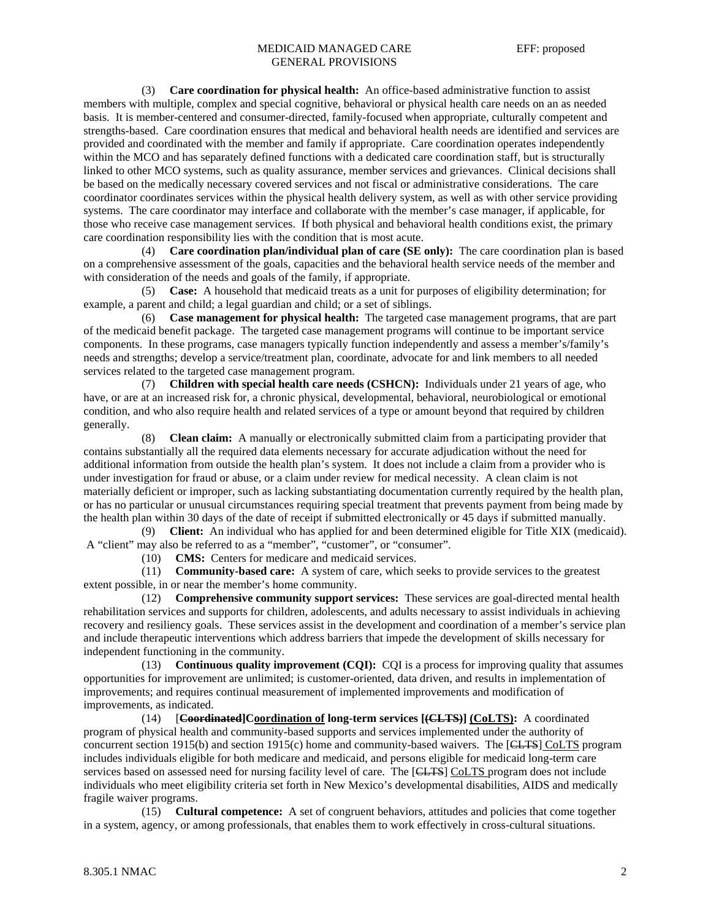(3) **Care coordination for physical health:** An office-based administrative function to assist members with multiple, complex and special cognitive, behavioral or physical health care needs on an as needed basis. It is member-centered and consumer-directed, family-focused when appropriate, culturally competent and strengths-based. Care coordination ensures that medical and behavioral health needs are identified and services are provided and coordinated with the member and family if appropriate. Care coordination operates independently within the MCO and has separately defined functions with a dedicated care coordination staff, but is structurally linked to other MCO systems, such as quality assurance, member services and grievances. Clinical decisions shall be based on the medically necessary covered services and not fiscal or administrative considerations. The care coordinator coordinates services within the physical health delivery system, as well as with other service providing systems. The care coordinator may interface and collaborate with the member's case manager, if applicable, for those who receive case management services. If both physical and behavioral health conditions exist, the primary care coordination responsibility lies with the condition that is most acute.

(4) **Care coordination plan/individual plan of care (SE only):** The care coordination plan is based on a comprehensive assessment of the goals, capacities and the behavioral health service needs of the member and with consideration of the needs and goals of the family, if appropriate.

(5) **Case:** A household that medicaid treats as a unit for purposes of eligibility determination; for example, a parent and child; a legal guardian and child; or a set of siblings.

(6) **Case management for physical health:** The targeted case management programs, that are part of the medicaid benefit package. The targeted case management programs will continue to be important service components. In these programs, case managers typically function independently and assess a member's/family's needs and strengths; develop a service/treatment plan, coordinate, advocate for and link members to all needed services related to the targeted case management program.

(7) **Children with special health care needs (CSHCN):** Individuals under 21 years of age, who have, or are at an increased risk for, a chronic physical, developmental, behavioral, neurobiological or emotional condition, and who also require health and related services of a type or amount beyond that required by children generally.

(8) **Clean claim:** A manually or electronically submitted claim from a participating provider that contains substantially all the required data elements necessary for accurate adjudication without the need for additional information from outside the health plan's system. It does not include a claim from a provider who is under investigation for fraud or abuse, or a claim under review for medical necessity. A clean claim is not materially deficient or improper, such as lacking substantiating documentation currently required by the health plan, or has no particular or unusual circumstances requiring special treatment that prevents payment from being made by the health plan within 30 days of the date of receipt if submitted electronically or 45 days if submitted manually.

(9) **Client:** An individual who has applied for and been determined eligible for Title XIX (medicaid). A "client" may also be referred to as a "member", "customer", or "consumer".

(10) **CMS:** Centers for medicare and medicaid services.

(11) **Community-based care:** A system of care, which seeks to provide services to the greatest extent possible, in or near the member's home community.

(12) **Comprehensive community support services:** These services are goal-directed mental health rehabilitation services and supports for children, adolescents, and adults necessary to assist individuals in achieving recovery and resiliency goals. These services assist in the development and coordination of a member's service plan and include therapeutic interventions which address barriers that impede the development of skills necessary for independent functioning in the community.

(13) **Continuous quality improvement (CQI):** CQI is a process for improving quality that assumes opportunities for improvement are unlimited; is customer-oriented, data driven, and results in implementation of improvements; and requires continual measurement of implemented improvements and modification of improvements, as indicated.

(14) [~~**Coordinated**~~]**<u>Coordination of</u> long-term services [~~(CLTS)~~] <u>(CoLTS)</u>:** A coordinated program of physical health and community-based supports and services implemented under the authority of concurrent section 1915(b) and section 1915(c) home and community-based waivers. The [~~CLTS~~] <u>CoLTS</u> program includes individuals eligible for both medicare and medicaid, and persons eligible for medicaid long-term care services based on assessed need for nursing facility level of care. The [~~CLTS~~] <u>CoLTS</u> program does not include individuals who meet eligibility criteria set forth in New Mexico's developmental disabilities, AIDS and medically fragile waiver programs.

(15) **Cultural competence:** A set of congruent behaviors, attitudes and policies that come together in a system, agency, or among professionals, that enables them to work effectively in cross-cultural situations.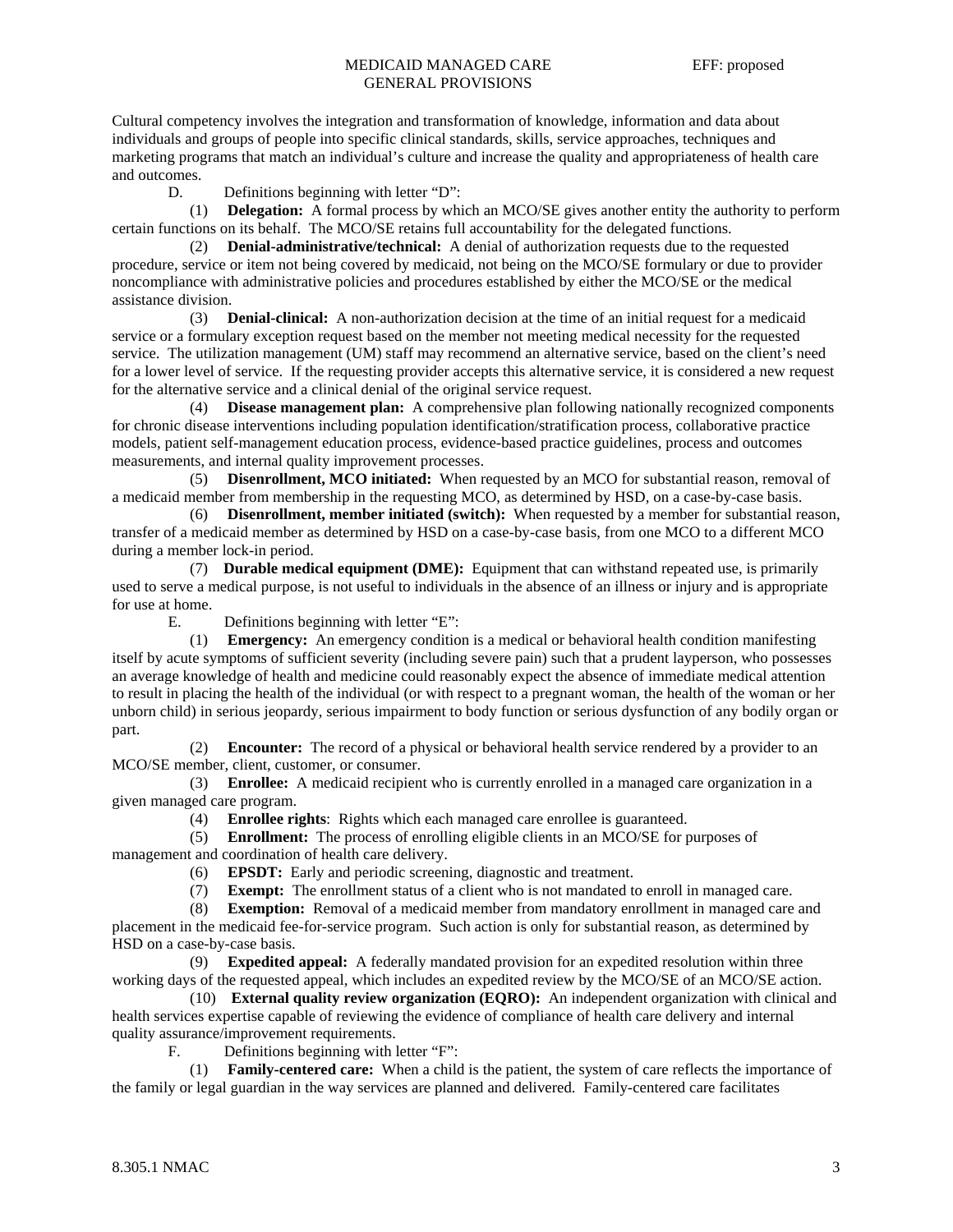Cultural competency involves the integration and transformation of knowledge, information and data about individuals and groups of people into specific clinical standards, skills, service approaches, techniques and marketing programs that match an individual's culture and increase the quality and appropriateness of health care and outcomes.

D. Definitions beginning with letter "D":

(1) **Delegation:** A formal process by which an MCO/SE gives another entity the authority to perform certain functions on its behalf. The MCO/SE retains full accountability for the delegated functions.

(2) **Denial-administrative/technical:** A denial of authorization requests due to the requested procedure, service or item not being covered by medicaid, not being on the MCO/SE formulary or due to provider noncompliance with administrative policies and procedures established by either the MCO/SE or the medical assistance division.

(3) **Denial-clinical:** A non-authorization decision at the time of an initial request for a medicaid service or a formulary exception request based on the member not meeting medical necessity for the requested service. The utilization management (UM) staff may recommend an alternative service, based on the client's need for a lower level of service. If the requesting provider accepts this alternative service, it is considered a new request for the alternative service and a clinical denial of the original service request.

(4) **Disease management plan:** A comprehensive plan following nationally recognized components for chronic disease interventions including population identification/stratification process, collaborative practice models, patient self-management education process, evidence-based practice guidelines, process and outcomes measurements, and internal quality improvement processes.

(5) **Disenrollment, MCO initiated:** When requested by an MCO for substantial reason, removal of a medicaid member from membership in the requesting MCO, as determined by HSD, on a case-by-case basis.

(6) **Disenrollment, member initiated (switch):** When requested by a member for substantial reason, transfer of a medicaid member as determined by HSD on a case-by-case basis, from one MCO to a different MCO during a member lock-in period.

(7) **Durable medical equipment (DME):** Equipment that can withstand repeated use, is primarily used to serve a medical purpose, is not useful to individuals in the absence of an illness or injury and is appropriate for use at home.

E. Definitions beginning with letter "E":

(1) **Emergency:** An emergency condition is a medical or behavioral health condition manifesting itself by acute symptoms of sufficient severity (including severe pain) such that a prudent layperson, who possesses an average knowledge of health and medicine could reasonably expect the absence of immediate medical attention to result in placing the health of the individual (or with respect to a pregnant woman, the health of the woman or her unborn child) in serious jeopardy, serious impairment to body function or serious dysfunction of any bodily organ or part.

(2) **Encounter:** The record of a physical or behavioral health service rendered by a provider to an MCO/SE member, client, customer, or consumer.

(3) **Enrollee:** A medicaid recipient who is currently enrolled in a managed care organization in a given managed care program.

(4) **Enrollee rights**: Rights which each managed care enrollee is guaranteed.

(5) **Enrollment:** The process of enrolling eligible clients in an MCO/SE for purposes of management and coordination of health care delivery.

(6) **EPSDT:** Early and periodic screening, diagnostic and treatment.

(7) **Exempt:** The enrollment status of a client who is not mandated to enroll in managed care.

(8) **Exemption:** Removal of a medicaid member from mandatory enrollment in managed care and placement in the medicaid fee-for-service program. Such action is only for substantial reason, as determined by HSD on a case-by-case basis.

(9) **Expedited appeal:** A federally mandated provision for an expedited resolution within three working days of the requested appeal, which includes an expedited review by the MCO/SE of an MCO/SE action.

(10) **External quality review organization (EQRO):** An independent organization with clinical and health services expertise capable of reviewing the evidence of compliance of health care delivery and internal quality assurance/improvement requirements.

F. Definitions beginning with letter "F":

(1) **Family-centered care:** When a child is the patient, the system of care reflects the importance of the family or legal guardian in the way services are planned and delivered. Family-centered care facilitates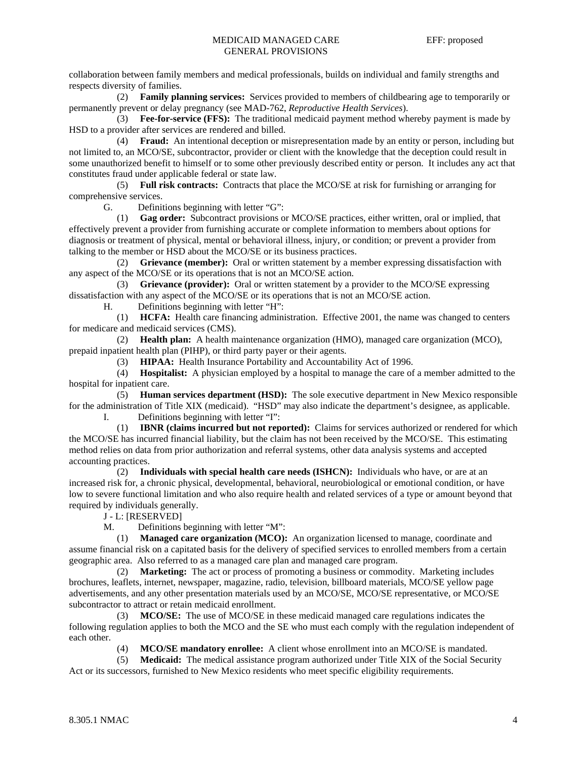collaboration between family members and medical professionals, builds on individual and family strengths and respects diversity of families.

(2) **Family planning services:** Services provided to members of childbearing age to temporarily or permanently prevent or delay pregnancy (see MAD-762, *Reproductive Health Services*).

(3) **Fee-for-service (FFS):** The traditional medicaid payment method whereby payment is made by HSD to a provider after services are rendered and billed.

(4) **Fraud:** An intentional deception or misrepresentation made by an entity or person, including but not limited to, an MCO/SE, subcontractor, provider or client with the knowledge that the deception could result in some unauthorized benefit to himself or to some other previously described entity or person. It includes any act that constitutes fraud under applicable federal or state law.

(5) **Full risk contracts:** Contracts that place the MCO/SE at risk for furnishing or arranging for comprehensive services.

G. Definitions beginning with letter "G":

(1) **Gag order:** Subcontract provisions or MCO/SE practices, either written, oral or implied, that effectively prevent a provider from furnishing accurate or complete information to members about options for diagnosis or treatment of physical, mental or behavioral illness, injury, or condition; or prevent a provider from talking to the member or HSD about the MCO/SE or its business practices.

(2) **Grievance (member):** Oral or written statement by a member expressing dissatisfaction with any aspect of the MCO/SE or its operations that is not an MCO/SE action.

(3) **Grievance (provider):** Oral or written statement by a provider to the MCO/SE expressing dissatisfaction with any aspect of the MCO/SE or its operations that is not an MCO/SE action.

H. Definitions beginning with letter "H":

(1) **HCFA:** Health care financing administration. Effective 2001, the name was changed to centers for medicare and medicaid services (CMS).

(2) **Health plan:** A health maintenance organization (HMO), managed care organization (MCO), prepaid inpatient health plan (PIHP), or third party payer or their agents.

(3) **HIPAA:** Health Insurance Portability and Accountability Act of 1996.

(4) **Hospitalist:** A physician employed by a hospital to manage the care of a member admitted to the hospital for inpatient care.

(5) **Human services department (HSD):** The sole executive department in New Mexico responsible for the administration of Title XIX (medicaid). "HSD" may also indicate the department's designee, as applicable.

I. Definitions beginning with letter "I":

(1) **IBNR (claims incurred but not reported):** Claims for services authorized or rendered for which the MCO/SE has incurred financial liability, but the claim has not been received by the MCO/SE. This estimating method relies on data from prior authorization and referral systems, other data analysis systems and accepted accounting practices.

(2) **Individuals with special health care needs (ISHCN):** Individuals who have, or are at an increased risk for, a chronic physical, developmental, behavioral, neurobiological or emotional condition, or have low to severe functional limitation and who also require health and related services of a type or amount beyond that required by individuals generally.

J - L: [RESERVED]

M. Definitions beginning with letter "M":

(1) **Managed care organization (MCO):** An organization licensed to manage, coordinate and assume financial risk on a capitated basis for the delivery of specified services to enrolled members from a certain geographic area. Also referred to as a managed care plan and managed care program.

(2) **Marketing:** The act or process of promoting a business or commodity. Marketing includes brochures, leaflets, internet, newspaper, magazine, radio, television, billboard materials, MCO/SE yellow page advertisements, and any other presentation materials used by an MCO/SE, MCO/SE representative, or MCO/SE subcontractor to attract or retain medicaid enrollment.

(3) **MCO/SE:** The use of MCO/SE in these medicaid managed care regulations indicates the following regulation applies to both the MCO and the SE who must each comply with the regulation independent of each other.

(4) **MCO/SE mandatory enrollee:** A client whose enrollment into an MCO/SE is mandated.

(5) **Medicaid:** The medical assistance program authorized under Title XIX of the Social Security Act or its successors, furnished to New Mexico residents who meet specific eligibility requirements.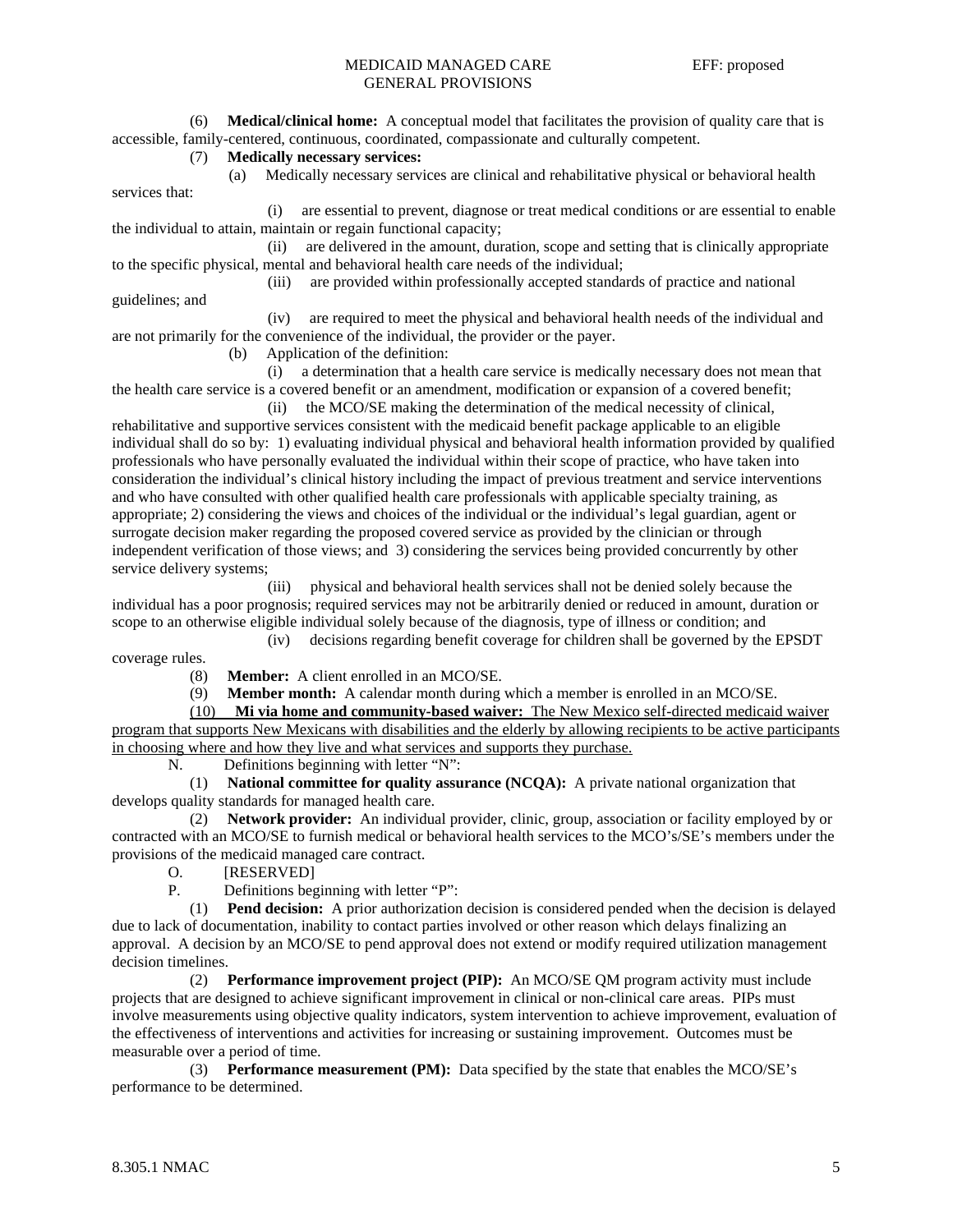(6) **Medical/clinical home:** A conceptual model that facilitates the provision of quality care that is accessible, family-centered, continuous, coordinated, compassionate and culturally competent.

(7) **Medically necessary services:**

(a) Medically necessary services are clinical and rehabilitative physical or behavioral health services that:

(i) are essential to prevent, diagnose or treat medical conditions or are essential to enable the individual to attain, maintain or regain functional capacity;

(ii) are delivered in the amount, duration, scope and setting that is clinically appropriate to the specific physical, mental and behavioral health care needs of the individual;

(iii) are provided within professionally accepted standards of practice and national guidelines; and

(iv) are required to meet the physical and behavioral health needs of the individual and are not primarily for the convenience of the individual, the provider or the payer.

(b) Application of the definition:

(i) a determination that a health care service is medically necessary does not mean that the health care service is a covered benefit or an amendment, modification or expansion of a covered benefit;

(ii) the MCO/SE making the determination of the medical necessity of clinical, rehabilitative and supportive services consistent with the medicaid benefit package applicable to an eligible individual shall do so by: 1) evaluating individual physical and behavioral health information provided by qualified professionals who have personally evaluated the individual within their scope of practice, who have taken into consideration the individual's clinical history including the impact of previous treatment and service interventions and who have consulted with other qualified health care professionals with applicable specialty training, as appropriate; 2) considering the views and choices of the individual or the individual's legal guardian, agent or surrogate decision maker regarding the proposed covered service as provided by the clinician or through independent verification of those views; and 3) considering the services being provided concurrently by other service delivery systems;

(iii) physical and behavioral health services shall not be denied solely because the individual has a poor prognosis; required services may not be arbitrarily denied or reduced in amount, duration or scope to an otherwise eligible individual solely because of the diagnosis, type of illness or condition; and

(iv) decisions regarding benefit coverage for children shall be governed by the EPSDT coverage rules.

(8) **Member:** A client enrolled in an MCO/SE.

(9) **Member month:** A calendar month during which a member is enrolled in an MCO/SE.

(10) **Mi via home and community-based waiver:** The New Mexico self-directed medicaid waiver program that supports New Mexicans with disabilities and the elderly by allowing recipients to be active participants in choosing where and how they live and what services and supports they purchase.

N. Definitions beginning with letter "N":

(1) **National committee for quality assurance (NCQA):** A private national organization that develops quality standards for managed health care.

(2) **Network provider:** An individual provider, clinic, group, association or facility employed by or contracted with an MCO/SE to furnish medical or behavioral health services to the MCO's/SE's members under the provisions of the medicaid managed care contract.

O. [RESERVED]

P. Definitions beginning with letter "P":

(1) **Pend decision:** A prior authorization decision is considered pended when the decision is delayed due to lack of documentation, inability to contact parties involved or other reason which delays finalizing an approval. A decision by an MCO/SE to pend approval does not extend or modify required utilization management decision timelines.

(2) **Performance improvement project (PIP):** An MCO/SE QM program activity must include projects that are designed to achieve significant improvement in clinical or non-clinical care areas. PIPs must involve measurements using objective quality indicators, system intervention to achieve improvement, evaluation of the effectiveness of interventions and activities for increasing or sustaining improvement. Outcomes must be measurable over a period of time.

(3) **Performance measurement (PM):** Data specified by the state that enables the MCO/SE's performance to be determined.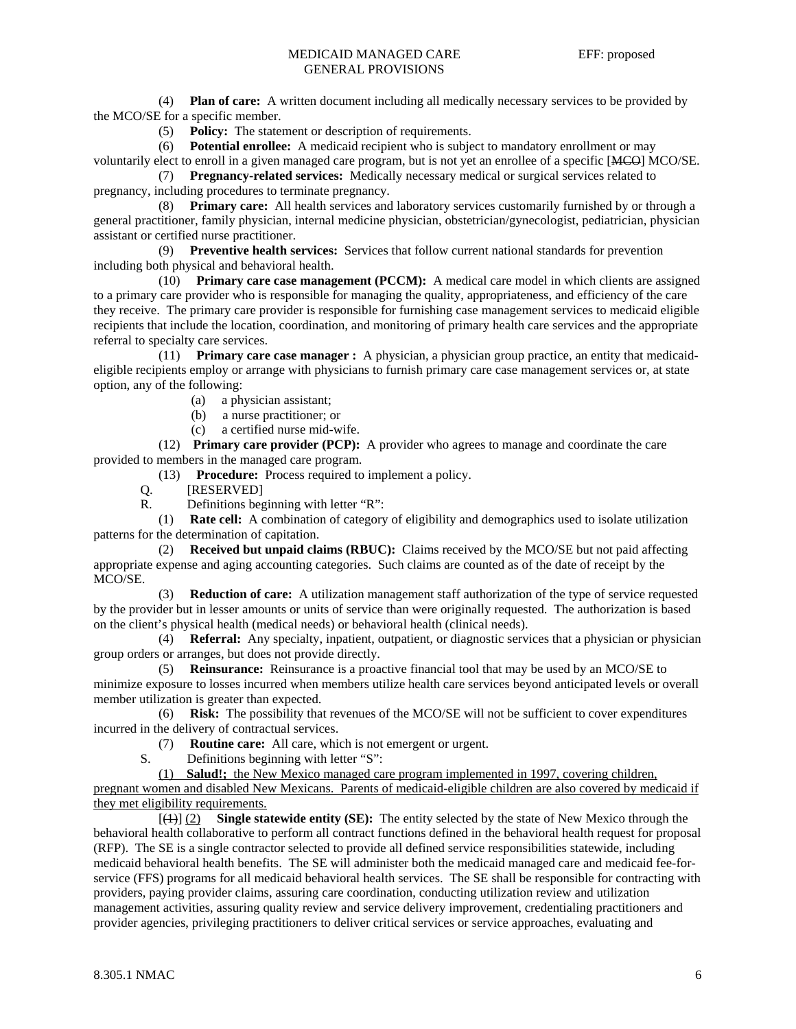(4) **Plan of care:** A written document including all medically necessary services to be provided by the MCO/SE for a specific member.

(5) **Policy:** The statement or description of requirements.

(6) **Potential enrollee:** A medicaid recipient who is subject to mandatory enrollment or may voluntarily elect to enroll in a given managed care program, but is not yet an enrollee of a specific [~~MCO~~] MCO/SE.

(7) **Pregnancy-related services:** Medically necessary medical or surgical services related to pregnancy, including procedures to terminate pregnancy.

(8) **Primary care:** All health services and laboratory services customarily furnished by or through a general practitioner, family physician, internal medicine physician, obstetrician/gynecologist, pediatrician, physician assistant or certified nurse practitioner.

(9) **Preventive health services:** Services that follow current national standards for prevention including both physical and behavioral health.

(10) **Primary care case management (PCCM):** A medical care model in which clients are assigned to a primary care provider who is responsible for managing the quality, appropriateness, and efficiency of the care they receive. The primary care provider is responsible for furnishing case management services to medicaid eligible recipients that include the location, coordination, and monitoring of primary health care services and the appropriate referral to specialty care services.

(11) **Primary care case manager :** A physician, a physician group practice, an entity that medicaid-eligible recipients employ or arrange with physicians to furnish primary care case management services or, at state option, any of the following:

(a) a physician assistant;

(b) a nurse practitioner; or

(c) a certified nurse mid-wife.

(12) **Primary care provider (PCP):** A provider who agrees to manage and coordinate the care provided to members in the managed care program.

(13) **Procedure:** Process required to implement a policy.

Q. [RESERVED]

R. Definitions beginning with letter "R":

(1) **Rate cell:** A combination of category of eligibility and demographics used to isolate utilization patterns for the determination of capitation.

(2) **Received but unpaid claims (RBUC):** Claims received by the MCO/SE but not paid affecting appropriate expense and aging accounting categories. Such claims are counted as of the date of receipt by the MCO/SE.

(3) **Reduction of care:** A utilization management staff authorization of the type of service requested by the provider but in lesser amounts or units of service than were originally requested. The authorization is based on the client's physical health (medical needs) or behavioral health (clinical needs).

(4) **Referral:** Any specialty, inpatient, outpatient, or diagnostic services that a physician or physician group orders or arranges, but does not provide directly.

(5) **Reinsurance:** Reinsurance is a proactive financial tool that may be used by an MCO/SE to minimize exposure to losses incurred when members utilize health care services beyond anticipated levels or overall member utilization is greater than expected.

(6) **Risk:** The possibility that revenues of the MCO/SE will not be sufficient to cover expenditures incurred in the delivery of contractual services.

(7) **Routine care:** All care, which is not emergent or urgent.

S. Definitions beginning with letter "S":

<u>(1) **Salud!;** the New Mexico managed care program implemented in 1997, covering children, pregnant women and disabled New Mexicans. Parents of medicaid-eligible children are also covered by medicaid if they met eligibility requirements.</u>

[~~(1)~~] <u>(2)</u> **Single statewide entity (SE):** The entity selected by the state of New Mexico through the behavioral health collaborative to perform all contract functions defined in the behavioral health request for proposal (RFP). The SE is a single contractor selected to provide all defined service responsibilities statewide, including medicaid behavioral health benefits. The SE will administer both the medicaid managed care and medicaid fee-for-service (FFS) programs for all medicaid behavioral health services. The SE shall be responsible for contracting with providers, paying provider claims, assuring care coordination, conducting utilization review and utilization management activities, assuring quality review and service delivery improvement, credentialing practitioners and provider agencies, privileging practitioners to deliver critical services or service approaches, evaluating and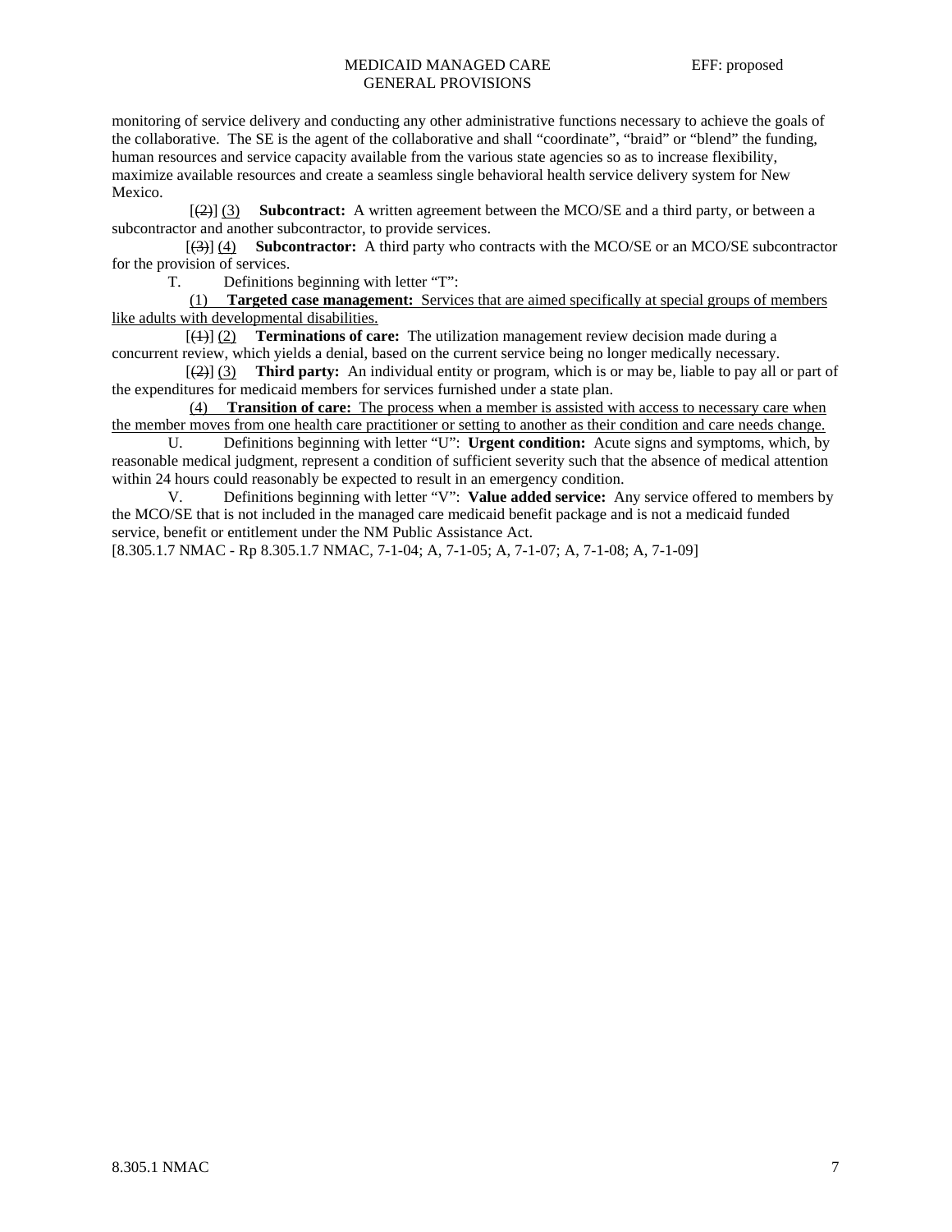monitoring of service delivery and conducting any other administrative functions necessary to achieve the goals of the collaborative. The SE is the agent of the collaborative and shall "coordinate", "braid" or "blend" the funding, human resources and service capacity available from the various state agencies so as to increase flexibility, maximize available resources and create a seamless single behavioral health service delivery system for New Mexico.

[~~(2)~~] <u>(3)</u> **Subcontract:** A written agreement between the MCO/SE and a third party, or between a subcontractor and another subcontractor, to provide services.

[~~(3)~~] <u>(4)</u> **Subcontractor:** A third party who contracts with the MCO/SE or an MCO/SE subcontractor for the provision of services.

T. Definitions beginning with letter "T":

<u>(1) **Targeted case management:** Services that are aimed specifically at special groups of members like adults with developmental disabilities.</u>

[~~(1)~~] <u>(2)</u> **Terminations of care:** The utilization management review decision made during a concurrent review, which yields a denial, based on the current service being no longer medically necessary.

[~~(2)~~] <u>(3)</u> **Third party:** An individual entity or program, which is or may be, liable to pay all or part of the expenditures for medicaid members for services furnished under a state plan.

<u>(4) **Transition of care:** The process when a member is assisted with access to necessary care when the member moves from one health care practitioner or setting to another as their condition and care needs change.</u>

U. Definitions beginning with letter "U": **Urgent condition:** Acute signs and symptoms, which, by reasonable medical judgment, represent a condition of sufficient severity such that the absence of medical attention within 24 hours could reasonably be expected to result in an emergency condition.

V. Definitions beginning with letter "V": **Value added service:** Any service offered to members by the MCO/SE that is not included in the managed care medicaid benefit package and is not a medicaid funded service, benefit or entitlement under the NM Public Assistance Act.

[8.305.1.7 NMAC - Rp 8.305.1.7 NMAC, 7-1-04; A, 7-1-05; A, 7-1-07; A, 7-1-08; A, 7-1-09]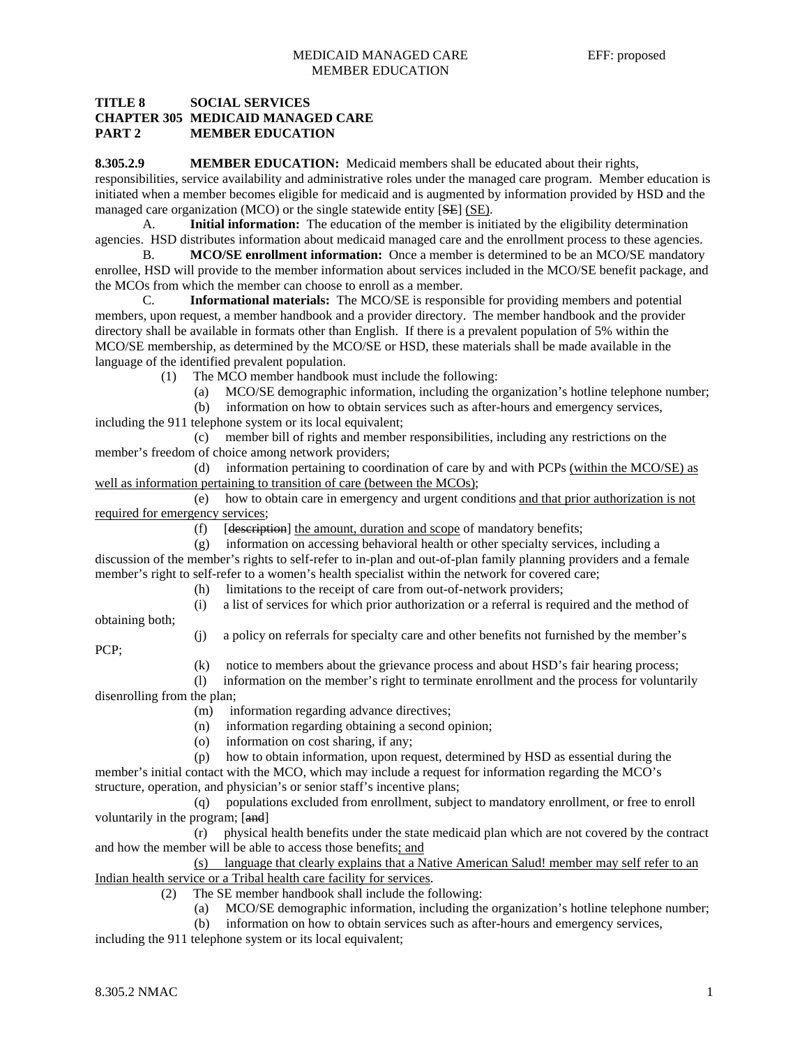**TITLE 8 SOCIAL SERVICES**
**CHAPTER 305 MEDICAID MANAGED CARE**
**PART 2 MEMBER EDUCATION**

**8.305.2.9 MEMBER EDUCATION:** Medicaid members shall be educated about their rights, responsibilities, service availability and administrative roles under the managed care program. Member education is initiated when a member becomes eligible for medicaid and is augmented by information provided by HSD and the managed care organization (MCO) or the single statewide entity [~~SE~~] (SE).

A. **Initial information:** The education of the member is initiated by the eligibility determination agencies. HSD distributes information about medicaid managed care and the enrollment process to these agencies.

B. **MCO/SE enrollment information:** Once a member is determined to be an MCO/SE mandatory enrollee, HSD will provide to the member information about services included in the MCO/SE benefit package, and the MCOs from which the member can choose to enroll as a member.

C. **Informational materials:** The MCO/SE is responsible for providing members and potential members, upon request, a member handbook and a provider directory. The member handbook and the provider directory shall be available in formats other than English. If there is a prevalent population of 5% within the MCO/SE membership, as determined by the MCO/SE or HSD, these materials shall be made available in the language of the identified prevalent population.

(1) The MCO member handbook must include the following:

(a) MCO/SE demographic information, including the organization's hotline telephone number;

(b) information on how to obtain services such as after-hours and emergency services, including the 911 telephone system or its local equivalent;

(c) member bill of rights and member responsibilities, including any restrictions on the member's freedom of choice among network providers;

(d) information pertaining to coordination of care by and with PCPs (within the MCO/SE) as well as information pertaining to transition of care (between the MCOs);

(e) how to obtain care in emergency and urgent conditions and that prior authorization is not required for emergency services;

(f) [~~description~~] the amount, duration and scope of mandatory benefits;

(g) information on accessing behavioral health or other specialty services, including a discussion of the member's rights to self-refer to in-plan and out-of-plan family planning providers and a female member's right to self-refer to a women's health specialist within the network for covered care;

(h) limitations to the receipt of care from out-of-network providers;

(i) a list of services for which prior authorization or a referral is required and the method of obtaining both;

(j) a policy on referrals for specialty care and other benefits not furnished by the member's PCP;

(k) notice to members about the grievance process and about HSD's fair hearing process;

(l) information on the member's right to terminate enrollment and the process for voluntarily disenrolling from the plan;

(m) information regarding advance directives;

(n) information regarding obtaining a second opinion;

(o) information on cost sharing, if any;

(p) how to obtain information, upon request, determined by HSD as essential during the member's initial contact with the MCO, which may include a request for information regarding the MCO's structure, operation, and physician's or senior staff's incentive plans;

(q) populations excluded from enrollment, subject to mandatory enrollment, or free to enroll voluntarily in the program; [~~and~~]

(r) physical health benefits under the state medicaid plan which are not covered by the contract and how the member will be able to access those benefits; and

(s) language that clearly explains that a Native American Salud! member may self refer to an Indian health service or a Tribal health care facility for services.

(2) The SE member handbook shall include the following:

(a) MCO/SE demographic information, including the organization's hotline telephone number;

(b) information on how to obtain services such as after-hours and emergency services, including the 911 telephone system or its local equivalent;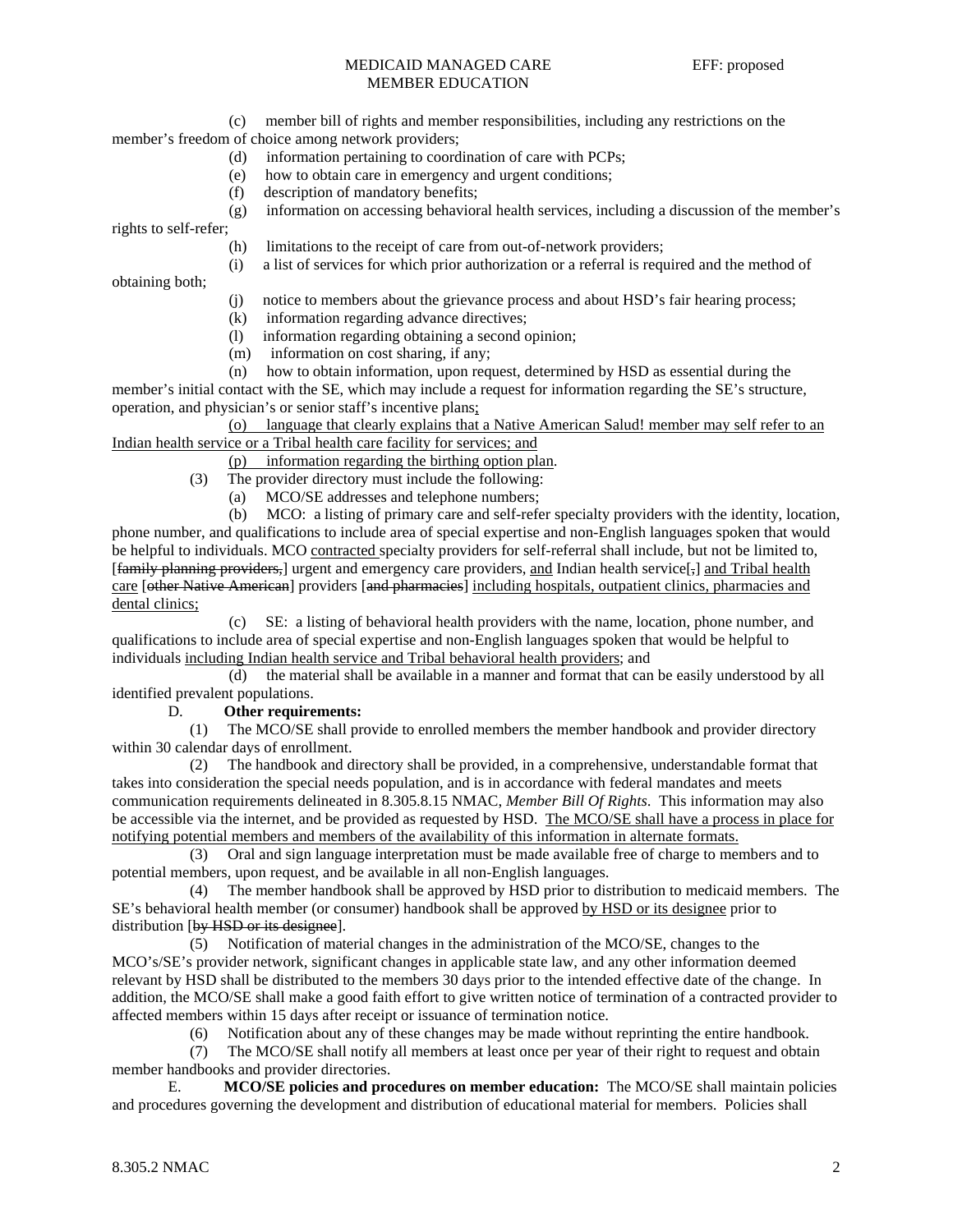(c) member bill of rights and member responsibilities, including any restrictions on the member's freedom of choice among network providers;

(d) information pertaining to coordination of care with PCPs;

(e) how to obtain care in emergency and urgent conditions;

(f) description of mandatory benefits;

(g) information on accessing behavioral health services, including a discussion of the member's rights to self-refer;

(h) limitations to the receipt of care from out-of-network providers;

(i) a list of services for which prior authorization or a referral is required and the method of obtaining both;

(j) notice to members about the grievance process and about HSD's fair hearing process;

(k) information regarding advance directives;

(l) information regarding obtaining a second opinion;

(m) information on cost sharing, if any;

(n) how to obtain information, upon request, determined by HSD as essential during the member's initial contact with the SE, which may include a request for information regarding the SE's structure, operation, and physician's or senior staff's incentive plans<u>;</u>

<u>(o) language that clearly explains that a Native American Salud! member may self refer to an Indian health service or a Tribal health care facility for services; and</u>

<u>(p) information regarding the birthing option plan</u>.

(3) The provider directory must include the following:

(a) MCO/SE addresses and telephone numbers;

(b) MCO: a listing of primary care and self-refer specialty providers with the identity, location, phone number, and qualifications to include area of special expertise and non-English languages spoken that would be helpful to individuals. MCO <u>contracted</u> specialty providers for self-referral shall include, but not be limited to, [~~family planning providers,~~] urgent and emergency care providers, <u>and</u> Indian health service[~~,~~] <u>and Tribal health care</u> [~~other Native American~~] providers [~~and pharmacies~~] <u>including hospitals, outpatient clinics, pharmacies and dental clinics;</u>

(c) SE: a listing of behavioral health providers with the name, location, phone number, and qualifications to include area of special expertise and non-English languages spoken that would be helpful to individuals <u>including Indian health service and Tribal behavioral health providers</u>; and

(d) the material shall be available in a manner and format that can be easily understood by all identified prevalent populations.

D. **Other requirements:**

(1) The MCO/SE shall provide to enrolled members the member handbook and provider directory within 30 calendar days of enrollment.

(2) The handbook and directory shall be provided, in a comprehensive, understandable format that takes into consideration the special needs population, and is in accordance with federal mandates and meets communication requirements delineated in 8.305.8.15 NMAC, *Member Bill Of Rights*. This information may also be accessible via the internet, and be provided as requested by HSD. <u>The MCO/SE shall have a process in place for notifying potential members and members of the availability of this information in alternate formats.</u>

(3) Oral and sign language interpretation must be made available free of charge to members and to potential members, upon request, and be available in all non-English languages.

(4) The member handbook shall be approved by HSD prior to distribution to medicaid members. The SE's behavioral health member (or consumer) handbook shall be approved <u>by HSD or its designee</u> prior to distribution [~~by HSD or its designee~~].

(5) Notification of material changes in the administration of the MCO/SE, changes to the MCO's/SE's provider network, significant changes in applicable state law, and any other information deemed relevant by HSD shall be distributed to the members 30 days prior to the intended effective date of the change. In addition, the MCO/SE shall make a good faith effort to give written notice of termination of a contracted provider to affected members within 15 days after receipt or issuance of termination notice.

(6) Notification about any of these changes may be made without reprinting the entire handbook.

(7) The MCO/SE shall notify all members at least once per year of their right to request and obtain member handbooks and provider directories.

E. **MCO/SE policies and procedures on member education:** The MCO/SE shall maintain policies and procedures governing the development and distribution of educational material for members. Policies shall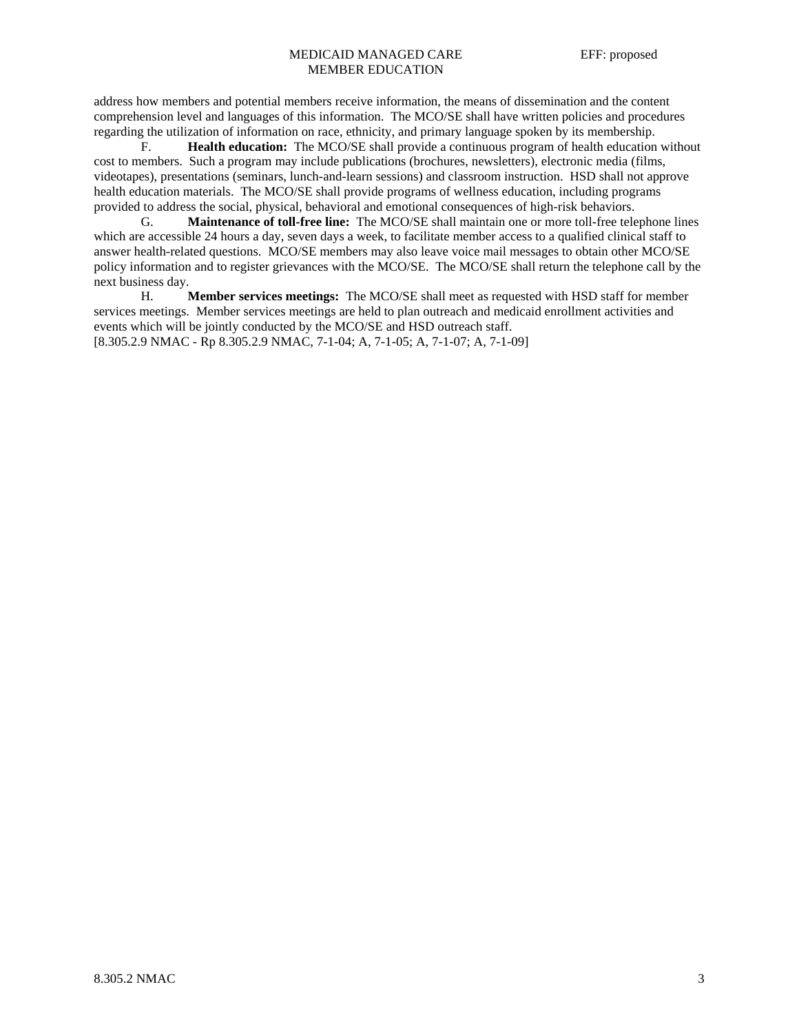address how members and potential members receive information, the means of dissemination and the content comprehension level and languages of this information. The MCO/SE shall have written policies and procedures regarding the utilization of information on race, ethnicity, and primary language spoken by its membership.

F. **Health education:** The MCO/SE shall provide a continuous program of health education without cost to members. Such a program may include publications (brochures, newsletters), electronic media (films, videotapes), presentations (seminars, lunch-and-learn sessions) and classroom instruction. HSD shall not approve health education materials. The MCO/SE shall provide programs of wellness education, including programs provided to address the social, physical, behavioral and emotional consequences of high-risk behaviors.

G. **Maintenance of toll-free line:** The MCO/SE shall maintain one or more toll-free telephone lines which are accessible 24 hours a day, seven days a week, to facilitate member access to a qualified clinical staff to answer health-related questions. MCO/SE members may also leave voice mail messages to obtain other MCO/SE policy information and to register grievances with the MCO/SE. The MCO/SE shall return the telephone call by the next business day.

H. **Member services meetings:** The MCO/SE shall meet as requested with HSD staff for member services meetings. Member services meetings are held to plan outreach and medicaid enrollment activities and events which will be jointly conducted by the MCO/SE and HSD outreach staff.

[8.305.2.9 NMAC - Rp 8.305.2.9 NMAC, 7-1-04; A, 7-1-05; A, 7-1-07; A, 7-1-09]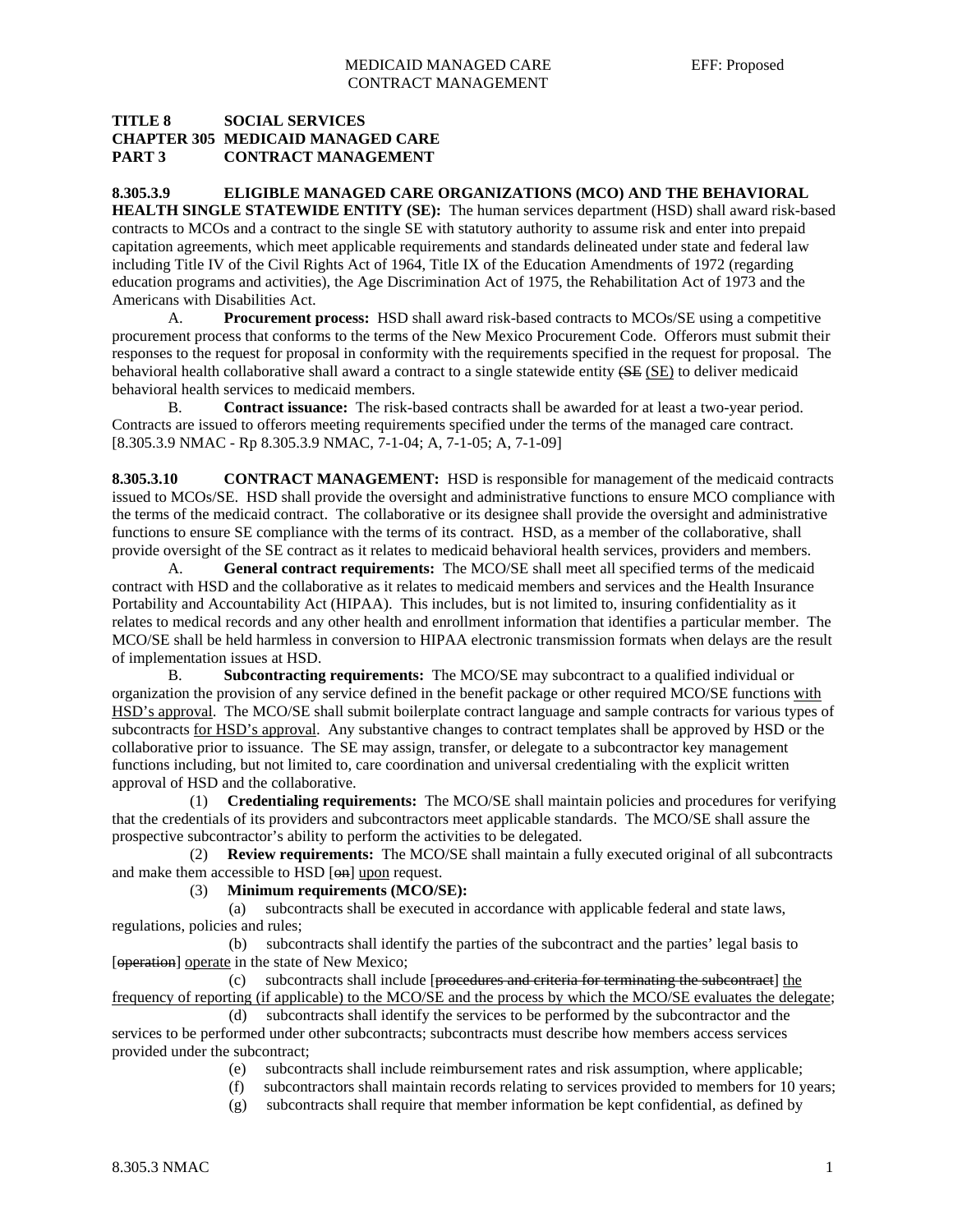**TITLE 8 SOCIAL SERVICES**
**CHAPTER 305 MEDICAID MANAGED CARE**
**PART 3 CONTRACT MANAGEMENT**

**8.305.3.9 ELIGIBLE MANAGED CARE ORGANIZATIONS (MCO) AND THE BEHAVIORAL HEALTH SINGLE STATEWIDE ENTITY (SE):** The human services department (HSD) shall award risk-based contracts to MCOs and a contract to the single SE with statutory authority to assume risk and enter into prepaid capitation agreements, which meet applicable requirements and standards delineated under state and federal law including Title IV of the Civil Rights Act of 1964, Title IX of the Education Amendments of 1972 (regarding education programs and activities), the Age Discrimination Act of 1975, the Rehabilitation Act of 1973 and the Americans with Disabilities Act.

A. **Procurement process:** HSD shall award risk-based contracts to MCOs/SE using a competitive procurement process that conforms to the terms of the New Mexico Procurement Code. Offerors must submit their responses to the request for proposal in conformity with the requirements specified in the request for proposal. The behavioral health collaborative shall award a contract to a single statewide entity ~~(SE~~ (SE) to deliver medicaid behavioral health services to medicaid members.

B. **Contract issuance:** The risk-based contracts shall be awarded for at least a two-year period. Contracts are issued to offerors meeting requirements specified under the terms of the managed care contract.
[8.305.3.9 NMAC - Rp 8.305.3.9 NMAC, 7-1-04; A, 7-1-05; A, 7-1-09]

**8.305.3.10 CONTRACT MANAGEMENT:** HSD is responsible for management of the medicaid contracts issued to MCOs/SE. HSD shall provide the oversight and administrative functions to ensure MCO compliance with the terms of the medicaid contract. The collaborative or its designee shall provide the oversight and administrative functions to ensure SE compliance with the terms of its contract. HSD, as a member of the collaborative, shall provide oversight of the SE contract as it relates to medicaid behavioral health services, providers and members.

A. **General contract requirements:** The MCO/SE shall meet all specified terms of the medicaid contract with HSD and the collaborative as it relates to medicaid members and services and the Health Insurance Portability and Accountability Act (HIPAA). This includes, but is not limited to, insuring confidentiality as it relates to medical records and any other health and enrollment information that identifies a particular member. The MCO/SE shall be held harmless in conversion to HIPAA electronic transmission formats when delays are the result of implementation issues at HSD.

B. **Subcontracting requirements:** The MCO/SE may subcontract to a qualified individual or organization the provision of any service defined in the benefit package or other required MCO/SE functions <u>with HSD's approval</u>. The MCO/SE shall submit boilerplate contract language and sample contracts for various types of subcontracts <u>for HSD's approval</u>. Any substantive changes to contract templates shall be approved by HSD or the collaborative prior to issuance. The SE may assign, transfer, or delegate to a subcontractor key management functions including, but not limited to, care coordination and universal credentialing with the explicit written approval of HSD and the collaborative.

(1) **Credentialing requirements:** The MCO/SE shall maintain policies and procedures for verifying that the credentials of its providers and subcontractors meet applicable standards. The MCO/SE shall assure the prospective subcontractor's ability to perform the activities to be delegated.

(2) **Review requirements:** The MCO/SE shall maintain a fully executed original of all subcontracts and make them accessible to HSD [~~on~~] <u>upon</u> request.

(3) **Minimum requirements (MCO/SE):**

(a) subcontracts shall be executed in accordance with applicable federal and state laws, regulations, policies and rules;

(b) subcontracts shall identify the parties of the subcontract and the parties' legal basis to [~~operation~~] <u>operate</u> in the state of New Mexico;

(c) subcontracts shall include [~~procedures and criteria for terminating the subcontract~~] <u>the frequency of reporting (if applicable) to the MCO/SE and the process by which the MCO/SE evaluates the delegate</u>;

(d) subcontracts shall identify the services to be performed by the subcontractor and the services to be performed under other subcontracts; subcontracts must describe how members access services provided under the subcontract;

(e) subcontracts shall include reimbursement rates and risk assumption, where applicable;

(f) subcontractors shall maintain records relating to services provided to members for 10 years;

(g) subcontracts shall require that member information be kept confidential, as defined by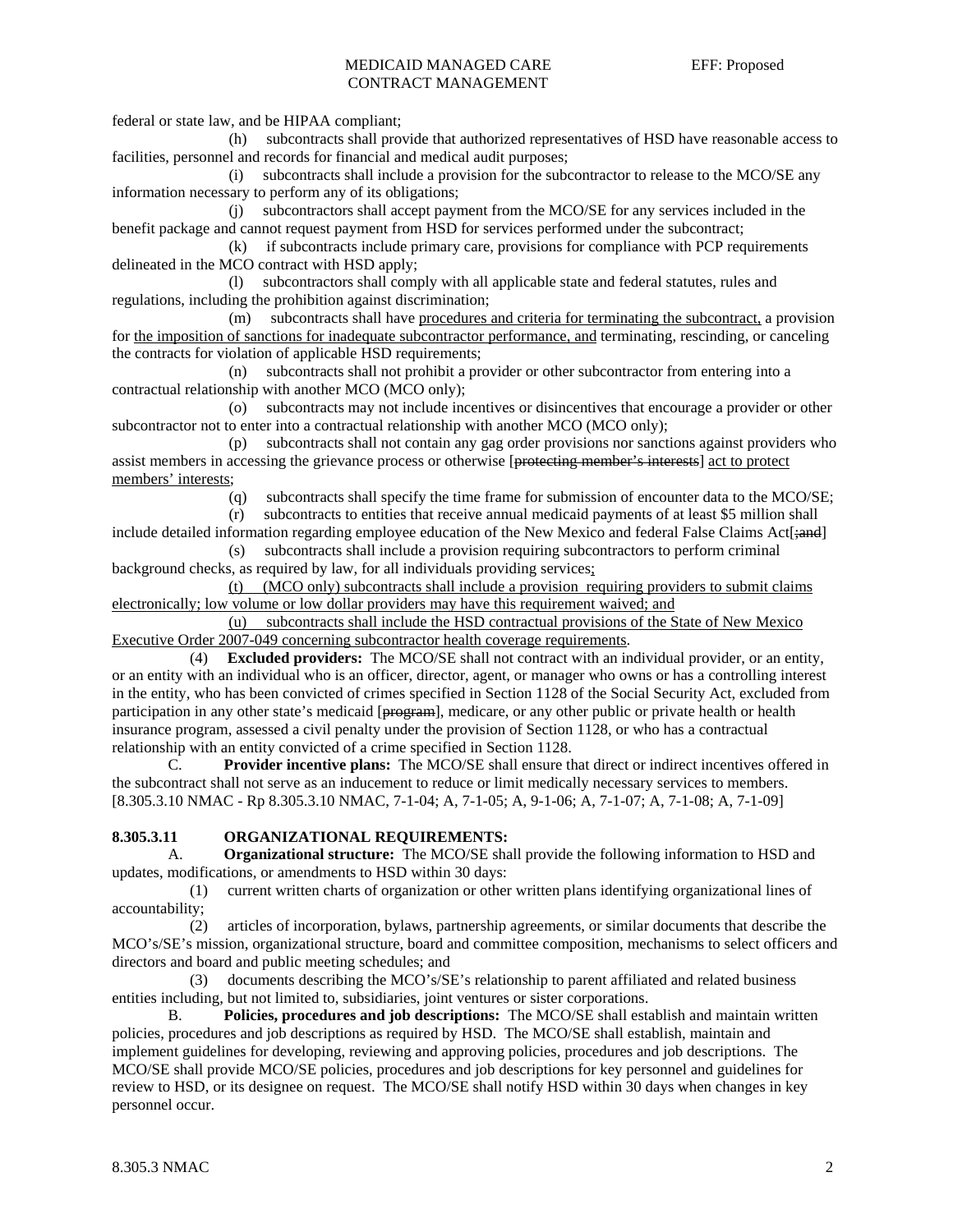federal or state law, and be HIPAA compliant;

(h) subcontracts shall provide that authorized representatives of HSD have reasonable access to facilities, personnel and records for financial and medical audit purposes;

(i) subcontracts shall include a provision for the subcontractor to release to the MCO/SE any information necessary to perform any of its obligations;

(j) subcontractors shall accept payment from the MCO/SE for any services included in the benefit package and cannot request payment from HSD for services performed under the subcontract;

(k) if subcontracts include primary care, provisions for compliance with PCP requirements delineated in the MCO contract with HSD apply;

(l) subcontractors shall comply with all applicable state and federal statutes, rules and regulations, including the prohibition against discrimination;

(m) subcontracts shall have procedures and criteria for terminating the subcontract, a provision for the imposition of sanctions for inadequate subcontractor performance, and terminating, rescinding, or canceling the contracts for violation of applicable HSD requirements;

(n) subcontracts shall not prohibit a provider or other subcontractor from entering into a contractual relationship with another MCO (MCO only);

(o) subcontracts may not include incentives or disincentives that encourage a provider or other subcontractor not to enter into a contractual relationship with another MCO (MCO only);

(p) subcontracts shall not contain any gag order provisions nor sanctions against providers who assist members in accessing the grievance process or otherwise [~~protecting member's interests~~] act to protect members' interests;

(q) subcontracts shall specify the time frame for submission of encounter data to the MCO/SE;

(r) subcontracts to entities that receive annual medicaid payments of at least $5 million shall include detailed information regarding employee education of the New Mexico and federal False Claims Act[~~; and~~]

(s) subcontracts shall include a provision requiring subcontractors to perform criminal background checks, as required by law, for all individuals providing services;

(t) (MCO only) subcontracts shall include a provision requiring providers to submit claims electronically; low volume or low dollar providers may have this requirement waived; and

(u) subcontracts shall include the HSD contractual provisions of the State of New Mexico Executive Order 2007-049 concerning subcontractor health coverage requirements.

(4) **Excluded providers:** The MCO/SE shall not contract with an individual provider, or an entity, or an entity with an individual who is an officer, director, agent, or manager who owns or has a controlling interest in the entity, who has been convicted of crimes specified in Section 1128 of the Social Security Act, excluded from participation in any other state's medicaid [~~program~~], medicare, or any other public or private health or health insurance program, assessed a civil penalty under the provision of Section 1128, or who has a contractual relationship with an entity convicted of a crime specified in Section 1128.

C. **Provider incentive plans:** The MCO/SE shall ensure that direct or indirect incentives offered in the subcontract shall not serve as an inducement to reduce or limit medically necessary services to members.
[8.305.3.10 NMAC - Rp 8.305.3.10 NMAC, 7-1-04; A, 7-1-05; A, 9-1-06; A, 7-1-07; A, 7-1-08; A, 7-1-09]

**8.305.3.11 ORGANIZATIONAL REQUIREMENTS:**

A. **Organizational structure:** The MCO/SE shall provide the following information to HSD and updates, modifications, or amendments to HSD within 30 days:

(1) current written charts of organization or other written plans identifying organizational lines of accountability;

(2) articles of incorporation, bylaws, partnership agreements, or similar documents that describe the MCO's/SE's mission, organizational structure, board and committee composition, mechanisms to select officers and directors and board and public meeting schedules; and

(3) documents describing the MCO's/SE's relationship to parent affiliated and related business entities including, but not limited to, subsidiaries, joint ventures or sister corporations.

B. **Policies, procedures and job descriptions:** The MCO/SE shall establish and maintain written policies, procedures and job descriptions as required by HSD. The MCO/SE shall establish, maintain and implement guidelines for developing, reviewing and approving policies, procedures and job descriptions. The MCO/SE shall provide MCO/SE policies, procedures and job descriptions for key personnel and guidelines for review to HSD, or its designee on request. The MCO/SE shall notify HSD within 30 days when changes in key personnel occur.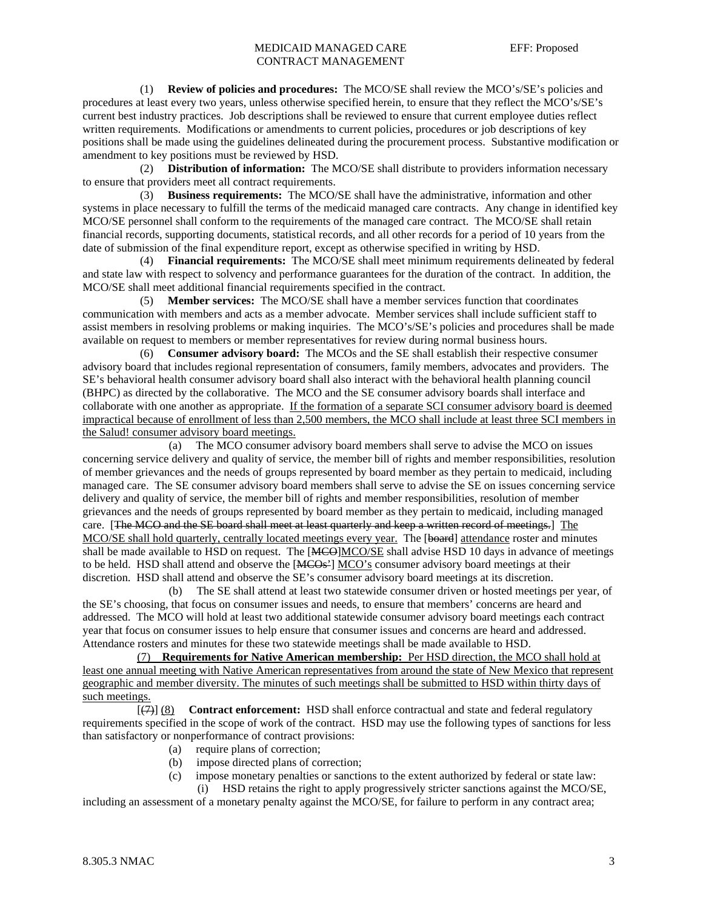(1) **Review of policies and procedures:** The MCO/SE shall review the MCO's/SE's policies and procedures at least every two years, unless otherwise specified herein, to ensure that they reflect the MCO's/SE's current best industry practices. Job descriptions shall be reviewed to ensure that current employee duties reflect written requirements. Modifications or amendments to current policies, procedures or job descriptions of key positions shall be made using the guidelines delineated during the procurement process. Substantive modification or amendment to key positions must be reviewed by HSD.

(2) **Distribution of information:** The MCO/SE shall distribute to providers information necessary to ensure that providers meet all contract requirements.

(3) **Business requirements:** The MCO/SE shall have the administrative, information and other systems in place necessary to fulfill the terms of the medicaid managed care contracts. Any change in identified key MCO/SE personnel shall conform to the requirements of the managed care contract. The MCO/SE shall retain financial records, supporting documents, statistical records, and all other records for a period of 10 years from the date of submission of the final expenditure report, except as otherwise specified in writing by HSD.

(4) **Financial requirements:** The MCO/SE shall meet minimum requirements delineated by federal and state law with respect to solvency and performance guarantees for the duration of the contract. In addition, the MCO/SE shall meet additional financial requirements specified in the contract.

(5) **Member services:** The MCO/SE shall have a member services function that coordinates communication with members and acts as a member advocate. Member services shall include sufficient staff to assist members in resolving problems or making inquiries. The MCO's/SE's policies and procedures shall be made available on request to members or member representatives for review during normal business hours.

(6) **Consumer advisory board:** The MCOs and the SE shall establish their respective consumer advisory board that includes regional representation of consumers, family members, advocates and providers. The SE's behavioral health consumer advisory board shall also interact with the behavioral health planning council (BHPC) as directed by the collaborative. The MCO and the SE consumer advisory boards shall interface and collaborate with one another as appropriate. <u>If the formation of a separate SCI consumer advisory board is deemed impractical because of enrollment of less than 2,500 members, the MCO shall include at least three SCI members in the Salud! consumer advisory board meetings.</u>

(a) The MCO consumer advisory board members shall serve to advise the MCO on issues concerning service delivery and quality of service, the member bill of rights and member responsibilities, resolution of member grievances and the needs of groups represented by board member as they pertain to medicaid, including managed care. The SE consumer advisory board members shall serve to advise the SE on issues concerning service delivery and quality of service, the member bill of rights and member responsibilities, resolution of member grievances and the needs of groups represented by board member as they pertain to medicaid, including managed care. [~~The MCO and the SE board shall meet at least quarterly and keep a written record of meetings.~~] <u>The MCO/SE shall hold quarterly, centrally located meetings every year.</u> The [~~board~~] <u>attendance</u> roster and minutes shall be made available to HSD on request. The [~~MCO~~]<u>MCO/SE</u> shall advise HSD 10 days in advance of meetings to be held. HSD shall attend and observe the [~~MCOs'~~] <u>MCO's</u> consumer advisory board meetings at their discretion. HSD shall attend and observe the SE's consumer advisory board meetings at its discretion.

(b) The SE shall attend at least two statewide consumer driven or hosted meetings per year, of the SE's choosing, that focus on consumer issues and needs, to ensure that members' concerns are heard and addressed. The MCO will hold at least two additional statewide consumer advisory board meetings each contract year that focus on consumer issues to help ensure that consumer issues and concerns are heard and addressed. Attendance rosters and minutes for these two statewide meetings shall be made available to HSD.

<u>(7) **Requirements for Native American membership:** Per HSD direction, the MCO shall hold at least one annual meeting with Native American representatives from around the state of New Mexico that represent geographic and member diversity. The minutes of such meetings shall be submitted to HSD within thirty days of such meetings.</u>

[~~(7)~~] <u>(8)</u> **Contract enforcement:** HSD shall enforce contractual and state and federal regulatory requirements specified in the scope of work of the contract. HSD may use the following types of sanctions for less than satisfactory or nonperformance of contract provisions:

(a) require plans of correction;

(b) impose directed plans of correction;

(c) impose monetary penalties or sanctions to the extent authorized by federal or state law:

(i) HSD retains the right to apply progressively stricter sanctions against the MCO/SE, including an assessment of a monetary penalty against the MCO/SE, for failure to perform in any contract area;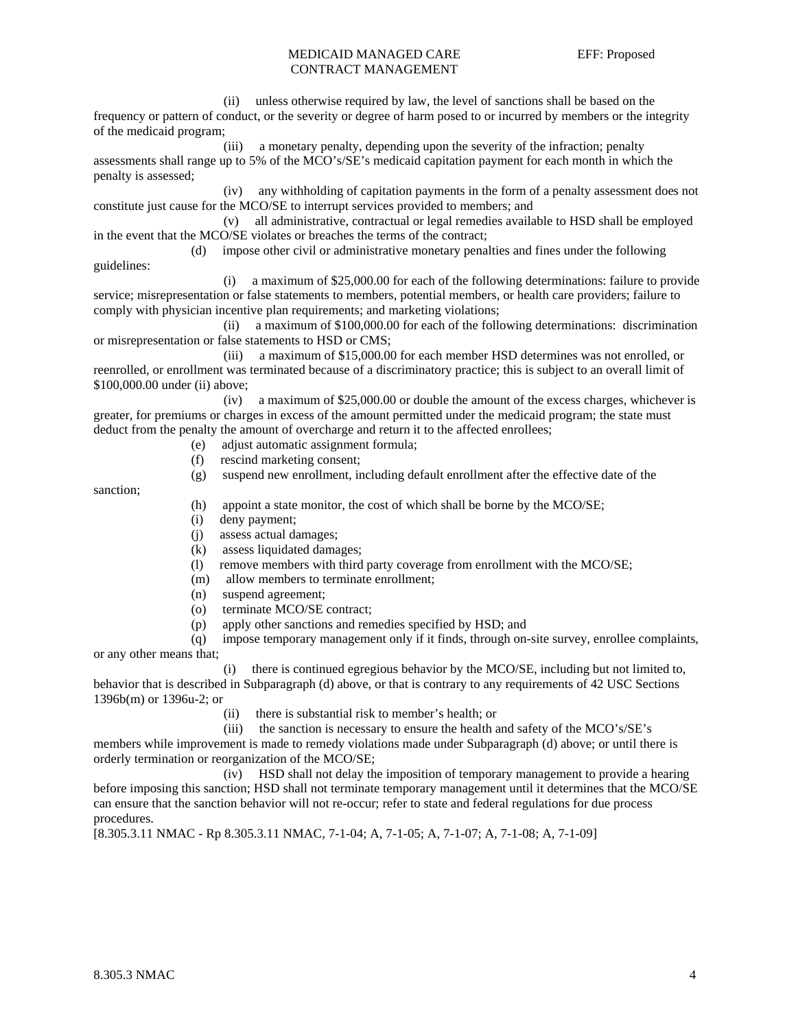(ii) unless otherwise required by law, the level of sanctions shall be based on the frequency or pattern of conduct, or the severity or degree of harm posed to or incurred by members or the integrity of the medicaid program;

(iii) a monetary penalty, depending upon the severity of the infraction; penalty assessments shall range up to 5% of the MCO's/SE's medicaid capitation payment for each month in which the penalty is assessed;

(iv) any withholding of capitation payments in the form of a penalty assessment does not constitute just cause for the MCO/SE to interrupt services provided to members; and

(v) all administrative, contractual or legal remedies available to HSD shall be employed in the event that the MCO/SE violates or breaches the terms of the contract;

(d) impose other civil or administrative monetary penalties and fines under the following guidelines:

(i) a maximum of $25,000.00 for each of the following determinations: failure to provide service; misrepresentation or false statements to members, potential members, or health care providers; failure to comply with physician incentive plan requirements; and marketing violations;

(ii) a maximum of $100,000.00 for each of the following determinations: discrimination or misrepresentation or false statements to HSD or CMS;

(iii) a maximum of $15,000.00 for each member HSD determines was not enrolled, or reenrolled, or enrollment was terminated because of a discriminatory practice; this is subject to an overall limit of $100,000.00 under (ii) above;

(iv) a maximum of $25,000.00 or double the amount of the excess charges, whichever is greater, for premiums or charges in excess of the amount permitted under the medicaid program; the state must deduct from the penalty the amount of overcharge and return it to the affected enrollees;

(e) adjust automatic assignment formula;

(f) rescind marketing consent;

(g) suspend new enrollment, including default enrollment after the effective date of the sanction;

(h) appoint a state monitor, the cost of which shall be borne by the MCO/SE;

(i) deny payment;

(j) assess actual damages;

(k) assess liquidated damages;

(l) remove members with third party coverage from enrollment with the MCO/SE;

(m) allow members to terminate enrollment;

(n) suspend agreement;

(o) terminate MCO/SE contract;

(p) apply other sanctions and remedies specified by HSD; and

(q) impose temporary management only if it finds, through on-site survey, enrollee complaints, or any other means that;

(i) there is continued egregious behavior by the MCO/SE, including but not limited to, behavior that is described in Subparagraph (d) above, or that is contrary to any requirements of 42 USC Sections 1396b(m) or 1396u-2; or

(ii) there is substantial risk to member's health; or

(iii) the sanction is necessary to ensure the health and safety of the MCO's/SE's members while improvement is made to remedy violations made under Subparagraph (d) above; or until there is orderly termination or reorganization of the MCO/SE;

(iv) HSD shall not delay the imposition of temporary management to provide a hearing before imposing this sanction; HSD shall not terminate temporary management until it determines that the MCO/SE can ensure that the sanction behavior will not re-occur; refer to state and federal regulations for due process procedures.

[8.305.3.11 NMAC - Rp 8.305.3.11 NMAC, 7-1-04; A, 7-1-05; A, 7-1-07; A, 7-1-08; A, 7-1-09]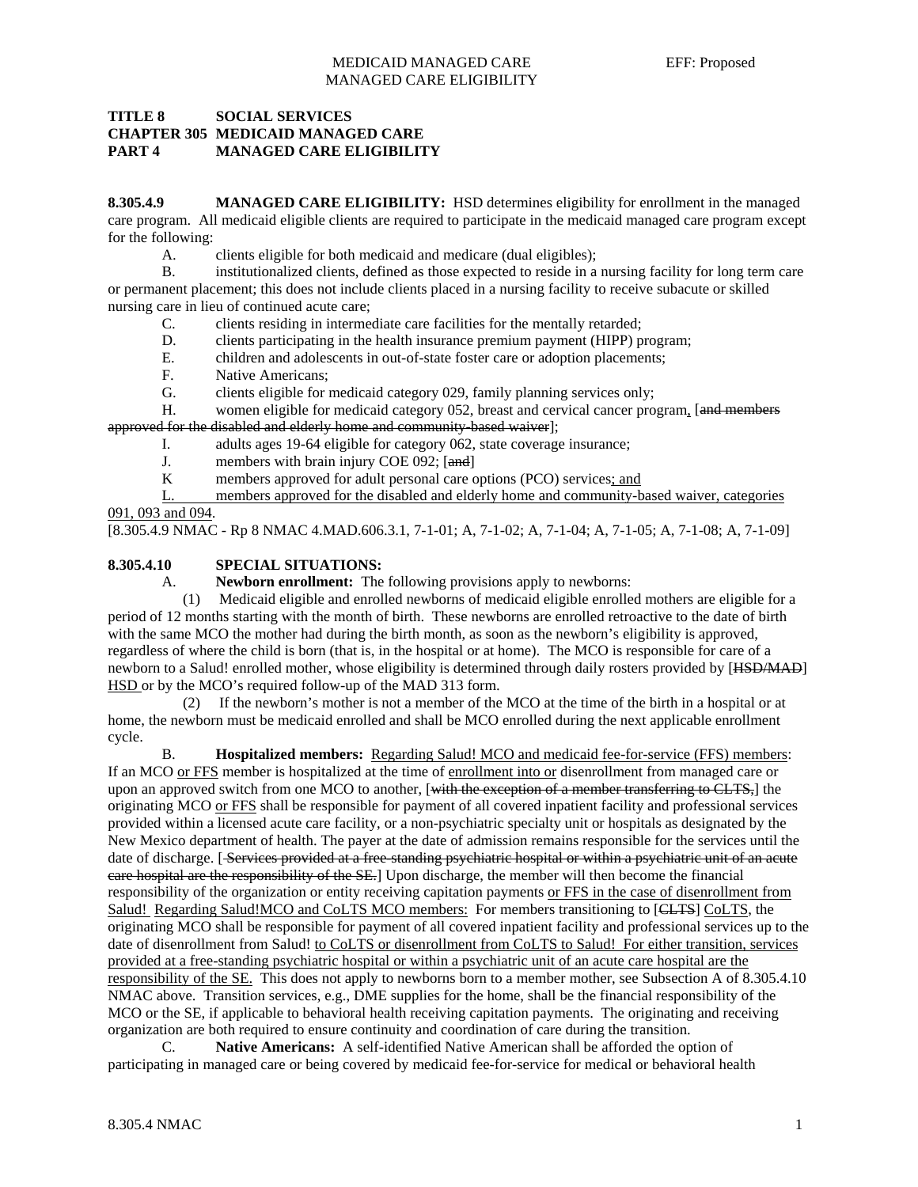**TITLE 8 SOCIAL SERVICES**
**CHAPTER 305 MEDICAID MANAGED CARE**
**PART 4 MANAGED CARE ELIGIBILITY**

**8.305.4.9 MANAGED CARE ELIGIBILITY:** HSD determines eligibility for enrollment in the managed care program. All medicaid eligible clients are required to participate in the medicaid managed care program except for the following:

A. clients eligible for both medicaid and medicare (dual eligibles);

B. institutionalized clients, defined as those expected to reside in a nursing facility for long term care or permanent placement; this does not include clients placed in a nursing facility to receive subacute or skilled nursing care in lieu of continued acute care;

C. clients residing in intermediate care facilities for the mentally retarded;

D. clients participating in the health insurance premium payment (HIPP) program;

E. children and adolescents in out-of-state foster care or adoption placements;

F. Native Americans;

G. clients eligible for medicaid category 029, family planning services only;

H. women eligible for medicaid category 052, breast and cervical cancer program, [~~and members approved for the disabled and elderly home and community-based waiver~~];

I. adults ages 19-64 eligible for category 062, state coverage insurance;

J. members with brain injury COE 092; [~~and~~]

K members approved for adult personal care options (PCO) services; and

L. members approved for the disabled and elderly home and community-based waiver, categories 091, 093 and 094.

[8.305.4.9 NMAC - Rp 8 NMAC 4.MAD.606.3.1, 7-1-01; A, 7-1-02; A, 7-1-04; A, 7-1-05; A, 7-1-08; A, 7-1-09]

**8.305.4.10 SPECIAL SITUATIONS:**

A. **Newborn enrollment:** The following provisions apply to newborns:

(1) Medicaid eligible and enrolled newborns of medicaid eligible enrolled mothers are eligible for a period of 12 months starting with the month of birth. These newborns are enrolled retroactive to the date of birth with the same MCO the mother had during the birth month, as soon as the newborn's eligibility is approved, regardless of where the child is born (that is, in the hospital or at home). The MCO is responsible for care of a newborn to a Salud! enrolled mother, whose eligibility is determined through daily rosters provided by [~~HSD/MAD~~] HSD or by the MCO's required follow-up of the MAD 313 form.

(2) If the newborn's mother is not a member of the MCO at the time of the birth in a hospital or at home, the newborn must be medicaid enrolled and shall be MCO enrolled during the next applicable enrollment cycle.

B. **Hospitalized members:** Regarding Salud! MCO and medicaid fee-for-service (FFS) members: If an MCO or FFS member is hospitalized at the time of enrollment into or disenrollment from managed care or upon an approved switch from one MCO to another, [~~with the exception of a member transferring to CLTS,~~] the originating MCO or FFS shall be responsible for payment of all covered inpatient facility and professional services provided within a licensed acute care facility, or a non-psychiatric specialty unit or hospitals as designated by the New Mexico department of health. The payer at the date of admission remains responsible for the services until the date of discharge. [~~Services provided at a free-standing psychiatric hospital or within a psychiatric unit of an acute care hospital are the responsibility of the SE.~~] Upon discharge, the member will then become the financial responsibility of the organization or entity receiving capitation payments or FFS in the case of disenrollment from Salud! Regarding Salud!MCO and CoLTS MCO members: For members transitioning to [~~CLTS~~] CoLTS, the originating MCO shall be responsible for payment of all covered inpatient facility and professional services up to the date of disenrollment from Salud! to CoLTS or disenrollment from CoLTS to Salud! For either transition, services provided at a free-standing psychiatric hospital or within a psychiatric unit of an acute care hospital are the responsibility of the SE. This does not apply to newborns born to a member mother, see Subsection A of 8.305.4.10 NMAC above. Transition services, e.g., DME supplies for the home, shall be the financial responsibility of the MCO or the SE, if applicable to behavioral health receiving capitation payments. The originating and receiving organization are both required to ensure continuity and coordination of care during the transition.

C. **Native Americans:** A self-identified Native American shall be afforded the option of participating in managed care or being covered by medicaid fee-for-service for medical or behavioral health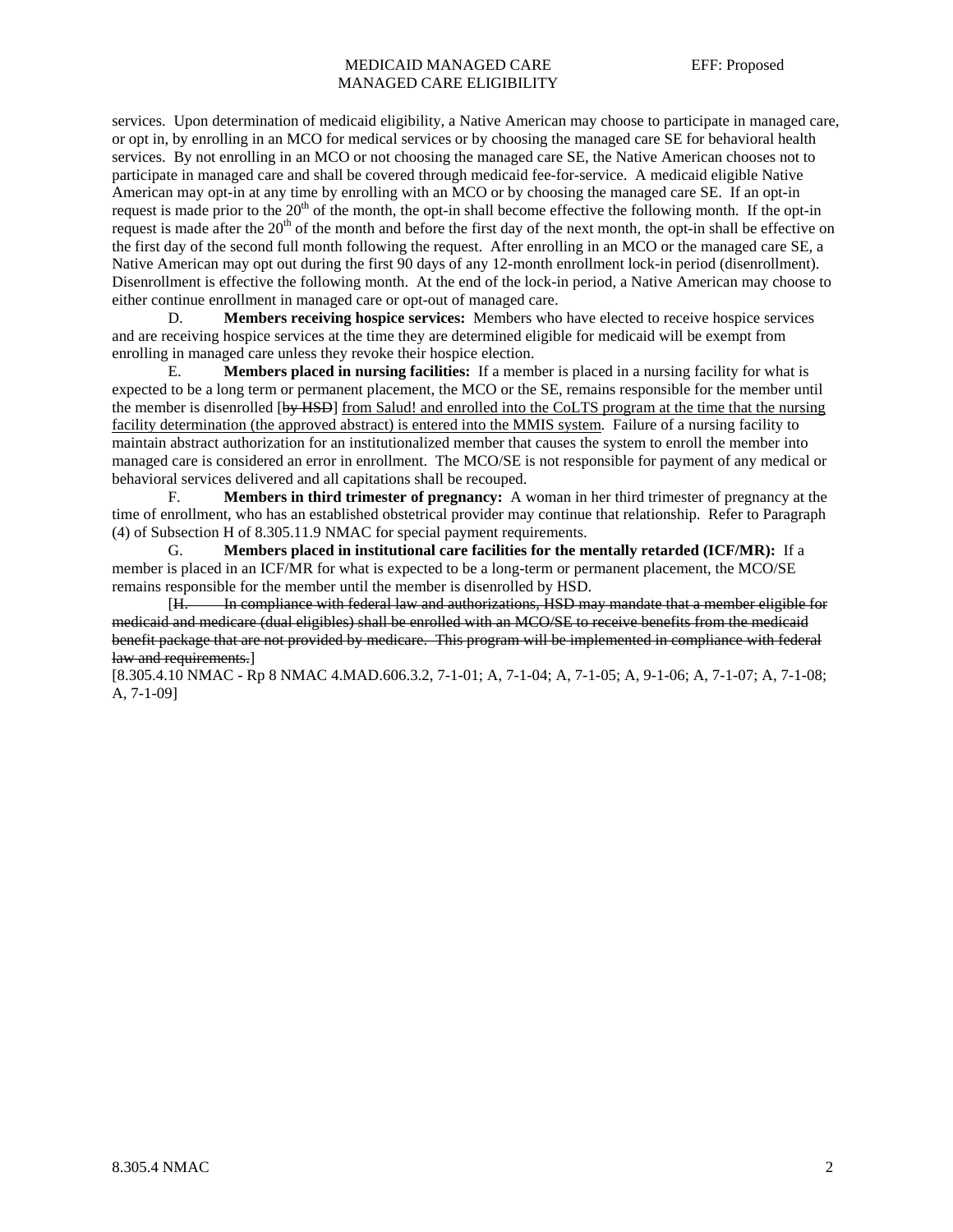services. Upon determination of medicaid eligibility, a Native American may choose to participate in managed care, or opt in, by enrolling in an MCO for medical services or by choosing the managed care SE for behavioral health services. By not enrolling in an MCO or not choosing the managed care SE, the Native American chooses not to participate in managed care and shall be covered through medicaid fee-for-service. A medicaid eligible Native American may opt-in at any time by enrolling with an MCO or by choosing the managed care SE. If an opt-in request is made prior to the 20th of the month, the opt-in shall become effective the following month. If the opt-in request is made after the 20th of the month and before the first day of the next month, the opt-in shall be effective on the first day of the second full month following the request. After enrolling in an MCO or the managed care SE, a Native American may opt out during the first 90 days of any 12-month enrollment lock-in period (disenrollment). Disenrollment is effective the following month. At the end of the lock-in period, a Native American may choose to either continue enrollment in managed care or opt-out of managed care.

D. **Members receiving hospice services:** Members who have elected to receive hospice services and are receiving hospice services at the time they are determined eligible for medicaid will be exempt from enrolling in managed care unless they revoke their hospice election.

E. **Members placed in nursing facilities:** If a member is placed in a nursing facility for what is expected to be a long term or permanent placement, the MCO or the SE, remains responsible for the member until the member is disenrolled [~~by HSD~~] <u>from Salud! and enrolled into the CoLTS program at the time that the nursing facility determination (the approved abstract) is entered into the MMIS system</u>. Failure of a nursing facility to maintain abstract authorization for an institutionalized member that causes the system to enroll the member into managed care is considered an error in enrollment. The MCO/SE is not responsible for payment of any medical or behavioral services delivered and all capitations shall be recouped.

F. **Members in third trimester of pregnancy:** A woman in her third trimester of pregnancy at the time of enrollment, who has an established obstetrical provider may continue that relationship. Refer to Paragraph (4) of Subsection H of 8.305.11.9 NMAC for special payment requirements.

G. **Members placed in institutional care facilities for the mentally retarded (ICF/MR):** If a member is placed in an ICF/MR for what is expected to be a long-term or permanent placement, the MCO/SE remains responsible for the member until the member is disenrolled by HSD.

[~~H. In compliance with federal law and authorizations, HSD may mandate that a member eligible for medicaid and medicare (dual eligibles) shall be enrolled with an MCO/SE to receive benefits from the medicaid benefit package that are not provided by medicare. This program will be implemented in compliance with federal law and requirements.~~]

[8.305.4.10 NMAC - Rp 8 NMAC 4.MAD.606.3.2, 7-1-01; A, 7-1-04; A, 7-1-05; A, 9-1-06; A, 7-1-07; A, 7-1-08; A, 7-1-09]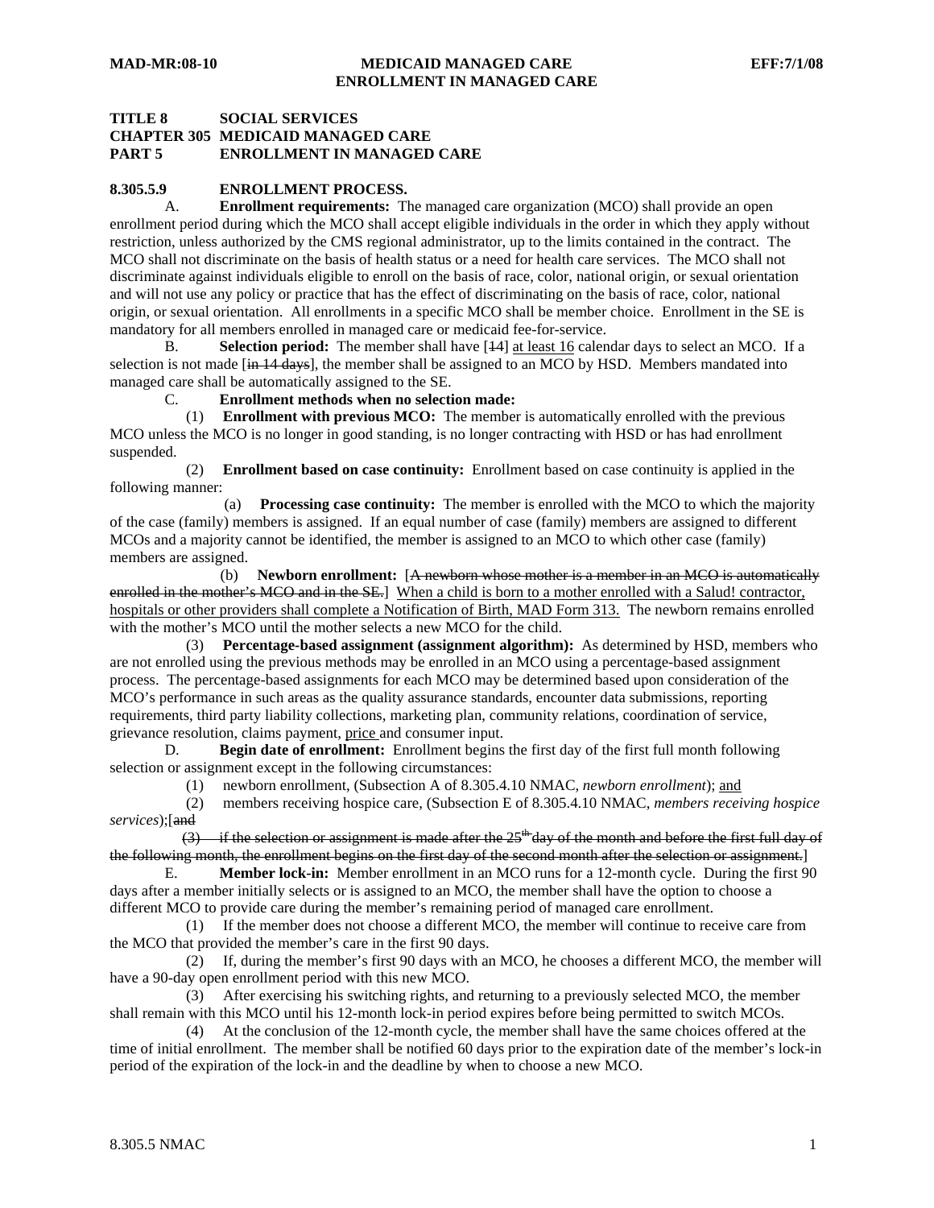**TITLE 8 SOCIAL SERVICES**
**CHAPTER 305 MEDICAID MANAGED CARE**
**PART 5 ENROLLMENT IN MANAGED CARE**

**8.305.5.9 ENROLLMENT PROCESS.**

A. **Enrollment requirements:** The managed care organization (MCO) shall provide an open enrollment period during which the MCO shall accept eligible individuals in the order in which they apply without restriction, unless authorized by the CMS regional administrator, up to the limits contained in the contract. The MCO shall not discriminate on the basis of health status or a need for health care services. The MCO shall not discriminate against individuals eligible to enroll on the basis of race, color, national origin, or sexual orientation and will not use any policy or practice that has the effect of discriminating on the basis of race, color, national origin, or sexual orientation. All enrollments in a specific MCO shall be member choice. Enrollment in the SE is mandatory for all members enrolled in managed care or medicaid fee-for-service.

B. **Selection period:** The member shall have [~~14~~] <u>at least 16</u> calendar days to select an MCO. If a selection is not made [~~in 14 days~~], the member shall be assigned to an MCO by HSD. Members mandated into managed care shall be automatically assigned to the SE.

C. **Enrollment methods when no selection made:**

(1) **Enrollment with previous MCO:** The member is automatically enrolled with the previous MCO unless the MCO is no longer in good standing, is no longer contracting with HSD or has had enrollment suspended.

(2) **Enrollment based on case continuity:** Enrollment based on case continuity is applied in the following manner:

(a) **Processing case continuity:** The member is enrolled with the MCO to which the majority of the case (family) members is assigned. If an equal number of case (family) members are assigned to different MCOs and a majority cannot be identified, the member is assigned to an MCO to which other case (family) members are assigned.

(b) **Newborn enrollment:** [~~A newborn whose mother is a member in an MCO is automatically enrolled in the mother's MCO and in the SE.~~] <u>When a child is born to a mother enrolled with a Salud! contractor, hospitals or other providers shall complete a Notification of Birth, MAD Form 313.</u> The newborn remains enrolled with the mother's MCO until the mother selects a new MCO for the child.

(3) **Percentage-based assignment (assignment algorithm):** As determined by HSD, members who are not enrolled using the previous methods may be enrolled in an MCO using a percentage-based assignment process. The percentage-based assignments for each MCO may be determined based upon consideration of the MCO's performance in such areas as the quality assurance standards, encounter data submissions, reporting requirements, third party liability collections, marketing plan, community relations, coordination of service, grievance resolution, claims payment, <u>price</u> and consumer input.

D. **Begin date of enrollment:** Enrollment begins the first day of the first full month following selection or assignment except in the following circumstances:

(1) newborn enrollment, (Subsection A of 8.305.4.10 NMAC, *newborn enrollment*); <u>and</u>

(2) members receiving hospice care, (Subsection E of 8.305.4.10 NMAC, *members receiving hospice services*);[~~and~~

~~(3) if the selection or assignment is made after the 25th day of the month and before the first full day of the following month, the enrollment begins on the first day of the second month after the selection or assignment.~~]

E. **Member lock-in:** Member enrollment in an MCO runs for a 12-month cycle. During the first 90 days after a member initially selects or is assigned to an MCO, the member shall have the option to choose a different MCO to provide care during the member's remaining period of managed care enrollment.

(1) If the member does not choose a different MCO, the member will continue to receive care from the MCO that provided the member's care in the first 90 days.

(2) If, during the member's first 90 days with an MCO, he chooses a different MCO, the member will have a 90-day open enrollment period with this new MCO.

(3) After exercising his switching rights, and returning to a previously selected MCO, the member shall remain with this MCO until his 12-month lock-in period expires before being permitted to switch MCOs.

(4) At the conclusion of the 12-month cycle, the member shall have the same choices offered at the time of initial enrollment. The member shall be notified 60 days prior to the expiration date of the member's lock-in period of the expiration of the lock-in and the deadline by when to choose a new MCO.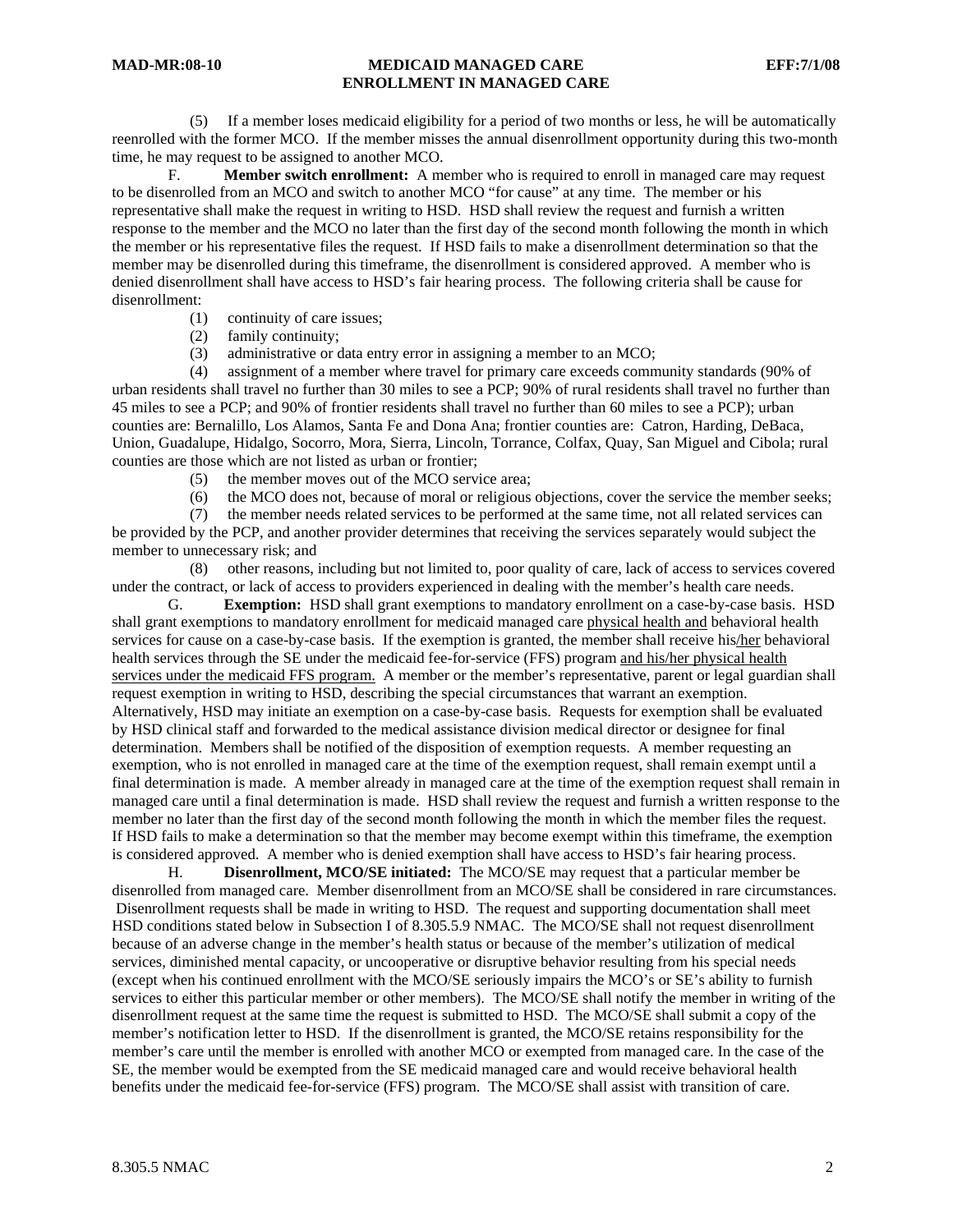(5) If a member loses medicaid eligibility for a period of two months or less, he will be automatically reenrolled with the former MCO. If the member misses the annual disenrollment opportunity during this two-month time, he may request to be assigned to another MCO.

F. **Member switch enrollment:** A member who is required to enroll in managed care may request to be disenrolled from an MCO and switch to another MCO "for cause" at any time. The member or his representative shall make the request in writing to HSD. HSD shall review the request and furnish a written response to the member and the MCO no later than the first day of the second month following the month in which the member or his representative files the request. If HSD fails to make a disenrollment determination so that the member may be disenrolled during this timeframe, the disenrollment is considered approved. A member who is denied disenrollment shall have access to HSD's fair hearing process. The following criteria shall be cause for disenrollment:

(1) continuity of care issues;

(2) family continuity;

(3) administrative or data entry error in assigning a member to an MCO;

(4) assignment of a member where travel for primary care exceeds community standards (90% of urban residents shall travel no further than 30 miles to see a PCP; 90% of rural residents shall travel no further than 45 miles to see a PCP; and 90% of frontier residents shall travel no further than 60 miles to see a PCP); urban counties are: Bernalillo, Los Alamos, Santa Fe and Dona Ana; frontier counties are: Catron, Harding, DeBaca, Union, Guadalupe, Hidalgo, Socorro, Mora, Sierra, Lincoln, Torrance, Colfax, Quay, San Miguel and Cibola; rural counties are those which are not listed as urban or frontier;

(5) the member moves out of the MCO service area;

(6) the MCO does not, because of moral or religious objections, cover the service the member seeks;

(7) the member needs related services to be performed at the same time, not all related services can be provided by the PCP, and another provider determines that receiving the services separately would subject the member to unnecessary risk; and

(8) other reasons, including but not limited to, poor quality of care, lack of access to services covered under the contract, or lack of access to providers experienced in dealing with the member's health care needs.

G. **Exemption:** HSD shall grant exemptions to mandatory enrollment on a case-by-case basis. HSD shall grant exemptions to mandatory enrollment for medicaid managed care physical health and behavioral health services for cause on a case-by-case basis. If the exemption is granted, the member shall receive his/her behavioral health services through the SE under the medicaid fee-for-service (FFS) program and his/her physical health services under the medicaid FFS program. A member or the member's representative, parent or legal guardian shall request exemption in writing to HSD, describing the special circumstances that warrant an exemption. Alternatively, HSD may initiate an exemption on a case-by-case basis. Requests for exemption shall be evaluated by HSD clinical staff and forwarded to the medical assistance division medical director or designee for final determination. Members shall be notified of the disposition of exemption requests. A member requesting an exemption, who is not enrolled in managed care at the time of the exemption request, shall remain exempt until a final determination is made. A member already in managed care at the time of the exemption request shall remain in managed care until a final determination is made. HSD shall review the request and furnish a written response to the member no later than the first day of the second month following the month in which the member files the request. If HSD fails to make a determination so that the member may become exempt within this timeframe, the exemption is considered approved. A member who is denied exemption shall have access to HSD's fair hearing process.

H. **Disenrollment, MCO/SE initiated:** The MCO/SE may request that a particular member be disenrolled from managed care. Member disenrollment from an MCO/SE shall be considered in rare circumstances. Disenrollment requests shall be made in writing to HSD. The request and supporting documentation shall meet HSD conditions stated below in Subsection I of 8.305.5.9 NMAC. The MCO/SE shall not request disenrollment because of an adverse change in the member's health status or because of the member's utilization of medical services, diminished mental capacity, or uncooperative or disruptive behavior resulting from his special needs (except when his continued enrollment with the MCO/SE seriously impairs the MCO's or SE's ability to furnish services to either this particular member or other members). The MCO/SE shall notify the member in writing of the disenrollment request at the same time the request is submitted to HSD. The MCO/SE shall submit a copy of the member's notification letter to HSD. If the disenrollment is granted, the MCO/SE retains responsibility for the member's care until the member is enrolled with another MCO or exempted from managed care. In the case of the SE, the member would be exempted from the SE medicaid managed care and would receive behavioral health benefits under the medicaid fee-for-service (FFS) program. The MCO/SE shall assist with transition of care.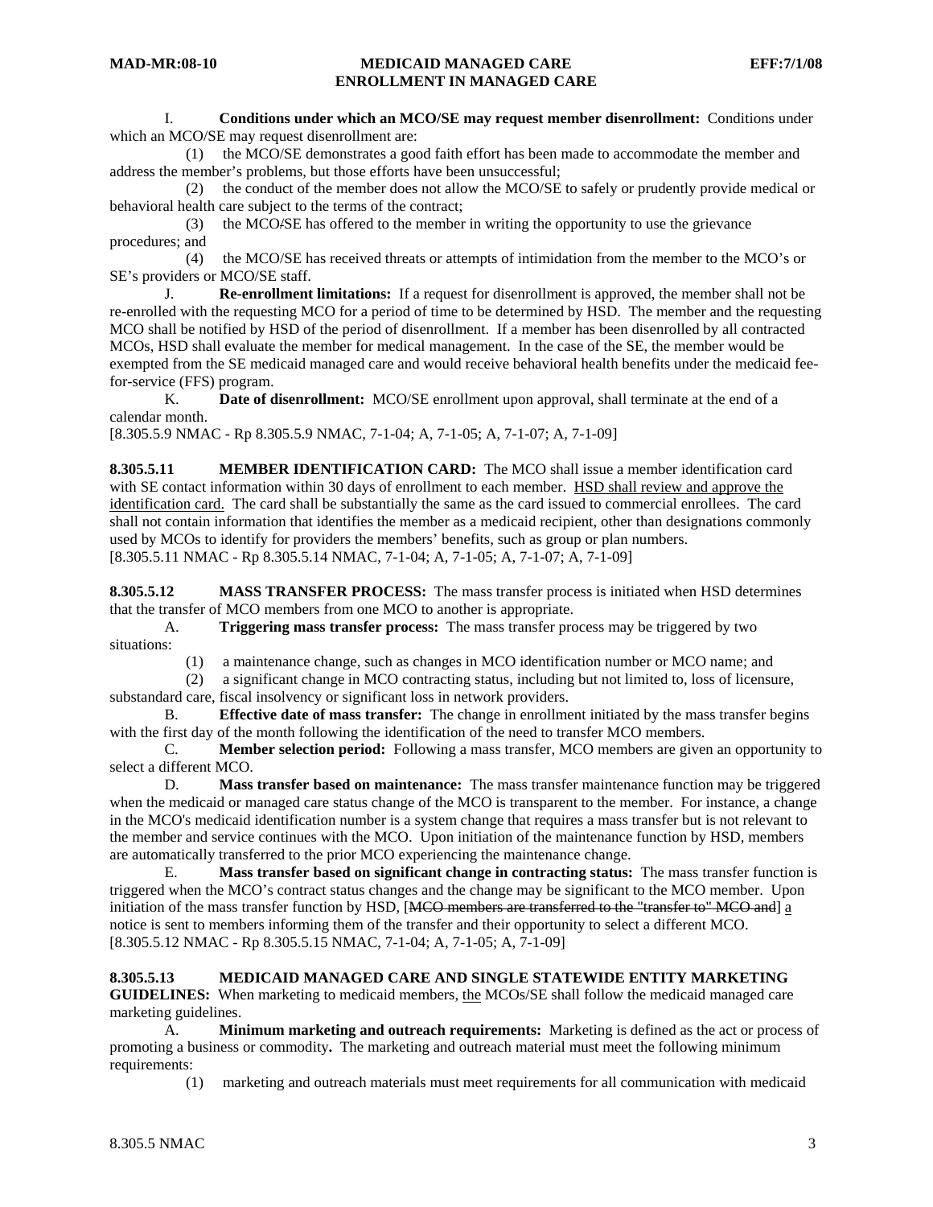I. **Conditions under which an MCO/SE may request member disenrollment:** Conditions under which an MCO/SE may request disenrollment are:

(1) the MCO/SE demonstrates a good faith effort has been made to accommodate the member and address the member's problems, but those efforts have been unsuccessful;

(2) the conduct of the member does not allow the MCO/SE to safely or prudently provide medical or behavioral health care subject to the terms of the contract;

(3) the MCO/SE has offered to the member in writing the opportunity to use the grievance procedures; and

(4) the MCO/SE has received threats or attempts of intimidation from the member to the MCO's or SE's providers or MCO/SE staff.

J. **Re-enrollment limitations:** If a request for disenrollment is approved, the member shall not be re-enrolled with the requesting MCO for a period of time to be determined by HSD. The member and the requesting MCO shall be notified by HSD of the period of disenrollment. If a member has been disenrolled by all contracted MCOs, HSD shall evaluate the member for medical management. In the case of the SE, the member would be exempted from the SE medicaid managed care and would receive behavioral health benefits under the medicaid fee-for-service (FFS) program.

K. **Date of disenrollment:** MCO/SE enrollment upon approval, shall terminate at the end of a calendar month.

[8.305.5.9 NMAC - Rp 8.305.5.9 NMAC, 7-1-04; A, 7-1-05; A, 7-1-07; A, 7-1-09]

**8.305.5.11 MEMBER IDENTIFICATION CARD:** The MCO shall issue a member identification card with SE contact information within 30 days of enrollment to each member. <u>HSD shall review and approve the identification card.</u> The card shall be substantially the same as the card issued to commercial enrollees. The card shall not contain information that identifies the member as a medicaid recipient, other than designations commonly used by MCOs to identify for providers the members' benefits, such as group or plan numbers.

[8.305.5.11 NMAC - Rp 8.305.5.14 NMAC, 7-1-04; A, 7-1-05; A, 7-1-07; A, 7-1-09]

**8.305.5.12 MASS TRANSFER PROCESS:** The mass transfer process is initiated when HSD determines that the transfer of MCO members from one MCO to another is appropriate.

A. **Triggering mass transfer process:** The mass transfer process may be triggered by two situations:

(1) a maintenance change, such as changes in MCO identification number or MCO name; and

(2) a significant change in MCO contracting status, including but not limited to, loss of licensure, substandard care, fiscal insolvency or significant loss in network providers.

B. **Effective date of mass transfer:** The change in enrollment initiated by the mass transfer begins with the first day of the month following the identification of the need to transfer MCO members.

C. **Member selection period:** Following a mass transfer, MCO members are given an opportunity to select a different MCO.

D. **Mass transfer based on maintenance:** The mass transfer maintenance function may be triggered when the medicaid or managed care status change of the MCO is transparent to the member. For instance, a change in the MCO's medicaid identification number is a system change that requires a mass transfer but is not relevant to the member and service continues with the MCO. Upon initiation of the maintenance function by HSD, members are automatically transferred to the prior MCO experiencing the maintenance change.

E. **Mass transfer based on significant change in contracting status:** The mass transfer function is triggered when the MCO's contract status changes and the change may be significant to the MCO member. Upon initiation of the mass transfer function by HSD, [~~MCO members are transferred to the "transfer to" MCO and~~] <u>a</u> notice is sent to members informing them of the transfer and their opportunity to select a different MCO.

[8.305.5.12 NMAC - Rp 8.305.5.15 NMAC, 7-1-04; A, 7-1-05; A, 7-1-09]

**8.305.5.13 MEDICAID MANAGED CARE AND SINGLE STATEWIDE ENTITY MARKETING GUIDELINES:** When marketing to medicaid members, <u>the</u> MCOs/SE shall follow the medicaid managed care marketing guidelines.

A. **Minimum marketing and outreach requirements:** Marketing is defined as the act or process of promoting a business or commodity**.** The marketing and outreach material must meet the following minimum requirements:

(1) marketing and outreach materials must meet requirements for all communication with medicaid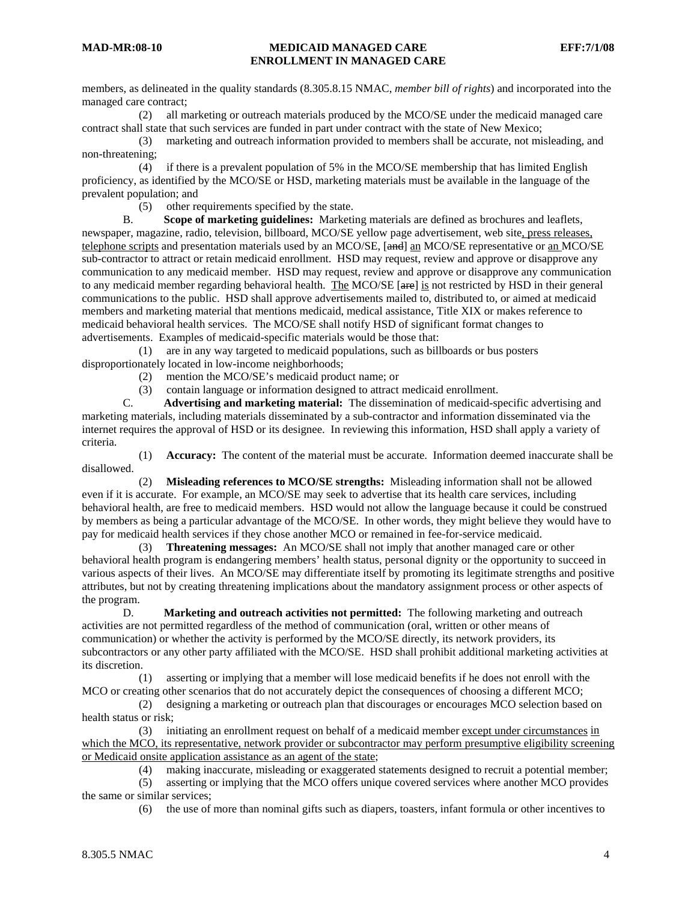members, as delineated in the quality standards (8.305.8.15 NMAC, *member bill of rights*) and incorporated into the managed care contract;

(2) all marketing or outreach materials produced by the MCO/SE under the medicaid managed care contract shall state that such services are funded in part under contract with the state of New Mexico;

(3) marketing and outreach information provided to members shall be accurate, not misleading, and non-threatening;

(4) if there is a prevalent population of 5% in the MCO/SE membership that has limited English proficiency, as identified by the MCO/SE or HSD, marketing materials must be available in the language of the prevalent population; and

(5) other requirements specified by the state.

B. **Scope of marketing guidelines:** Marketing materials are defined as brochures and leaflets, newspaper, magazine, radio, television, billboard, MCO/SE yellow page advertisement, web site, press releases, telephone scripts and presentation materials used by an MCO/SE, [~~and~~] an MCO/SE representative or an MCO/SE sub-contractor to attract or retain medicaid enrollment. HSD may request, review and approve or disapprove any communication to any medicaid member. HSD may request, review and approve or disapprove any communication to any medicaid member regarding behavioral health. The MCO/SE [~~are~~] is not restricted by HSD in their general communications to the public. HSD shall approve advertisements mailed to, distributed to, or aimed at medicaid members and marketing material that mentions medicaid, medical assistance, Title XIX or makes reference to medicaid behavioral health services. The MCO/SE shall notify HSD of significant format changes to advertisements. Examples of medicaid-specific materials would be those that:

(1) are in any way targeted to medicaid populations, such as billboards or bus posters disproportionately located in low-income neighborhoods;

(2) mention the MCO/SE's medicaid product name; or

(3) contain language or information designed to attract medicaid enrollment.

C. **Advertising and marketing material:** The dissemination of medicaid-specific advertising and marketing materials, including materials disseminated by a sub-contractor and information disseminated via the internet requires the approval of HSD or its designee. In reviewing this information, HSD shall apply a variety of criteria.

(1) **Accuracy:** The content of the material must be accurate. Information deemed inaccurate shall be disallowed.

(2) **Misleading references to MCO/SE strengths:** Misleading information shall not be allowed even if it is accurate. For example, an MCO/SE may seek to advertise that its health care services, including behavioral health, are free to medicaid members. HSD would not allow the language because it could be construed by members as being a particular advantage of the MCO/SE. In other words, they might believe they would have to pay for medicaid health services if they chose another MCO or remained in fee-for-service medicaid.

(3) **Threatening messages:** An MCO/SE shall not imply that another managed care or other behavioral health program is endangering members' health status, personal dignity or the opportunity to succeed in various aspects of their lives. An MCO/SE may differentiate itself by promoting its legitimate strengths and positive attributes, but not by creating threatening implications about the mandatory assignment process or other aspects of the program.

D. **Marketing and outreach activities not permitted:** The following marketing and outreach activities are not permitted regardless of the method of communication (oral, written or other means of communication) or whether the activity is performed by the MCO/SE directly, its network providers, its subcontractors or any other party affiliated with the MCO/SE. HSD shall prohibit additional marketing activities at its discretion.

(1) asserting or implying that a member will lose medicaid benefits if he does not enroll with the MCO or creating other scenarios that do not accurately depict the consequences of choosing a different MCO;

(2) designing a marketing or outreach plan that discourages or encourages MCO selection based on health status or risk;

(3) initiating an enrollment request on behalf of a medicaid member except under circumstances in which the MCO, its representative, network provider or subcontractor may perform presumptive eligibility screening or Medicaid onsite application assistance as an agent of the state;

(4) making inaccurate, misleading or exaggerated statements designed to recruit a potential member;

(5) asserting or implying that the MCO offers unique covered services where another MCO provides the same or similar services;

(6) the use of more than nominal gifts such as diapers, toasters, infant formula or other incentives to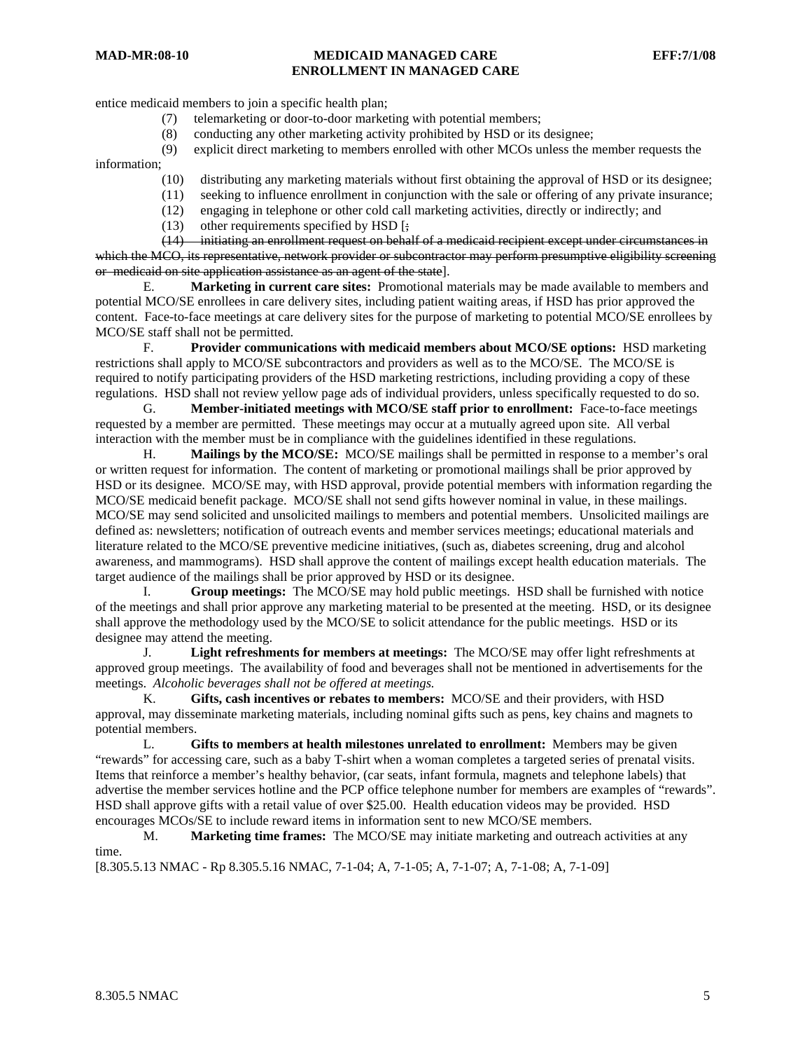entice medicaid members to join a specific health plan;

(7) telemarketing or door-to-door marketing with potential members;

(8) conducting any other marketing activity prohibited by HSD or its designee;

(9) explicit direct marketing to members enrolled with other MCOs unless the member requests the information;

(10) distributing any marketing materials without first obtaining the approval of HSD or its designee;

(11) seeking to influence enrollment in conjunction with the sale or offering of any private insurance;

(12) engaging in telephone or other cold call marketing activities, directly or indirectly; and

(13) other requirements specified by HSD [~~;~~

~~(14) initiating an enrollment request on behalf of a medicaid recipient except under circumstances in which the MCO, its representative, network provider or subcontractor may perform presumptive eligibility screening or medicaid on site application assistance as an agent of the state~~].

E. **Marketing in current care sites:** Promotional materials may be made available to members and potential MCO/SE enrollees in care delivery sites, including patient waiting areas, if HSD has prior approved the content. Face-to-face meetings at care delivery sites for the purpose of marketing to potential MCO/SE enrollees by MCO/SE staff shall not be permitted.

F. **Provider communications with medicaid members about MCO/SE options:** HSD marketing restrictions shall apply to MCO/SE subcontractors and providers as well as to the MCO/SE. The MCO/SE is required to notify participating providers of the HSD marketing restrictions, including providing a copy of these regulations. HSD shall not review yellow page ads of individual providers, unless specifically requested to do so.

G. **Member-initiated meetings with MCO/SE staff prior to enrollment:** Face-to-face meetings requested by a member are permitted. These meetings may occur at a mutually agreed upon site. All verbal interaction with the member must be in compliance with the guidelines identified in these regulations.

H. **Mailings by the MCO/SE:** MCO/SE mailings shall be permitted in response to a member's oral or written request for information. The content of marketing or promotional mailings shall be prior approved by HSD or its designee. MCO/SE may, with HSD approval, provide potential members with information regarding the MCO/SE medicaid benefit package. MCO/SE shall not send gifts however nominal in value, in these mailings. MCO/SE may send solicited and unsolicited mailings to members and potential members. Unsolicited mailings are defined as: newsletters; notification of outreach events and member services meetings; educational materials and literature related to the MCO/SE preventive medicine initiatives, (such as, diabetes screening, drug and alcohol awareness, and mammograms). HSD shall approve the content of mailings except health education materials. The target audience of the mailings shall be prior approved by HSD or its designee.

I. **Group meetings:** The MCO/SE may hold public meetings. HSD shall be furnished with notice of the meetings and shall prior approve any marketing material to be presented at the meeting. HSD, or its designee shall approve the methodology used by the MCO/SE to solicit attendance for the public meetings. HSD or its designee may attend the meeting.

J. **Light refreshments for members at meetings:** The MCO/SE may offer light refreshments at approved group meetings. The availability of food and beverages shall not be mentioned in advertisements for the meetings. *Alcoholic beverages shall not be offered at meetings.*

K. **Gifts, cash incentives or rebates to members:** MCO/SE and their providers, with HSD approval, may disseminate marketing materials, including nominal gifts such as pens, key chains and magnets to potential members.

L. **Gifts to members at health milestones unrelated to enrollment:** Members may be given "rewards" for accessing care, such as a baby T-shirt when a woman completes a targeted series of prenatal visits. Items that reinforce a member's healthy behavior, (car seats, infant formula, magnets and telephone labels) that advertise the member services hotline and the PCP office telephone number for members are examples of "rewards". HSD shall approve gifts with a retail value of over $25.00. Health education videos may be provided. HSD encourages MCOs/SE to include reward items in information sent to new MCO/SE members.

M. **Marketing time frames:** The MCO/SE may initiate marketing and outreach activities at any time.

[8.305.5.13 NMAC - Rp 8.305.5.16 NMAC, 7-1-04; A, 7-1-05; A, 7-1-07; A, 7-1-08; A, 7-1-09]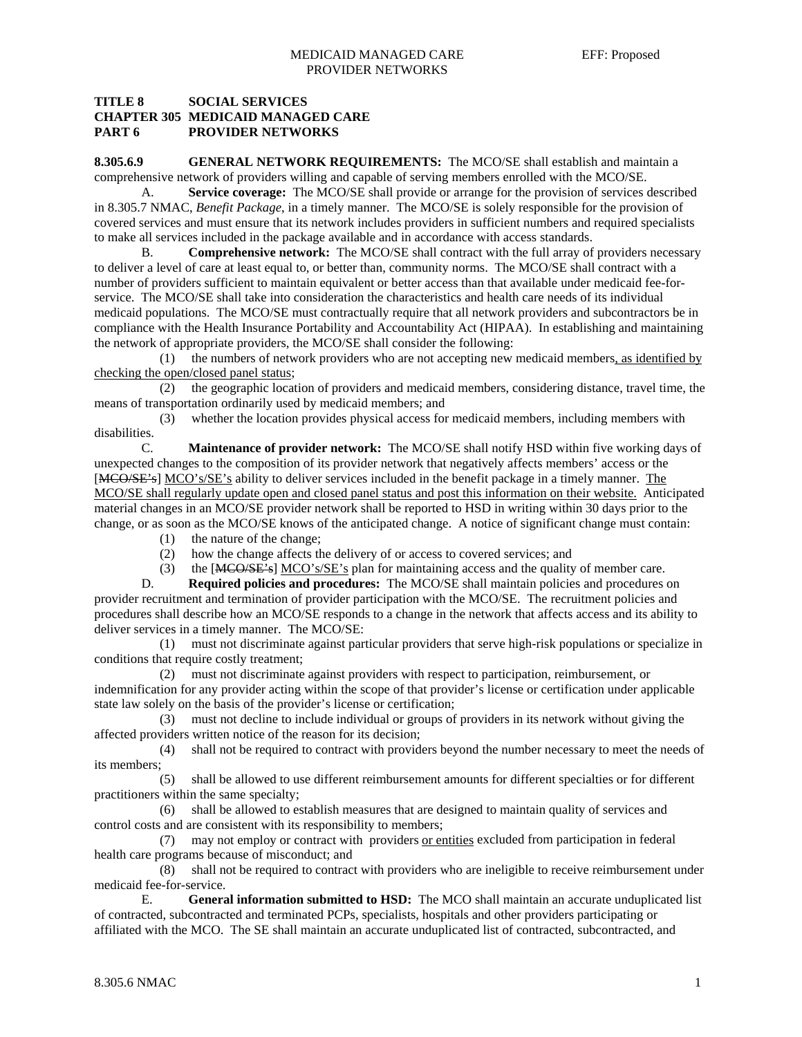**TITLE 8 SOCIAL SERVICES**
**CHAPTER 305 MEDICAID MANAGED CARE**
**PART 6 PROVIDER NETWORKS**

**8.305.6.9 GENERAL NETWORK REQUIREMENTS:** The MCO/SE shall establish and maintain a comprehensive network of providers willing and capable of serving members enrolled with the MCO/SE.

A. **Service coverage:** The MCO/SE shall provide or arrange for the provision of services described in 8.305.7 NMAC, *Benefit Package*, in a timely manner. The MCO/SE is solely responsible for the provision of covered services and must ensure that its network includes providers in sufficient numbers and required specialists to make all services included in the package available and in accordance with access standards.

B. **Comprehensive network:** The MCO/SE shall contract with the full array of providers necessary to deliver a level of care at least equal to, or better than, community norms. The MCO/SE shall contract with a number of providers sufficient to maintain equivalent or better access than that available under medicaid fee-for-service. The MCO/SE shall take into consideration the characteristics and health care needs of its individual medicaid populations. The MCO/SE must contractually require that all network providers and subcontractors be in compliance with the Health Insurance Portability and Accountability Act (HIPAA). In establishing and maintaining the network of appropriate providers, the MCO/SE shall consider the following:

(1) the numbers of network providers who are not accepting new medicaid members, as identified by checking the open/closed panel status;

(2) the geographic location of providers and medicaid members, considering distance, travel time, the means of transportation ordinarily used by medicaid members; and

(3) whether the location provides physical access for medicaid members, including members with disabilities.

C. **Maintenance of provider network:** The MCO/SE shall notify HSD within five working days of unexpected changes to the composition of its provider network that negatively affects members' access or the [~~MCO/SE's~~] MCO's/SE's ability to deliver services included in the benefit package in a timely manner. The MCO/SE shall regularly update open and closed panel status and post this information on their website. Anticipated material changes in an MCO/SE provider network shall be reported to HSD in writing within 30 days prior to the change, or as soon as the MCO/SE knows of the anticipated change. A notice of significant change must contain:

(1) the nature of the change;

(2) how the change affects the delivery of or access to covered services; and

(3) the [~~MCO/SE's~~] MCO's/SE's plan for maintaining access and the quality of member care.

D. **Required policies and procedures:** The MCO/SE shall maintain policies and procedures on provider recruitment and termination of provider participation with the MCO/SE. The recruitment policies and procedures shall describe how an MCO/SE responds to a change in the network that affects access and its ability to deliver services in a timely manner. The MCO/SE:

(1) must not discriminate against particular providers that serve high-risk populations or specialize in conditions that require costly treatment;

(2) must not discriminate against providers with respect to participation, reimbursement, or indemnification for any provider acting within the scope of that provider's license or certification under applicable state law solely on the basis of the provider's license or certification;

(3) must not decline to include individual or groups of providers in its network without giving the affected providers written notice of the reason for its decision;

(4) shall not be required to contract with providers beyond the number necessary to meet the needs of its members;

(5) shall be allowed to use different reimbursement amounts for different specialties or for different practitioners within the same specialty;

(6) shall be allowed to establish measures that are designed to maintain quality of services and control costs and are consistent with its responsibility to members;

(7) may not employ or contract with providers or entities excluded from participation in federal health care programs because of misconduct; and

(8) shall not be required to contract with providers who are ineligible to receive reimbursement under medicaid fee-for-service.

E. **General information submitted to HSD:** The MCO shall maintain an accurate unduplicated list of contracted, subcontracted and terminated PCPs, specialists, hospitals and other providers participating or affiliated with the MCO. The SE shall maintain an accurate unduplicated list of contracted, subcontracted, and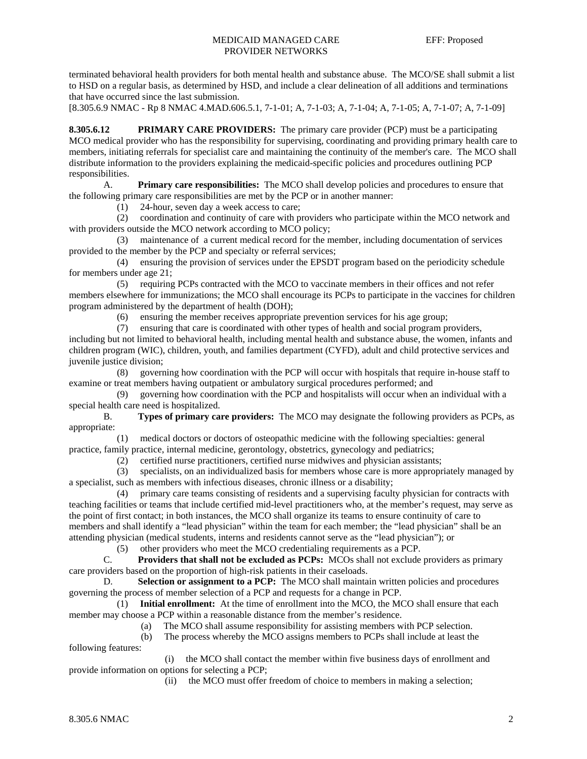terminated behavioral health providers for both mental health and substance abuse. The MCO/SE shall submit a list to HSD on a regular basis, as determined by HSD, and include a clear delineation of all additions and terminations that have occurred since the last submission.
[8.305.6.9 NMAC - Rp 8 NMAC 4.MAD.606.5.1, 7-1-01; A, 7-1-03; A, 7-1-04; A, 7-1-05; A, 7-1-07; A, 7-1-09]

**8.305.6.12 PRIMARY CARE PROVIDERS:** The primary care provider (PCP) must be a participating MCO medical provider who has the responsibility for supervising, coordinating and providing primary health care to members, initiating referrals for specialist care and maintaining the continuity of the member's care. The MCO shall distribute information to the providers explaining the medicaid-specific policies and procedures outlining PCP responsibilities.

A. **Primary care responsibilities:** The MCO shall develop policies and procedures to ensure that the following primary care responsibilities are met by the PCP or in another manner:

(1) 24-hour, seven day a week access to care;

(2) coordination and continuity of care with providers who participate within the MCO network and with providers outside the MCO network according to MCO policy;

(3) maintenance of a current medical record for the member, including documentation of services provided to the member by the PCP and specialty or referral services;

(4) ensuring the provision of services under the EPSDT program based on the periodicity schedule for members under age 21;

(5) requiring PCPs contracted with the MCO to vaccinate members in their offices and not refer members elsewhere for immunizations; the MCO shall encourage its PCPs to participate in the vaccines for children program administered by the department of health (DOH);

(6) ensuring the member receives appropriate prevention services for his age group;

(7) ensuring that care is coordinated with other types of health and social program providers, including but not limited to behavioral health, including mental health and substance abuse, the women, infants and children program (WIC), children, youth, and families department (CYFD), adult and child protective services and juvenile justice division;

(8) governing how coordination with the PCP will occur with hospitals that require in-house staff to examine or treat members having outpatient or ambulatory surgical procedures performed; and

(9) governing how coordination with the PCP and hospitalists will occur when an individual with a special health care need is hospitalized.

B. **Types of primary care providers:** The MCO may designate the following providers as PCPs, as appropriate:

(1) medical doctors or doctors of osteopathic medicine with the following specialties: general practice, family practice, internal medicine, gerontology, obstetrics, gynecology and pediatrics;

(2) certified nurse practitioners, certified nurse midwives and physician assistants;

(3) specialists, on an individualized basis for members whose care is more appropriately managed by a specialist, such as members with infectious diseases, chronic illness or a disability;

(4) primary care teams consisting of residents and a supervising faculty physician for contracts with teaching facilities or teams that include certified mid-level practitioners who, at the member's request, may serve as the point of first contact; in both instances, the MCO shall organize its teams to ensure continuity of care to members and shall identify a "lead physician" within the team for each member; the "lead physician" shall be an attending physician (medical students, interns and residents cannot serve as the "lead physician"); or

(5) other providers who meet the MCO credentialing requirements as a PCP.

C. **Providers that shall not be excluded as PCPs:** MCOs shall not exclude providers as primary care providers based on the proportion of high-risk patients in their caseloads.

D. **Selection or assignment to a PCP:** The MCO shall maintain written policies and procedures governing the process of member selection of a PCP and requests for a change in PCP.

(1) **Initial enrollment:** At the time of enrollment into the MCO, the MCO shall ensure that each member may choose a PCP within a reasonable distance from the member's residence.

(a) The MCO shall assume responsibility for assisting members with PCP selection.

(b) The process whereby the MCO assigns members to PCPs shall include at least the following features:

(i) the MCO shall contact the member within five business days of enrollment and provide information on options for selecting a PCP;

(ii) the MCO must offer freedom of choice to members in making a selection;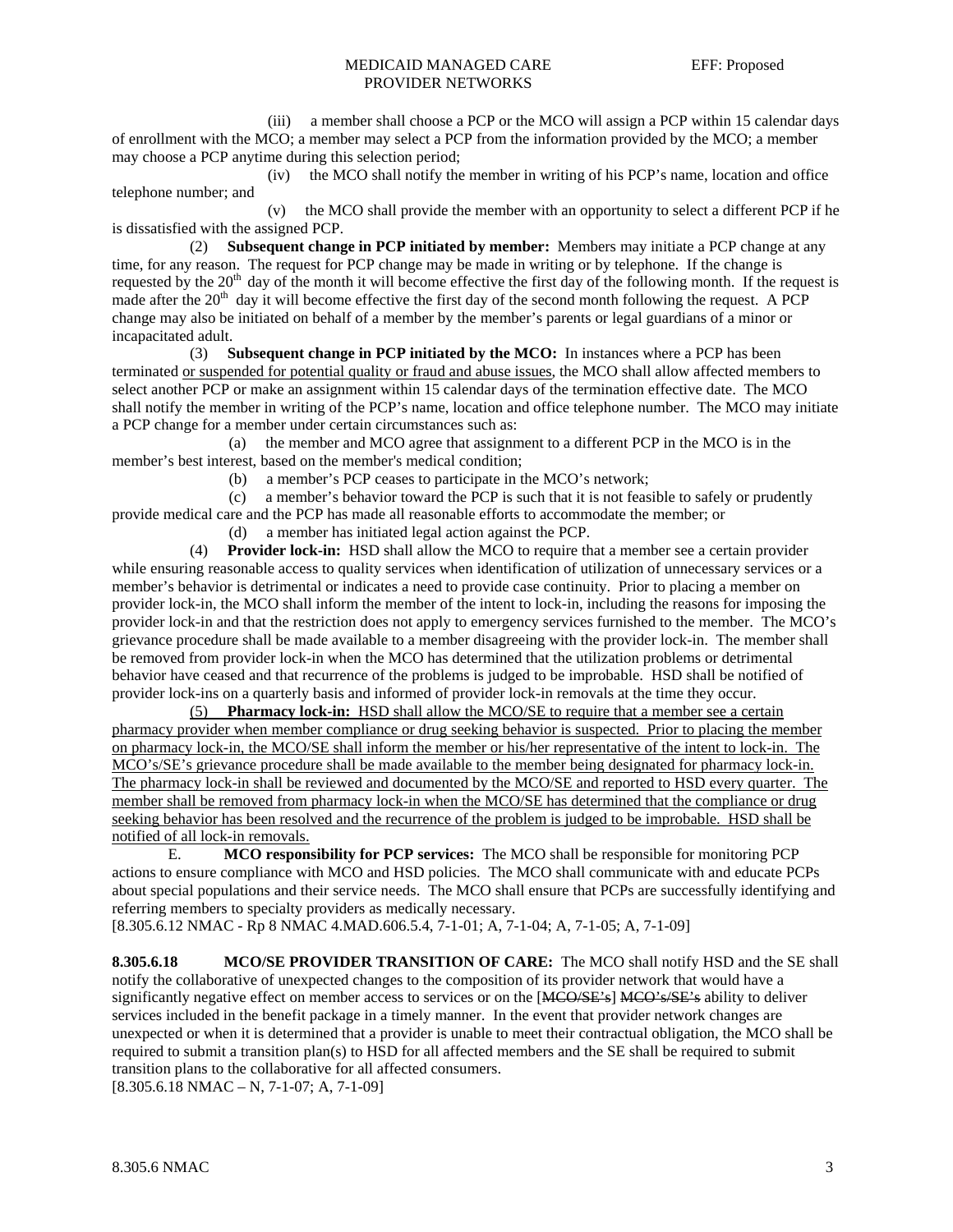(iii) a member shall choose a PCP or the MCO will assign a PCP within 15 calendar days of enrollment with the MCO; a member may select a PCP from the information provided by the MCO; a member may choose a PCP anytime during this selection period;

(iv) the MCO shall notify the member in writing of his PCP's name, location and office telephone number; and

(v) the MCO shall provide the member with an opportunity to select a different PCP if he is dissatisfied with the assigned PCP.

(2) **Subsequent change in PCP initiated by member:** Members may initiate a PCP change at any time, for any reason. The request for PCP change may be made in writing or by telephone. If the change is requested by the 20th day of the month it will become effective the first day of the following month. If the request is made after the 20th day it will become effective the first day of the second month following the request. A PCP change may also be initiated on behalf of a member by the member's parents or legal guardians of a minor or incapacitated adult.

(3) **Subsequent change in PCP initiated by the MCO:** In instances where a PCP has been terminated <u>or suspended for potential quality or fraud and abuse issues</u>, the MCO shall allow affected members to select another PCP or make an assignment within 15 calendar days of the termination effective date. The MCO shall notify the member in writing of the PCP's name, location and office telephone number. The MCO may initiate a PCP change for a member under certain circumstances such as:

(a) the member and MCO agree that assignment to a different PCP in the MCO is in the member's best interest, based on the member's medical condition;

(b) a member's PCP ceases to participate in the MCO's network;

(c) a member's behavior toward the PCP is such that it is not feasible to safely or prudently provide medical care and the PCP has made all reasonable efforts to accommodate the member; or

(d) a member has initiated legal action against the PCP.

(4) **Provider lock-in:** HSD shall allow the MCO to require that a member see a certain provider while ensuring reasonable access to quality services when identification of utilization of unnecessary services or a member's behavior is detrimental or indicates a need to provide case continuity. Prior to placing a member on provider lock-in, the MCO shall inform the member of the intent to lock-in, including the reasons for imposing the provider lock-in and that the restriction does not apply to emergency services furnished to the member. The MCO's grievance procedure shall be made available to a member disagreeing with the provider lock-in. The member shall be removed from provider lock-in when the MCO has determined that the utilization problems or detrimental behavior have ceased and that recurrence of the problems is judged to be improbable. HSD shall be notified of provider lock-ins on a quarterly basis and informed of provider lock-in removals at the time they occur.

<u>(5) **Pharmacy lock-in:** HSD shall allow the MCO/SE to require that a member see a certain pharmacy provider when member compliance or drug seeking behavior is suspected. Prior to placing the member on pharmacy lock-in, the MCO/SE shall inform the member or his/her representative of the intent to lock-in. The MCO's/SE's grievance procedure shall be made available to the member being designated for pharmacy lock-in. The pharmacy lock-in shall be reviewed and documented by the MCO/SE and reported to HSD every quarter. The member shall be removed from pharmacy lock-in when the MCO/SE has determined that the compliance or drug seeking behavior has been resolved and the recurrence of the problem is judged to be improbable. HSD shall be notified of all lock-in removals.</u>

E. **MCO responsibility for PCP services:** The MCO shall be responsible for monitoring PCP actions to ensure compliance with MCO and HSD policies. The MCO shall communicate with and educate PCPs about special populations and their service needs. The MCO shall ensure that PCPs are successfully identifying and referring members to specialty providers as medically necessary.

[8.305.6.12 NMAC - Rp 8 NMAC 4.MAD.606.5.4, 7-1-01; A, 7-1-04; A, 7-1-05; A, 7-1-09]

**8.305.6.18 MCO/SE PROVIDER TRANSITION OF CARE:** The MCO shall notify HSD and the SE shall notify the collaborative of unexpected changes to the composition of its provider network that would have a significantly negative effect on member access to services or on the [~~MCO/SE's~~] ~~MCO's/SE's~~ ability to deliver services included in the benefit package in a timely manner. In the event that provider network changes are unexpected or when it is determined that a provider is unable to meet their contractual obligation, the MCO shall be required to submit a transition plan(s) to HSD for all affected members and the SE shall be required to submit transition plans to the collaborative for all affected consumers.

[8.305.6.18 NMAC – N, 7-1-07; A, 7-1-09]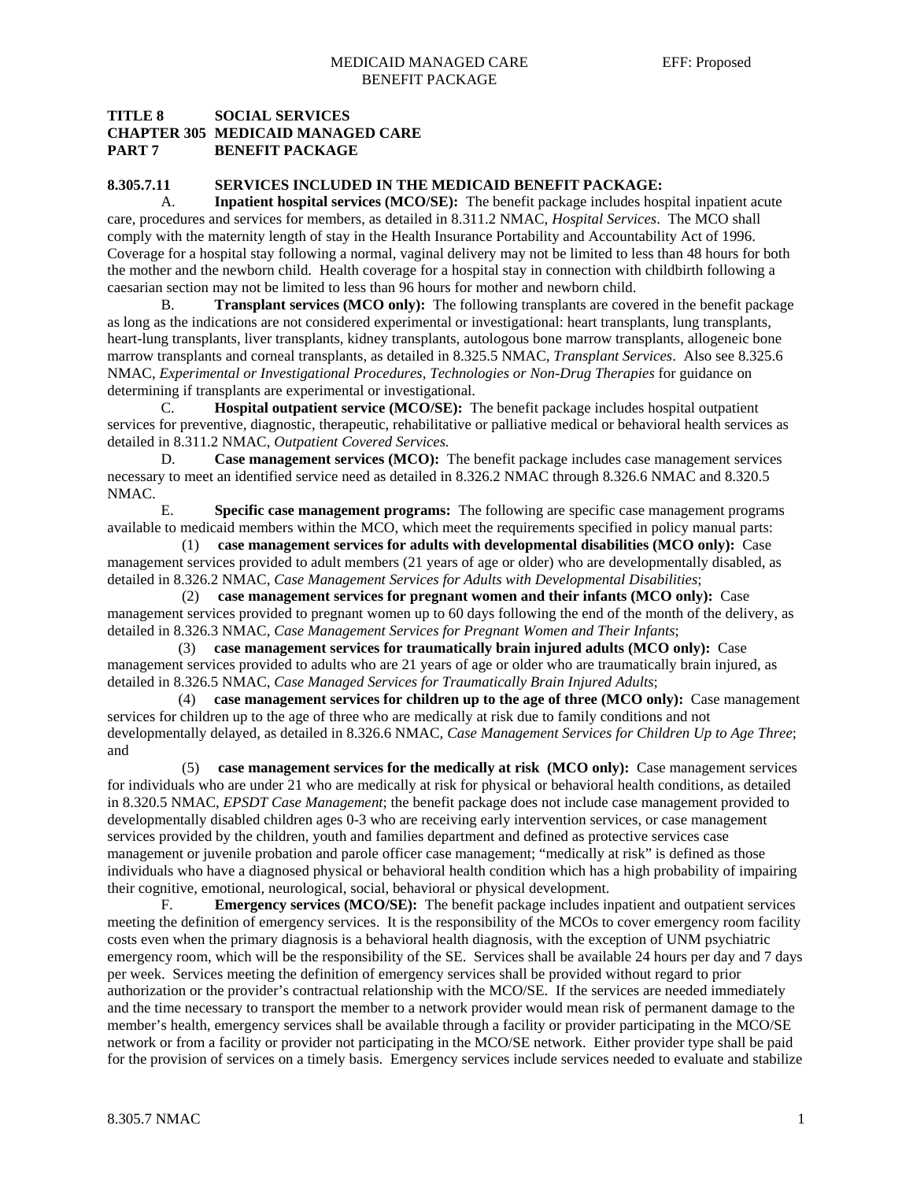**TITLE 8 SOCIAL SERVICES**
**CHAPTER 305 MEDICAID MANAGED CARE**
**PART 7 BENEFIT PACKAGE**

**8.305.7.11 SERVICES INCLUDED IN THE MEDICAID BENEFIT PACKAGE:**

A. **Inpatient hospital services (MCO/SE):** The benefit package includes hospital inpatient acute care, procedures and services for members, as detailed in 8.311.2 NMAC, *Hospital Services*. The MCO shall comply with the maternity length of stay in the Health Insurance Portability and Accountability Act of 1996. Coverage for a hospital stay following a normal, vaginal delivery may not be limited to less than 48 hours for both the mother and the newborn child. Health coverage for a hospital stay in connection with childbirth following a caesarian section may not be limited to less than 96 hours for mother and newborn child.

B. **Transplant services (MCO only):** The following transplants are covered in the benefit package as long as the indications are not considered experimental or investigational: heart transplants, lung transplants, heart-lung transplants, liver transplants, kidney transplants, autologous bone marrow transplants, allogeneic bone marrow transplants and corneal transplants, as detailed in 8.325.5 NMAC, *Transplant Services*. Also see 8.325.6 NMAC, *Experimental or Investigational Procedures, Technologies or Non-Drug Therapies* for guidance on determining if transplants are experimental or investigational.

C. **Hospital outpatient service (MCO/SE):** The benefit package includes hospital outpatient services for preventive, diagnostic, therapeutic, rehabilitative or palliative medical or behavioral health services as detailed in 8.311.2 NMAC, *Outpatient Covered Services.*

D. **Case management services (MCO):** The benefit package includes case management services necessary to meet an identified service need as detailed in 8.326.2 NMAC through 8.326.6 NMAC and 8.320.5 NMAC.

E. **Specific case management programs:** The following are specific case management programs available to medicaid members within the MCO, which meet the requirements specified in policy manual parts:

(1) **case management services for adults with developmental disabilities (MCO only):** Case management services provided to adult members (21 years of age or older) who are developmentally disabled, as detailed in 8.326.2 NMAC, *Case Management Services for Adults with Developmental Disabilities*;

(2) **case management services for pregnant women and their infants (MCO only):** Case management services provided to pregnant women up to 60 days following the end of the month of the delivery, as detailed in 8.326.3 NMAC, *Case Management Services for Pregnant Women and Their Infants*;

(3) **case management services for traumatically brain injured adults (MCO only):** Case management services provided to adults who are 21 years of age or older who are traumatically brain injured, as detailed in 8.326.5 NMAC, *Case Managed Services for Traumatically Brain Injured Adults*;

(4) **case management services for children up to the age of three (MCO only):** Case management services for children up to the age of three who are medically at risk due to family conditions and not developmentally delayed, as detailed in 8.326.6 NMAC, *Case Management Services for Children Up to Age Three*; and

(5) **case management services for the medically at risk (MCO only):** Case management services for individuals who are under 21 who are medically at risk for physical or behavioral health conditions, as detailed in 8.320.5 NMAC, *EPSDT Case Management*; the benefit package does not include case management provided to developmentally disabled children ages 0-3 who are receiving early intervention services, or case management services provided by the children, youth and families department and defined as protective services case management or juvenile probation and parole officer case management; "medically at risk" is defined as those individuals who have a diagnosed physical or behavioral health condition which has a high probability of impairing their cognitive, emotional, neurological, social, behavioral or physical development.

F. **Emergency services (MCO/SE):** The benefit package includes inpatient and outpatient services meeting the definition of emergency services. It is the responsibility of the MCOs to cover emergency room facility costs even when the primary diagnosis is a behavioral health diagnosis, with the exception of UNM psychiatric emergency room, which will be the responsibility of the SE. Services shall be available 24 hours per day and 7 days per week. Services meeting the definition of emergency services shall be provided without regard to prior authorization or the provider's contractual relationship with the MCO/SE. If the services are needed immediately and the time necessary to transport the member to a network provider would mean risk of permanent damage to the member's health, emergency services shall be available through a facility or provider participating in the MCO/SE network or from a facility or provider not participating in the MCO/SE network. Either provider type shall be paid for the provision of services on a timely basis. Emergency services include services needed to evaluate and stabilize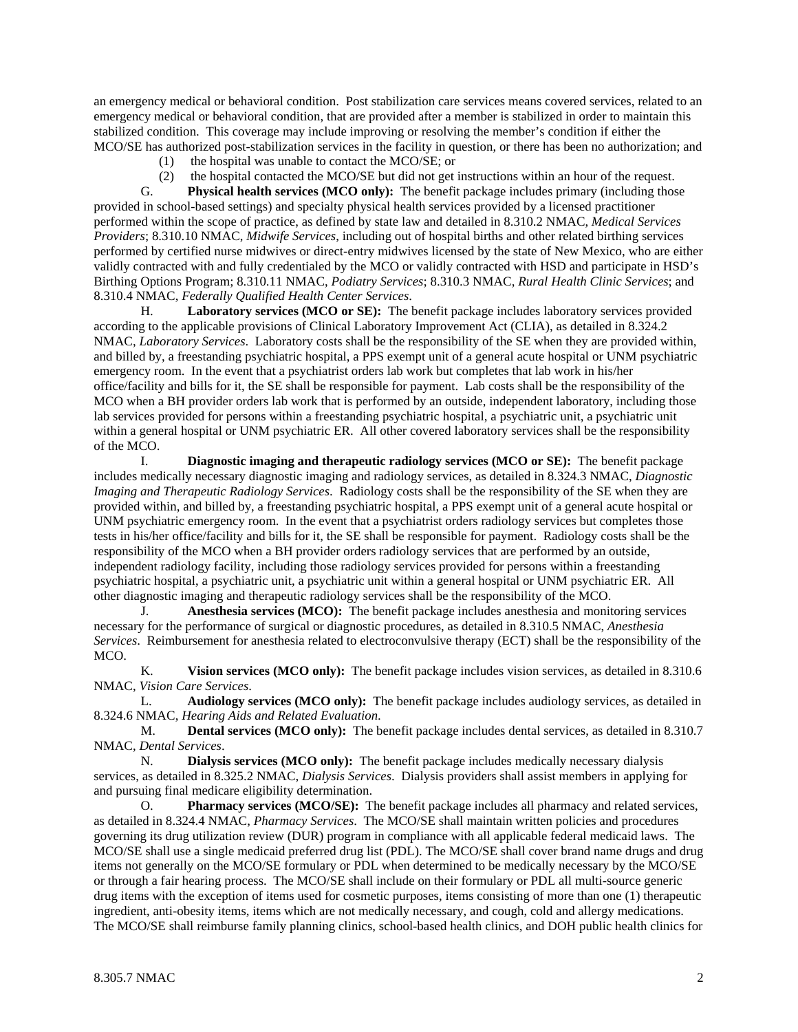an emergency medical or behavioral condition. Post stabilization care services means covered services, related to an emergency medical or behavioral condition, that are provided after a member is stabilized in order to maintain this stabilized condition. This coverage may include improving or resolving the member's condition if either the MCO/SE has authorized post-stabilization services in the facility in question, or there has been no authorization; and

(1) the hospital was unable to contact the MCO/SE; or

(2) the hospital contacted the MCO/SE but did not get instructions within an hour of the request.

G. **Physical health services (MCO only):** The benefit package includes primary (including those provided in school-based settings) and specialty physical health services provided by a licensed practitioner performed within the scope of practice, as defined by state law and detailed in 8.310.2 NMAC, *Medical Services Providers*; 8.310.10 NMAC, *Midwife Services*, including out of hospital births and other related birthing services performed by certified nurse midwives or direct-entry midwives licensed by the state of New Mexico, who are either validly contracted with and fully credentialed by the MCO or validly contracted with HSD and participate in HSD's Birthing Options Program; 8.310.11 NMAC, *Podiatry Services*; 8.310.3 NMAC, *Rural Health Clinic Services*; and 8.310.4 NMAC, *Federally Qualified Health Center Services*.

H. **Laboratory services (MCO or SE):** The benefit package includes laboratory services provided according to the applicable provisions of Clinical Laboratory Improvement Act (CLIA), as detailed in 8.324.2 NMAC, *Laboratory Services*. Laboratory costs shall be the responsibility of the SE when they are provided within, and billed by, a freestanding psychiatric hospital, a PPS exempt unit of a general acute hospital or UNM psychiatric emergency room. In the event that a psychiatrist orders lab work but completes that lab work in his/her office/facility and bills for it, the SE shall be responsible for payment. Lab costs shall be the responsibility of the MCO when a BH provider orders lab work that is performed by an outside, independent laboratory, including those lab services provided for persons within a freestanding psychiatric hospital, a psychiatric unit, a psychiatric unit within a general hospital or UNM psychiatric ER. All other covered laboratory services shall be the responsibility of the MCO.

I. **Diagnostic imaging and therapeutic radiology services (MCO or SE):** The benefit package includes medically necessary diagnostic imaging and radiology services, as detailed in 8.324.3 NMAC, *Diagnostic Imaging and Therapeutic Radiology Services*. Radiology costs shall be the responsibility of the SE when they are provided within, and billed by, a freestanding psychiatric hospital, a PPS exempt unit of a general acute hospital or UNM psychiatric emergency room. In the event that a psychiatrist orders radiology services but completes those tests in his/her office/facility and bills for it, the SE shall be responsible for payment. Radiology costs shall be the responsibility of the MCO when a BH provider orders radiology services that are performed by an outside, independent radiology facility, including those radiology services provided for persons within a freestanding psychiatric hospital, a psychiatric unit, a psychiatric unit within a general hospital or UNM psychiatric ER. All other diagnostic imaging and therapeutic radiology services shall be the responsibility of the MCO.

J. **Anesthesia services (MCO):** The benefit package includes anesthesia and monitoring services necessary for the performance of surgical or diagnostic procedures, as detailed in 8.310.5 NMAC, *Anesthesia Services*. Reimbursement for anesthesia related to electroconvulsive therapy (ECT) shall be the responsibility of the MCO.

K. **Vision services (MCO only):** The benefit package includes vision services, as detailed in 8.310.6 NMAC, *Vision Care Services*.

L. **Audiology services (MCO only):** The benefit package includes audiology services, as detailed in 8.324.6 NMAC, *Hearing Aids and Related Evaluation*.

M. **Dental services (MCO only):** The benefit package includes dental services, as detailed in 8.310.7 NMAC, *Dental Services*.

N. **Dialysis services (MCO only):** The benefit package includes medically necessary dialysis services, as detailed in 8.325.2 NMAC, *Dialysis Services*. Dialysis providers shall assist members in applying for and pursuing final medicare eligibility determination.

O. **Pharmacy services (MCO/SE):** The benefit package includes all pharmacy and related services, as detailed in 8.324.4 NMAC, *Pharmacy Services*. The MCO/SE shall maintain written policies and procedures governing its drug utilization review (DUR) program in compliance with all applicable federal medicaid laws. The MCO/SE shall use a single medicaid preferred drug list (PDL). The MCO/SE shall cover brand name drugs and drug items not generally on the MCO/SE formulary or PDL when determined to be medically necessary by the MCO/SE or through a fair hearing process. The MCO/SE shall include on their formulary or PDL all multi-source generic drug items with the exception of items used for cosmetic purposes, items consisting of more than one (1) therapeutic ingredient, anti-obesity items, items which are not medically necessary, and cough, cold and allergy medications. The MCO/SE shall reimburse family planning clinics, school-based health clinics, and DOH public health clinics for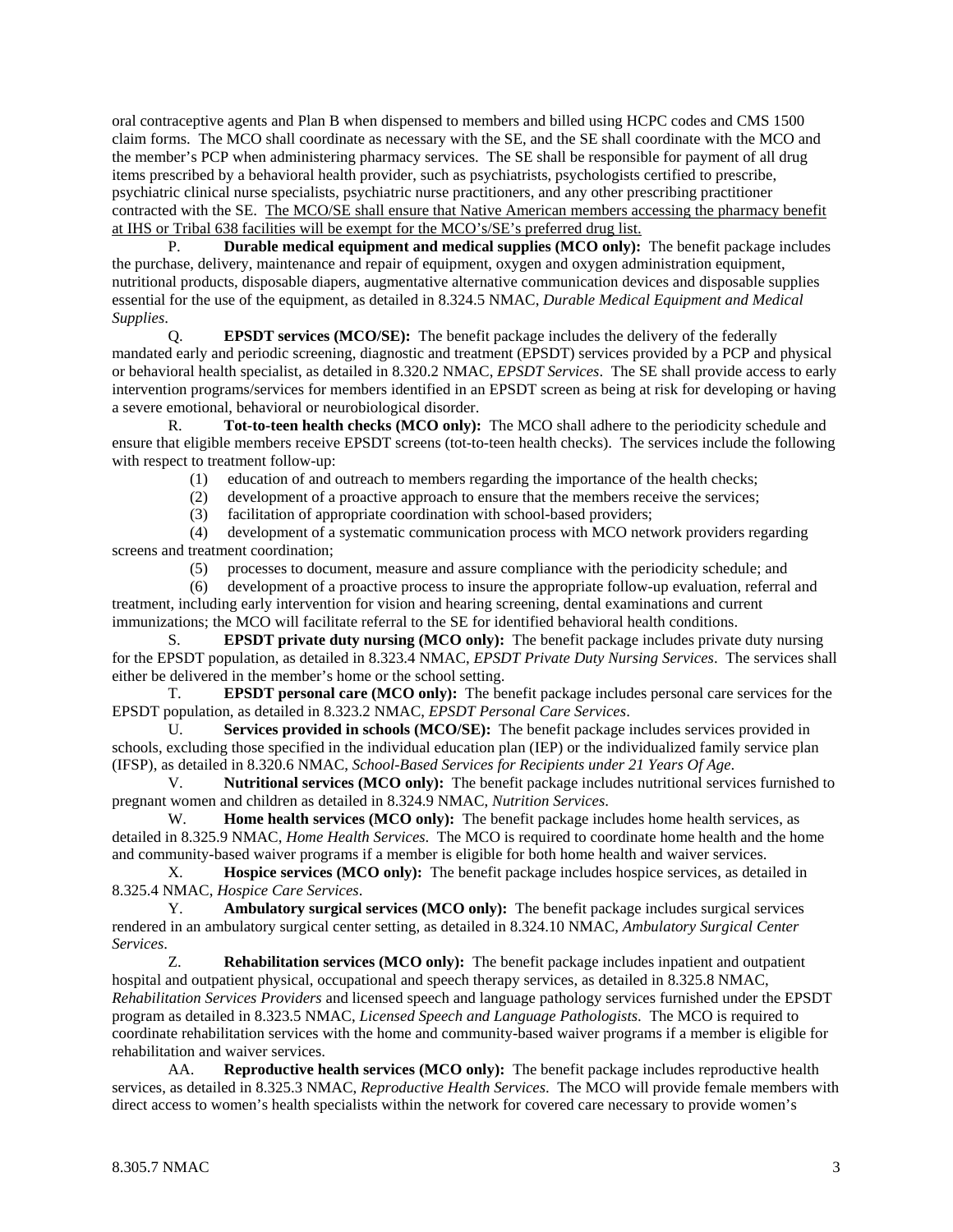oral contraceptive agents and Plan B when dispensed to members and billed using HCPC codes and CMS 1500 claim forms. The MCO shall coordinate as necessary with the SE, and the SE shall coordinate with the MCO and the member's PCP when administering pharmacy services. The SE shall be responsible for payment of all drug items prescribed by a behavioral health provider, such as psychiatrists, psychologists certified to prescribe, psychiatric clinical nurse specialists, psychiatric nurse practitioners, and any other prescribing practitioner contracted with the SE. <u>The MCO/SE shall ensure that Native American members accessing the pharmacy benefit at IHS or Tribal 638 facilities will be exempt for the MCO's/SE's preferred drug list.</u>

P. **Durable medical equipment and medical supplies (MCO only):** The benefit package includes the purchase, delivery, maintenance and repair of equipment, oxygen and oxygen administration equipment, nutritional products, disposable diapers, augmentative alternative communication devices and disposable supplies essential for the use of the equipment, as detailed in 8.324.5 NMAC, *Durable Medical Equipment and Medical Supplies*.

Q. **EPSDT services (MCO/SE):** The benefit package includes the delivery of the federally mandated early and periodic screening, diagnostic and treatment (EPSDT) services provided by a PCP and physical or behavioral health specialist, as detailed in 8.320.2 NMAC, *EPSDT Services*. The SE shall provide access to early intervention programs/services for members identified in an EPSDT screen as being at risk for developing or having a severe emotional, behavioral or neurobiological disorder.

R. **Tot-to-teen health checks (MCO only):** The MCO shall adhere to the periodicity schedule and ensure that eligible members receive EPSDT screens (tot-to-teen health checks). The services include the following with respect to treatment follow-up:

(1) education of and outreach to members regarding the importance of the health checks;

(2) development of a proactive approach to ensure that the members receive the services;

(3) facilitation of appropriate coordination with school-based providers;

(4) development of a systematic communication process with MCO network providers regarding screens and treatment coordination;

(5) processes to document, measure and assure compliance with the periodicity schedule; and

(6) development of a proactive process to insure the appropriate follow-up evaluation, referral and treatment, including early intervention for vision and hearing screening, dental examinations and current immunizations; the MCO will facilitate referral to the SE for identified behavioral health conditions.

S. **EPSDT private duty nursing (MCO only):** The benefit package includes private duty nursing for the EPSDT population, as detailed in 8.323.4 NMAC, *EPSDT Private Duty Nursing Services*. The services shall either be delivered in the member's home or the school setting.

T. **EPSDT personal care (MCO only):** The benefit package includes personal care services for the EPSDT population, as detailed in 8.323.2 NMAC, *EPSDT Personal Care Services*.

U. **Services provided in schools (MCO/SE):** The benefit package includes services provided in schools, excluding those specified in the individual education plan (IEP) or the individualized family service plan (IFSP), as detailed in 8.320.6 NMAC, *School-Based Services for Recipients under 21 Years Of Age*.

V. **Nutritional services (MCO only):** The benefit package includes nutritional services furnished to pregnant women and children as detailed in 8.324.9 NMAC, *Nutrition Services*.

W. **Home health services (MCO only):** The benefit package includes home health services, as detailed in 8.325.9 NMAC, *Home Health Services*. The MCO is required to coordinate home health and the home and community-based waiver programs if a member is eligible for both home health and waiver services.

X. **Hospice services (MCO only):** The benefit package includes hospice services, as detailed in 8.325.4 NMAC, *Hospice Care Services*.

Y. **Ambulatory surgical services (MCO only):** The benefit package includes surgical services rendered in an ambulatory surgical center setting, as detailed in 8.324.10 NMAC, *Ambulatory Surgical Center Services*.

Z. **Rehabilitation services (MCO only):** The benefit package includes inpatient and outpatient hospital and outpatient physical, occupational and speech therapy services, as detailed in 8.325.8 NMAC, *Rehabilitation Services Providers* and licensed speech and language pathology services furnished under the EPSDT program as detailed in 8.323.5 NMAC, *Licensed Speech and Language Pathologists*. The MCO is required to coordinate rehabilitation services with the home and community-based waiver programs if a member is eligible for rehabilitation and waiver services.

AA. **Reproductive health services (MCO only):** The benefit package includes reproductive health services, as detailed in 8.325.3 NMAC, *Reproductive Health Services*. The MCO will provide female members with direct access to women's health specialists within the network for covered care necessary to provide women's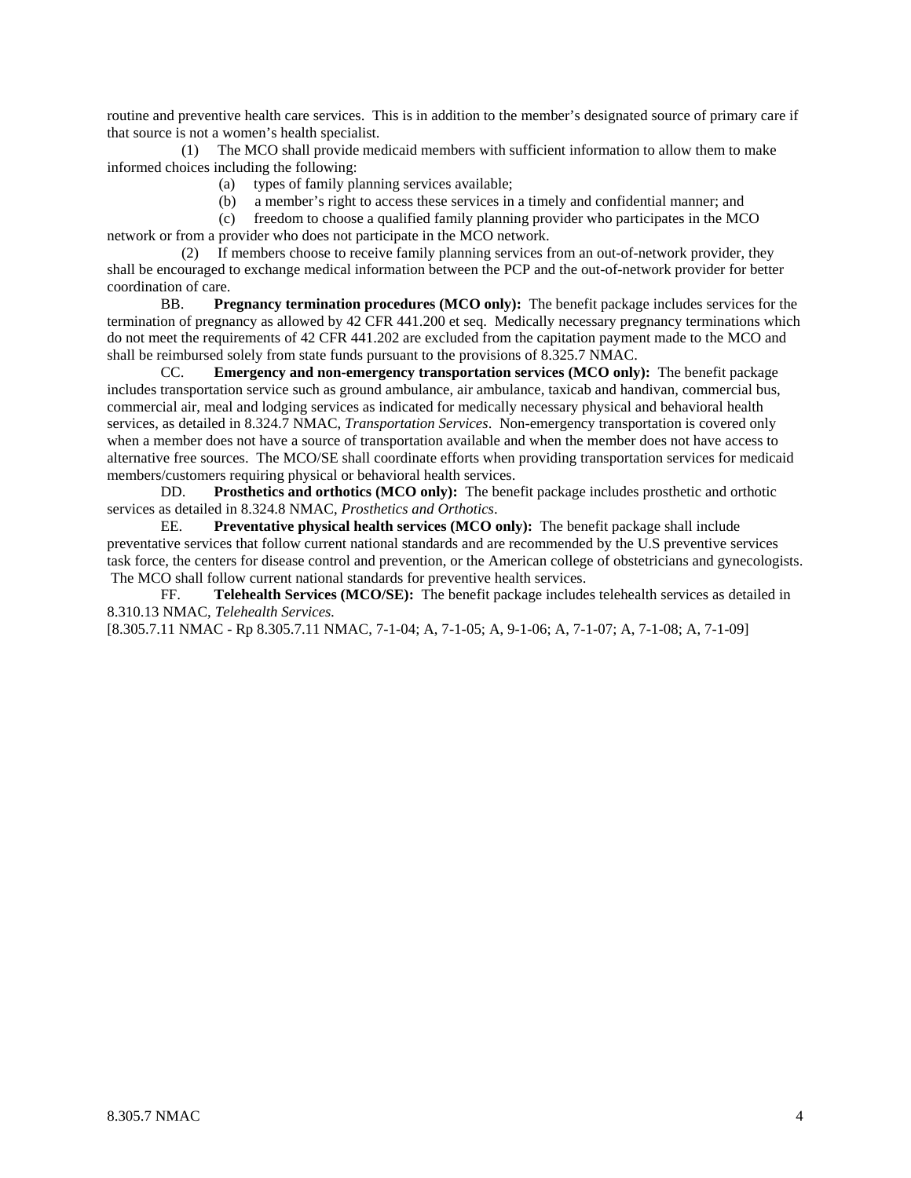routine and preventive health care services. This is in addition to the member's designated source of primary care if that source is not a women's health specialist.

(1) The MCO shall provide medicaid members with sufficient information to allow them to make informed choices including the following:

(a) types of family planning services available;

(b) a member's right to access these services in a timely and confidential manner; and

(c) freedom to choose a qualified family planning provider who participates in the MCO network or from a provider who does not participate in the MCO network.

(2) If members choose to receive family planning services from an out-of-network provider, they shall be encouraged to exchange medical information between the PCP and the out-of-network provider for better coordination of care.

BB. **Pregnancy termination procedures (MCO only):** The benefit package includes services for the termination of pregnancy as allowed by 42 CFR 441.200 et seq. Medically necessary pregnancy terminations which do not meet the requirements of 42 CFR 441.202 are excluded from the capitation payment made to the MCO and shall be reimbursed solely from state funds pursuant to the provisions of 8.325.7 NMAC.

CC. **Emergency and non-emergency transportation services (MCO only):** The benefit package includes transportation service such as ground ambulance, air ambulance, taxicab and handivan, commercial bus, commercial air, meal and lodging services as indicated for medically necessary physical and behavioral health services, as detailed in 8.324.7 NMAC, *Transportation Services*. Non-emergency transportation is covered only when a member does not have a source of transportation available and when the member does not have access to alternative free sources. The MCO/SE shall coordinate efforts when providing transportation services for medicaid members/customers requiring physical or behavioral health services.

DD. **Prosthetics and orthotics (MCO only):** The benefit package includes prosthetic and orthotic services as detailed in 8.324.8 NMAC, *Prosthetics and Orthotics*.

EE. **Preventative physical health services (MCO only):** The benefit package shall include preventative services that follow current national standards and are recommended by the U.S preventive services task force, the centers for disease control and prevention, or the American college of obstetricians and gynecologists. The MCO shall follow current national standards for preventive health services.

FF. **Telehealth Services (MCO/SE):** The benefit package includes telehealth services as detailed in 8.310.13 NMAC, *Telehealth Services.*

[8.305.7.11 NMAC - Rp 8.305.7.11 NMAC, 7-1-04; A, 7-1-05; A, 9-1-06; A, 7-1-07; A, 7-1-08; A, 7-1-09]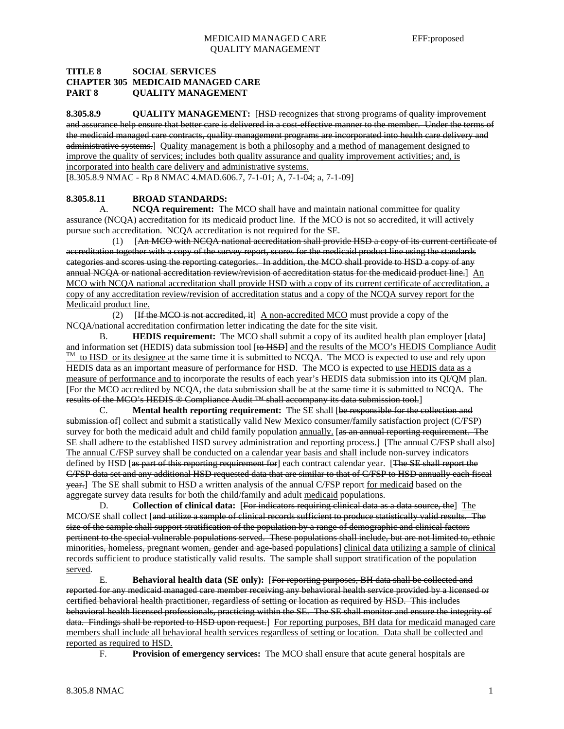**TITLE 8 SOCIAL SERVICES**
**CHAPTER 305 MEDICAID MANAGED CARE**
**PART 8 QUALITY MANAGEMENT**

**8.305.8.9 QUALITY MANAGEMENT:** [~~HSD recognizes that strong programs of quality improvement and assurance help ensure that better care is delivered in a cost-effective manner to the member. Under the terms of the medicaid managed care contracts, quality management programs are incorporated into health care delivery and administrative systems.~~] <u>Quality management is both a philosophy and a method of management designed to improve the quality of services; includes both quality assurance and quality improvement activities; and, is incorporated into health care delivery and administrative systems.</u>
[8.305.8.9 NMAC - Rp 8 NMAC 4.MAD.606.7, 7-1-01; A, 7-1-04; a, 7-1-09]

**8.305.8.11 BROAD STANDARDS:**

A. **NCQA requirement:** The MCO shall have and maintain national committee for quality assurance (NCQA) accreditation for its medicaid product line. If the MCO is not so accredited, it will actively pursue such accreditation. NCQA accreditation is not required for the SE.

(1) [~~An MCO with NCQA national accreditation shall provide HSD a copy of its current certificate of accreditation together with a copy of the survey report, scores for the medicaid product line using the standards categories and scores using the reporting categories. In addition, the MCO shall provide to HSD a copy of any annual NCQA or national accreditation review/revision of accreditation status for the medicaid product line.~~] <u>An MCO with NCQA national accreditation shall provide HSD with a copy of its current certificate of accreditation, a copy of any accreditation review/revision of accreditation status and a copy of the NCQA survey report for the Medicaid product line.</u>

(2) [~~If the MCO is not accredited, it~~] <u>A non-accredited MCO</u> must provide a copy of the NCQA/national accreditation confirmation letter indicating the date for the site visit.

B. **HEDIS requirement:** The MCO shall submit a copy of its audited health plan employer [~~data~~] and information set (HEDIS) data submission tool [~~to HSD~~] <u>and the results of the MCO's HEDIS Compliance Audit ™ to HSD or its designee</u> at the same time it is submitted to NCQA. The MCO is expected to use and rely upon HEDIS data as an important measure of performance for HSD. The MCO is expected to <u>use HEDIS data as a measure of performance and to</u> incorporate the results of each year's HEDIS data submission into its QI/QM plan. [~~For the MCO accredited by NCQA, the data submission shall be at the same time it is submitted to NCQA. The results of the MCO's HEDIS ® Compliance Audit ™ shall accompany its data submission tool.~~]

C. **Mental health reporting requirement:** The SE shall [~~be responsible for the collection and submission of~~] <u>collect and submit</u> a statistically valid New Mexico consumer/family satisfaction project (C/FSP) survey for both the medicaid adult and child family population <u>annually.</u> [~~as an annual reporting requirement. The SE shall adhere to the established HSD survey administration and reporting process.~~] [~~The annual C/FSP shall also~~] <u>The annual C/FSP survey shall be conducted on a calendar year basis and shall</u> include non-survey indicators defined by HSD [~~as part of this reporting requirement for~~] each contract calendar year. [~~The SE shall report the C/FSP data set and any additional HSD requested data that are similar to that of C/FSP to HSD annually each fiscal year.~~] The SE shall submit to HSD a written analysis of the annual C/FSP report <u>for medicaid</u> based on the aggregate survey data results for both the child/family and adult <u>medicaid</u> populations.

D. **Collection of clinical data:** [~~For indicators requiring clinical data as a data source, the~~] <u>The</u> MCO/SE shall collect [~~and utilize a sample of clinical records sufficient to produce statistically valid results. The size of the sample shall support stratification of the population by a range of demographic and clinical factors pertinent to the special vulnerable populations served. These populations shall include, but are not limited to, ethnic minorities, homeless, pregnant women, gender and age-based populations~~] <u>clinical data utilizing a sample of clinical records sufficient to produce statistically valid results. The sample shall support stratification of the population served</u>.

E. **Behavioral health data (SE only):** [~~For reporting purposes, BH data shall be collected and reported for any medicaid managed care member receiving any behavioral health service provided by a licensed or certified behavioral health practitioner, regardless of setting or location as required by HSD. This includes behavioral health licensed professionals, practicing within the SE. The SE shall monitor and ensure the integrity of data. Findings shall be reported to HSD upon request.~~] <u>For reporting purposes, BH data for medicaid managed care members shall include all behavioral health services regardless of setting or location. Data shall be collected and reported as required to HSD.</u>

F. **Provision of emergency services:** The MCO shall ensure that acute general hospitals are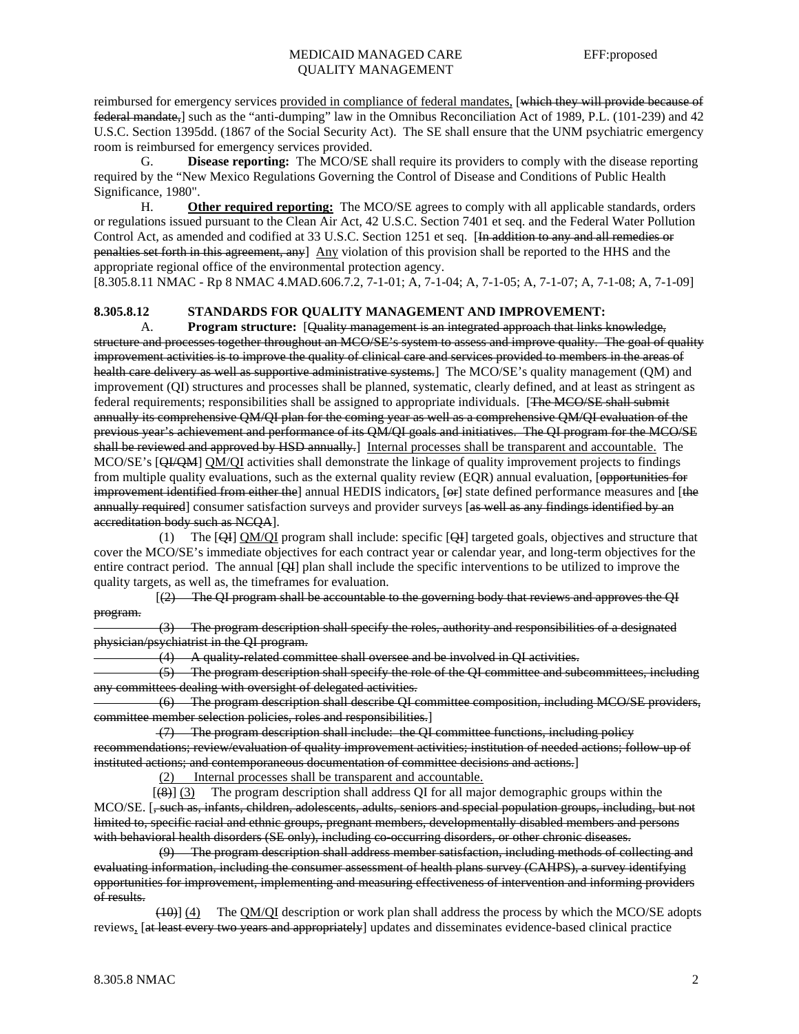reimbursed for emergency services provided in compliance of federal mandates, [~~which they will provide because of federal mandate,~~] such as the "anti-dumping" law in the Omnibus Reconciliation Act of 1989, P.L. (101-239) and 42 U.S.C. Section 1395dd. (1867 of the Social Security Act). The SE shall ensure that the UNM psychiatric emergency room is reimbursed for emergency services provided.

G. **Disease reporting:** The MCO/SE shall require its providers to comply with the disease reporting required by the "New Mexico Regulations Governing the Control of Disease and Conditions of Public Health Significance, 1980".

H. **Other required reporting:** The MCO/SE agrees to comply with all applicable standards, orders or regulations issued pursuant to the Clean Air Act, 42 U.S.C. Section 7401 et seq. and the Federal Water Pollution Control Act, as amended and codified at 33 U.S.C. Section 1251 et seq. [~~In addition to any and all remedies or penalties set forth in this agreement, any~~] Any violation of this provision shall be reported to the HHS and the appropriate regional office of the environmental protection agency.

[8.305.8.11 NMAC - Rp 8 NMAC 4.MAD.606.7.2, 7-1-01; A, 7-1-04; A, 7-1-05; A, 7-1-07; A, 7-1-08; A, 7-1-09]

**8.305.8.12 STANDARDS FOR QUALITY MANAGEMENT AND IMPROVEMENT:**

A. **Program structure:** [~~Quality management is an integrated approach that links knowledge, structure and processes together throughout an MCO/SE's system to assess and improve quality. The goal of quality improvement activities is to improve the quality of clinical care and services provided to members in the areas of health care delivery as well as supportive administrative systems.~~] The MCO/SE's quality management (QM) and improvement (QI) structures and processes shall be planned, systematic, clearly defined, and at least as stringent as federal requirements; responsibilities shall be assigned to appropriate individuals. [~~The MCO/SE shall submit annually its comprehensive QM/QI plan for the coming year as well as a comprehensive QM/QI evaluation of the previous year's achievement and performance of its QM/QI goals and initiatives. The QI program for the MCO/SE shall be reviewed and approved by HSD annually.~~] Internal processes shall be transparent and accountable. The MCO/SE's [~~QI/QM~~] QM/QI activities shall demonstrate the linkage of quality improvement projects to findings from multiple quality evaluations, such as the external quality review (EQR) annual evaluation, [~~opportunities for improvement identified from either the~~] annual HEDIS indicators, [~~or~~] state defined performance measures and [~~the annually required~~] consumer satisfaction surveys and provider surveys [~~as well as any findings identified by an accreditation body such as NCQA~~].

(1) The [~~QI~~] QM/QI program shall include: specific [~~QI~~] targeted goals, objectives and structure that cover the MCO/SE's immediate objectives for each contract year or calendar year, and long-term objectives for the entire contract period. The annual [~~QI~~] plan shall include the specific interventions to be utilized to improve the quality targets, as well as, the timeframes for evaluation.

[~~(2) The QI program shall be accountable to the governing body that reviews and approves the QI program.~~

~~(3) The program description shall specify the roles, authority and responsibilities of a designated physician/psychiatrist in the QI program.~~

~~(4) A quality-related committee shall oversee and be involved in QI activities.~~

~~(5) The program description shall specify the role of the QI committee and subcommittees, including any committees dealing with oversight of delegated activities.~~

~~(6) The program description shall describe QI committee composition, including MCO/SE providers, committee member selection policies, roles and responsibilities.~~]

~~(7) The program description shall include: the QI committee functions, including policy recommendations; review/evaluation of quality improvement activities; institution of needed actions; follow-up of instituted actions; and contemporaneous documentation of committee decisions and actions.~~]

(2) Internal processes shall be transparent and accountable.

[~~(8)~~] (3) The program description shall address QI for all major demographic groups within the MCO/SE. [~~, such as, infants, children, adolescents, adults, seniors and special population groups, including, but not limited to, specific racial and ethnic groups, pregnant members, developmentally disabled members and persons with behavioral health disorders (SE only), including co-occurring disorders, or other chronic diseases.~~

~~(9) The program description shall address member satisfaction, including methods of collecting and evaluating information, including the consumer assessment of health plans survey (CAHPS), a survey identifying opportunities for improvement, implementing and measuring effectiveness of intervention and informing providers of results.~~

~~(10)~~] (4) The QM/QI description or work plan shall address the process by which the MCO/SE adopts reviews, [~~at least every two years and appropriately~~] updates and disseminates evidence-based clinical practice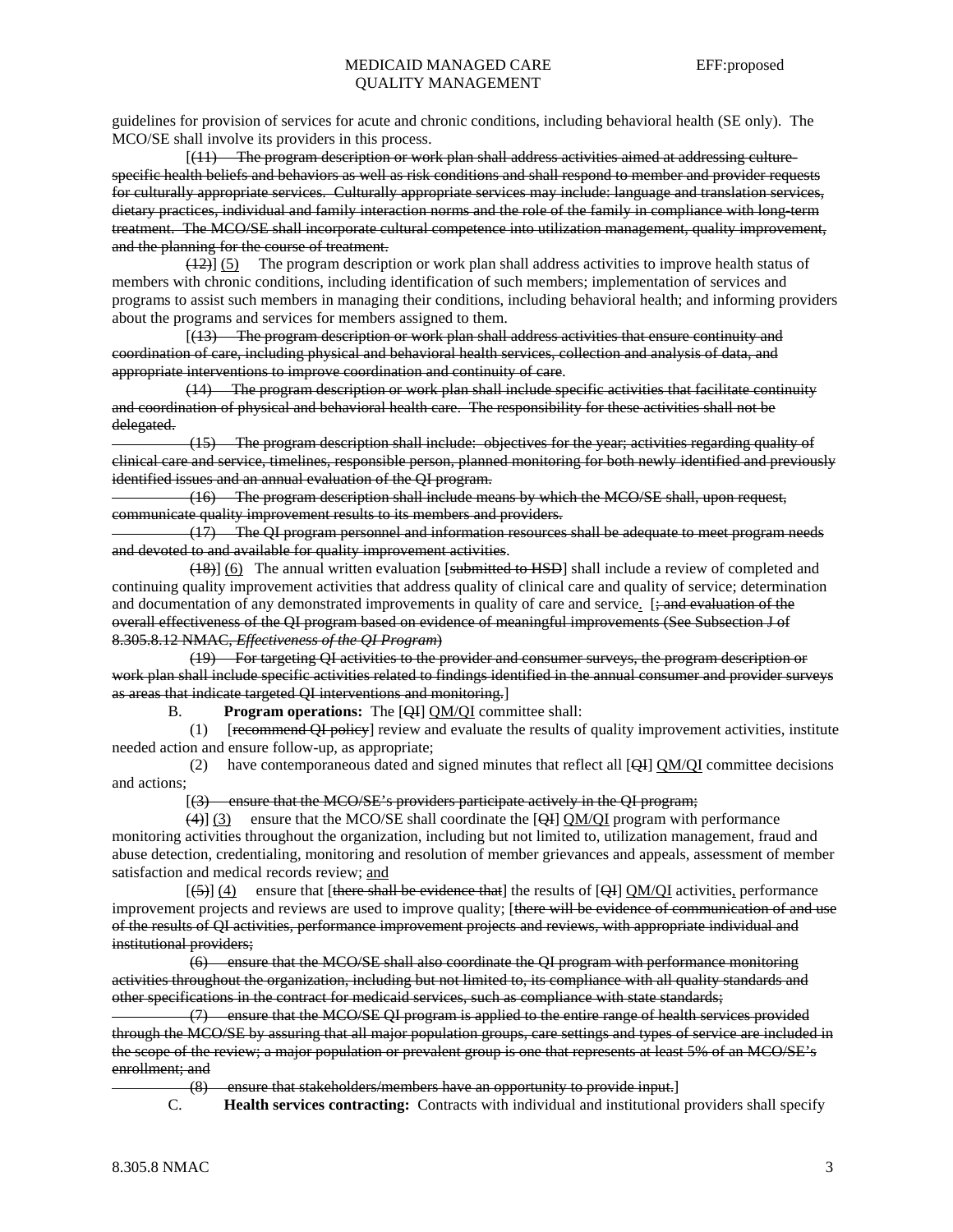guidelines for provision of services for acute and chronic conditions, including behavioral health (SE only). The MCO/SE shall involve its providers in this process.

[~~(11) The program description or work plan shall address activities aimed at addressing culture-specific health beliefs and behaviors as well as risk conditions and shall respond to member and provider requests for culturally appropriate services. Culturally appropriate services may include: language and translation services, dietary practices, individual and family interaction norms and the role of the family in compliance with long-term treatment. The MCO/SE shall incorporate cultural competence into utilization management, quality improvement, and the planning for the course of treatment.~~

~~(12)~~] (5) The program description or work plan shall address activities to improve health status of members with chronic conditions, including identification of such members; implementation of services and programs to assist such members in managing their conditions, including behavioral health; and informing providers about the programs and services for members assigned to them.

[~~(13) The program description or work plan shall address activities that ensure continuity and coordination of care, including physical and behavioral health services, collection and analysis of data, and appropriate interventions to improve coordination and continuity of care.~~

~~(14) The program description or work plan shall include specific activities that facilitate continuity and coordination of physical and behavioral health care. The responsibility for these activities shall not be delegated.~~

~~(15) The program description shall include: objectives for the year; activities regarding quality of clinical care and service, timelines, responsible person, planned monitoring for both newly identified and previously identified issues and an annual evaluation of the QI program.~~

~~(16) The program description shall include means by which the MCO/SE shall, upon request, communicate quality improvement results to its members and providers.~~

~~(17) The QI program personnel and information resources shall be adequate to meet program needs and devoted to and available for quality improvement activities.~~

~~(18)~~] (6) The annual written evaluation [~~submitted to HSD~~] shall include a review of completed and continuing quality improvement activities that address quality of clinical care and quality of service; determination and documentation of any demonstrated improvements in quality of care and service. [~~; and evaluation of the overall effectiveness of the QI program based on evidence of meaningful improvements (See Subsection J of 8.305.8.12 NMAC, *Effectiveness of the QI Program*)~~

~~(19) For targeting QI activities to the provider and consumer surveys, the program description or work plan shall include specific activities related to findings identified in the annual consumer and provider surveys as areas that indicate targeted QI interventions and monitoring.~~]

B. **Program operations:** The [~~QI~~] QM/QI committee shall:

(1) [~~recommend QI policy~~] review and evaluate the results of quality improvement activities, institute needed action and ensure follow-up, as appropriate;

(2) have contemporaneous dated and signed minutes that reflect all [~~QI~~] QM/QI committee decisions and actions;

[~~(3) ensure that the MCO/SE's providers participate actively in the QI program;~~

~~(4)~~] (3) ensure that the MCO/SE shall coordinate the [~~QI~~] QM/QI program with performance monitoring activities throughout the organization, including but not limited to, utilization management, fraud and abuse detection, credentialing, monitoring and resolution of member grievances and appeals, assessment of member satisfaction and medical records review; and

[~~(5)~~] (4) ensure that [~~there shall be evidence that~~] the results of [~~QI~~] QM/QI activities, performance improvement projects and reviews are used to improve quality; [~~there will be evidence of communication of and use of the results of QI activities, performance improvement projects and reviews, with appropriate individual and institutional providers;~~

~~(6) ensure that the MCO/SE shall also coordinate the QI program with performance monitoring activities throughout the organization, including but not limited to, its compliance with all quality standards and other specifications in the contract for medicaid services, such as compliance with state standards;~~

~~(7) ensure that the MCO/SE QI program is applied to the entire range of health services provided through the MCO/SE by assuring that all major population groups, care settings and types of service are included in the scope of the review; a major population or prevalent group is one that represents at least 5% of an MCO/SE's enrollment; and~~

~~(8) ensure that stakeholders/members have an opportunity to provide input.~~]

C. **Health services contracting:** Contracts with individual and institutional providers shall specify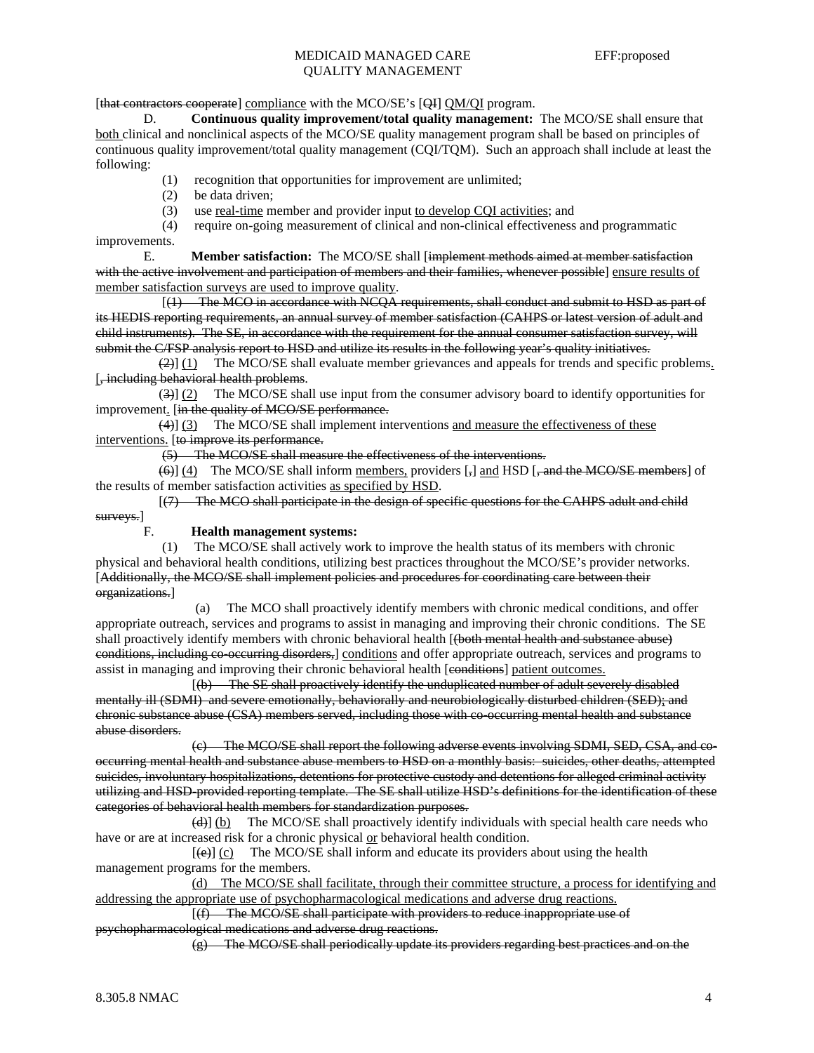[~~that contractors cooperate~~] <u>compliance</u> with the MCO/SE's [~~QI~~] <u>QM/QI</u> program.

D. **Continuous quality improvement/total quality management:** The MCO/SE shall ensure that <u>both</u> clinical and nonclinical aspects of the MCO/SE quality management program shall be based on principles of continuous quality improvement/total quality management (CQI/TQM). Such an approach shall include at least the following:

(1) recognition that opportunities for improvement are unlimited;

(2) be data driven;

(3) use <u>real-time</u> member and provider input <u>to develop CQI activities</u>; and

(4) require on-going measurement of clinical and non-clinical effectiveness and programmatic improvements.

E. **Member satisfaction:** The MCO/SE shall [~~implement methods aimed at member satisfaction with the active involvement and participation of members and their families, whenever possible~~] <u>ensure results of member satisfaction surveys are used to improve quality</u>.

[~~(1) The MCO in accordance with NCQA requirements, shall conduct and submit to HSD as part of its HEDIS reporting requirements, an annual survey of member satisfaction (CAHPS or latest version of adult and child instruments). The SE, in accordance with the requirement for the annual consumer satisfaction survey, will submit the C/FSP analysis report to HSD and utilize its results in the following year's quality initiatives.~~

~~(2)~~] <u>(1)</u> The MCO/SE shall evaluate member grievances and appeals for trends and specific problems<u>.</u> [~~, including behavioral health problems~~.

~~(3)~~] <u>(2)</u> The MCO/SE shall use input from the consumer advisory board to identify opportunities for improvement<u>.</u> [~~in the quality of MCO/SE performance.~~

~~(4)~~] <u>(3)</u> The MCO/SE shall implement interventions <u>and measure the effectiveness of these interventions.</u> [~~to improve its performance.~~

~~(5) The MCO/SE shall measure the effectiveness of the interventions.~~

~~(6)~~] <u>(4)</u> The MCO/SE shall inform <u>members,</u> providers [~~,~~] <u>and</u> HSD [~~, and the MCO/SE members~~] of the results of member satisfaction activities <u>as specified by HSD</u>.

[~~(7) The MCO shall participate in the design of specific questions for the CAHPS adult and child surveys.~~]

F. **Health management systems:**

(1) The MCO/SE shall actively work to improve the health status of its members with chronic physical and behavioral health conditions, utilizing best practices throughout the MCO/SE's provider networks. [~~Additionally, the MCO/SE shall implement policies and procedures for coordinating care between their organizations.~~]

(a) The MCO shall proactively identify members with chronic medical conditions, and offer appropriate outreach, services and programs to assist in managing and improving their chronic conditions. The SE shall proactively identify members with chronic behavioral health [~~(both mental health and substance abuse) conditions, including co-occurring disorders,~~] <u>conditions</u> and offer appropriate outreach, services and programs to assist in managing and improving their chronic behavioral health [~~conditions~~] <u>patient outcomes.</u>

[~~(b) The SE shall proactively identify the unduplicated number of adult severely disabled mentally ill (SDMI) and severe emotionally, behaviorally and neurobiologically disturbed children (SED); and chronic substance abuse (CSA) members served, including those with co-occurring mental health and substance abuse disorders.~~

~~(c) The MCO/SE shall report the following adverse events involving SDMI, SED, CSA, and co-occurring mental health and substance abuse members to HSD on a monthly basis: suicides, other deaths, attempted suicides, involuntary hospitalizations, detentions for protective custody and detentions for alleged criminal activity utilizing and HSD-provided reporting template. The SE shall utilize HSD's definitions for the identification of these categories of behavioral health members for standardization purposes.~~

~~(d)~~] <u>(b)</u> The MCO/SE shall proactively identify individuals with special health care needs who have or are at increased risk for a chronic physical <u>or</u> behavioral health condition.

[~~(e)~~] <u>(c)</u> The MCO/SE shall inform and educate its providers about using the health management programs for the members.

<u>(d) The MCO/SE shall facilitate, through their committee structure, a process for identifying and addressing the appropriate use of psychopharmacological medications and adverse drug reactions.</u>

[~~(f) The MCO/SE shall participate with providers to reduce inappropriate use of psychopharmacological medications and adverse drug reactions.~~

~~(g) The MCO/SE shall periodically update its providers regarding best practices and on the~~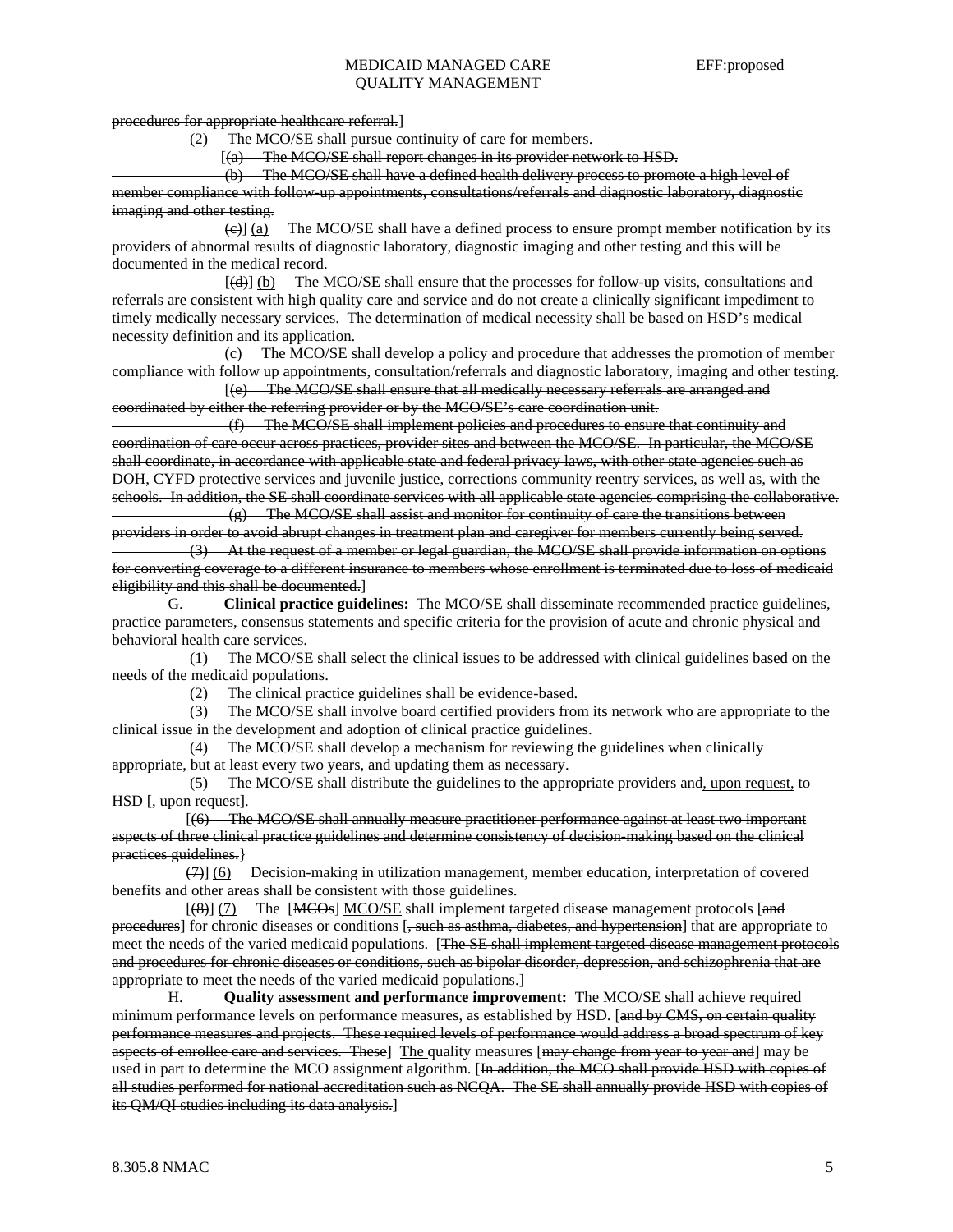procedures for appropriate healthcare referral.]

(2) The MCO/SE shall pursue continuity of care for members.

[(a) The MCO/SE shall report changes in its provider network to HSD.

(b) The MCO/SE shall have a defined health delivery process to promote a high level of member compliance with follow-up appointments, consultations/referrals and diagnostic laboratory, diagnostic imaging and other testing.

(c)] (a) The MCO/SE shall have a defined process to ensure prompt member notification by its providers of abnormal results of diagnostic laboratory, diagnostic imaging and other testing and this will be documented in the medical record.

[(d)] (b) The MCO/SE shall ensure that the processes for follow-up visits, consultations and referrals are consistent with high quality care and service and do not create a clinically significant impediment to timely medically necessary services. The determination of medical necessity shall be based on HSD's medical necessity definition and its application.

(c) The MCO/SE shall develop a policy and procedure that addresses the promotion of member compliance with follow up appointments, consultation/referrals and diagnostic laboratory, imaging and other testing.

[(e) The MCO/SE shall ensure that all medically necessary referrals are arranged and coordinated by either the referring provider or by the MCO/SE's care coordination unit.

(f) The MCO/SE shall implement policies and procedures to ensure that continuity and coordination of care occur across practices, provider sites and between the MCO/SE. In particular, the MCO/SE shall coordinate, in accordance with applicable state and federal privacy laws, with other state agencies such as DOH, CYFD protective services and juvenile justice, corrections community reentry services, as well as, with the schools. In addition, the SE shall coordinate services with all applicable state agencies comprising the collaborative.

(g) The MCO/SE shall assist and monitor for continuity of care the transitions between providers in order to avoid abrupt changes in treatment plan and caregiver for members currently being served.

(3) At the request of a member or legal guardian, the MCO/SE shall provide information on options for converting coverage to a different insurance to members whose enrollment is terminated due to loss of medicaid eligibility and this shall be documented.]

G. **Clinical practice guidelines:** The MCO/SE shall disseminate recommended practice guidelines, practice parameters, consensus statements and specific criteria for the provision of acute and chronic physical and behavioral health care services.

(1) The MCO/SE shall select the clinical issues to be addressed with clinical guidelines based on the needs of the medicaid populations.

(2) The clinical practice guidelines shall be evidence-based.

(3) The MCO/SE shall involve board certified providers from its network who are appropriate to the clinical issue in the development and adoption of clinical practice guidelines.

(4) The MCO/SE shall develop a mechanism for reviewing the guidelines when clinically appropriate, but at least every two years, and updating them as necessary.

(5) The MCO/SE shall distribute the guidelines to the appropriate providers and, upon request, to HSD [, upon request].

[(6) The MCO/SE shall annually measure practitioner performance against at least two important aspects of three clinical practice guidelines and determine consistency of decision-making based on the clinical practices guidelines.}

(7)] (6) Decision-making in utilization management, member education, interpretation of covered benefits and other areas shall be consistent with those guidelines.

[(8)] (7) The [MCOs] MCO/SE shall implement targeted disease management protocols [and procedures] for chronic diseases or conditions [, such as asthma, diabetes, and hypertension] that are appropriate to meet the needs of the varied medicaid populations. [The SE shall implement targeted disease management protocols and procedures for chronic diseases or conditions, such as bipolar disorder, depression, and schizophrenia that are appropriate to meet the needs of the varied medicaid populations.]

H. **Quality assessment and performance improvement:** The MCO/SE shall achieve required minimum performance levels on performance measures, as established by HSD. [and by CMS, on certain quality performance measures and projects. These required levels of performance would address a broad spectrum of key aspects of enrollee care and services. These] The quality measures [may change from year to year and] may be used in part to determine the MCO assignment algorithm. [In addition, the MCO shall provide HSD with copies of all studies performed for national accreditation such as NCQA. The SE shall annually provide HSD with copies of its QM/QI studies including its data analysis.]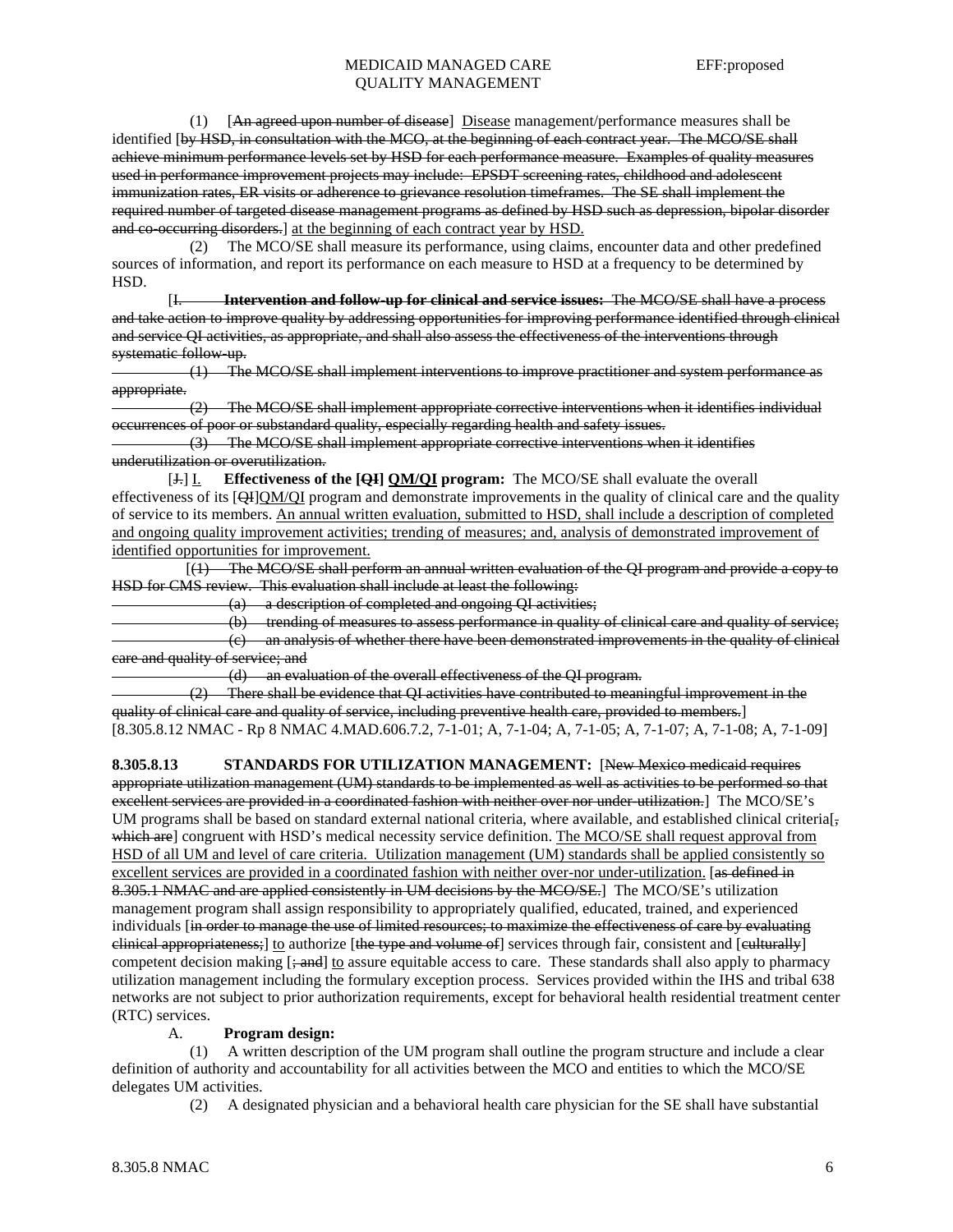(1) [~~An agreed upon number of disease~~] <u>Disease</u> management/performance measures shall be identified [~~by HSD, in consultation with the MCO, at the beginning of each contract year. The MCO/SE shall achieve minimum performance levels set by HSD for each performance measure. Examples of quality measures used in performance improvement projects may include: EPSDT screening rates, childhood and adolescent immunization rates, ER visits or adherence to grievance resolution timeframes. The SE shall implement the required number of targeted disease management programs as defined by HSD such as depression, bipolar disorder and co-occurring disorders.~~] <u>at the beginning of each contract year by HSD.</u>

(2) The MCO/SE shall measure its performance, using claims, encounter data and other predefined sources of information, and report its performance on each measure to HSD at a frequency to be determined by HSD.

[~~I. **Intervention and follow-up for clinical and service issues:** The MCO/SE shall have a process and take action to improve quality by addressing opportunities for improving performance identified through clinical and service QI activities, as appropriate, and shall also assess the effectiveness of the interventions through systematic follow-up.~~

~~(1) The MCO/SE shall implement interventions to improve practitioner and system performance as appropriate.~~

~~(2) The MCO/SE shall implement appropriate corrective interventions when it identifies individual occurrences of poor or substandard quality, especially regarding health and safety issues.~~

~~(3) The MCO/SE shall implement appropriate corrective interventions when it identifies underutilization or overutilization.~~

[~~J.~~] <u>I.</u> **Effectiveness of the [~~QI~~] <u>QM/QI</u> program:** The MCO/SE shall evaluate the overall effectiveness of its [~~QI~~]<u>QM/QI</u> program and demonstrate improvements in the quality of clinical care and the quality of service to its members. <u>An annual written evaluation, submitted to HSD, shall include a description of completed and ongoing quality improvement activities; trending of measures; and, analysis of demonstrated improvement of identified opportunities for improvement.</u>

[~~(1) The MCO/SE shall perform an annual written evaluation of the QI program and provide a copy to HSD for CMS review. This evaluation shall include at least the following:~~

~~(a) a description of completed and ongoing QI activities;~~

~~(b) trending of measures to assess performance in quality of clinical care and quality of service;~~

~~(c) an analysis of whether there have been demonstrated improvements in the quality of clinical care and quality of service; and~~

~~(d) an evaluation of the overall effectiveness of the QI program.~~

~~(2) There shall be evidence that QI activities have contributed to meaningful improvement in the quality of clinical care and quality of service, including preventive health care, provided to members.~~]

[8.305.8.12 NMAC - Rp 8 NMAC 4.MAD.606.7.2, 7-1-01; A, 7-1-04; A, 7-1-05; A, 7-1-07; A, 7-1-08; A, 7-1-09]

**8.305.8.13 STANDARDS FOR UTILIZATION MANAGEMENT:** [~~New Mexico medicaid requires appropriate utilization management (UM) standards to be implemented as well as activities to be performed so that excellent services are provided in a coordinated fashion with neither over nor under-utilization.~~] The MCO/SE's UM programs shall be based on standard external national criteria, where available, and established clinical criteria[~~, which are~~] congruent with HSD's medical necessity service definition. <u>The MCO/SE shall request approval from HSD of all UM and level of care criteria. Utilization management (UM) standards shall be applied consistently so excellent services are provided in a coordinated fashion with neither over-nor under-utilization.</u> [~~as defined in 8.305.1 NMAC and are applied consistently in UM decisions by the MCO/SE.~~] The MCO/SE's utilization management program shall assign responsibility to appropriately qualified, educated, trained, and experienced individuals [~~in order to manage the use of limited resources; to maximize the effectiveness of care by evaluating clinical appropriateness;~~] <u>to</u> authorize [~~the type and volume of~~] services through fair, consistent and [~~culturally~~] competent decision making [~~; and~~] <u>to</u> assure equitable access to care. These standards shall also apply to pharmacy utilization management including the formulary exception process. Services provided within the IHS and tribal 638 networks are not subject to prior authorization requirements, except for behavioral health residential treatment center (RTC) services.

A. **Program design:**

(1) A written description of the UM program shall outline the program structure and include a clear definition of authority and accountability for all activities between the MCO and entities to which the MCO/SE delegates UM activities.

(2) A designated physician and a behavioral health care physician for the SE shall have substantial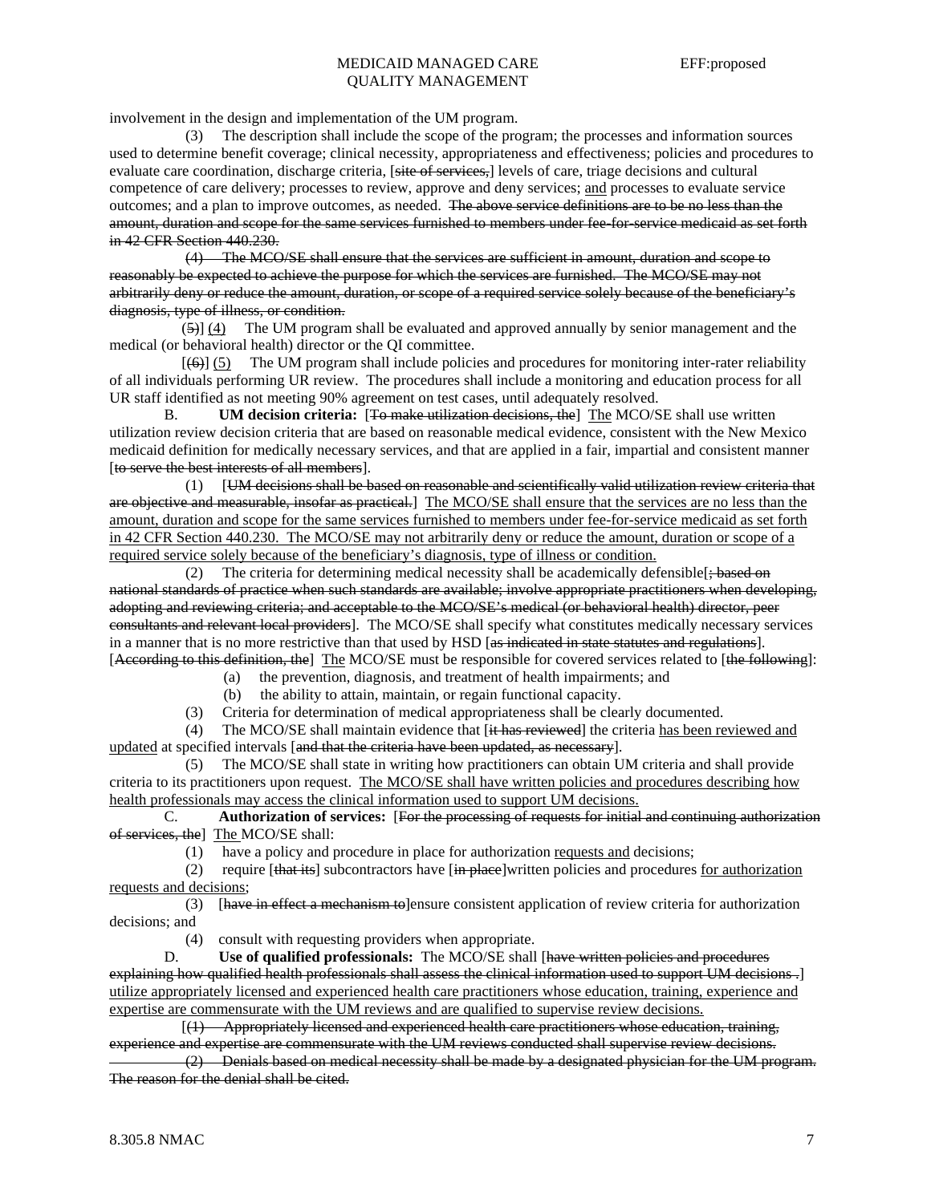involvement in the design and implementation of the UM program.

(3) The description shall include the scope of the program; the processes and information sources used to determine benefit coverage; clinical necessity, appropriateness and effectiveness; policies and procedures to evaluate care coordination, discharge criteria, [~~site of services,~~] levels of care, triage decisions and cultural competence of care delivery; processes to review, approve and deny services; <u>and</u> processes to evaluate service outcomes; and a plan to improve outcomes, as needed. ~~The above service definitions are to be no less than the amount, duration and scope for the same services furnished to members under fee-for-service medicaid as set forth in 42 CFR Section 440.230.~~

~~(4) The MCO/SE shall ensure that the services are sufficient in amount, duration and scope to reasonably be expected to achieve the purpose for which the services are furnished. The MCO/SE may not arbitrarily deny or reduce the amount, duration, or scope of a required service solely because of the beneficiary's diagnosis, type of illness, or condition.~~

[~~(5)~~] <u>(4)</u> The UM program shall be evaluated and approved annually by senior management and the medical (or behavioral health) director or the QI committee.

[~~(6)~~] <u>(5)</u> The UM program shall include policies and procedures for monitoring inter-rater reliability of all individuals performing UR review. The procedures shall include a monitoring and education process for all UR staff identified as not meeting 90% agreement on test cases, until adequately resolved.

B. **UM decision criteria:** [~~To make utilization decisions, the~~] <u>The</u> MCO/SE shall use written utilization review decision criteria that are based on reasonable medical evidence, consistent with the New Mexico medicaid definition for medically necessary services, and that are applied in a fair, impartial and consistent manner [~~to serve the best interests of all members~~].

(1) [~~UM decisions shall be based on reasonable and scientifically valid utilization review criteria that are objective and measurable, insofar as practical.~~] <u>The MCO/SE shall ensure that the services are no less than the amount, duration and scope for the same services furnished to members under fee-for-service medicaid as set forth in 42 CFR Section 440.230. The MCO/SE may not arbitrarily deny or reduce the amount, duration or scope of a required service solely because of the beneficiary's diagnosis, type of illness or condition.</u>

(2) The criteria for determining medical necessity shall be academically defensible[~~; based on national standards of practice when such standards are available; involve appropriate practitioners when developing, adopting and reviewing criteria; and acceptable to the MCO/SE's medical (or behavioral health) director, peer consultants and relevant local providers~~]. The MCO/SE shall specify what constitutes medically necessary services in a manner that is no more restrictive than that used by HSD [~~as indicated in state statutes and regulations~~]. [~~According to this definition, the~~] <u>The</u> MCO/SE must be responsible for covered services related to [~~the following~~]:

(a) the prevention, diagnosis, and treatment of health impairments; and

(b) the ability to attain, maintain, or regain functional capacity.

(3) Criteria for determination of medical appropriateness shall be clearly documented.

(4) The MCO/SE shall maintain evidence that [~~it has reviewed~~] the criteria <u>has been reviewed and updated</u> at specified intervals [~~and that the criteria have been updated, as necessary~~].

(5) The MCO/SE shall state in writing how practitioners can obtain UM criteria and shall provide criteria to its practitioners upon request. <u>The MCO/SE shall have written policies and procedures describing how health professionals may access the clinical information used to support UM decisions.</u>

C. **Authorization of services:** [~~For the processing of requests for initial and continuing authorization of services, the~~] <u>The</u> MCO/SE shall:

(1) have a policy and procedure in place for authorization <u>requests and</u> decisions;

(2) require [~~that its~~] subcontractors have [~~in place~~]written policies and procedures <u>for authorization requests and decisions</u>;

(3) [~~have in effect a mechanism to~~]ensure consistent application of review criteria for authorization decisions; and

(4) consult with requesting providers when appropriate.

D. **Use of qualified professionals:** The MCO/SE shall [~~have written policies and procedures explaining how qualified health professionals shall assess the clinical information used to support UM decisions .~~] <u>utilize appropriately licensed and experienced health care practitioners whose education, training, experience and expertise are commensurate with the UM reviews and are qualified to supervise review decisions.</u>

[~~(1) Appropriately licensed and experienced health care practitioners whose education, training, experience and expertise are commensurate with the UM reviews conducted shall supervise review decisions.~~

~~(2) Denials based on medical necessity shall be made by a designated physician for the UM program. The reason for the denial shall be cited.~~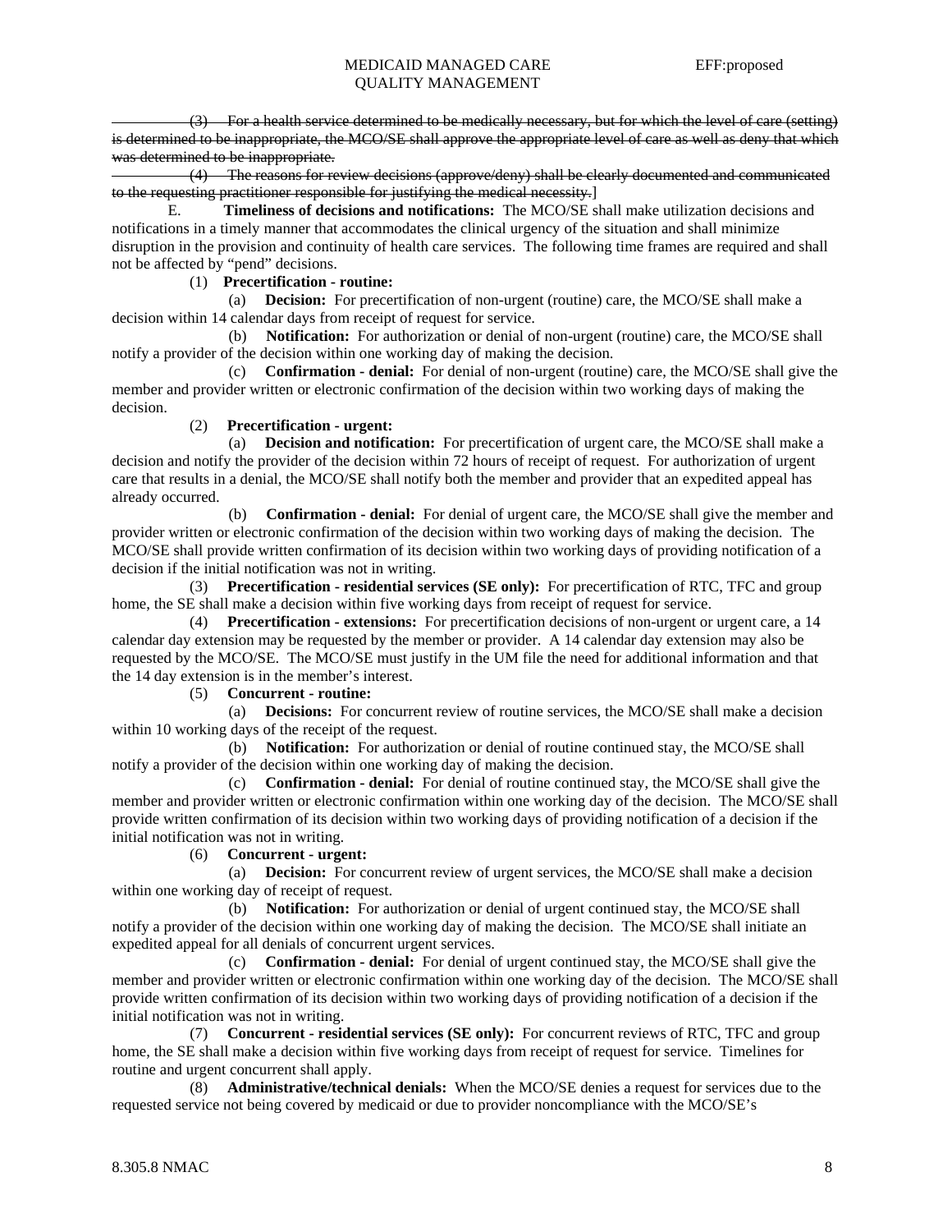~~(3) For a health service determined to be medically necessary, but for which the level of care (setting) is determined to be inappropriate, the MCO/SE shall approve the appropriate level of care as well as deny that which was determined to be inappropriate.~~

~~(4) The reasons for review decisions (approve/deny) shall be clearly documented and communicated to the requesting practitioner responsible for justifying the medical necessity.~~]

E. **Timeliness of decisions and notifications:** The MCO/SE shall make utilization decisions and notifications in a timely manner that accommodates the clinical urgency of the situation and shall minimize disruption in the provision and continuity of health care services. The following time frames are required and shall not be affected by "pend" decisions.

(1) **Precertification - routine:**

(a) **Decision:** For precertification of non-urgent (routine) care, the MCO/SE shall make a decision within 14 calendar days from receipt of request for service.

(b) **Notification:** For authorization or denial of non-urgent (routine) care, the MCO/SE shall notify a provider of the decision within one working day of making the decision.

(c) **Confirmation - denial:** For denial of non-urgent (routine) care, the MCO/SE shall give the member and provider written or electronic confirmation of the decision within two working days of making the decision.

(2) **Precertification - urgent:**

(a) **Decision and notification:** For precertification of urgent care, the MCO/SE shall make a decision and notify the provider of the decision within 72 hours of receipt of request. For authorization of urgent care that results in a denial, the MCO/SE shall notify both the member and provider that an expedited appeal has already occurred.

(b) **Confirmation - denial:** For denial of urgent care, the MCO/SE shall give the member and provider written or electronic confirmation of the decision within two working days of making the decision. The MCO/SE shall provide written confirmation of its decision within two working days of providing notification of a decision if the initial notification was not in writing.

(3) **Precertification - residential services (SE only):** For precertification of RTC, TFC and group home, the SE shall make a decision within five working days from receipt of request for service.

(4) **Precertification - extensions:** For precertification decisions of non-urgent or urgent care, a 14 calendar day extension may be requested by the member or provider. A 14 calendar day extension may also be requested by the MCO/SE. The MCO/SE must justify in the UM file the need for additional information and that the 14 day extension is in the member's interest.

(5) **Concurrent - routine:**

(a) **Decisions:** For concurrent review of routine services, the MCO/SE shall make a decision within 10 working days of the receipt of the request.

(b) **Notification:** For authorization or denial of routine continued stay, the MCO/SE shall notify a provider of the decision within one working day of making the decision.

(c) **Confirmation - denial:** For denial of routine continued stay, the MCO/SE shall give the member and provider written or electronic confirmation within one working day of the decision. The MCO/SE shall provide written confirmation of its decision within two working days of providing notification of a decision if the initial notification was not in writing.

(6) **Concurrent - urgent:**

(a) **Decision:** For concurrent review of urgent services, the MCO/SE shall make a decision within one working day of receipt of request.

(b) **Notification:** For authorization or denial of urgent continued stay, the MCO/SE shall notify a provider of the decision within one working day of making the decision. The MCO/SE shall initiate an expedited appeal for all denials of concurrent urgent services.

(c) **Confirmation - denial:** For denial of urgent continued stay, the MCO/SE shall give the member and provider written or electronic confirmation within one working day of the decision. The MCO/SE shall provide written confirmation of its decision within two working days of providing notification of a decision if the initial notification was not in writing.

(7) **Concurrent - residential services (SE only):** For concurrent reviews of RTC, TFC and group home, the SE shall make a decision within five working days from receipt of request for service. Timelines for routine and urgent concurrent shall apply.

(8) **Administrative/technical denials:** When the MCO/SE denies a request for services due to the requested service not being covered by medicaid or due to provider noncompliance with the MCO/SE's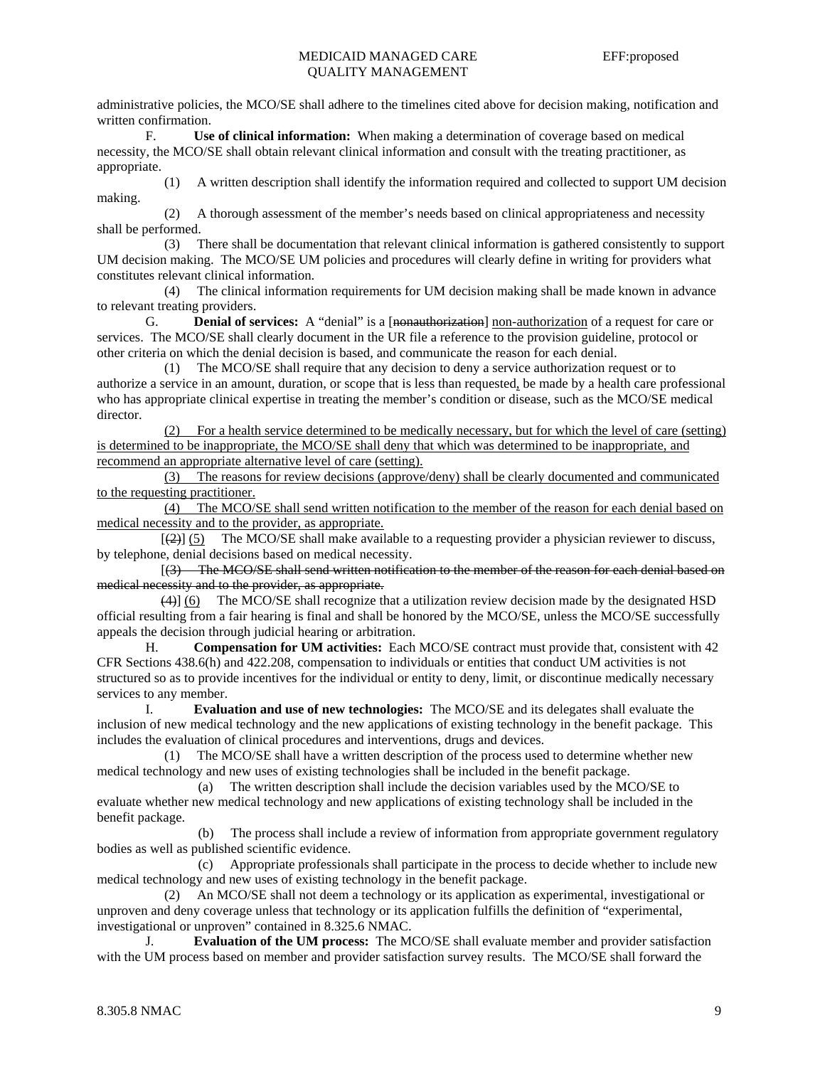administrative policies, the MCO/SE shall adhere to the timelines cited above for decision making, notification and written confirmation.

F. **Use of clinical information:** When making a determination of coverage based on medical necessity, the MCO/SE shall obtain relevant clinical information and consult with the treating practitioner, as appropriate.

(1) A written description shall identify the information required and collected to support UM decision making.

(2) A thorough assessment of the member's needs based on clinical appropriateness and necessity shall be performed.

(3) There shall be documentation that relevant clinical information is gathered consistently to support UM decision making. The MCO/SE UM policies and procedures will clearly define in writing for providers what constitutes relevant clinical information.

(4) The clinical information requirements for UM decision making shall be made known in advance to relevant treating providers.

G. **Denial of services:** A "denial" is a [~~nonauthorization~~] non-authorization of a request for care or services. The MCO/SE shall clearly document in the UR file a reference to the provision guideline, protocol or other criteria on which the denial decision is based, and communicate the reason for each denial.

(1) The MCO/SE shall require that any decision to deny a service authorization request or to authorize a service in an amount, duration, or scope that is less than requested, be made by a health care professional who has appropriate clinical expertise in treating the member's condition or disease, such as the MCO/SE medical director.

(2) For a health service determined to be medically necessary, but for which the level of care (setting) is determined to be inappropriate, the MCO/SE shall deny that which was determined to be inappropriate, and recommend an appropriate alternative level of care (setting).

(3) The reasons for review decisions (approve/deny) shall be clearly documented and communicated to the requesting practitioner.

(4) The MCO/SE shall send written notification to the member of the reason for each denial based on medical necessity and to the provider, as appropriate.

[~~(2)~~] (5) The MCO/SE shall make available to a requesting provider a physician reviewer to discuss, by telephone, denial decisions based on medical necessity.

[~~(3) The MCO/SE shall send written notification to the member of the reason for each denial based on medical necessity and to the provider, as appropriate.~~

~~(4)~~] (6) The MCO/SE shall recognize that a utilization review decision made by the designated HSD official resulting from a fair hearing is final and shall be honored by the MCO/SE, unless the MCO/SE successfully appeals the decision through judicial hearing or arbitration.

H. **Compensation for UM activities:** Each MCO/SE contract must provide that, consistent with 42 CFR Sections 438.6(h) and 422.208, compensation to individuals or entities that conduct UM activities is not structured so as to provide incentives for the individual or entity to deny, limit, or discontinue medically necessary services to any member.

I. **Evaluation and use of new technologies:** The MCO/SE and its delegates shall evaluate the inclusion of new medical technology and the new applications of existing technology in the benefit package. This includes the evaluation of clinical procedures and interventions, drugs and devices.

(1) The MCO/SE shall have a written description of the process used to determine whether new medical technology and new uses of existing technologies shall be included in the benefit package.

(a) The written description shall include the decision variables used by the MCO/SE to evaluate whether new medical technology and new applications of existing technology shall be included in the benefit package.

(b) The process shall include a review of information from appropriate government regulatory bodies as well as published scientific evidence.

(c) Appropriate professionals shall participate in the process to decide whether to include new medical technology and new uses of existing technology in the benefit package.

(2) An MCO/SE shall not deem a technology or its application as experimental, investigational or unproven and deny coverage unless that technology or its application fulfills the definition of "experimental, investigational or unproven" contained in 8.325.6 NMAC.

J. **Evaluation of the UM process:** The MCO/SE shall evaluate member and provider satisfaction with the UM process based on member and provider satisfaction survey results. The MCO/SE shall forward the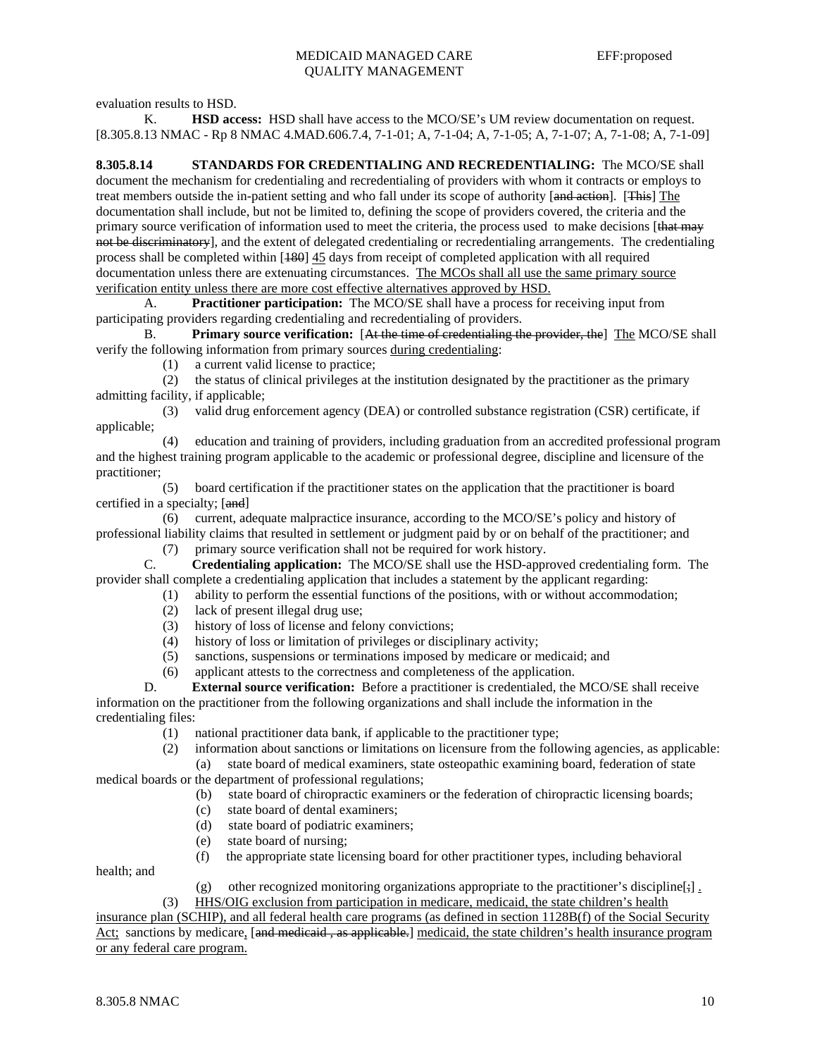evaluation results to HSD.

K. **HSD access:** HSD shall have access to the MCO/SE's UM review documentation on request.

[8.305.8.13 NMAC - Rp 8 NMAC 4.MAD.606.7.4, 7-1-01; A, 7-1-04; A, 7-1-05; A, 7-1-07; A, 7-1-08; A, 7-1-09]

**8.305.8.14 STANDARDS FOR CREDENTIALING AND RECREDENTIALING:** The MCO/SE shall document the mechanism for credentialing and recredentialing of providers with whom it contracts or employs to treat members outside the in-patient setting and who fall under its scope of authority [~~and action~~]. [~~This~~] The documentation shall include, but not be limited to, defining the scope of providers covered, the criteria and the primary source verification of information used to meet the criteria, the process used to make decisions [~~that may not be discriminatory~~], and the extent of delegated credentialing or recredentialing arrangements. The credentialing process shall be completed within [~~180~~] 45 days from receipt of completed application with all required documentation unless there are extenuating circumstances. The MCOs shall all use the same primary source verification entity unless there are more cost effective alternatives approved by HSD.

A. **Practitioner participation:** The MCO/SE shall have a process for receiving input from participating providers regarding credentialing and recredentialing of providers.

B. **Primary source verification:** [~~At the time of credentialing the provider, the~~] The MCO/SE shall verify the following information from primary sources during credentialing:

(1) a current valid license to practice;

(2) the status of clinical privileges at the institution designated by the practitioner as the primary admitting facility, if applicable;

(3) valid drug enforcement agency (DEA) or controlled substance registration (CSR) certificate, if applicable;

(4) education and training of providers, including graduation from an accredited professional program and the highest training program applicable to the academic or professional degree, discipline and licensure of the practitioner;

(5) board certification if the practitioner states on the application that the practitioner is board certified in a specialty; [~~and~~]

(6) current, adequate malpractice insurance, according to the MCO/SE's policy and history of professional liability claims that resulted in settlement or judgment paid by or on behalf of the practitioner; and

(7) primary source verification shall not be required for work history.

C. **Credentialing application:** The MCO/SE shall use the HSD-approved credentialing form. The provider shall complete a credentialing application that includes a statement by the applicant regarding:

(1) ability to perform the essential functions of the positions, with or without accommodation;

(2) lack of present illegal drug use;

(3) history of loss of license and felony convictions;

(4) history of loss or limitation of privileges or disciplinary activity;

(5) sanctions, suspensions or terminations imposed by medicare or medicaid; and

(6) applicant attests to the correctness and completeness of the application.

D. **External source verification:** Before a practitioner is credentialed, the MCO/SE shall receive information on the practitioner from the following organizations and shall include the information in the credentialing files:

(1) national practitioner data bank, if applicable to the practitioner type;

(2) information about sanctions or limitations on licensure from the following agencies, as applicable:

(a) state board of medical examiners, state osteopathic examining board, federation of state medical boards or the department of professional regulations;

(b) state board of chiropractic examiners or the federation of chiropractic licensing boards;

(c) state board of dental examiners;

(d) state board of podiatric examiners;

(e) state board of nursing;

(f) the appropriate state licensing board for other practitioner types, including behavioral health; and

(g) other recognized monitoring organizations appropriate to the practitioner's discipline[~~;~~] .

(3) HHS/OIG exclusion from participation in medicare, medicaid, the state children's health insurance plan (SCHIP), and all federal health care programs (as defined in section 1128B(f) of the Social Security Act; sanctions by medicare, [~~and medicaid , as applicable.~~] medicaid, the state children's health insurance program or any federal care program.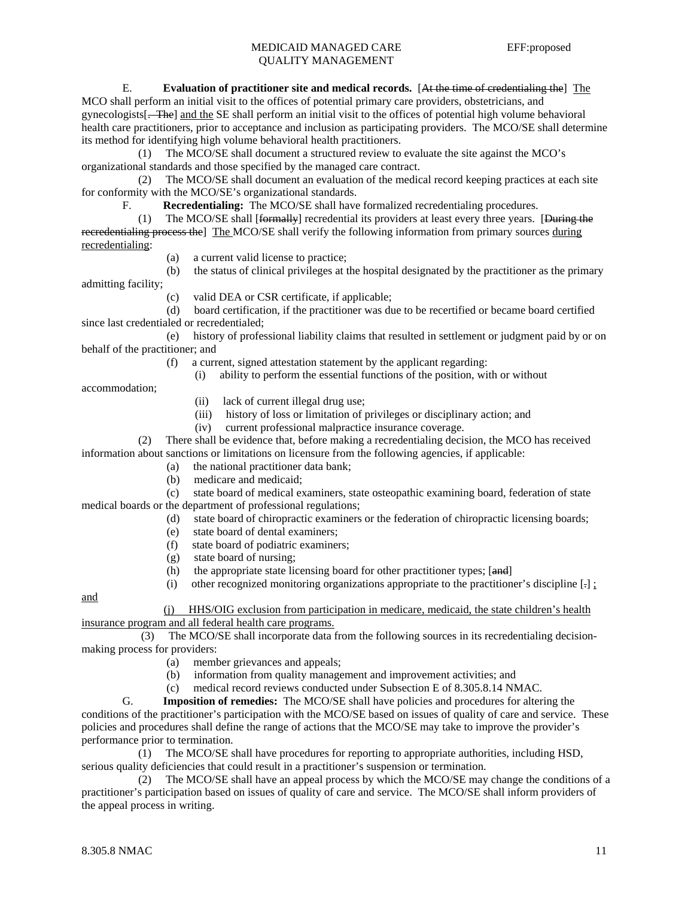E. **Evaluation of practitioner site and medical records.** [~~At the time of credentialing the~~] <u>The</u> MCO shall perform an initial visit to the offices of potential primary care providers, obstetricians, and gynecologists[~~. The~~] <u>and the</u> SE shall perform an initial visit to the offices of potential high volume behavioral health care practitioners, prior to acceptance and inclusion as participating providers. The MCO/SE shall determine its method for identifying high volume behavioral health practitioners.

(1) The MCO/SE shall document a structured review to evaluate the site against the MCO's organizational standards and those specified by the managed care contract.

(2) The MCO/SE shall document an evaluation of the medical record keeping practices at each site for conformity with the MCO/SE's organizational standards.

F. **Recredentialing:** The MCO/SE shall have formalized recredentialing procedures.

(1) The MCO/SE shall [~~formally~~] recredential its providers at least every three years. [~~During the recredentialing process the~~] <u>The</u> MCO/SE shall verify the following information from primary sources <u>during recredentialing</u>:

(a) a current valid license to practice;

(b) the status of clinical privileges at the hospital designated by the practitioner as the primary admitting facility;

(c) valid DEA or CSR certificate, if applicable;

(d) board certification, if the practitioner was due to be recertified or became board certified since last credentialed or recredentialed;

(e) history of professional liability claims that resulted in settlement or judgment paid by or on behalf of the practitioner; and

(f) a current, signed attestation statement by the applicant regarding:

(i) ability to perform the essential functions of the position, with or without accommodation;

(ii) lack of current illegal drug use;

(iii) history of loss or limitation of privileges or disciplinary action; and

(iv) current professional malpractice insurance coverage.

(2) There shall be evidence that, before making a recredentialing decision, the MCO has received information about sanctions or limitations on licensure from the following agencies, if applicable:

(a) the national practitioner data bank;

(b) medicare and medicaid;

(c) state board of medical examiners, state osteopathic examining board, federation of state medical boards or the department of professional regulations;

(d) state board of chiropractic examiners or the federation of chiropractic licensing boards;

(e) state board of dental examiners;

(f) state board of podiatric examiners;

(g) state board of nursing;

(h) the appropriate state licensing board for other practitioner types; [~~and~~]

(i) other recognized monitoring organizations appropriate to the practitioner's discipline [~~.~~] <u>; and</u>

<u>(j) HHS/OIG exclusion from participation in medicare, medicaid, the state children's health insurance program and all federal health care programs.</u>

(3) The MCO/SE shall incorporate data from the following sources in its recredentialing decision-making process for providers:

(a) member grievances and appeals;

(b) information from quality management and improvement activities; and

(c) medical record reviews conducted under Subsection E of 8.305.8.14 NMAC.

G. **Imposition of remedies:** The MCO/SE shall have policies and procedures for altering the conditions of the practitioner's participation with the MCO/SE based on issues of quality of care and service. These policies and procedures shall define the range of actions that the MCO/SE may take to improve the provider's performance prior to termination.

(1) The MCO/SE shall have procedures for reporting to appropriate authorities, including HSD, serious quality deficiencies that could result in a practitioner's suspension or termination.

(2) The MCO/SE shall have an appeal process by which the MCO/SE may change the conditions of a practitioner's participation based on issues of quality of care and service. The MCO/SE shall inform providers of the appeal process in writing.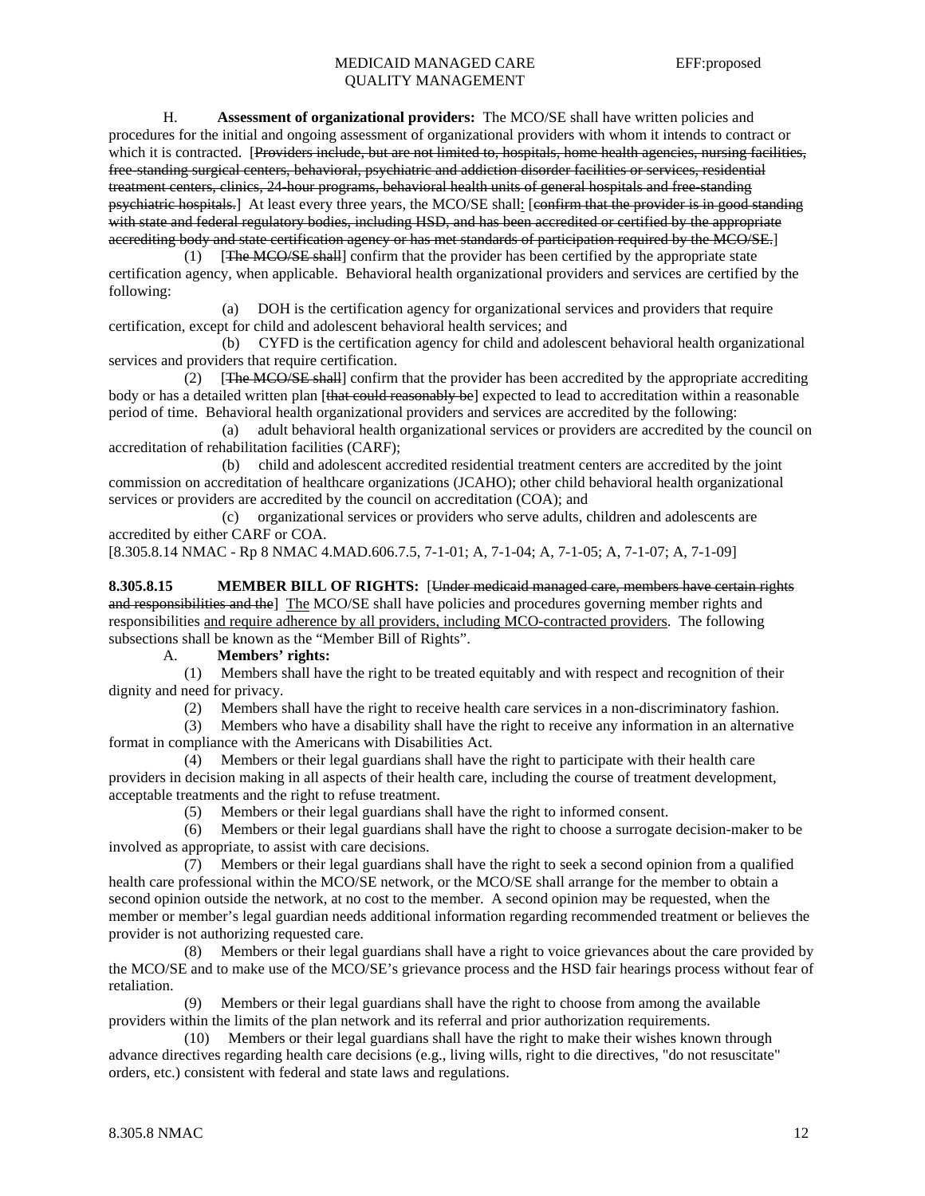H. **Assessment of organizational providers:** The MCO/SE shall have written policies and procedures for the initial and ongoing assessment of organizational providers with whom it intends to contract or which it is contracted. [~~Providers include, but are not limited to, hospitals, home health agencies, nursing facilities, free-standing surgical centers, behavioral, psychiatric and addiction disorder facilities or services, residential treatment centers, clinics, 24-hour programs, behavioral health units of general hospitals and free-standing psychiatric hospitals.~~] At least every three years, the MCO/SE shall: [~~confirm that the provider is in good standing with state and federal regulatory bodies, including HSD, and has been accredited or certified by the appropriate accrediting body and state certification agency or has met standards of participation required by the MCO/SE.~~]

(1) [~~The MCO/SE shall~~] confirm that the provider has been certified by the appropriate state certification agency, when applicable. Behavioral health organizational providers and services are certified by the following:

(a) DOH is the certification agency for organizational services and providers that require certification, except for child and adolescent behavioral health services; and

(b) CYFD is the certification agency for child and adolescent behavioral health organizational services and providers that require certification.

(2) [~~The MCO/SE shall~~] confirm that the provider has been accredited by the appropriate accrediting body or has a detailed written plan [~~that could reasonably be~~] expected to lead to accreditation within a reasonable period of time. Behavioral health organizational providers and services are accredited by the following:

(a) adult behavioral health organizational services or providers are accredited by the council on accreditation of rehabilitation facilities (CARF);

(b) child and adolescent accredited residential treatment centers are accredited by the joint commission on accreditation of healthcare organizations (JCAHO); other child behavioral health organizational services or providers are accredited by the council on accreditation (COA); and

(c) organizational services or providers who serve adults, children and adolescents are accredited by either CARF or COA.

[8.305.8.14 NMAC - Rp 8 NMAC 4.MAD.606.7.5, 7-1-01; A, 7-1-04; A, 7-1-05; A, 7-1-07; A, 7-1-09]

**8.305.8.15 MEMBER BILL OF RIGHTS:** [~~Under medicaid managed care, members have certain rights and responsibilities and the~~] The MCO/SE shall have policies and procedures governing member rights and responsibilities and require adherence by all providers, including MCO-contracted providers. The following subsections shall be known as the "Member Bill of Rights".

A. **Members' rights:**

(1) Members shall have the right to be treated equitably and with respect and recognition of their dignity and need for privacy.

(2) Members shall have the right to receive health care services in a non-discriminatory fashion.

(3) Members who have a disability shall have the right to receive any information in an alternative format in compliance with the Americans with Disabilities Act.

(4) Members or their legal guardians shall have the right to participate with their health care providers in decision making in all aspects of their health care, including the course of treatment development, acceptable treatments and the right to refuse treatment.

(5) Members or their legal guardians shall have the right to informed consent.

(6) Members or their legal guardians shall have the right to choose a surrogate decision-maker to be involved as appropriate, to assist with care decisions.

(7) Members or their legal guardians shall have the right to seek a second opinion from a qualified health care professional within the MCO/SE network, or the MCO/SE shall arrange for the member to obtain a second opinion outside the network, at no cost to the member. A second opinion may be requested, when the member or member's legal guardian needs additional information regarding recommended treatment or believes the provider is not authorizing requested care.

(8) Members or their legal guardians shall have a right to voice grievances about the care provided by the MCO/SE and to make use of the MCO/SE's grievance process and the HSD fair hearings process without fear of retaliation.

(9) Members or their legal guardians shall have the right to choose from among the available providers within the limits of the plan network and its referral and prior authorization requirements.

(10) Members or their legal guardians shall have the right to make their wishes known through advance directives regarding health care decisions (e.g., living wills, right to die directives, "do not resuscitate" orders, etc.) consistent with federal and state laws and regulations.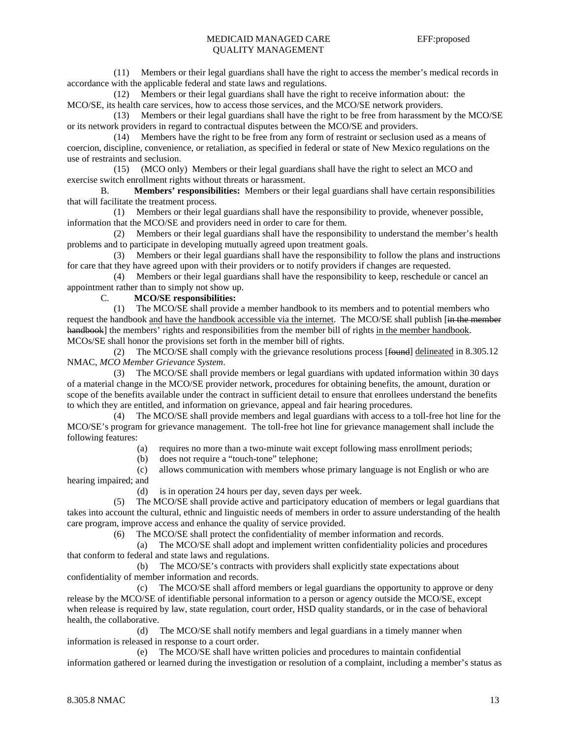(11) Members or their legal guardians shall have the right to access the member's medical records in accordance with the applicable federal and state laws and regulations.

(12) Members or their legal guardians shall have the right to receive information about: the MCO/SE, its health care services, how to access those services, and the MCO/SE network providers.

(13) Members or their legal guardians shall have the right to be free from harassment by the MCO/SE or its network providers in regard to contractual disputes between the MCO/SE and providers.

(14) Members have the right to be free from any form of restraint or seclusion used as a means of coercion, discipline, convenience, or retaliation, as specified in federal or state of New Mexico regulations on the use of restraints and seclusion.

(15) (MCO only) Members or their legal guardians shall have the right to select an MCO and exercise switch enrollment rights without threats or harassment.

B. **Members' responsibilities:** Members or their legal guardians shall have certain responsibilities that will facilitate the treatment process.

(1) Members or their legal guardians shall have the responsibility to provide, whenever possible, information that the MCO/SE and providers need in order to care for them.

(2) Members or their legal guardians shall have the responsibility to understand the member's health problems and to participate in developing mutually agreed upon treatment goals.

(3) Members or their legal guardians shall have the responsibility to follow the plans and instructions for care that they have agreed upon with their providers or to notify providers if changes are requested.

(4) Members or their legal guardians shall have the responsibility to keep, reschedule or cancel an appointment rather than to simply not show up.

C. **MCO/SE responsibilities:**

(1) The MCO/SE shall provide a member handbook to its members and to potential members who request the handbook <u>and have the handbook accessible via the internet</u>. The MCO/SE shall publish [~~in the member handbook~~] the members' rights and responsibilities from the member bill of rights <u>in the member handbook</u>. MCOs/SE shall honor the provisions set forth in the member bill of rights.

(2) The MCO/SE shall comply with the grievance resolutions process [~~found~~] <u>delineated</u> in 8.305.12 NMAC, *MCO Member Grievance System*.

(3) The MCO/SE shall provide members or legal guardians with updated information within 30 days of a material change in the MCO/SE provider network, procedures for obtaining benefits, the amount, duration or scope of the benefits available under the contract in sufficient detail to ensure that enrollees understand the benefits to which they are entitled, and information on grievance, appeal and fair hearing procedures.

(4) The MCO/SE shall provide members and legal guardians with access to a toll-free hot line for the MCO/SE's program for grievance management. The toll-free hot line for grievance management shall include the following features:

(a) requires no more than a two-minute wait except following mass enrollment periods;

(b) does not require a "touch-tone" telephone;

(c) allows communication with members whose primary language is not English or who are hearing impaired; and

(d) is in operation 24 hours per day, seven days per week.

(5) The MCO/SE shall provide active and participatory education of members or legal guardians that takes into account the cultural, ethnic and linguistic needs of members in order to assure understanding of the health care program, improve access and enhance the quality of service provided.

(6) The MCO/SE shall protect the confidentiality of member information and records.

(a) The MCO/SE shall adopt and implement written confidentiality policies and procedures that conform to federal and state laws and regulations.

(b) The MCO/SE's contracts with providers shall explicitly state expectations about confidentiality of member information and records.

(c) The MCO/SE shall afford members or legal guardians the opportunity to approve or deny release by the MCO/SE of identifiable personal information to a person or agency outside the MCO/SE, except when release is required by law, state regulation, court order, HSD quality standards, or in the case of behavioral health, the collaborative.

(d) The MCO/SE shall notify members and legal guardians in a timely manner when information is released in response to a court order.

(e) The MCO/SE shall have written policies and procedures to maintain confidential information gathered or learned during the investigation or resolution of a complaint, including a member's status as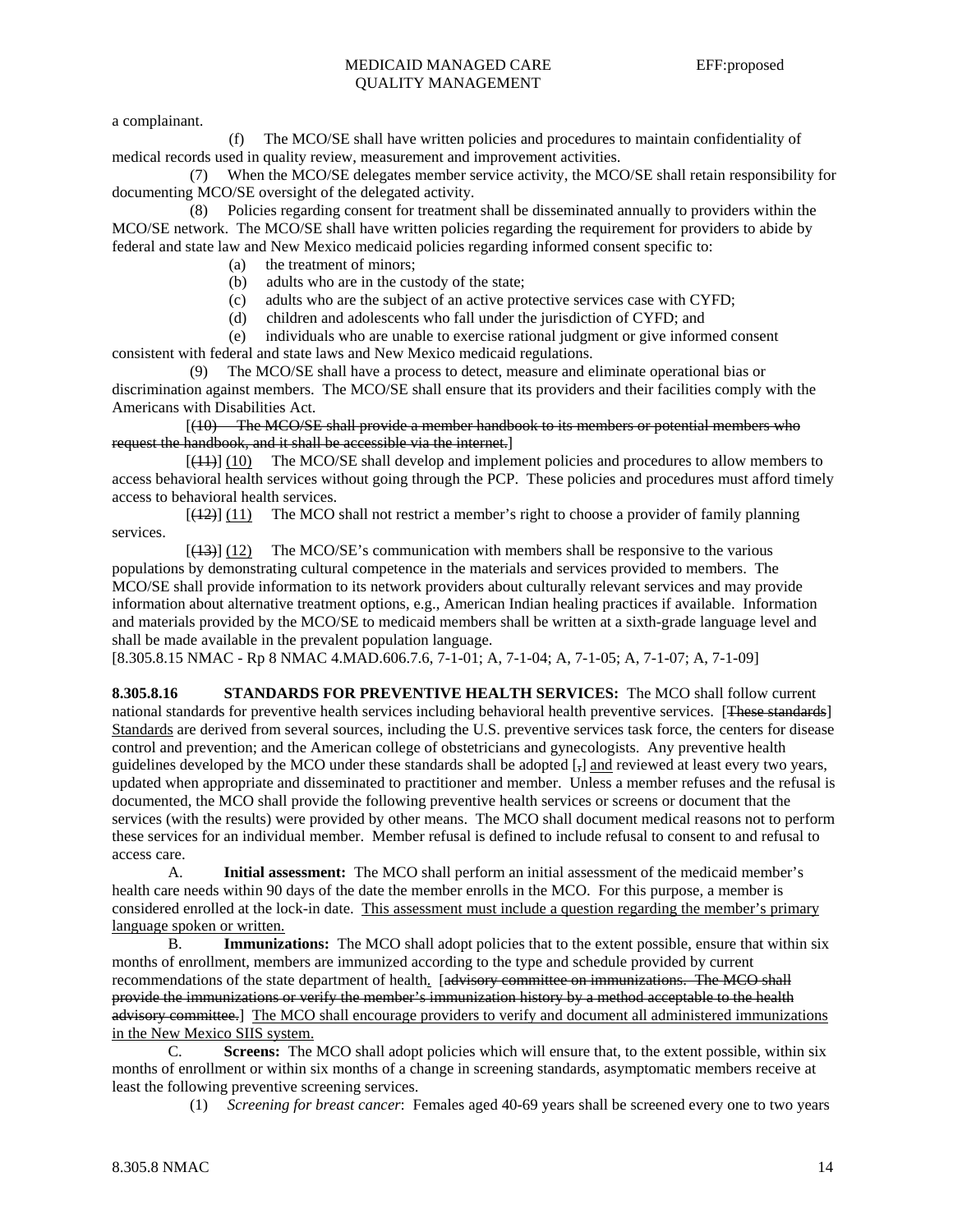a complainant.

(f) The MCO/SE shall have written policies and procedures to maintain confidentiality of medical records used in quality review, measurement and improvement activities.

(7) When the MCO/SE delegates member service activity, the MCO/SE shall retain responsibility for documenting MCO/SE oversight of the delegated activity.

(8) Policies regarding consent for treatment shall be disseminated annually to providers within the MCO/SE network. The MCO/SE shall have written policies regarding the requirement for providers to abide by federal and state law and New Mexico medicaid policies regarding informed consent specific to:

(a) the treatment of minors;

(b) adults who are in the custody of the state;

(c) adults who are the subject of an active protective services case with CYFD;

(d) children and adolescents who fall under the jurisdiction of CYFD; and

(e) individuals who are unable to exercise rational judgment or give informed consent consistent with federal and state laws and New Mexico medicaid regulations.

(9) The MCO/SE shall have a process to detect, measure and eliminate operational bias or discrimination against members. The MCO/SE shall ensure that its providers and their facilities comply with the Americans with Disabilities Act.

[~~(10) The MCO/SE shall provide a member handbook to its members or potential members who request the handbook, and it shall be accessible via the internet.~~]

[~~(11)~~] <u>(10)</u> The MCO/SE shall develop and implement policies and procedures to allow members to access behavioral health services without going through the PCP. These policies and procedures must afford timely access to behavioral health services.

[~~(12)~~] <u>(11)</u> The MCO shall not restrict a member's right to choose a provider of family planning services.

[~~(13)~~] <u>(12)</u> The MCO/SE's communication with members shall be responsive to the various populations by demonstrating cultural competence in the materials and services provided to members. The MCO/SE shall provide information to its network providers about culturally relevant services and may provide information about alternative treatment options, e.g., American Indian healing practices if available. Information and materials provided by the MCO/SE to medicaid members shall be written at a sixth-grade language level and shall be made available in the prevalent population language.

[8.305.8.15 NMAC - Rp 8 NMAC 4.MAD.606.7.6, 7-1-01; A, 7-1-04; A, 7-1-05; A, 7-1-07; A, 7-1-09]

**8.305.8.16 STANDARDS FOR PREVENTIVE HEALTH SERVICES:** The MCO shall follow current national standards for preventive health services including behavioral health preventive services. [~~These standards~~] <u>Standards</u> are derived from several sources, including the U.S. preventive services task force, the centers for disease control and prevention; and the American college of obstetricians and gynecologists. Any preventive health guidelines developed by the MCO under these standards shall be adopted [~~,~~] <u>and</u> reviewed at least every two years, updated when appropriate and disseminated to practitioner and member. Unless a member refuses and the refusal is documented, the MCO shall provide the following preventive health services or screens or document that the services (with the results) were provided by other means. The MCO shall document medical reasons not to perform these services for an individual member. Member refusal is defined to include refusal to consent to and refusal to access care.

A. **Initial assessment:** The MCO shall perform an initial assessment of the medicaid member's health care needs within 90 days of the date the member enrolls in the MCO. For this purpose, a member is considered enrolled at the lock-in date. <u>This assessment must include a question regarding the member's primary language spoken or written.</u>

B. **Immunizations:** The MCO shall adopt policies that to the extent possible, ensure that within six months of enrollment, members are immunized according to the type and schedule provided by current recommendations of the state department of health<u>.</u> [~~advisory committee on immunizations. The MCO shall provide the immunizations or verify the member's immunization history by a method acceptable to the health advisory committee.~~] <u>The MCO shall encourage providers to verify and document all administered immunizations in the New Mexico SIIS system.</u>

C. **Screens:** The MCO shall adopt policies which will ensure that, to the extent possible, within six months of enrollment or within six months of a change in screening standards, asymptomatic members receive at least the following preventive screening services.

(1) *Screening for breast cancer*: Females aged 40-69 years shall be screened every one to two years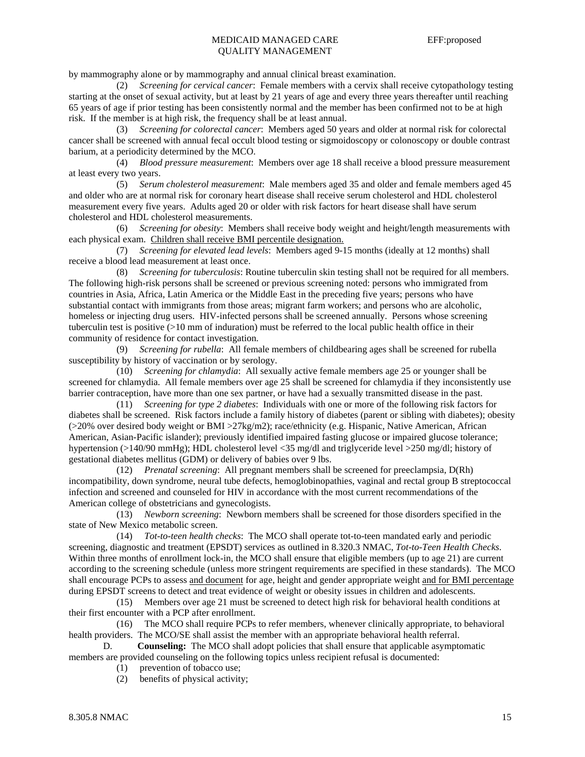by mammography alone or by mammography and annual clinical breast examination.

(2) *Screening for cervical cancer*: Female members with a cervix shall receive cytopathology testing starting at the onset of sexual activity, but at least by 21 years of age and every three years thereafter until reaching 65 years of age if prior testing has been consistently normal and the member has been confirmed not to be at high risk. If the member is at high risk, the frequency shall be at least annual.

(3) *Screening for colorectal cancer*: Members aged 50 years and older at normal risk for colorectal cancer shall be screened with annual fecal occult blood testing or sigmoidoscopy or colonoscopy or double contrast barium, at a periodicity determined by the MCO.

(4) *Blood pressure measurement*: Members over age 18 shall receive a blood pressure measurement at least every two years.

(5) *Serum cholesterol measurement*: Male members aged 35 and older and female members aged 45 and older who are at normal risk for coronary heart disease shall receive serum cholesterol and HDL cholesterol measurement every five years. Adults aged 20 or older with risk factors for heart disease shall have serum cholesterol and HDL cholesterol measurements.

(6) *Screening for obesity*: Members shall receive body weight and height/length measurements with each physical exam. <u>Children shall receive BMI percentile designation.</u>

(7) *Screening for elevated lead levels*: Members aged 9-15 months (ideally at 12 months) shall receive a blood lead measurement at least once.

(8) *Screening for tuberculosis*: Routine tuberculin skin testing shall not be required for all members. The following high-risk persons shall be screened or previous screening noted: persons who immigrated from countries in Asia, Africa, Latin America or the Middle East in the preceding five years; persons who have substantial contact with immigrants from those areas; migrant farm workers; and persons who are alcoholic, homeless or injecting drug users. HIV-infected persons shall be screened annually. Persons whose screening tuberculin test is positive (>10 mm of induration) must be referred to the local public health office in their community of residence for contact investigation.

(9) *Screening for rubella*: All female members of childbearing ages shall be screened for rubella susceptibility by history of vaccination or by serology.

(10) *Screening for chlamydia*: All sexually active female members age 25 or younger shall be screened for chlamydia. All female members over age 25 shall be screened for chlamydia if they inconsistently use barrier contraception, have more than one sex partner, or have had a sexually transmitted disease in the past.

(11) *Screening for type 2 diabetes*: Individuals with one or more of the following risk factors for diabetes shall be screened. Risk factors include a family history of diabetes (parent or sibling with diabetes); obesity (>20% over desired body weight or BMI >27kg/m2); race/ethnicity (e.g. Hispanic, Native American, African American, Asian-Pacific islander); previously identified impaired fasting glucose or impaired glucose tolerance; hypertension (>140/90 mmHg); HDL cholesterol level <35 mg/dl and triglyceride level >250 mg/dl; history of gestational diabetes mellitus (GDM) or delivery of babies over 9 lbs.

(12) *Prenatal screening*: All pregnant members shall be screened for preeclampsia, D(Rh) incompatibility, down syndrome, neural tube defects, hemoglobinopathies, vaginal and rectal group B streptococcal infection and screened and counseled for HIV in accordance with the most current recommendations of the American college of obstetricians and gynecologists.

(13) *Newborn screening*: Newborn members shall be screened for those disorders specified in the state of New Mexico metabolic screen.

(14) *Tot-to-teen health checks*: The MCO shall operate tot-to-teen mandated early and periodic screening, diagnostic and treatment (EPSDT) services as outlined in 8.320.3 NMAC, *Tot-to-Teen Health Checks*. Within three months of enrollment lock-in, the MCO shall ensure that eligible members (up to age 21) are current according to the screening schedule (unless more stringent requirements are specified in these standards). The MCO shall encourage PCPs to assess <u>and document</u> for age, height and gender appropriate weight <u>and for BMI percentage</u> during EPSDT screens to detect and treat evidence of weight or obesity issues in children and adolescents.

(15) Members over age 21 must be screened to detect high risk for behavioral health conditions at their first encounter with a PCP after enrollment.

(16) The MCO shall require PCPs to refer members, whenever clinically appropriate, to behavioral health providers. The MCO/SE shall assist the member with an appropriate behavioral health referral.

D. **Counseling:** The MCO shall adopt policies that shall ensure that applicable asymptomatic members are provided counseling on the following topics unless recipient refusal is documented:

(1) prevention of tobacco use;

(2) benefits of physical activity;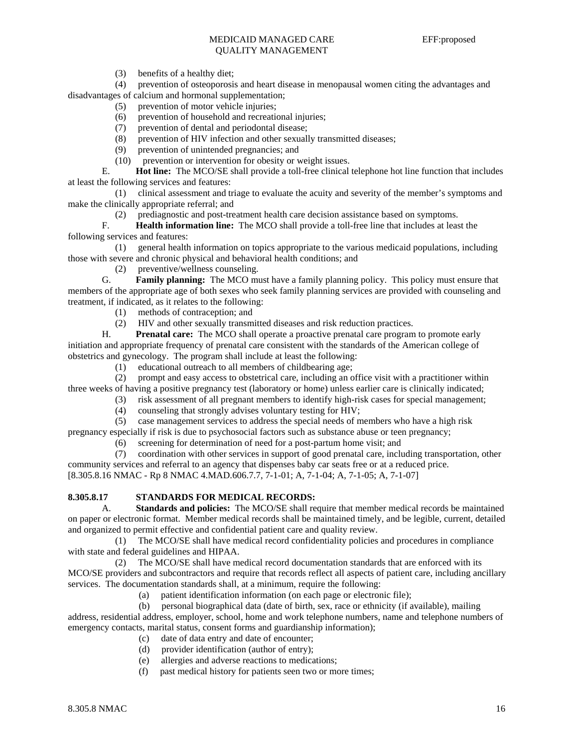(3) benefits of a healthy diet;

(4) prevention of osteoporosis and heart disease in menopausal women citing the advantages and disadvantages of calcium and hormonal supplementation;

(5) prevention of motor vehicle injuries;

(6) prevention of household and recreational injuries;

(7) prevention of dental and periodontal disease;

(8) prevention of HIV infection and other sexually transmitted diseases;

(9) prevention of unintended pregnancies; and

(10) prevention or intervention for obesity or weight issues.

E. **Hot line:** The MCO/SE shall provide a toll-free clinical telephone hot line function that includes at least the following services and features:

(1) clinical assessment and triage to evaluate the acuity and severity of the member's symptoms and make the clinically appropriate referral; and

(2) prediagnostic and post-treatment health care decision assistance based on symptoms.

F. **Health information line:** The MCO shall provide a toll-free line that includes at least the following services and features:

(1) general health information on topics appropriate to the various medicaid populations, including those with severe and chronic physical and behavioral health conditions; and

(2) preventive/wellness counseling.

G. **Family planning:** The MCO must have a family planning policy. This policy must ensure that members of the appropriate age of both sexes who seek family planning services are provided with counseling and treatment, if indicated, as it relates to the following:

(1) methods of contraception; and

(2) HIV and other sexually transmitted diseases and risk reduction practices.

H. **Prenatal care:** The MCO shall operate a proactive prenatal care program to promote early initiation and appropriate frequency of prenatal care consistent with the standards of the American college of obstetrics and gynecology. The program shall include at least the following:

(1) educational outreach to all members of childbearing age;

(2) prompt and easy access to obstetrical care, including an office visit with a practitioner within three weeks of having a positive pregnancy test (laboratory or home) unless earlier care is clinically indicated;

(3) risk assessment of all pregnant members to identify high-risk cases for special management;

(4) counseling that strongly advises voluntary testing for HIV;

(5) case management services to address the special needs of members who have a high risk pregnancy especially if risk is due to psychosocial factors such as substance abuse or teen pregnancy;

(6) screening for determination of need for a post-partum home visit; and

(7) coordination with other services in support of good prenatal care, including transportation, other community services and referral to an agency that dispenses baby car seats free or at a reduced price.

[8.305.8.16 NMAC - Rp 8 NMAC 4.MAD.606.7.7, 7-1-01; A, 7-1-04; A, 7-1-05; A, 7-1-07]

**8.305.8.17 STANDARDS FOR MEDICAL RECORDS:**

A. **Standards and policies:** The MCO/SE shall require that member medical records be maintained on paper or electronic format. Member medical records shall be maintained timely, and be legible, current, detailed and organized to permit effective and confidential patient care and quality review.

(1) The MCO/SE shall have medical record confidentiality policies and procedures in compliance with state and federal guidelines and HIPAA.

(2) The MCO/SE shall have medical record documentation standards that are enforced with its MCO/SE providers and subcontractors and require that records reflect all aspects of patient care, including ancillary services. The documentation standards shall, at a minimum, require the following:

(a) patient identification information (on each page or electronic file);

(b) personal biographical data (date of birth, sex, race or ethnicity (if available), mailing address, residential address, employer, school, home and work telephone numbers, name and telephone numbers of emergency contacts, marital status, consent forms and guardianship information);

(c) date of data entry and date of encounter;

(d) provider identification (author of entry);

(e) allergies and adverse reactions to medications;

(f) past medical history for patients seen two or more times;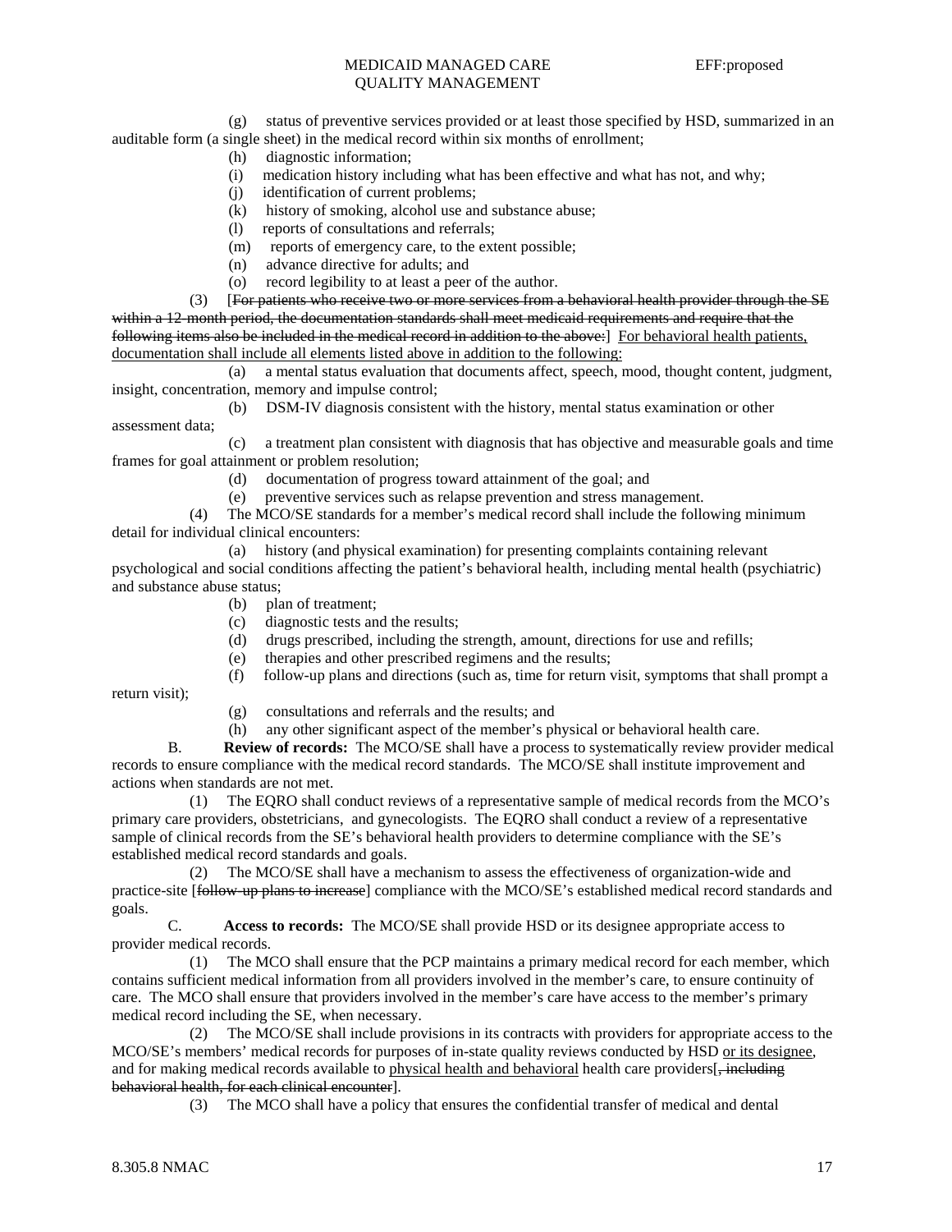(g) status of preventive services provided or at least those specified by HSD, summarized in an auditable form (a single sheet) in the medical record within six months of enrollment;

(h) diagnostic information;

(i) medication history including what has been effective and what has not, and why;

(j) identification of current problems;

(k) history of smoking, alcohol use and substance abuse;

(l) reports of consultations and referrals;

(m) reports of emergency care, to the extent possible;

(n) advance directive for adults; and

(o) record legibility to at least a peer of the author.

(3) [~~For patients who receive two or more services from a behavioral health provider through the SE within a 12-month period, the documentation standards shall meet medicaid requirements and require that the following items also be included in the medical record in addition to the above:~~] <u>For behavioral health patients, documentation shall include all elements listed above in addition to the following:</u>

(a) a mental status evaluation that documents affect, speech, mood, thought content, judgment, insight, concentration, memory and impulse control;

(b) DSM-IV diagnosis consistent with the history, mental status examination or other assessment data;

(c) a treatment plan consistent with diagnosis that has objective and measurable goals and time frames for goal attainment or problem resolution;

(d) documentation of progress toward attainment of the goal; and

(e) preventive services such as relapse prevention and stress management.

(4) The MCO/SE standards for a member's medical record shall include the following minimum detail for individual clinical encounters:

(a) history (and physical examination) for presenting complaints containing relevant psychological and social conditions affecting the patient's behavioral health, including mental health (psychiatric) and substance abuse status;

(b) plan of treatment;

(c) diagnostic tests and the results;

(d) drugs prescribed, including the strength, amount, directions for use and refills;

(e) therapies and other prescribed regimens and the results;

(f) follow-up plans and directions (such as, time for return visit, symptoms that shall prompt a return visit);

(g) consultations and referrals and the results; and

(h) any other significant aspect of the member's physical or behavioral health care.

B. **Review of records:** The MCO/SE shall have a process to systematically review provider medical records to ensure compliance with the medical record standards. The MCO/SE shall institute improvement and actions when standards are not met.

(1) The EQRO shall conduct reviews of a representative sample of medical records from the MCO's primary care providers, obstetricians, and gynecologists. The EQRO shall conduct a review of a representative sample of clinical records from the SE's behavioral health providers to determine compliance with the SE's established medical record standards and goals.

(2) The MCO/SE shall have a mechanism to assess the effectiveness of organization-wide and practice-site [~~follow-up plans to increase~~] compliance with the MCO/SE's established medical record standards and goals.

C. **Access to records:** The MCO/SE shall provide HSD or its designee appropriate access to provider medical records.

(1) The MCO shall ensure that the PCP maintains a primary medical record for each member, which contains sufficient medical information from all providers involved in the member's care, to ensure continuity of care. The MCO shall ensure that providers involved in the member's care have access to the member's primary medical record including the SE, when necessary.

(2) The MCO/SE shall include provisions in its contracts with providers for appropriate access to the MCO/SE's members' medical records for purposes of in-state quality reviews conducted by HSD <u>or its designee</u>, and for making medical records available to <u>physical health and behavioral</u> health care providers[~~, including behavioral health, for each clinical encounter~~].

(3) The MCO shall have a policy that ensures the confidential transfer of medical and dental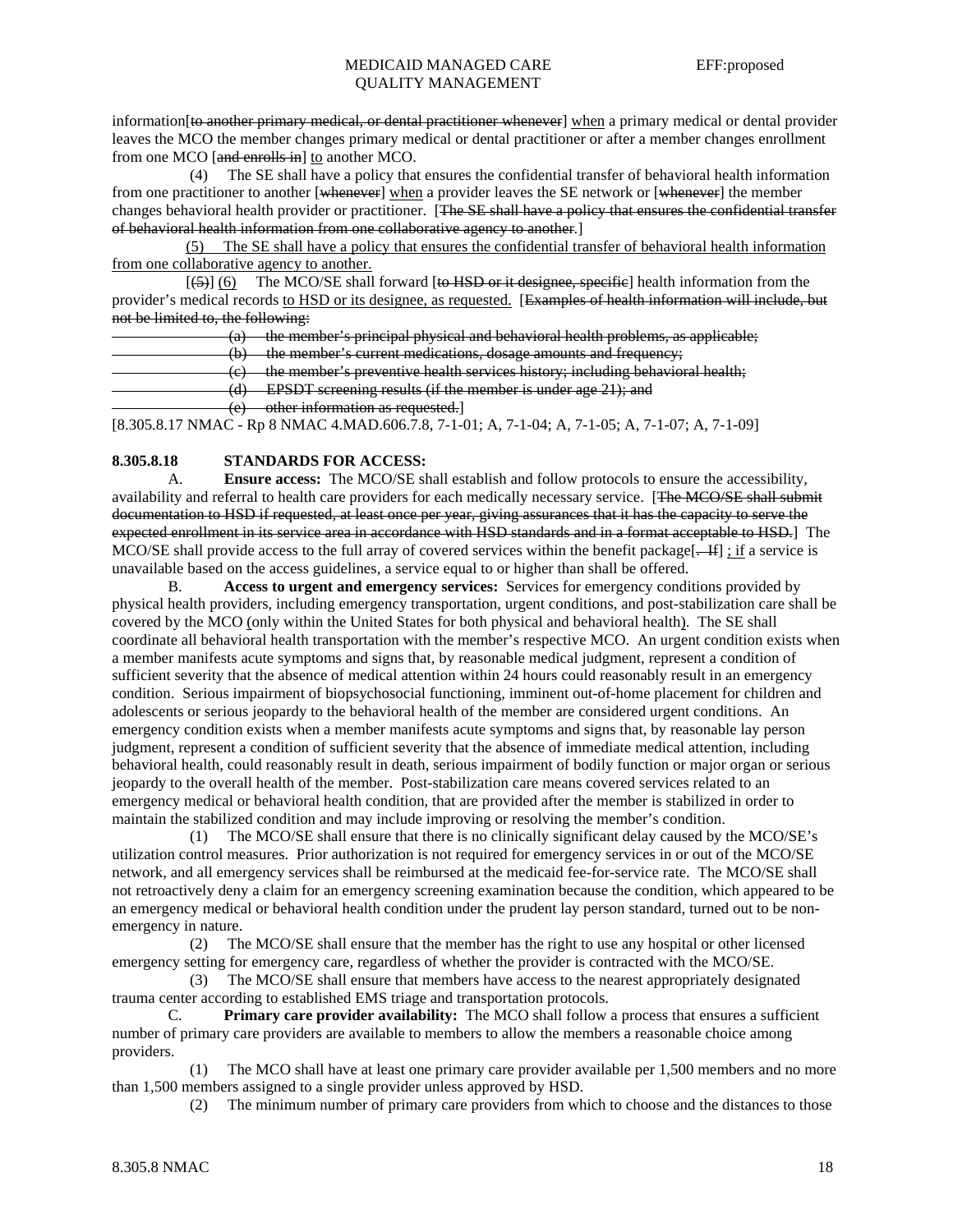information[~~to another primary medical, or dental practitioner whenever~~] <u>when</u> a primary medical or dental provider leaves the MCO the member changes primary medical or dental practitioner or after a member changes enrollment from one MCO [~~and enrolls in~~] <u>to</u> another MCO.

(4) The SE shall have a policy that ensures the confidential transfer of behavioral health information from one practitioner to another [~~whenever~~] <u>when</u> a provider leaves the SE network or [~~whenever~~] the member changes behavioral health provider or practitioner. [~~The SE shall have a policy that ensures the confidential transfer of behavioral health information from one collaborative agency to another~~.]

<u>(5) The SE shall have a policy that ensures the confidential transfer of behavioral health information from one collaborative agency to another.</u>

[~~(5)~~] <u>(6)</u> The MCO/SE shall forward [~~to HSD or it designee, specific~~] health information from the provider's medical records <u>to HSD or its designee, as requested.</u> [~~Examples of health information will include, but not be limited to, the following:~~

~~(a) the member's principal physical and behavioral health problems, as applicable;~~

~~(b) the member's current medications, dosage amounts and frequency;~~

~~(c) the member's preventive health services history; including behavioral health;~~

~~(d) EPSDT screening results (if the member is under age 21); and~~

~~(e) other information as requested.~~]

[8.305.8.17 NMAC - Rp 8 NMAC 4.MAD.606.7.8, 7-1-01; A, 7-1-04; A, 7-1-05; A, 7-1-07; A, 7-1-09]

**8.305.8.18 STANDARDS FOR ACCESS:**

A. **Ensure access:** The MCO/SE shall establish and follow protocols to ensure the accessibility, availability and referral to health care providers for each medically necessary service. [~~The MCO/SE shall submit documentation to HSD if requested, at least once per year, giving assurances that it has the capacity to serve the expected enrollment in its service area in accordance with HSD standards and in a format acceptable to HSD.~~] The MCO/SE shall provide access to the full array of covered services within the benefit package[~~. If~~] <u>; if</u> a service is unavailable based on the access guidelines, a service equal to or higher than shall be offered.

B. **Access to urgent and emergency services:** Services for emergency conditions provided by physical health providers, including emergency transportation, urgent conditions, and post-stabilization care shall be covered by the MCO <u>(</u>only within the United States for both physical and behavioral health<u>)</u>. The SE shall coordinate all behavioral health transportation with the member's respective MCO. An urgent condition exists when a member manifests acute symptoms and signs that, by reasonable medical judgment, represent a condition of sufficient severity that the absence of medical attention within 24 hours could reasonably result in an emergency condition. Serious impairment of biopsychosocial functioning, imminent out-of-home placement for children and adolescents or serious jeopardy to the behavioral health of the member are considered urgent conditions. An emergency condition exists when a member manifests acute symptoms and signs that, by reasonable lay person judgment, represent a condition of sufficient severity that the absence of immediate medical attention, including behavioral health, could reasonably result in death, serious impairment of bodily function or major organ or serious jeopardy to the overall health of the member. Post-stabilization care means covered services related to an emergency medical or behavioral health condition, that are provided after the member is stabilized in order to maintain the stabilized condition and may include improving or resolving the member's condition.

(1) The MCO/SE shall ensure that there is no clinically significant delay caused by the MCO/SE's utilization control measures. Prior authorization is not required for emergency services in or out of the MCO/SE network, and all emergency services shall be reimbursed at the medicaid fee-for-service rate. The MCO/SE shall not retroactively deny a claim for an emergency screening examination because the condition, which appeared to be an emergency medical or behavioral health condition under the prudent lay person standard, turned out to be non-emergency in nature.

(2) The MCO/SE shall ensure that the member has the right to use any hospital or other licensed emergency setting for emergency care, regardless of whether the provider is contracted with the MCO/SE.

(3) The MCO/SE shall ensure that members have access to the nearest appropriately designated trauma center according to established EMS triage and transportation protocols.

C. **Primary care provider availability:** The MCO shall follow a process that ensures a sufficient number of primary care providers are available to members to allow the members a reasonable choice among providers.

(1) The MCO shall have at least one primary care provider available per 1,500 members and no more than 1,500 members assigned to a single provider unless approved by HSD.

(2) The minimum number of primary care providers from which to choose and the distances to those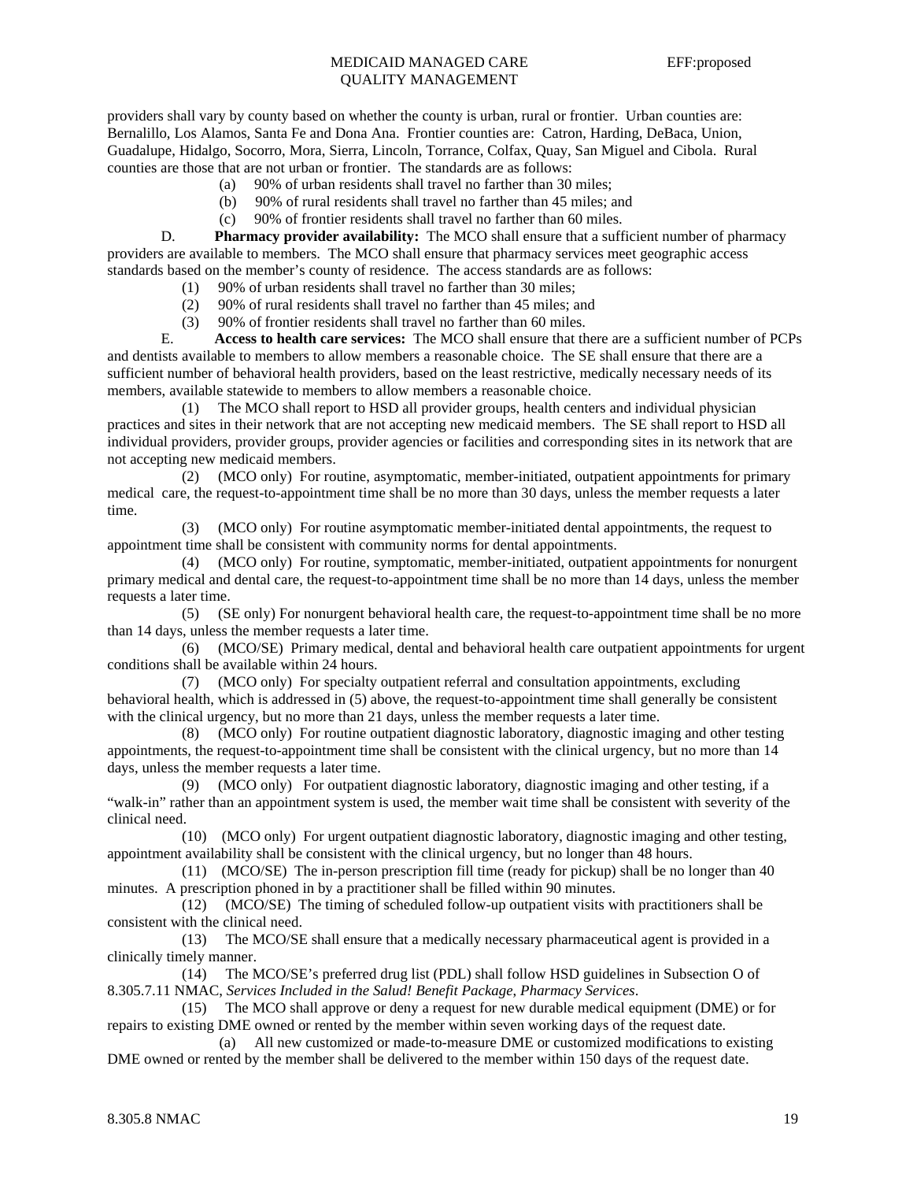providers shall vary by county based on whether the county is urban, rural or frontier. Urban counties are: Bernalillo, Los Alamos, Santa Fe and Dona Ana. Frontier counties are: Catron, Harding, DeBaca, Union, Guadalupe, Hidalgo, Socorro, Mora, Sierra, Lincoln, Torrance, Colfax, Quay, San Miguel and Cibola. Rural counties are those that are not urban or frontier. The standards are as follows:

(a) 90% of urban residents shall travel no farther than 30 miles;

(b) 90% of rural residents shall travel no farther than 45 miles; and

(c) 90% of frontier residents shall travel no farther than 60 miles.

D. **Pharmacy provider availability:** The MCO shall ensure that a sufficient number of pharmacy providers are available to members. The MCO shall ensure that pharmacy services meet geographic access standards based on the member's county of residence. The access standards are as follows:

(1) 90% of urban residents shall travel no farther than 30 miles;

(2) 90% of rural residents shall travel no farther than 45 miles; and

(3) 90% of frontier residents shall travel no farther than 60 miles.

E. **Access to health care services:** The MCO shall ensure that there are a sufficient number of PCPs and dentists available to members to allow members a reasonable choice. The SE shall ensure that there are a sufficient number of behavioral health providers, based on the least restrictive, medically necessary needs of its members, available statewide to members to allow members a reasonable choice.

(1) The MCO shall report to HSD all provider groups, health centers and individual physician practices and sites in their network that are not accepting new medicaid members. The SE shall report to HSD all individual providers, provider groups, provider agencies or facilities and corresponding sites in its network that are not accepting new medicaid members.

(2) (MCO only) For routine, asymptomatic, member-initiated, outpatient appointments for primary medical care, the request-to-appointment time shall be no more than 30 days, unless the member requests a later time.

(3) (MCO only) For routine asymptomatic member-initiated dental appointments, the request to appointment time shall be consistent with community norms for dental appointments.

(4) (MCO only) For routine, symptomatic, member-initiated, outpatient appointments for nonurgent primary medical and dental care, the request-to-appointment time shall be no more than 14 days, unless the member requests a later time.

(5) (SE only) For nonurgent behavioral health care, the request-to-appointment time shall be no more than 14 days, unless the member requests a later time.

(6) (MCO/SE) Primary medical, dental and behavioral health care outpatient appointments for urgent conditions shall be available within 24 hours.

(7) (MCO only) For specialty outpatient referral and consultation appointments, excluding behavioral health, which is addressed in (5) above, the request-to-appointment time shall generally be consistent with the clinical urgency, but no more than 21 days, unless the member requests a later time.

(8) (MCO only) For routine outpatient diagnostic laboratory, diagnostic imaging and other testing appointments, the request-to-appointment time shall be consistent with the clinical urgency, but no more than 14 days, unless the member requests a later time.

(9) (MCO only) For outpatient diagnostic laboratory, diagnostic imaging and other testing, if a "walk-in" rather than an appointment system is used, the member wait time shall be consistent with severity of the clinical need.

(10) (MCO only) For urgent outpatient diagnostic laboratory, diagnostic imaging and other testing, appointment availability shall be consistent with the clinical urgency, but no longer than 48 hours.

(11) (MCO/SE) The in-person prescription fill time (ready for pickup) shall be no longer than 40 minutes. A prescription phoned in by a practitioner shall be filled within 90 minutes.

(12) (MCO/SE) The timing of scheduled follow-up outpatient visits with practitioners shall be consistent with the clinical need.

(13) The MCO/SE shall ensure that a medically necessary pharmaceutical agent is provided in a clinically timely manner.

(14) The MCO/SE's preferred drug list (PDL) shall follow HSD guidelines in Subsection O of 8.305.7.11 NMAC, *Services Included in the Salud! Benefit Package, Pharmacy Services*.

(15) The MCO shall approve or deny a request for new durable medical equipment (DME) or for repairs to existing DME owned or rented by the member within seven working days of the request date.

(a) All new customized or made-to-measure DME or customized modifications to existing DME owned or rented by the member shall be delivered to the member within 150 days of the request date.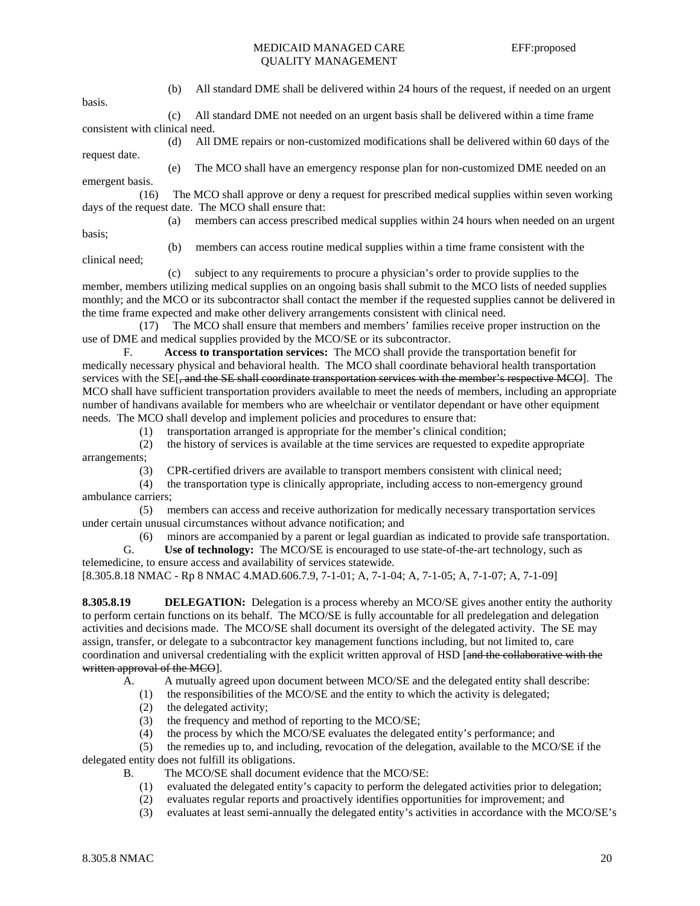(b) All standard DME shall be delivered within 24 hours of the request, if needed on an urgent basis.

(c) All standard DME not needed on an urgent basis shall be delivered within a time frame consistent with clinical need.

(d) All DME repairs or non-customized modifications shall be delivered within 60 days of the request date.

(e) The MCO shall have an emergency response plan for non-customized DME needed on an emergent basis.

(16) The MCO shall approve or deny a request for prescribed medical supplies within seven working days of the request date. The MCO shall ensure that:

(a) members can access prescribed medical supplies within 24 hours when needed on an urgent basis;

(b) members can access routine medical supplies within a time frame consistent with the clinical need;

(c) subject to any requirements to procure a physician's order to provide supplies to the member, members utilizing medical supplies on an ongoing basis shall submit to the MCO lists of needed supplies monthly; and the MCO or its subcontractor shall contact the member if the requested supplies cannot be delivered in the time frame expected and make other delivery arrangements consistent with clinical need.

(17) The MCO shall ensure that members and members' families receive proper instruction on the use of DME and medical supplies provided by the MCO/SE or its subcontractor.

F. **Access to transportation services:** The MCO shall provide the transportation benefit for medically necessary physical and behavioral health. The MCO shall coordinate behavioral health transportation services with the SE[~~, and the SE shall coordinate transportation services with the member's respective MCO~~]. The MCO shall have sufficient transportation providers available to meet the needs of members, including an appropriate number of handivans available for members who are wheelchair or ventilator dependant or have other equipment needs. The MCO shall develop and implement policies and procedures to ensure that:

(1) transportation arranged is appropriate for the member's clinical condition;

(2) the history of services is available at the time services are requested to expedite appropriate arrangements;

(3) CPR-certified drivers are available to transport members consistent with clinical need;

(4) the transportation type is clinically appropriate, including access to non-emergency ground ambulance carriers;

(5) members can access and receive authorization for medically necessary transportation services under certain unusual circumstances without advance notification; and

(6) minors are accompanied by a parent or legal guardian as indicated to provide safe transportation.

G. **Use of technology:** The MCO/SE is encouraged to use state-of-the-art technology, such as telemedicine, to ensure access and availability of services statewide.

[8.305.8.18 NMAC - Rp 8 NMAC 4.MAD.606.7.9, 7-1-01; A, 7-1-04; A, 7-1-05; A, 7-1-07; A, 7-1-09]

**8.305.8.19 DELEGATION:** Delegation is a process whereby an MCO/SE gives another entity the authority to perform certain functions on its behalf. The MCO/SE is fully accountable for all predelegation and delegation activities and decisions made. The MCO/SE shall document its oversight of the delegated activity. The SE may assign, transfer, or delegate to a subcontractor key management functions including, but not limited to, care coordination and universal credentialing with the explicit written approval of HSD [~~and the collaborative with the written approval of the MCO~~].

A. A mutually agreed upon document between MCO/SE and the delegated entity shall describe:

(1) the responsibilities of the MCO/SE and the entity to which the activity is delegated;

(2) the delegated activity;

(3) the frequency and method of reporting to the MCO/SE;

(4) the process by which the MCO/SE evaluates the delegated entity's performance; and

(5) the remedies up to, and including, revocation of the delegation, available to the MCO/SE if the delegated entity does not fulfill its obligations.

B. The MCO/SE shall document evidence that the MCO/SE:

(1) evaluated the delegated entity's capacity to perform the delegated activities prior to delegation;

(2) evaluates regular reports and proactively identifies opportunities for improvement; and

(3) evaluates at least semi-annually the delegated entity's activities in accordance with the MCO/SE's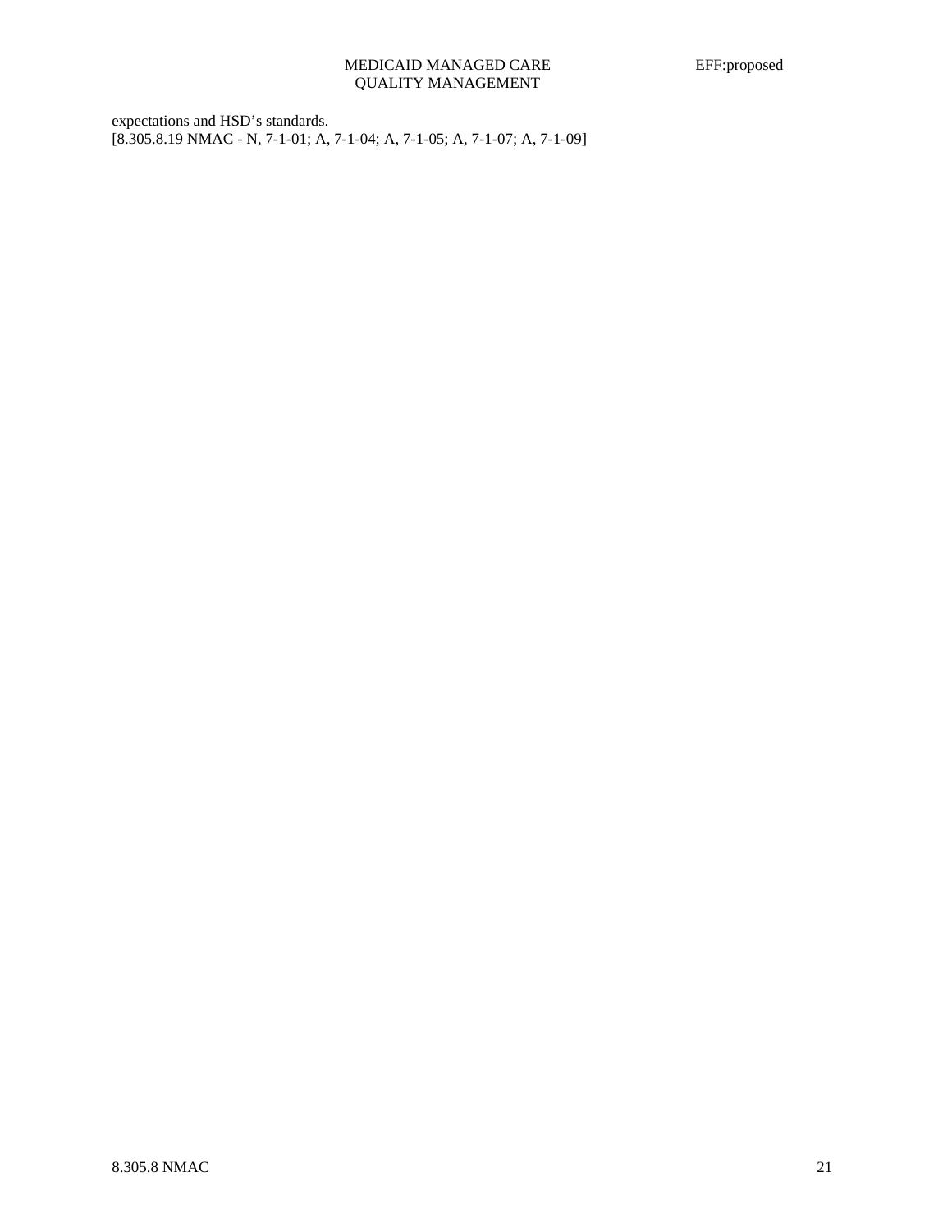expectations and HSD’s standards.
[8.305.8.19 NMAC - N, 7-1-01; A, 7-1-04; A, 7-1-05; A, 7-1-07; A, 7-1-09]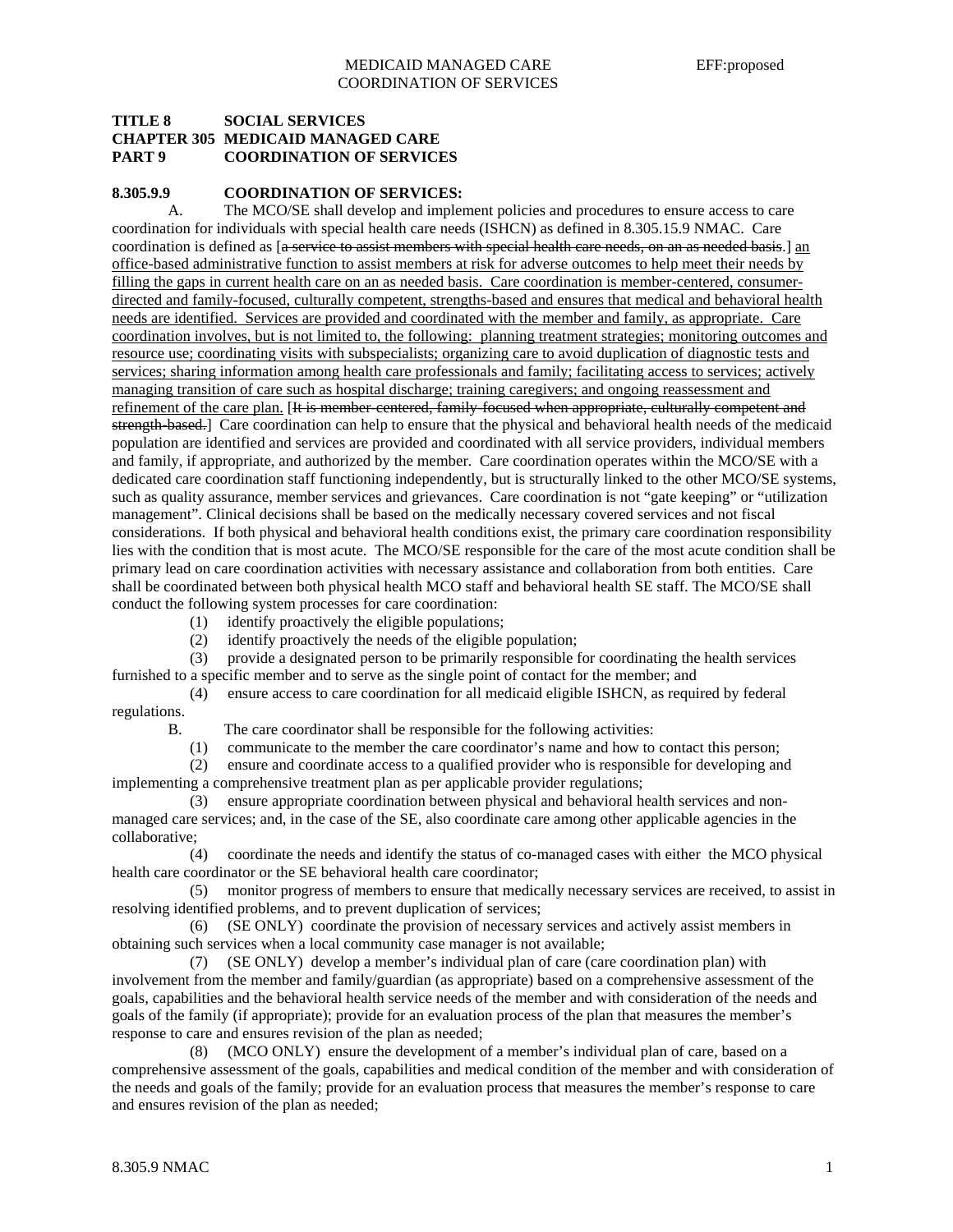**TITLE 8 SOCIAL SERVICES**
**CHAPTER 305 MEDICAID MANAGED CARE**
**PART 9 COORDINATION OF SERVICES**

**8.305.9.9 COORDINATION OF SERVICES:**

A. The MCO/SE shall develop and implement policies and procedures to ensure access to care coordination for individuals with special health care needs (ISHCN) as defined in 8.305.15.9 NMAC. Care coordination is defined as [~~a service to assist members with special health care needs, on an as needed basis~~.] <u>an office-based administrative function to assist members at risk for adverse outcomes to help meet their needs by filling the gaps in current health care on an as needed basis. Care coordination is member-centered, consumer-directed and family-focused, culturally competent, strengths-based and ensures that medical and behavioral health needs are identified. Services are provided and coordinated with the member and family, as appropriate. Care coordination involves, but is not limited to, the following: planning treatment strategies; monitoring outcomes and resource use; coordinating visits with subspecialists; organizing care to avoid duplication of diagnostic tests and services; sharing information among health care professionals and family; facilitating access to services; actively managing transition of care such as hospital discharge; training caregivers; and ongoing reassessment and refinement of the care plan.</u> [~~It is member-centered, family-focused when appropriate, culturally competent and strength-based.~~] Care coordination can help to ensure that the physical and behavioral health needs of the medicaid population are identified and services are provided and coordinated with all service providers, individual members and family, if appropriate, and authorized by the member. Care coordination operates within the MCO/SE with a dedicated care coordination staff functioning independently, but is structurally linked to the other MCO/SE systems, such as quality assurance, member services and grievances. Care coordination is not "gate keeping" or "utilization management". Clinical decisions shall be based on the medically necessary covered services and not fiscal considerations. If both physical and behavioral health conditions exist, the primary care coordination responsibility lies with the condition that is most acute. The MCO/SE responsible for the care of the most acute condition shall be primary lead on care coordination activities with necessary assistance and collaboration from both entities. Care shall be coordinated between both physical health MCO staff and behavioral health SE staff. The MCO/SE shall conduct the following system processes for care coordination:

(1) identify proactively the eligible populations;

(2) identify proactively the needs of the eligible population;

(3) provide a designated person to be primarily responsible for coordinating the health services furnished to a specific member and to serve as the single point of contact for the member; and

(4) ensure access to care coordination for all medicaid eligible ISHCN, as required by federal regulations.

B. The care coordinator shall be responsible for the following activities:

(1) communicate to the member the care coordinator's name and how to contact this person;

(2) ensure and coordinate access to a qualified provider who is responsible for developing and implementing a comprehensive treatment plan as per applicable provider regulations;

(3) ensure appropriate coordination between physical and behavioral health services and non-managed care services; and, in the case of the SE, also coordinate care among other applicable agencies in the collaborative;

(4) coordinate the needs and identify the status of co-managed cases with either the MCO physical health care coordinator or the SE behavioral health care coordinator;

(5) monitor progress of members to ensure that medically necessary services are received, to assist in resolving identified problems, and to prevent duplication of services;

(6) (SE ONLY) coordinate the provision of necessary services and actively assist members in obtaining such services when a local community case manager is not available;

(7) (SE ONLY) develop a member's individual plan of care (care coordination plan) with involvement from the member and family/guardian (as appropriate) based on a comprehensive assessment of the goals, capabilities and the behavioral health service needs of the member and with consideration of the needs and goals of the family (if appropriate); provide for an evaluation process of the plan that measures the member's response to care and ensures revision of the plan as needed;

(8) (MCO ONLY) ensure the development of a member's individual plan of care, based on a comprehensive assessment of the goals, capabilities and medical condition of the member and with consideration of the needs and goals of the family; provide for an evaluation process that measures the member's response to care and ensures revision of the plan as needed;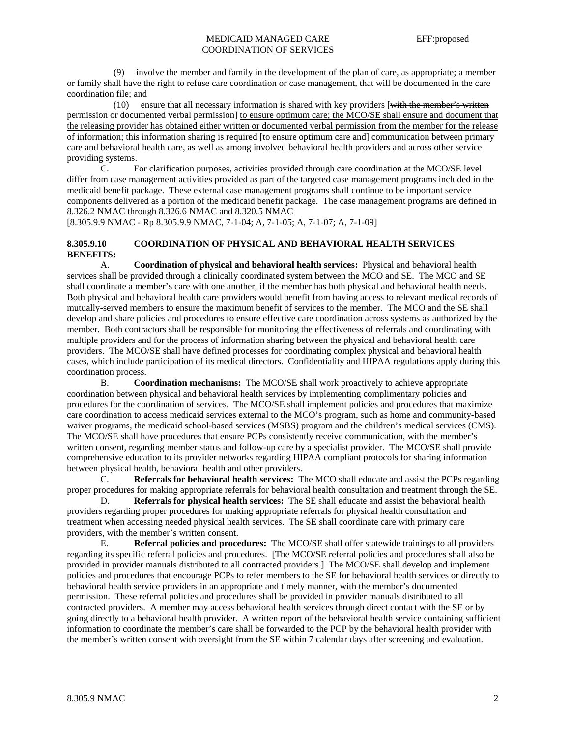(9) involve the member and family in the development of the plan of care, as appropriate; a member or family shall have the right to refuse care coordination or case management, that will be documented in the care coordination file; and

(10) ensure that all necessary information is shared with key providers [~~with the member's written permission or documented verbal permission~~] <u>to ensure optimum care; the MCO/SE shall ensure and document that the releasing provider has obtained either written or documented verbal permission from the member for the release of information</u>; this information sharing is required [~~to ensure optimum care and~~] communication between primary care and behavioral health care, as well as among involved behavioral health providers and across other service providing systems.

C. For clarification purposes, activities provided through care coordination at the MCO/SE level differ from case management activities provided as part of the targeted case management programs included in the medicaid benefit package. These external case management programs shall continue to be important service components delivered as a portion of the medicaid benefit package. The case management programs are defined in 8.326.2 NMAC through 8.326.6 NMAC and 8.320.5 NMAC

[8.305.9.9 NMAC - Rp 8.305.9.9 NMAC, 7-1-04; A, 7-1-05; A, 7-1-07; A, 7-1-09]

**8.305.9.10 COORDINATION OF PHYSICAL AND BEHAVIORAL HEALTH SERVICES BENEFITS:**

A. **Coordination of physical and behavioral health services:** Physical and behavioral health services shall be provided through a clinically coordinated system between the MCO and SE. The MCO and SE shall coordinate a member's care with one another, if the member has both physical and behavioral health needs. Both physical and behavioral health care providers would benefit from having access to relevant medical records of mutually-served members to ensure the maximum benefit of services to the member. The MCO and the SE shall develop and share policies and procedures to ensure effective care coordination across systems as authorized by the member. Both contractors shall be responsible for monitoring the effectiveness of referrals and coordinating with multiple providers and for the process of information sharing between the physical and behavioral health care providers. The MCO/SE shall have defined processes for coordinating complex physical and behavioral health cases, which include participation of its medical directors. Confidentiality and HIPAA regulations apply during this coordination process.

B. **Coordination mechanisms:** The MCO/SE shall work proactively to achieve appropriate coordination between physical and behavioral health services by implementing complimentary policies and procedures for the coordination of services. The MCO/SE shall implement policies and procedures that maximize care coordination to access medicaid services external to the MCO's program, such as home and community-based waiver programs, the medicaid school-based services (MSBS) program and the children's medical services (CMS). The MCO/SE shall have procedures that ensure PCPs consistently receive communication, with the member's written consent, regarding member status and follow-up care by a specialist provider. The MCO/SE shall provide comprehensive education to its provider networks regarding HIPAA compliant protocols for sharing information between physical health, behavioral health and other providers.

C. **Referrals for behavioral health services:** The MCO shall educate and assist the PCPs regarding proper procedures for making appropriate referrals for behavioral health consultation and treatment through the SE.

D. **Referrals for physical health services:** The SE shall educate and assist the behavioral health providers regarding proper procedures for making appropriate referrals for physical health consultation and treatment when accessing needed physical health services. The SE shall coordinate care with primary care providers, with the member's written consent.

E. **Referral policies and procedures:** The MCO/SE shall offer statewide trainings to all providers regarding its specific referral policies and procedures. [~~The MCO/SE referral policies and procedures shall also be provided in provider manuals distributed to all contracted providers.~~] The MCO/SE shall develop and implement policies and procedures that encourage PCPs to refer members to the SE for behavioral health services or directly to behavioral health service providers in an appropriate and timely manner, with the member's documented permission. <u>These referral policies and procedures shall be provided in provider manuals distributed to all contracted providers.</u> A member may access behavioral health services through direct contact with the SE or by going directly to a behavioral health provider. A written report of the behavioral health service containing sufficient information to coordinate the member's care shall be forwarded to the PCP by the behavioral health provider with the member's written consent with oversight from the SE within 7 calendar days after screening and evaluation.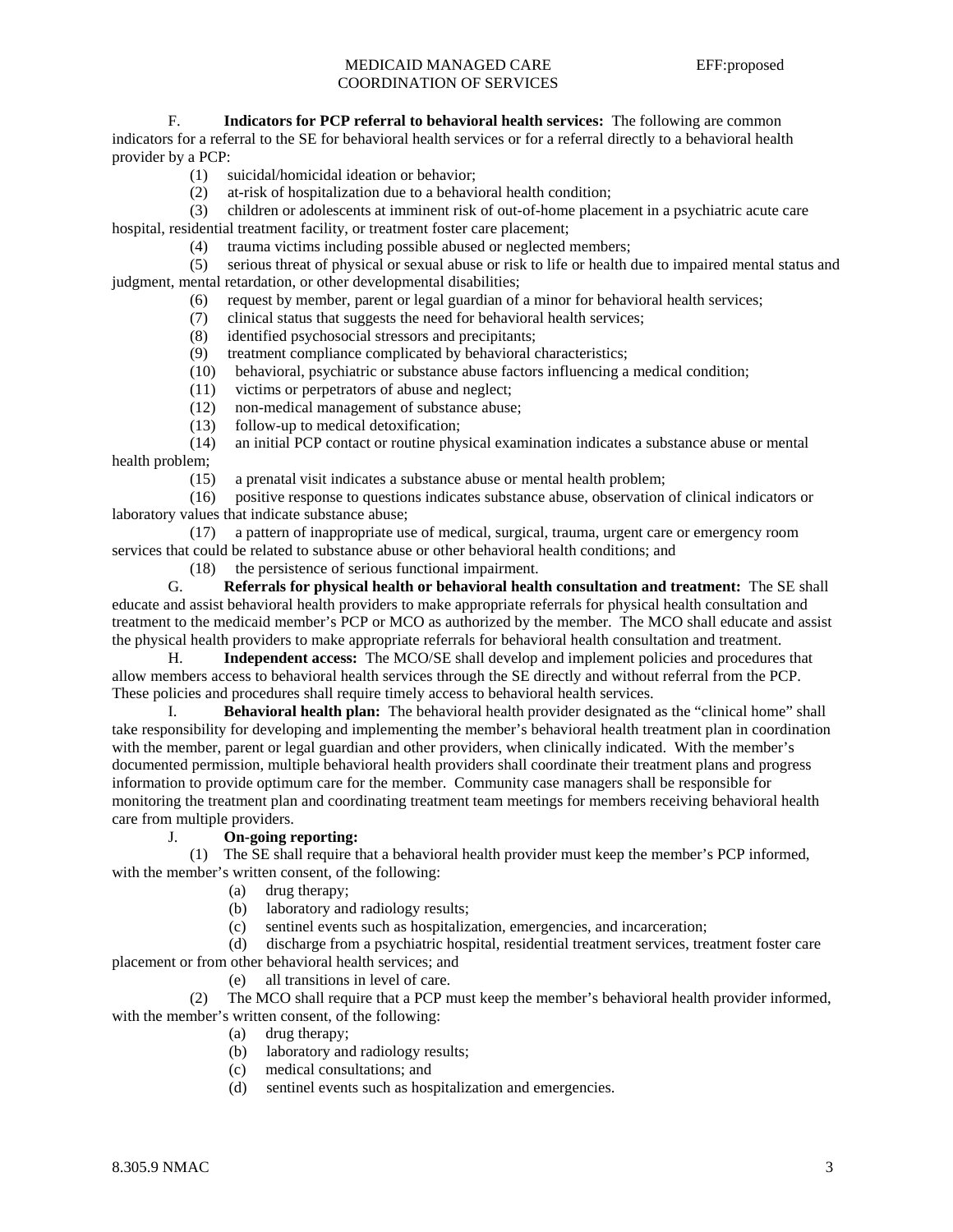**F. Indicators for PCP referral to behavioral health services:** The following are common indicators for a referral to the SE for behavioral health services or for a referral directly to a behavioral health provider by a PCP:

(1) suicidal/homicidal ideation or behavior;

(2) at-risk of hospitalization due to a behavioral health condition;

(3) children or adolescents at imminent risk of out-of-home placement in a psychiatric acute care hospital, residential treatment facility, or treatment foster care placement;

(4) trauma victims including possible abused or neglected members;

(5) serious threat of physical or sexual abuse or risk to life or health due to impaired mental status and judgment, mental retardation, or other developmental disabilities;

(6) request by member, parent or legal guardian of a minor for behavioral health services;

(7) clinical status that suggests the need for behavioral health services;

(8) identified psychosocial stressors and precipitants;

(9) treatment compliance complicated by behavioral characteristics;

(10) behavioral, psychiatric or substance abuse factors influencing a medical condition;

(11) victims or perpetrators of abuse and neglect;

(12) non-medical management of substance abuse;

(13) follow-up to medical detoxification;

(14) an initial PCP contact or routine physical examination indicates a substance abuse or mental health problem;

(15) a prenatal visit indicates a substance abuse or mental health problem;

(16) positive response to questions indicates substance abuse, observation of clinical indicators or laboratory values that indicate substance abuse;

(17) a pattern of inappropriate use of medical, surgical, trauma, urgent care or emergency room services that could be related to substance abuse or other behavioral health conditions; and

(18) the persistence of serious functional impairment.

**G. Referrals for physical health or behavioral health consultation and treatment:** The SE shall educate and assist behavioral health providers to make appropriate referrals for physical health consultation and treatment to the medicaid member's PCP or MCO as authorized by the member. The MCO shall educate and assist the physical health providers to make appropriate referrals for behavioral health consultation and treatment.

**H. Independent access:** The MCO/SE shall develop and implement policies and procedures that allow members access to behavioral health services through the SE directly and without referral from the PCP. These policies and procedures shall require timely access to behavioral health services.

**I. Behavioral health plan:** The behavioral health provider designated as the "clinical home" shall take responsibility for developing and implementing the member's behavioral health treatment plan in coordination with the member, parent or legal guardian and other providers, when clinically indicated. With the member's documented permission, multiple behavioral health providers shall coordinate their treatment plans and progress information to provide optimum care for the member. Community case managers shall be responsible for monitoring the treatment plan and coordinating treatment team meetings for members receiving behavioral health care from multiple providers.

**J. On-going reporting:**

(1) The SE shall require that a behavioral health provider must keep the member's PCP informed, with the member's written consent, of the following:

(a) drug therapy;

(b) laboratory and radiology results;

(c) sentinel events such as hospitalization, emergencies, and incarceration;

(d) discharge from a psychiatric hospital, residential treatment services, treatment foster care placement or from other behavioral health services; and

(e) all transitions in level of care.

(2) The MCO shall require that a PCP must keep the member's behavioral health provider informed, with the member's written consent, of the following:

(a) drug therapy;

(b) laboratory and radiology results;

(c) medical consultations; and

(d) sentinel events such as hospitalization and emergencies.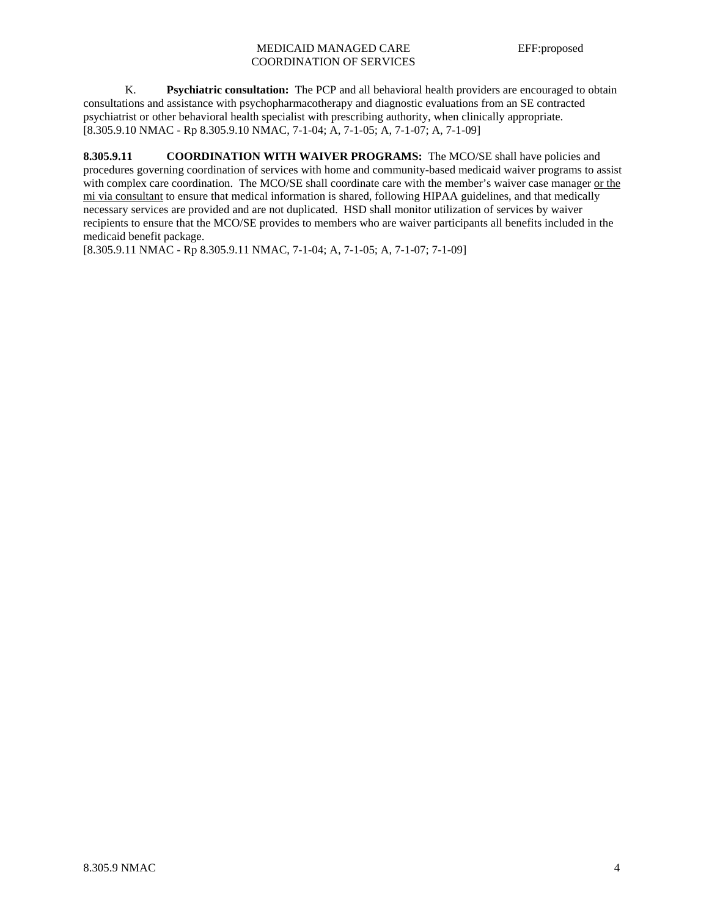K. **Psychiatric consultation:** The PCP and all behavioral health providers are encouraged to obtain consultations and assistance with psychopharmacotherapy and diagnostic evaluations from an SE contracted psychiatrist or other behavioral health specialist with prescribing authority, when clinically appropriate.
[8.305.9.10 NMAC - Rp 8.305.9.10 NMAC, 7-1-04; A, 7-1-05; A, 7-1-07; A, 7-1-09]

**8.305.9.11 COORDINATION WITH WAIVER PROGRAMS:** The MCO/SE shall have policies and procedures governing coordination of services with home and community-based medicaid waiver programs to assist with complex care coordination. The MCO/SE shall coordinate care with the member's waiver case manager <u>or the mi via consultant</u> to ensure that medical information is shared, following HIPAA guidelines, and that medically necessary services are provided and are not duplicated. HSD shall monitor utilization of services by waiver recipients to ensure that the MCO/SE provides to members who are waiver participants all benefits included in the medicaid benefit package.
[8.305.9.11 NMAC - Rp 8.305.9.11 NMAC, 7-1-04; A, 7-1-05; A, 7-1-07; 7-1-09]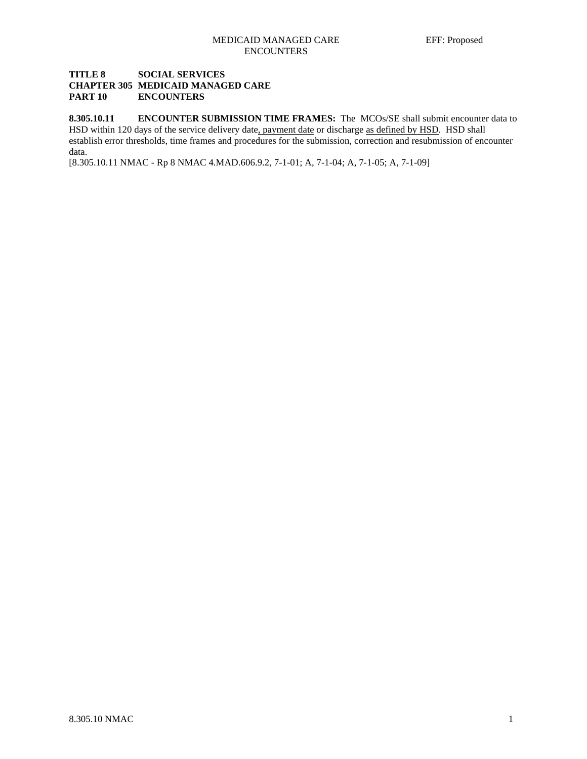**TITLE 8 SOCIAL SERVICES**
**CHAPTER 305 MEDICAID MANAGED CARE**
**PART 10 ENCOUNTERS**

**8.305.10.11 ENCOUNTER SUBMISSION TIME FRAMES:** The MCOs/SE shall submit encounter data to HSD within 120 days of the service delivery date, payment date or discharge as defined by HSD. HSD shall establish error thresholds, time frames and procedures for the submission, correction and resubmission of encounter data.
[8.305.10.11 NMAC - Rp 8 NMAC 4.MAD.606.9.2, 7-1-01; A, 7-1-04; A, 7-1-05; A, 7-1-09]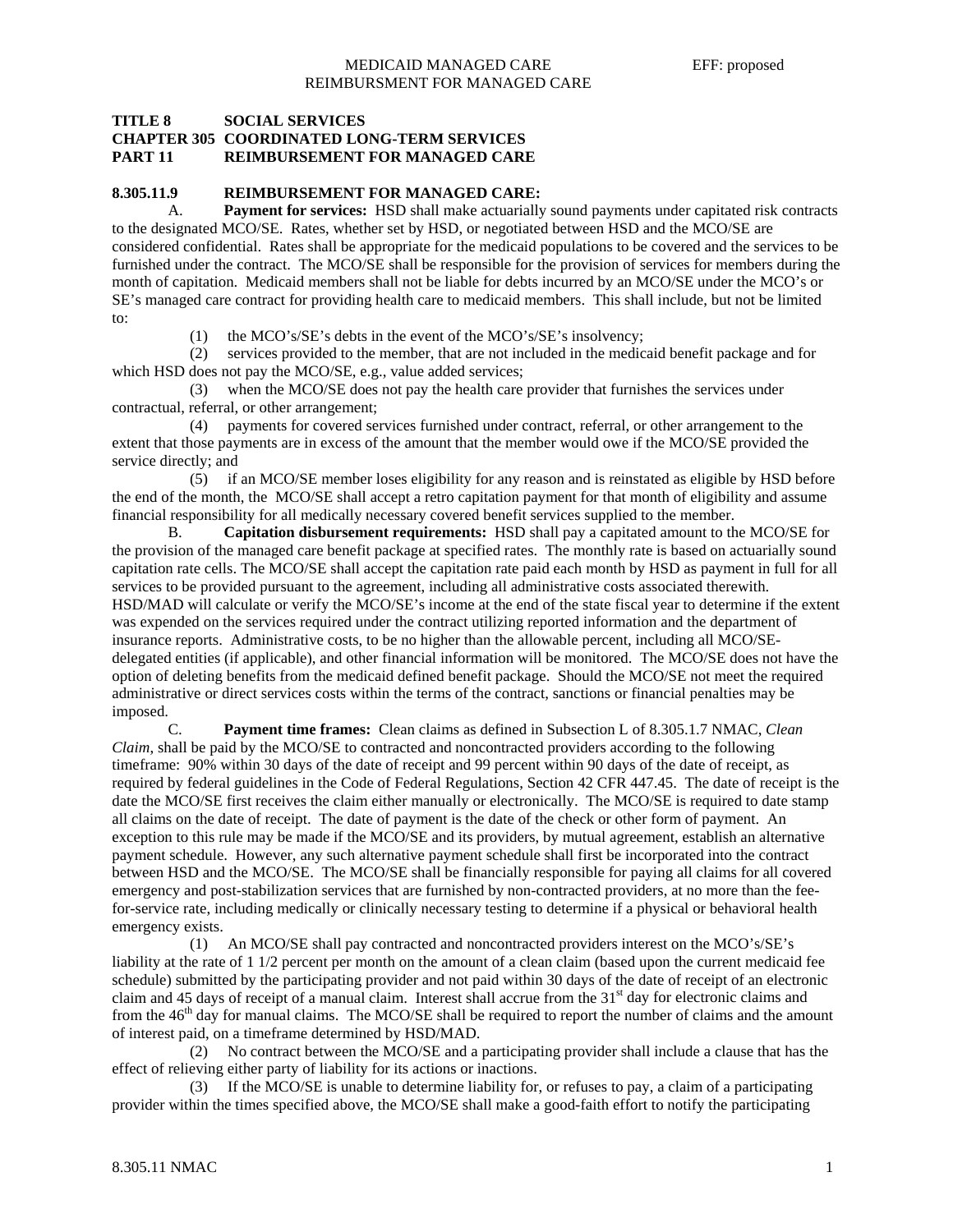**TITLE 8 SOCIAL SERVICES**
**CHAPTER 305 COORDINATED LONG-TERM SERVICES**
**PART 11 REIMBURSEMENT FOR MANAGED CARE**

**8.305.11.9 REIMBURSEMENT FOR MANAGED CARE:**

A. **Payment for services:** HSD shall make actuarially sound payments under capitated risk contracts to the designated MCO/SE. Rates, whether set by HSD, or negotiated between HSD and the MCO/SE are considered confidential. Rates shall be appropriate for the medicaid populations to be covered and the services to be furnished under the contract. The MCO/SE shall be responsible for the provision of services for members during the month of capitation. Medicaid members shall not be liable for debts incurred by an MCO/SE under the MCO's or SE's managed care contract for providing health care to medicaid members. This shall include, but not be limited to:

(1) the MCO's/SE's debts in the event of the MCO's/SE's insolvency;

(2) services provided to the member, that are not included in the medicaid benefit package and for which HSD does not pay the MCO/SE, e.g., value added services;

(3) when the MCO/SE does not pay the health care provider that furnishes the services under contractual, referral, or other arrangement;

(4) payments for covered services furnished under contract, referral, or other arrangement to the extent that those payments are in excess of the amount that the member would owe if the MCO/SE provided the service directly; and

(5) if an MCO/SE member loses eligibility for any reason and is reinstated as eligible by HSD before the end of the month, the MCO/SE shall accept a retro capitation payment for that month of eligibility and assume financial responsibility for all medically necessary covered benefit services supplied to the member.

B. **Capitation disbursement requirements:** HSD shall pay a capitated amount to the MCO/SE for the provision of the managed care benefit package at specified rates. The monthly rate is based on actuarially sound capitation rate cells. The MCO/SE shall accept the capitation rate paid each month by HSD as payment in full for all services to be provided pursuant to the agreement, including all administrative costs associated therewith. HSD/MAD will calculate or verify the MCO/SE's income at the end of the state fiscal year to determine if the extent was expended on the services required under the contract utilizing reported information and the department of insurance reports. Administrative costs, to be no higher than the allowable percent, including all MCO/SE-delegated entities (if applicable), and other financial information will be monitored. The MCO/SE does not have the option of deleting benefits from the medicaid defined benefit package. Should the MCO/SE not meet the required administrative or direct services costs within the terms of the contract, sanctions or financial penalties may be imposed.

C. **Payment time frames:** Clean claims as defined in Subsection L of 8.305.1.7 NMAC, *Clean Claim*, shall be paid by the MCO/SE to contracted and noncontracted providers according to the following timeframe: 90% within 30 days of the date of receipt and 99 percent within 90 days of the date of receipt, as required by federal guidelines in the Code of Federal Regulations, Section 42 CFR 447.45. The date of receipt is the date the MCO/SE first receives the claim either manually or electronically. The MCO/SE is required to date stamp all claims on the date of receipt. The date of payment is the date of the check or other form of payment. An exception to this rule may be made if the MCO/SE and its providers, by mutual agreement, establish an alternative payment schedule. However, any such alternative payment schedule shall first be incorporated into the contract between HSD and the MCO/SE. The MCO/SE shall be financially responsible for paying all claims for all covered emergency and post-stabilization services that are furnished by non-contracted providers, at no more than the fee-for-service rate, including medically or clinically necessary testing to determine if a physical or behavioral health emergency exists.

(1) An MCO/SE shall pay contracted and noncontracted providers interest on the MCO's/SE's liability at the rate of 1 1/2 percent per month on the amount of a clean claim (based upon the current medicaid fee schedule) submitted by the participating provider and not paid within 30 days of the date of receipt of an electronic claim and 45 days of receipt of a manual claim. Interest shall accrue from the 31st day for electronic claims and from the 46th day for manual claims. The MCO/SE shall be required to report the number of claims and the amount of interest paid, on a timeframe determined by HSD/MAD.

(2) No contract between the MCO/SE and a participating provider shall include a clause that has the effect of relieving either party of liability for its actions or inactions.

(3) If the MCO/SE is unable to determine liability for, or refuses to pay, a claim of a participating provider within the times specified above, the MCO/SE shall make a good-faith effort to notify the participating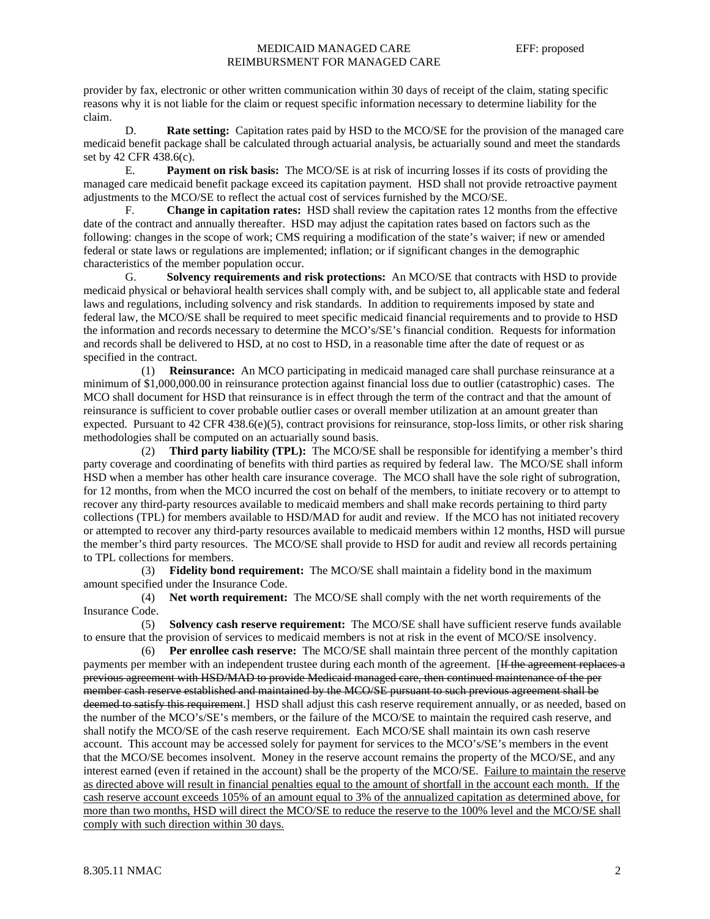provider by fax, electronic or other written communication within 30 days of receipt of the claim, stating specific reasons why it is not liable for the claim or request specific information necessary to determine liability for the claim.

D. **Rate setting:** Capitation rates paid by HSD to the MCO/SE for the provision of the managed care medicaid benefit package shall be calculated through actuarial analysis, be actuarially sound and meet the standards set by 42 CFR 438.6(c).

E. **Payment on risk basis:** The MCO/SE is at risk of incurring losses if its costs of providing the managed care medicaid benefit package exceed its capitation payment. HSD shall not provide retroactive payment adjustments to the MCO/SE to reflect the actual cost of services furnished by the MCO/SE.

F. **Change in capitation rates:** HSD shall review the capitation rates 12 months from the effective date of the contract and annually thereafter. HSD may adjust the capitation rates based on factors such as the following: changes in the scope of work; CMS requiring a modification of the state's waiver; if new or amended federal or state laws or regulations are implemented; inflation; or if significant changes in the demographic characteristics of the member population occur.

G. **Solvency requirements and risk protections:** An MCO/SE that contracts with HSD to provide medicaid physical or behavioral health services shall comply with, and be subject to, all applicable state and federal laws and regulations, including solvency and risk standards. In addition to requirements imposed by state and federal law, the MCO/SE shall be required to meet specific medicaid financial requirements and to provide to HSD the information and records necessary to determine the MCO's/SE's financial condition. Requests for information and records shall be delivered to HSD, at no cost to HSD, in a reasonable time after the date of request or as specified in the contract.

(1) **Reinsurance:** An MCO participating in medicaid managed care shall purchase reinsurance at a minimum of $1,000,000.00 in reinsurance protection against financial loss due to outlier (catastrophic) cases. The MCO shall document for HSD that reinsurance is in effect through the term of the contract and that the amount of reinsurance is sufficient to cover probable outlier cases or overall member utilization at an amount greater than expected. Pursuant to 42 CFR 438.6(e)(5), contract provisions for reinsurance, stop-loss limits, or other risk sharing methodologies shall be computed on an actuarially sound basis.

(2) **Third party liability (TPL):** The MCO/SE shall be responsible for identifying a member's third party coverage and coordinating of benefits with third parties as required by federal law. The MCO/SE shall inform HSD when a member has other health care insurance coverage. The MCO shall have the sole right of subrogration, for 12 months, from when the MCO incurred the cost on behalf of the members, to initiate recovery or to attempt to recover any third-party resources available to medicaid members and shall make records pertaining to third party collections (TPL) for members available to HSD/MAD for audit and review. If the MCO has not initiated recovery or attempted to recover any third-party resources available to medicaid members within 12 months, HSD will pursue the member's third party resources. The MCO/SE shall provide to HSD for audit and review all records pertaining to TPL collections for members.

(3) **Fidelity bond requirement:** The MCO/SE shall maintain a fidelity bond in the maximum amount specified under the Insurance Code.

(4) **Net worth requirement:** The MCO/SE shall comply with the net worth requirements of the Insurance Code.

(5) **Solvency cash reserve requirement:** The MCO/SE shall have sufficient reserve funds available to ensure that the provision of services to medicaid members is not at risk in the event of MCO/SE insolvency.

(6) **Per enrollee cash reserve:** The MCO/SE shall maintain three percent of the monthly capitation payments per member with an independent trustee during each month of the agreement. [~~If the agreement replaces a previous agreement with HSD/MAD to provide Medicaid managed care, then continued maintenance of the per member cash reserve established and maintained by the MCO/SE pursuant to such previous agreement shall be deemed to satisfy this requirement.~~] HSD shall adjust this cash reserve requirement annually, or as needed, based on the number of the MCO's/SE's members, or the failure of the MCO/SE to maintain the required cash reserve, and shall notify the MCO/SE of the cash reserve requirement. Each MCO/SE shall maintain its own cash reserve account. This account may be accessed solely for payment for services to the MCO's/SE's members in the event that the MCO/SE becomes insolvent. Money in the reserve account remains the property of the MCO/SE, and any interest earned (even if retained in the account) shall be the property of the MCO/SE. <u>Failure to maintain the reserve as directed above will result in financial penalties equal to the amount of shortfall in the account each month. If the cash reserve account exceeds 105% of an amount equal to 3% of the annualized capitation as determined above, for more than two months, HSD will direct the MCO/SE to reduce the reserve to the 100% level and the MCO/SE shall comply with such direction within 30 days.</u>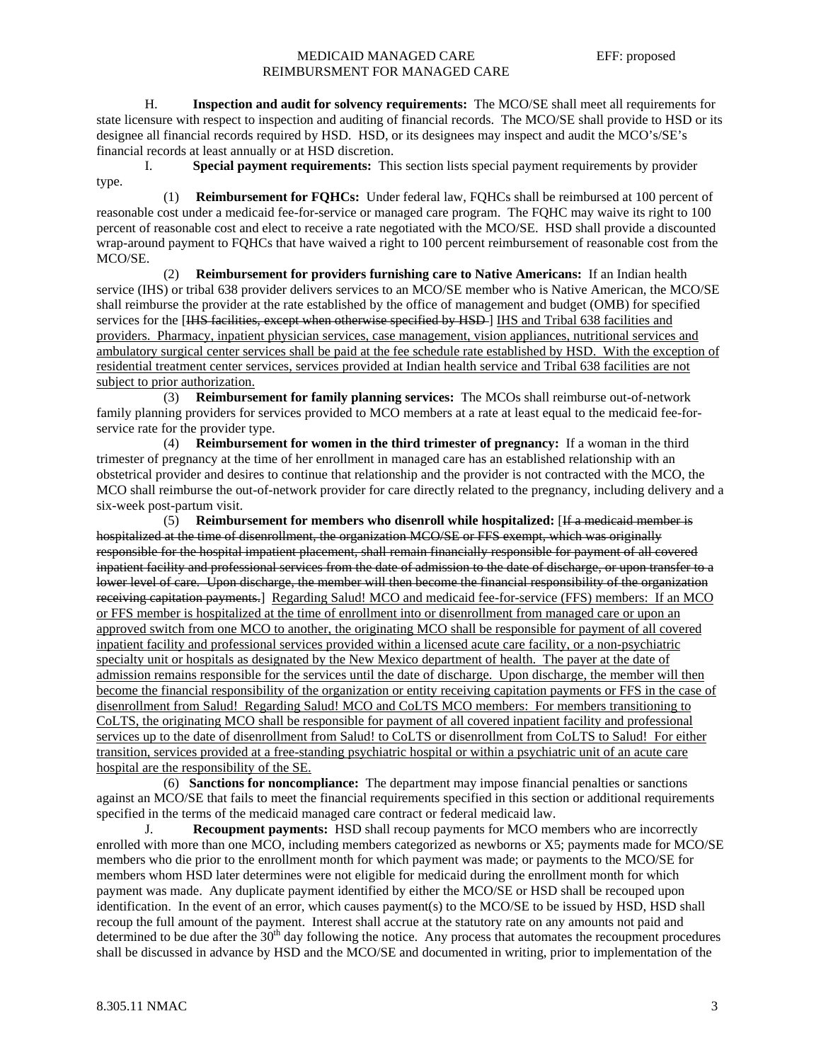H. **Inspection and audit for solvency requirements:** The MCO/SE shall meet all requirements for state licensure with respect to inspection and auditing of financial records. The MCO/SE shall provide to HSD or its designee all financial records required by HSD. HSD, or its designees may inspect and audit the MCO's/SE's financial records at least annually or at HSD discretion.

I. **Special payment requirements:** This section lists special payment requirements by provider type.

(1) **Reimbursement for FQHCs:** Under federal law, FQHCs shall be reimbursed at 100 percent of reasonable cost under a medicaid fee-for-service or managed care program. The FQHC may waive its right to 100 percent of reasonable cost and elect to receive a rate negotiated with the MCO/SE. HSD shall provide a discounted wrap-around payment to FQHCs that have waived a right to 100 percent reimbursement of reasonable cost from the MCO/SE.

(2) **Reimbursement for providers furnishing care to Native Americans:** If an Indian health service (IHS) or tribal 638 provider delivers services to an MCO/SE member who is Native American, the MCO/SE shall reimburse the provider at the rate established by the office of management and budget (OMB) for specified services for the [~~IHS facilities, except when otherwise specified by HSD~~ ] IHS and Tribal 638 facilities and providers. Pharmacy, inpatient physician services, case management, vision appliances, nutritional services and ambulatory surgical center services shall be paid at the fee schedule rate established by HSD. With the exception of residential treatment center services, services provided at Indian health service and Tribal 638 facilities are not subject to prior authorization.

(3) **Reimbursement for family planning services:** The MCOs shall reimburse out-of-network family planning providers for services provided to MCO members at a rate at least equal to the medicaid fee-for-service rate for the provider type.

(4) **Reimbursement for women in the third trimester of pregnancy:** If a woman in the third trimester of pregnancy at the time of her enrollment in managed care has an established relationship with an obstetrical provider and desires to continue that relationship and the provider is not contracted with the MCO, the MCO shall reimburse the out-of-network provider for care directly related to the pregnancy, including delivery and a six-week post-partum visit.

(5) **Reimbursement for members who disenroll while hospitalized:** [~~If a medicaid member is hospitalized at the time of disenrollment, the organization MCO/SE or FFS exempt, which was originally responsible for the hospital impatient placement, shall remain financially responsible for payment of all covered inpatient facility and professional services from the date of admission to the date of discharge, or upon transfer to a lower level of care. Upon discharge, the member will then become the financial responsibility of the organization receiving capitation payments.~~] Regarding Salud! MCO and medicaid fee-for-service (FFS) members: If an MCO or FFS member is hospitalized at the time of enrollment into or disenrollment from managed care or upon an approved switch from one MCO to another, the originating MCO shall be responsible for payment of all covered inpatient facility and professional services provided within a licensed acute care facility, or a non-psychiatric specialty unit or hospitals as designated by the New Mexico department of health. The payer at the date of admission remains responsible for the services until the date of discharge. Upon discharge, the member will then become the financial responsibility of the organization or entity receiving capitation payments or FFS in the case of disenrollment from Salud! Regarding Salud! MCO and CoLTS MCO members: For members transitioning to CoLTS, the originating MCO shall be responsible for payment of all covered inpatient facility and professional services up to the date of disenrollment from Salud! to CoLTS or disenrollment from CoLTS to Salud! For either transition, services provided at a free-standing psychiatric hospital or within a psychiatric unit of an acute care hospital are the responsibility of the SE.

(6) **Sanctions for noncompliance:** The department may impose financial penalties or sanctions against an MCO/SE that fails to meet the financial requirements specified in this section or additional requirements specified in the terms of the medicaid managed care contract or federal medicaid law.

J. **Recoupment payments:** HSD shall recoup payments for MCO members who are incorrectly enrolled with more than one MCO, including members categorized as newborns or X5; payments made for MCO/SE members who die prior to the enrollment month for which payment was made; or payments to the MCO/SE for members whom HSD later determines were not eligible for medicaid during the enrollment month for which payment was made. Any duplicate payment identified by either the MCO/SE or HSD shall be recouped upon identification. In the event of an error, which causes payment(s) to the MCO/SE to be issued by HSD, HSD shall recoup the full amount of the payment. Interest shall accrue at the statutory rate on any amounts not paid and determined to be due after the 30th day following the notice. Any process that automates the recoupment procedures shall be discussed in advance by HSD and the MCO/SE and documented in writing, prior to implementation of the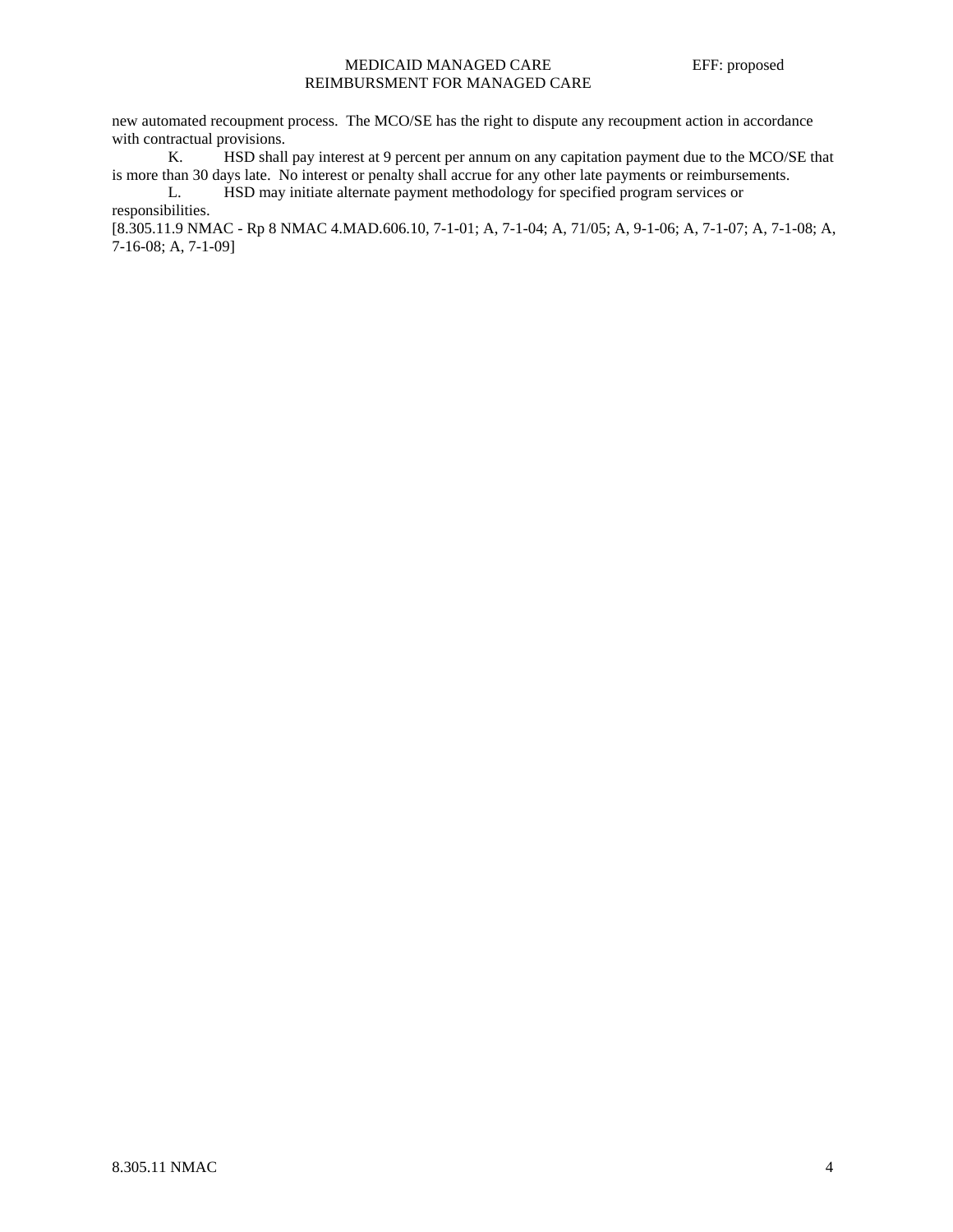new automated recoupment process. The MCO/SE has the right to dispute any recoupment action in accordance with contractual provisions.

K. HSD shall pay interest at 9 percent per annum on any capitation payment due to the MCO/SE that is more than 30 days late. No interest or penalty shall accrue for any other late payments or reimbursements.

L. HSD may initiate alternate payment methodology for specified program services or responsibilities.

[8.305.11.9 NMAC - Rp 8 NMAC 4.MAD.606.10, 7-1-01; A, 7-1-04; A, 71/05; A, 9-1-06; A, 7-1-07; A, 7-1-08; A, 7-16-08; A, 7-1-09]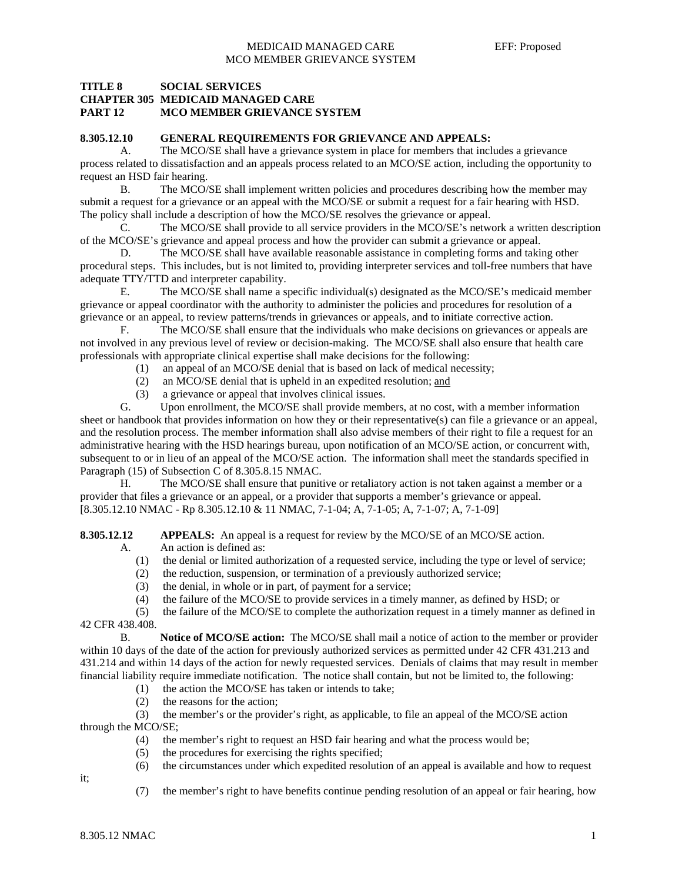**TITLE 8 SOCIAL SERVICES**
**CHAPTER 305 MEDICAID MANAGED CARE**
**PART 12 MCO MEMBER GRIEVANCE SYSTEM**

**8.305.12.10 GENERAL REQUIREMENTS FOR GRIEVANCE AND APPEALS:**

A. The MCO/SE shall have a grievance system in place for members that includes a grievance process related to dissatisfaction and an appeals process related to an MCO/SE action, including the opportunity to request an HSD fair hearing.

B. The MCO/SE shall implement written policies and procedures describing how the member may submit a request for a grievance or an appeal with the MCO/SE or submit a request for a fair hearing with HSD. The policy shall include a description of how the MCO/SE resolves the grievance or appeal.

C. The MCO/SE shall provide to all service providers in the MCO/SE's network a written description of the MCO/SE's grievance and appeal process and how the provider can submit a grievance or appeal.

D. The MCO/SE shall have available reasonable assistance in completing forms and taking other procedural steps. This includes, but is not limited to, providing interpreter services and toll-free numbers that have adequate TTY/TTD and interpreter capability.

E. The MCO/SE shall name a specific individual(s) designated as the MCO/SE's medicaid member grievance or appeal coordinator with the authority to administer the policies and procedures for resolution of a grievance or an appeal, to review patterns/trends in grievances or appeals, and to initiate corrective action.

F. The MCO/SE shall ensure that the individuals who make decisions on grievances or appeals are not involved in any previous level of review or decision-making. The MCO/SE shall also ensure that health care professionals with appropriate clinical expertise shall make decisions for the following:

(1) an appeal of an MCO/SE denial that is based on lack of medical necessity;
(2) an MCO/SE denial that is upheld in an expedited resolution; and
(3) a grievance or appeal that involves clinical issues.

G. Upon enrollment, the MCO/SE shall provide members, at no cost, with a member information sheet or handbook that provides information on how they or their representative(s) can file a grievance or an appeal, and the resolution process. The member information shall also advise members of their right to file a request for an administrative hearing with the HSD hearings bureau, upon notification of an MCO/SE action, or concurrent with, subsequent to or in lieu of an appeal of the MCO/SE action. The information shall meet the standards specified in Paragraph (15) of Subsection C of 8.305.8.15 NMAC.

H. The MCO/SE shall ensure that punitive or retaliatory action is not taken against a member or a provider that files a grievance or an appeal, or a provider that supports a member's grievance or appeal.
[8.305.12.10 NMAC - Rp 8.305.12.10 & 11 NMAC, 7-1-04; A, 7-1-05; A, 7-1-07; A, 7-1-09]

**8.305.12.12 APPEALS:** An appeal is a request for review by the MCO/SE of an MCO/SE action.

A. An action is defined as:

(1) the denial or limited authorization of a requested service, including the type or level of service;
(2) the reduction, suspension, or termination of a previously authorized service;
(3) the denial, in whole or in part, of payment for a service;
(4) the failure of the MCO/SE to provide services in a timely manner, as defined by HSD; or
(5) the failure of the MCO/SE to complete the authorization request in a timely manner as defined in 42 CFR 438.408.

B. **Notice of MCO/SE action:** The MCO/SE shall mail a notice of action to the member or provider within 10 days of the date of the action for previously authorized services as permitted under 42 CFR 431.213 and 431.214 and within 14 days of the action for newly requested services. Denials of claims that may result in member financial liability require immediate notification. The notice shall contain, but not be limited to, the following:

(1) the action the MCO/SE has taken or intends to take;
(2) the reasons for the action;
(3) the member's or the provider's right, as applicable, to file an appeal of the MCO/SE action through the MCO/SE;
(4) the member's right to request an HSD fair hearing and what the process would be;
(5) the procedures for exercising the rights specified;
(6) the circumstances under which expedited resolution of an appeal is available and how to request it;
(7) the member's right to have benefits continue pending resolution of an appeal or fair hearing, how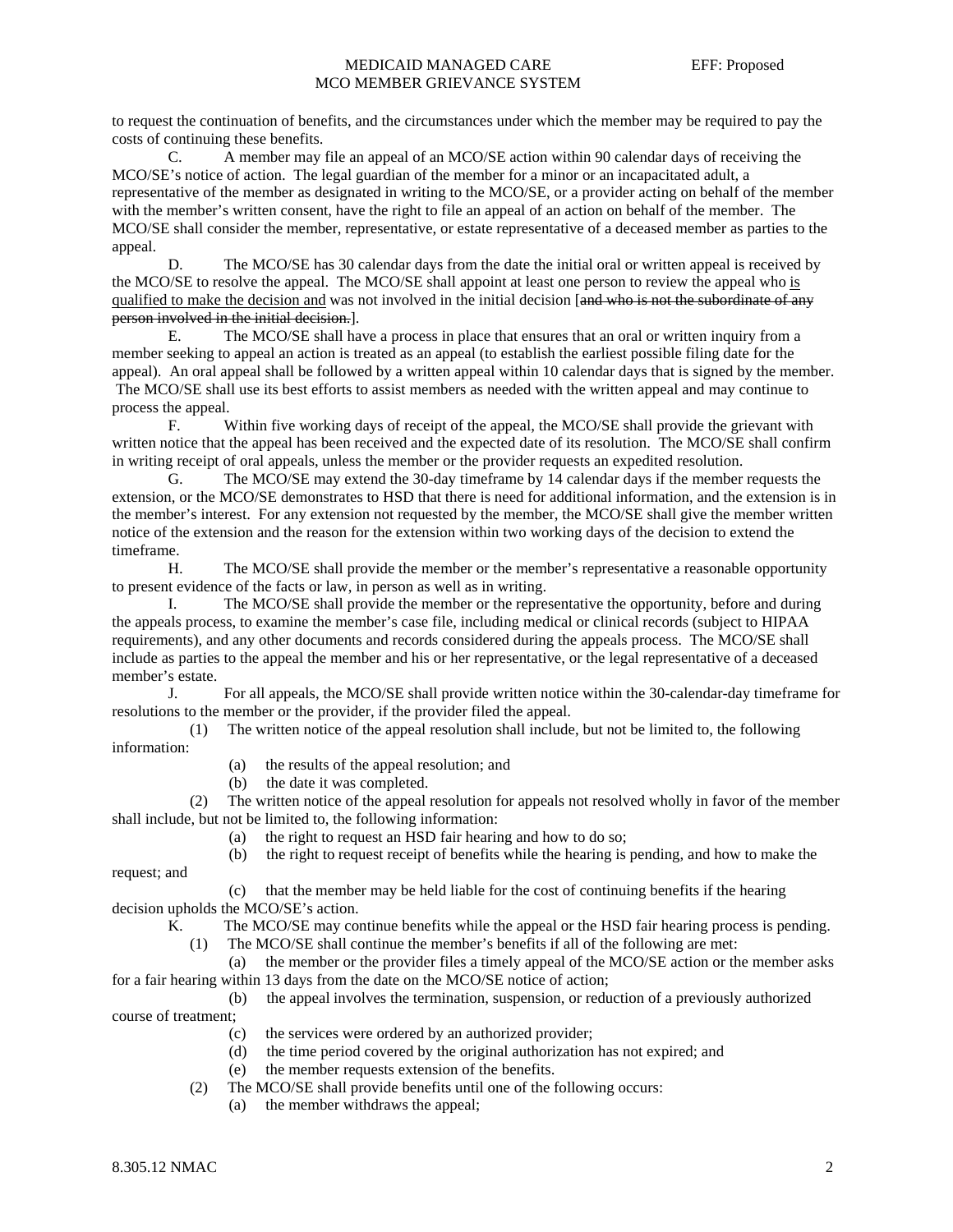to request the continuation of benefits, and the circumstances under which the member may be required to pay the costs of continuing these benefits.

C. A member may file an appeal of an MCO/SE action within 90 calendar days of receiving the MCO/SE's notice of action. The legal guardian of the member for a minor or an incapacitated adult, a representative of the member as designated in writing to the MCO/SE, or a provider acting on behalf of the member with the member's written consent, have the right to file an appeal of an action on behalf of the member. The MCO/SE shall consider the member, representative, or estate representative of a deceased member as parties to the appeal.

D. The MCO/SE has 30 calendar days from the date the initial oral or written appeal is received by the MCO/SE to resolve the appeal. The MCO/SE shall appoint at least one person to review the appeal who <u>is qualified to make the decision and</u> was not involved in the initial decision [~~and who is not the subordinate of any person involved in the initial decision.~~].

E. The MCO/SE shall have a process in place that ensures that an oral or written inquiry from a member seeking to appeal an action is treated as an appeal (to establish the earliest possible filing date for the appeal). An oral appeal shall be followed by a written appeal within 10 calendar days that is signed by the member. The MCO/SE shall use its best efforts to assist members as needed with the written appeal and may continue to process the appeal.

F. Within five working days of receipt of the appeal, the MCO/SE shall provide the grievant with written notice that the appeal has been received and the expected date of its resolution. The MCO/SE shall confirm in writing receipt of oral appeals, unless the member or the provider requests an expedited resolution.

G. The MCO/SE may extend the 30-day timeframe by 14 calendar days if the member requests the extension, or the MCO/SE demonstrates to HSD that there is need for additional information, and the extension is in the member's interest. For any extension not requested by the member, the MCO/SE shall give the member written notice of the extension and the reason for the extension within two working days of the decision to extend the timeframe.

H. The MCO/SE shall provide the member or the member's representative a reasonable opportunity to present evidence of the facts or law, in person as well as in writing.

I. The MCO/SE shall provide the member or the representative the opportunity, before and during the appeals process, to examine the member's case file, including medical or clinical records (subject to HIPAA requirements), and any other documents and records considered during the appeals process. The MCO/SE shall include as parties to the appeal the member and his or her representative, or the legal representative of a deceased member's estate.

J. For all appeals, the MCO/SE shall provide written notice within the 30-calendar-day timeframe for resolutions to the member or the provider, if the provider filed the appeal.

(1) The written notice of the appeal resolution shall include, but not be limited to, the following information:

(a) the results of the appeal resolution; and

(b) the date it was completed.

(2) The written notice of the appeal resolution for appeals not resolved wholly in favor of the member shall include, but not be limited to, the following information:

(a) the right to request an HSD fair hearing and how to do so;

(b) the right to request receipt of benefits while the hearing is pending, and how to make the request; and

(c) that the member may be held liable for the cost of continuing benefits if the hearing decision upholds the MCO/SE's action.

K. The MCO/SE may continue benefits while the appeal or the HSD fair hearing process is pending.

(1) The MCO/SE shall continue the member's benefits if all of the following are met:

(a) the member or the provider files a timely appeal of the MCO/SE action or the member asks for a fair hearing within 13 days from the date on the MCO/SE notice of action;

(b) the appeal involves the termination, suspension, or reduction of a previously authorized course of treatment;

(c) the services were ordered by an authorized provider;

(d) the time period covered by the original authorization has not expired; and

(e) the member requests extension of the benefits.

(2) The MCO/SE shall provide benefits until one of the following occurs:

(a) the member withdraws the appeal;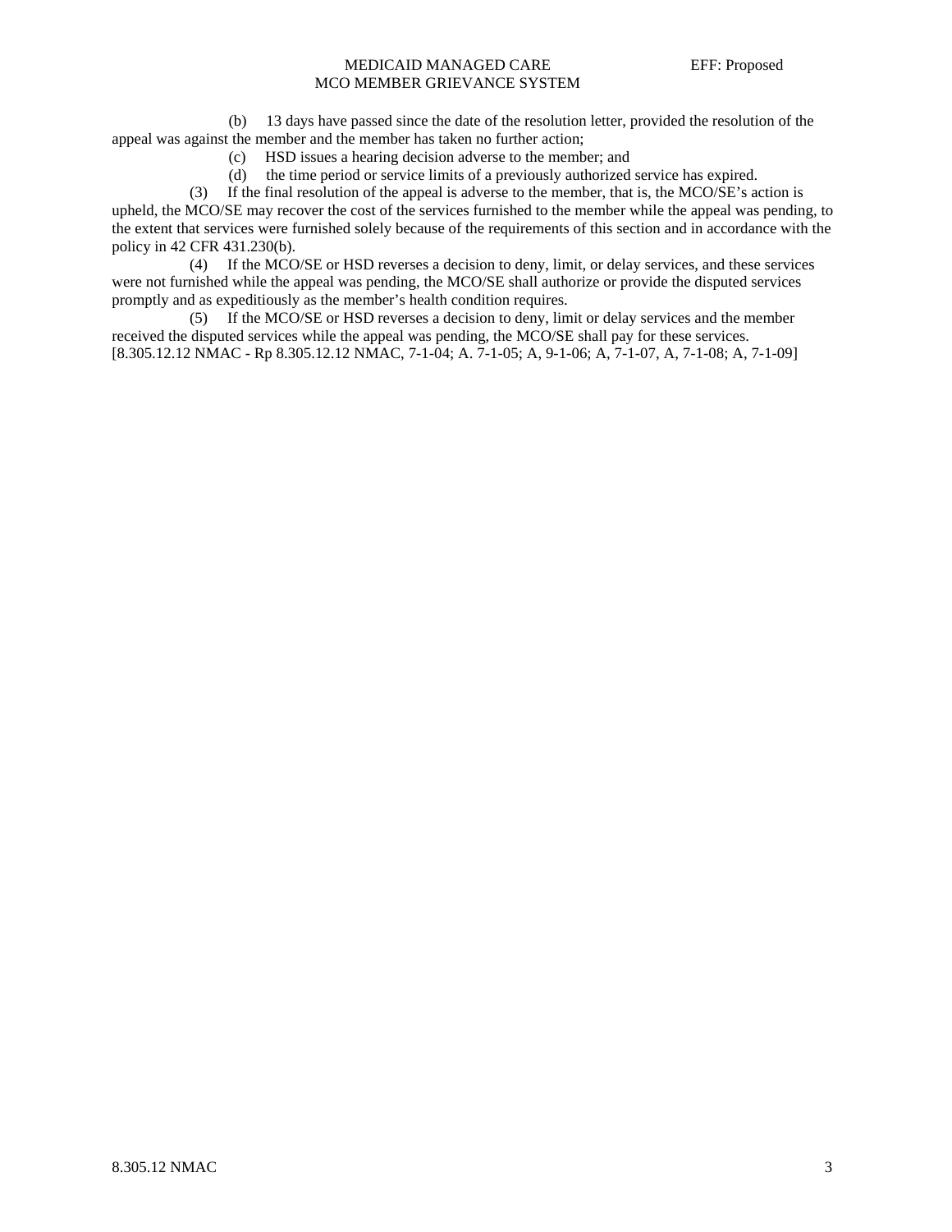(b) 13 days have passed since the date of the resolution letter, provided the resolution of the appeal was against the member and the member has taken no further action;

(c) HSD issues a hearing decision adverse to the member; and

(d) the time period or service limits of a previously authorized service has expired.

(3) If the final resolution of the appeal is adverse to the member, that is, the MCO/SE's action is upheld, the MCO/SE may recover the cost of the services furnished to the member while the appeal was pending, to the extent that services were furnished solely because of the requirements of this section and in accordance with the policy in 42 CFR 431.230(b).

(4) If the MCO/SE or HSD reverses a decision to deny, limit, or delay services, and these services were not furnished while the appeal was pending, the MCO/SE shall authorize or provide the disputed services promptly and as expeditiously as the member's health condition requires.

(5) If the MCO/SE or HSD reverses a decision to deny, limit or delay services and the member received the disputed services while the appeal was pending, the MCO/SE shall pay for these services.

[8.305.12.12 NMAC - Rp 8.305.12.12 NMAC, 7-1-04; A. 7-1-05; A, 9-1-06; A, 7-1-07, A, 7-1-08; A, 7-1-09]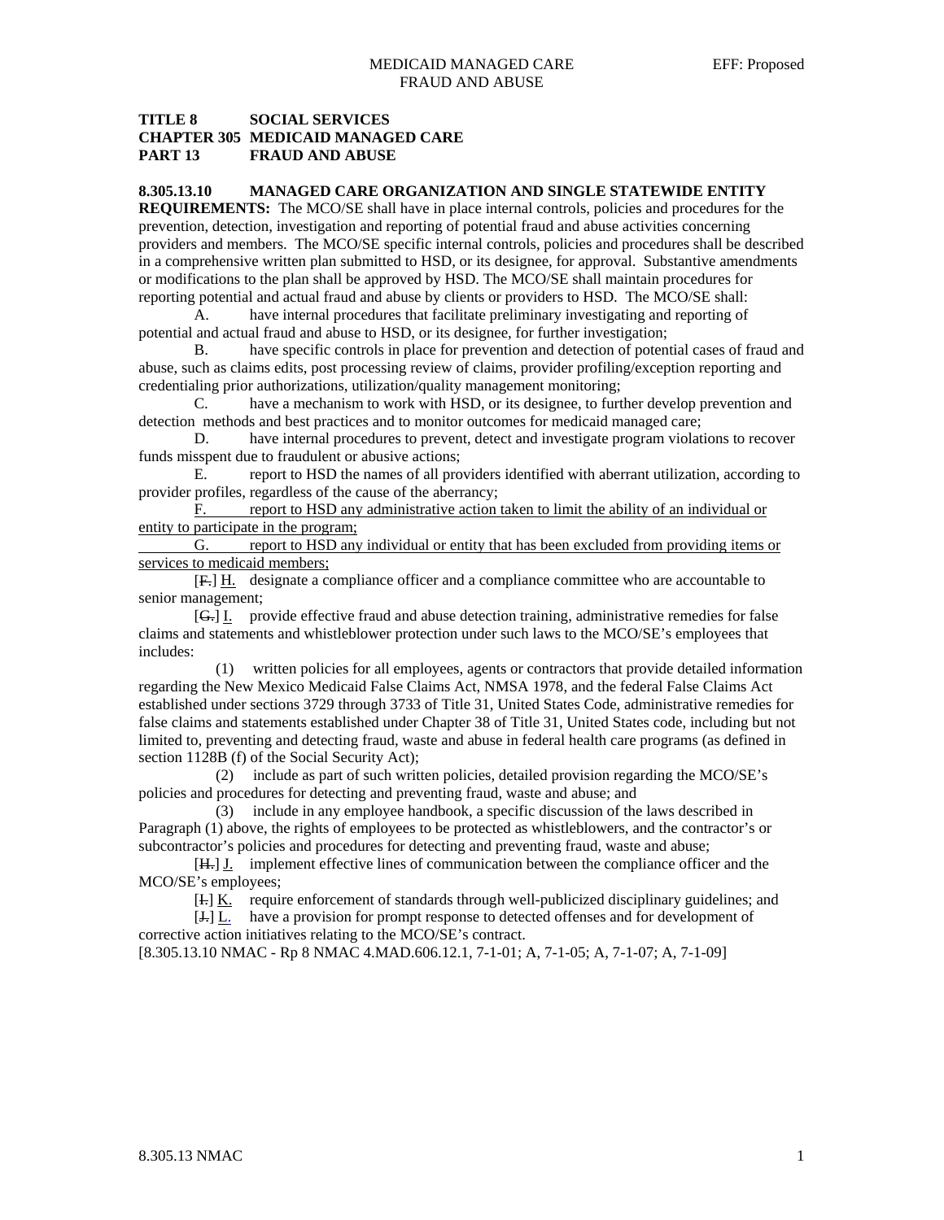**TITLE 8 SOCIAL SERVICES**
**CHAPTER 305 MEDICAID MANAGED CARE**
**PART 13 FRAUD AND ABUSE**

**8.305.13.10 MANAGED CARE ORGANIZATION AND SINGLE STATEWIDE ENTITY REQUIREMENTS:** The MCO/SE shall have in place internal controls, policies and procedures for the prevention, detection, investigation and reporting of potential fraud and abuse activities concerning providers and members. The MCO/SE specific internal controls, policies and procedures shall be described in a comprehensive written plan submitted to HSD, or its designee, for approval. Substantive amendments or modifications to the plan shall be approved by HSD. The MCO/SE shall maintain procedures for reporting potential and actual fraud and abuse by clients or providers to HSD. The MCO/SE shall:

A. have internal procedures that facilitate preliminary investigating and reporting of potential and actual fraud and abuse to HSD, or its designee, for further investigation;

B. have specific controls in place for prevention and detection of potential cases of fraud and abuse, such as claims edits, post processing review of claims, provider profiling/exception reporting and credentialing prior authorizations, utilization/quality management monitoring;

C. have a mechanism to work with HSD, or its designee, to further develop prevention and detection methods and best practices and to monitor outcomes for medicaid managed care;

D. have internal procedures to prevent, detect and investigate program violations to recover funds misspent due to fraudulent or abusive actions;

E. report to HSD the names of all providers identified with aberrant utilization, according to provider profiles, regardless of the cause of the aberrancy;

F. report to HSD any administrative action taken to limit the ability of an individual or entity to participate in the program;

G. report to HSD any individual or entity that has been excluded from providing items or services to medicaid members;

[F.] H. designate a compliance officer and a compliance committee who are accountable to senior management;

[G.] I. provide effective fraud and abuse detection training, administrative remedies for false claims and statements and whistleblower protection under such laws to the MCO/SE's employees that includes:

(1) written policies for all employees, agents or contractors that provide detailed information regarding the New Mexico Medicaid False Claims Act, NMSA 1978, and the federal False Claims Act established under sections 3729 through 3733 of Title 31, United States Code, administrative remedies for false claims and statements established under Chapter 38 of Title 31, United States code, including but not limited to, preventing and detecting fraud, waste and abuse in federal health care programs (as defined in section 1128B (f) of the Social Security Act);

(2) include as part of such written policies, detailed provision regarding the MCO/SE's policies and procedures for detecting and preventing fraud, waste and abuse; and

(3) include in any employee handbook, a specific discussion of the laws described in Paragraph (1) above, the rights of employees to be protected as whistleblowers, and the contractor's or subcontractor's policies and procedures for detecting and preventing fraud, waste and abuse;

[H.] J. implement effective lines of communication between the compliance officer and the MCO/SE's employees;

[I.] K. require enforcement of standards through well-publicized disciplinary guidelines; and

[J.] L. have a provision for prompt response to detected offenses and for development of corrective action initiatives relating to the MCO/SE's contract.

[8.305.13.10 NMAC - Rp 8 NMAC 4.MAD.606.12.1, 7-1-01; A, 7-1-05; A, 7-1-07; A, 7-1-09]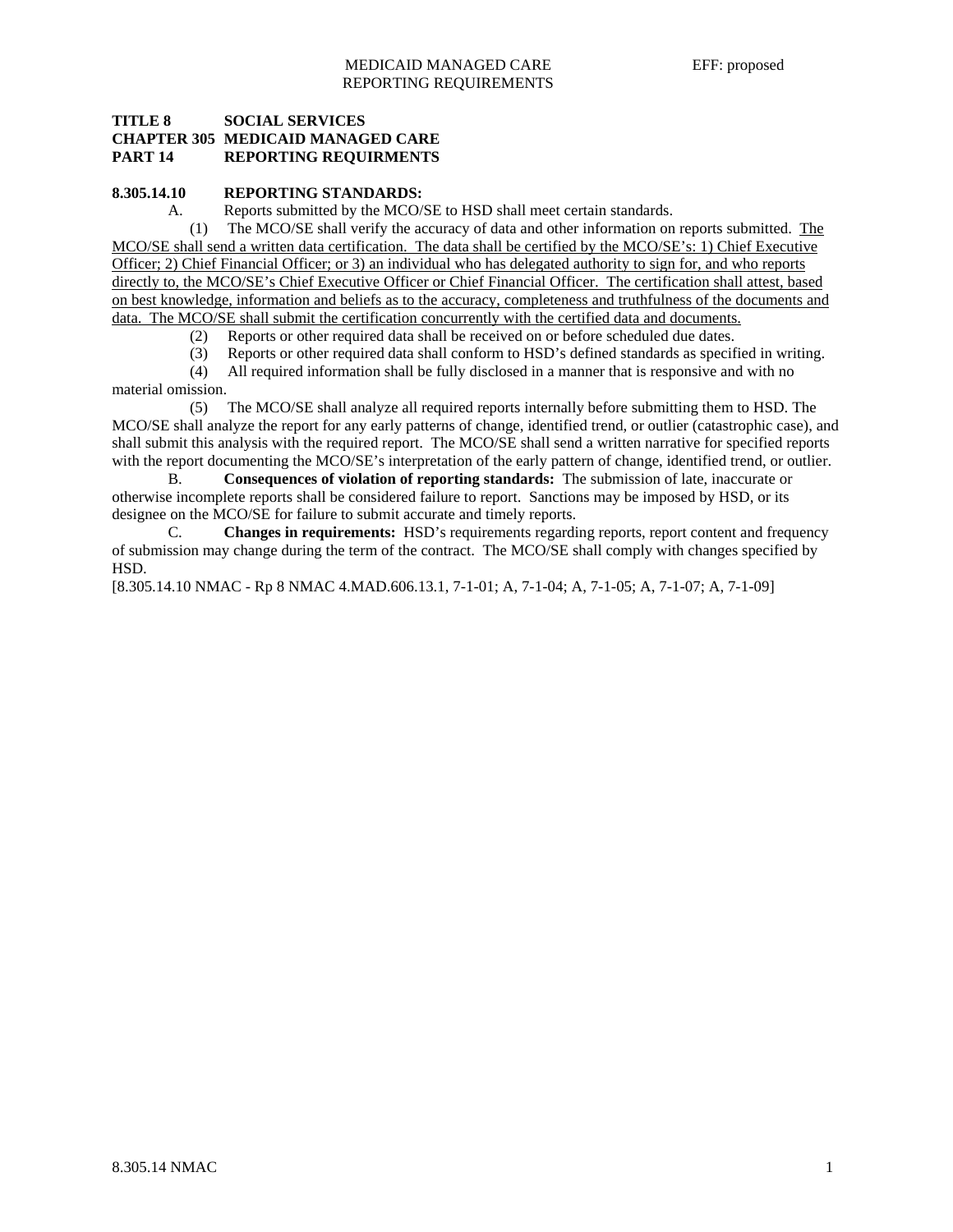**TITLE 8 SOCIAL SERVICES**
**CHAPTER 305 MEDICAID MANAGED CARE**
**PART 14 REPORTING REQUIRMENTS**

**8.305.14.10 REPORTING STANDARDS:**

A. Reports submitted by the MCO/SE to HSD shall meet certain standards.

(1) The MCO/SE shall verify the accuracy of data and other information on reports submitted. The MCO/SE shall send a written data certification. The data shall be certified by the MCO/SE's: 1) Chief Executive Officer; 2) Chief Financial Officer; or 3) an individual who has delegated authority to sign for, and who reports directly to, the MCO/SE's Chief Executive Officer or Chief Financial Officer. The certification shall attest, based on best knowledge, information and beliefs as to the accuracy, completeness and truthfulness of the documents and data. The MCO/SE shall submit the certification concurrently with the certified data and documents.

(2) Reports or other required data shall be received on or before scheduled due dates.

(3) Reports or other required data shall conform to HSD's defined standards as specified in writing.

(4) All required information shall be fully disclosed in a manner that is responsive and with no material omission.

(5) The MCO/SE shall analyze all required reports internally before submitting them to HSD. The MCO/SE shall analyze the report for any early patterns of change, identified trend, or outlier (catastrophic case), and shall submit this analysis with the required report. The MCO/SE shall send a written narrative for specified reports with the report documenting the MCO/SE's interpretation of the early pattern of change, identified trend, or outlier.

B. **Consequences of violation of reporting standards:** The submission of late, inaccurate or otherwise incomplete reports shall be considered failure to report. Sanctions may be imposed by HSD, or its designee on the MCO/SE for failure to submit accurate and timely reports.

C. **Changes in requirements:** HSD's requirements regarding reports, report content and frequency of submission may change during the term of the contract. The MCO/SE shall comply with changes specified by HSD.

[8.305.14.10 NMAC - Rp 8 NMAC 4.MAD.606.13.1, 7-1-01; A, 7-1-04; A, 7-1-05; A, 7-1-07; A, 7-1-09]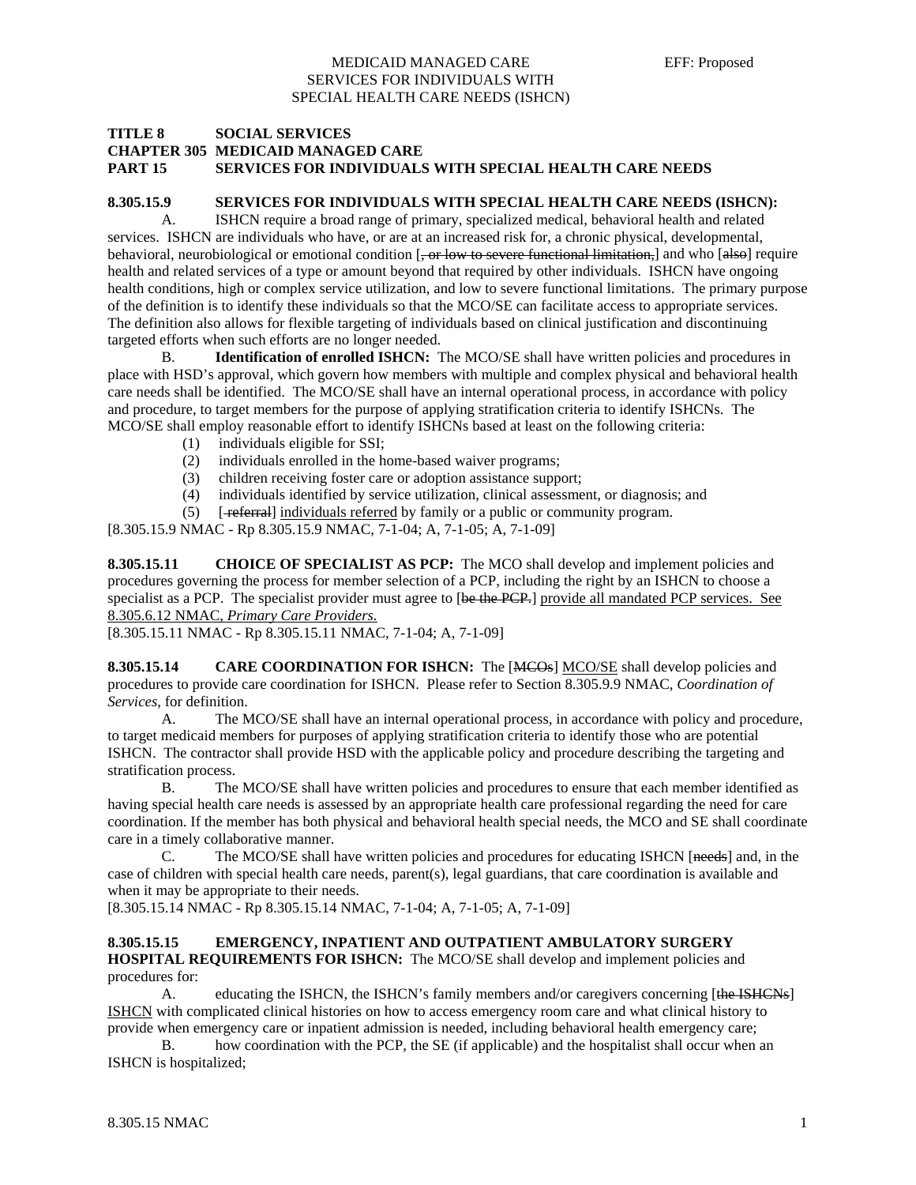**TITLE 8 SOCIAL SERVICES**
**CHAPTER 305 MEDICAID MANAGED CARE**
**PART 15 SERVICES FOR INDIVIDUALS WITH SPECIAL HEALTH CARE NEEDS**

**8.305.15.9 SERVICES FOR INDIVIDUALS WITH SPECIAL HEALTH CARE NEEDS (ISHCN):**

A. ISHCN require a broad range of primary, specialized medical, behavioral health and related services. ISHCN are individuals who have, or are at an increased risk for, a chronic physical, developmental, behavioral, neurobiological or emotional condition [~~, or low to severe functional limitation,~~] and who [~~also~~] require health and related services of a type or amount beyond that required by other individuals. ISHCN have ongoing health conditions, high or complex service utilization, and low to severe functional limitations. The primary purpose of the definition is to identify these individuals so that the MCO/SE can facilitate access to appropriate services. The definition also allows for flexible targeting of individuals based on clinical justification and discontinuing targeted efforts when such efforts are no longer needed.

B. **Identification of enrolled ISHCN:** The MCO/SE shall have written policies and procedures in place with HSD's approval, which govern how members with multiple and complex physical and behavioral health care needs shall be identified. The MCO/SE shall have an internal operational process, in accordance with policy and procedure, to target members for the purpose of applying stratification criteria to identify ISHCNs. The MCO/SE shall employ reasonable effort to identify ISHCNs based at least on the following criteria:

(1) individuals eligible for SSI;
(2) individuals enrolled in the home-based waiver programs;
(3) children receiving foster care or adoption assistance support;
(4) individuals identified by service utilization, clinical assessment, or diagnosis; and
(5) [~~ referral~~] <u>individuals referred</u> by family or a public or community program.

[8.305.15.9 NMAC - Rp 8.305.15.9 NMAC, 7-1-04; A, 7-1-05; A, 7-1-09]

**8.305.15.11 CHOICE OF SPECIALIST AS PCP:** The MCO shall develop and implement policies and procedures governing the process for member selection of a PCP, including the right by an ISHCN to choose a specialist as a PCP. The specialist provider must agree to [~~be the PCP.~~] <u>provide all mandated PCP services. See 8.305.6.12 NMAC, *Primary Care Providers*.</u>

[8.305.15.11 NMAC - Rp 8.305.15.11 NMAC, 7-1-04; A, 7-1-09]

**8.305.15.14 CARE COORDINATION FOR ISHCN:** The [~~MCOs~~] <u>MCO/SE</u> shall develop policies and procedures to provide care coordination for ISHCN. Please refer to Section 8.305.9.9 NMAC, *Coordination of Services*, for definition.

A. The MCO/SE shall have an internal operational process, in accordance with policy and procedure, to target medicaid members for purposes of applying stratification criteria to identify those who are potential ISHCN. The contractor shall provide HSD with the applicable policy and procedure describing the targeting and stratification process.

B. The MCO/SE shall have written policies and procedures to ensure that each member identified as having special health care needs is assessed by an appropriate health care professional regarding the need for care coordination. If the member has both physical and behavioral health special needs, the MCO and SE shall coordinate care in a timely collaborative manner.

C. The MCO/SE shall have written policies and procedures for educating ISHCN [~~needs~~] and, in the case of children with special health care needs, parent(s), legal guardians, that care coordination is available and when it may be appropriate to their needs.

[8.305.15.14 NMAC - Rp 8.305.15.14 NMAC, 7-1-04; A, 7-1-05; A, 7-1-09]

**8.305.15.15 EMERGENCY, INPATIENT AND OUTPATIENT AMBULATORY SURGERY HOSPITAL REQUIREMENTS FOR ISHCN:** The MCO/SE shall develop and implement policies and procedures for:

A. educating the ISHCN, the ISHCN's family members and/or caregivers concerning [~~the ISHCNs~~] <u>ISHCN</u> with complicated clinical histories on how to access emergency room care and what clinical history to provide when emergency care or inpatient admission is needed, including behavioral health emergency care;

B. how coordination with the PCP, the SE (if applicable) and the hospitalist shall occur when an ISHCN is hospitalized;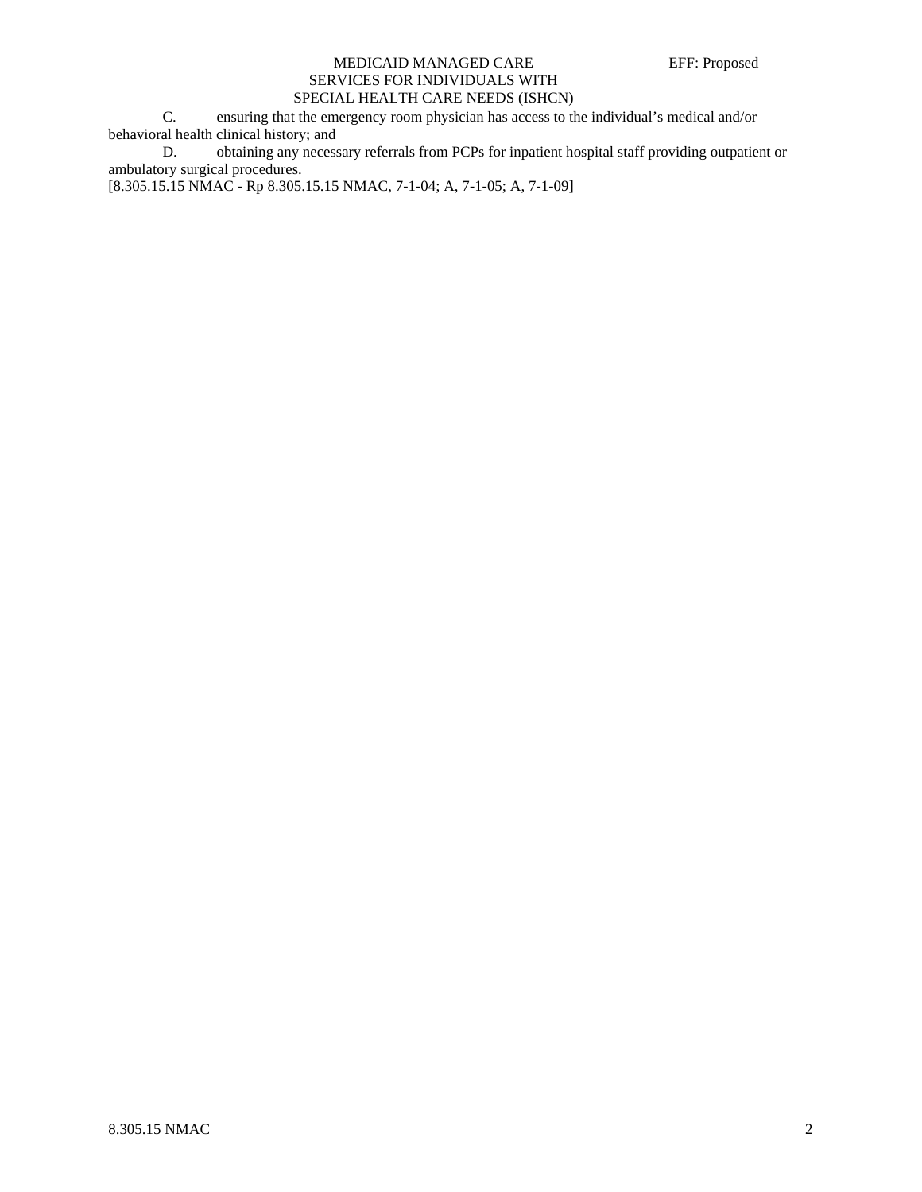C. ensuring that the emergency room physician has access to the individual's medical and/or behavioral health clinical history; and

D. obtaining any necessary referrals from PCPs for inpatient hospital staff providing outpatient or ambulatory surgical procedures.

[8.305.15.15 NMAC - Rp 8.305.15.15 NMAC, 7-1-04; A, 7-1-05; A, 7-1-09]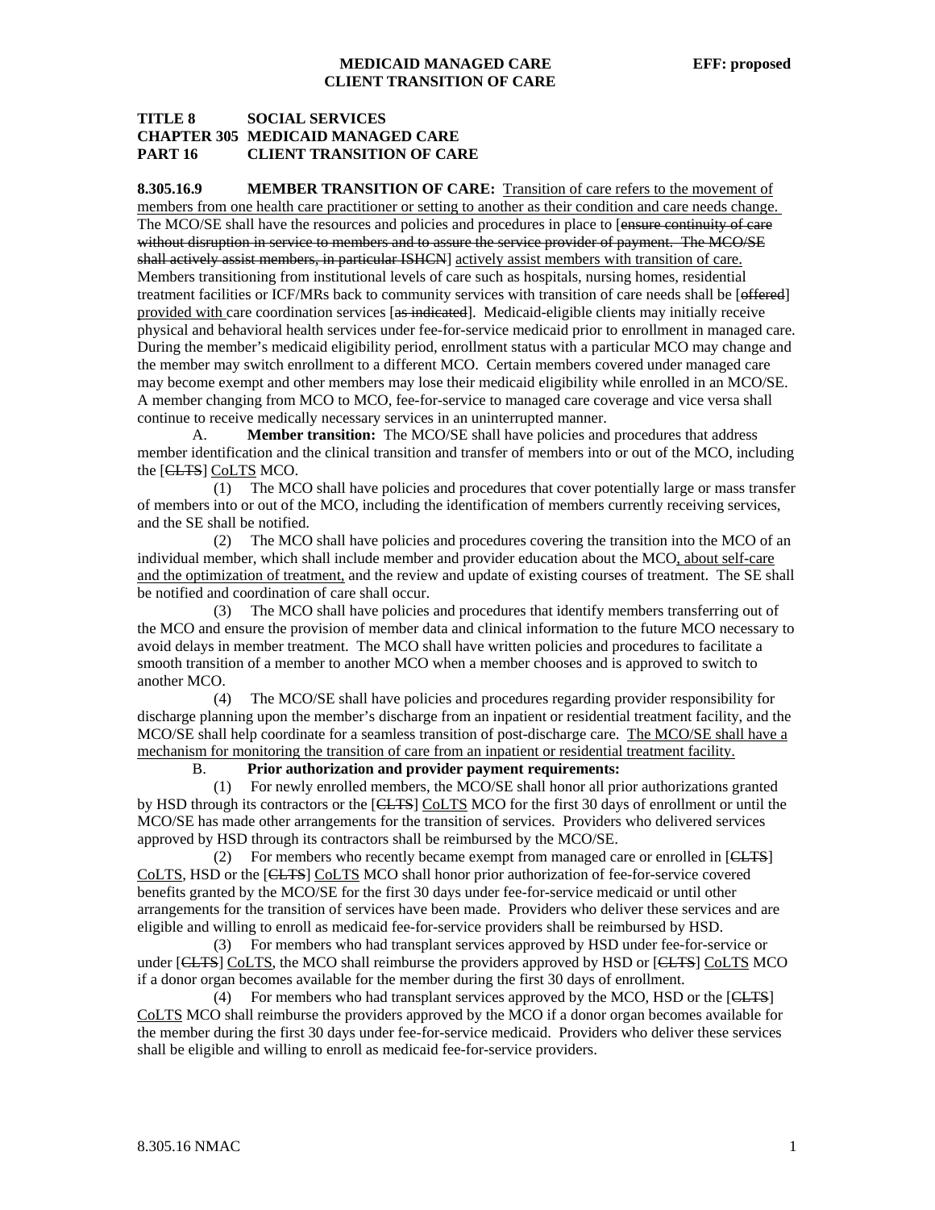**TITLE 8 SOCIAL SERVICES**
**CHAPTER 305 MEDICAID MANAGED CARE**
**PART 16 CLIENT TRANSITION OF CARE**

**8.305.16.9 MEMBER TRANSITION OF CARE:** Transition of care refers to the movement of members from one health care practitioner or setting to another as their condition and care needs change. The MCO/SE shall have the resources and policies and procedures in place to [~~ensure continuity of care without disruption in service to members and to assure the service provider of payment. The MCO/SE shall actively assist members, in particular ISHCN~~] actively assist members with transition of care. Members transitioning from institutional levels of care such as hospitals, nursing homes, residential treatment facilities or ICF/MRs back to community services with transition of care needs shall be [~~offered~~] provided with care coordination services [~~as indicated~~]. Medicaid-eligible clients may initially receive physical and behavioral health services under fee-for-service medicaid prior to enrollment in managed care. During the member's medicaid eligibility period, enrollment status with a particular MCO may change and the member may switch enrollment to a different MCO. Certain members covered under managed care may become exempt and other members may lose their medicaid eligibility while enrolled in an MCO/SE. A member changing from MCO to MCO, fee-for-service to managed care coverage and vice versa shall continue to receive medically necessary services in an uninterrupted manner.

A. **Member transition:** The MCO/SE shall have policies and procedures that address member identification and the clinical transition and transfer of members into or out of the MCO, including the [~~CLTS~~] CoLTS MCO.

(1) The MCO shall have policies and procedures that cover potentially large or mass transfer of members into or out of the MCO, including the identification of members currently receiving services, and the SE shall be notified.

(2) The MCO shall have policies and procedures covering the transition into the MCO of an individual member, which shall include member and provider education about the MCO, about self-care and the optimization of treatment, and the review and update of existing courses of treatment. The SE shall be notified and coordination of care shall occur.

(3) The MCO shall have policies and procedures that identify members transferring out of the MCO and ensure the provision of member data and clinical information to the future MCO necessary to avoid delays in member treatment. The MCO shall have written policies and procedures to facilitate a smooth transition of a member to another MCO when a member chooses and is approved to switch to another MCO.

(4) The MCO/SE shall have policies and procedures regarding provider responsibility for discharge planning upon the member's discharge from an inpatient or residential treatment facility, and the MCO/SE shall help coordinate for a seamless transition of post-discharge care. The MCO/SE shall have a mechanism for monitoring the transition of care from an inpatient or residential treatment facility.

B. **Prior authorization and provider payment requirements:**

(1) For newly enrolled members, the MCO/SE shall honor all prior authorizations granted by HSD through its contractors or the [~~CLTS~~] CoLTS MCO for the first 30 days of enrollment or until the MCO/SE has made other arrangements for the transition of services. Providers who delivered services approved by HSD through its contractors shall be reimbursed by the MCO/SE.

(2) For members who recently became exempt from managed care or enrolled in [~~CLTS~~] CoLTS, HSD or the [~~CLTS~~] CoLTS MCO shall honor prior authorization of fee-for-service covered benefits granted by the MCO/SE for the first 30 days under fee-for-service medicaid or until other arrangements for the transition of services have been made. Providers who deliver these services and are eligible and willing to enroll as medicaid fee-for-service providers shall be reimbursed by HSD.

(3) For members who had transplant services approved by HSD under fee-for-service or under [~~CLTS~~] CoLTS, the MCO shall reimburse the providers approved by HSD or [~~CLTS~~] CoLTS MCO if a donor organ becomes available for the member during the first 30 days of enrollment.

(4) For members who had transplant services approved by the MCO, HSD or the [~~CLTS~~] CoLTS MCO shall reimburse the providers approved by the MCO if a donor organ becomes available for the member during the first 30 days under fee-for-service medicaid. Providers who deliver these services shall be eligible and willing to enroll as medicaid fee-for-service providers.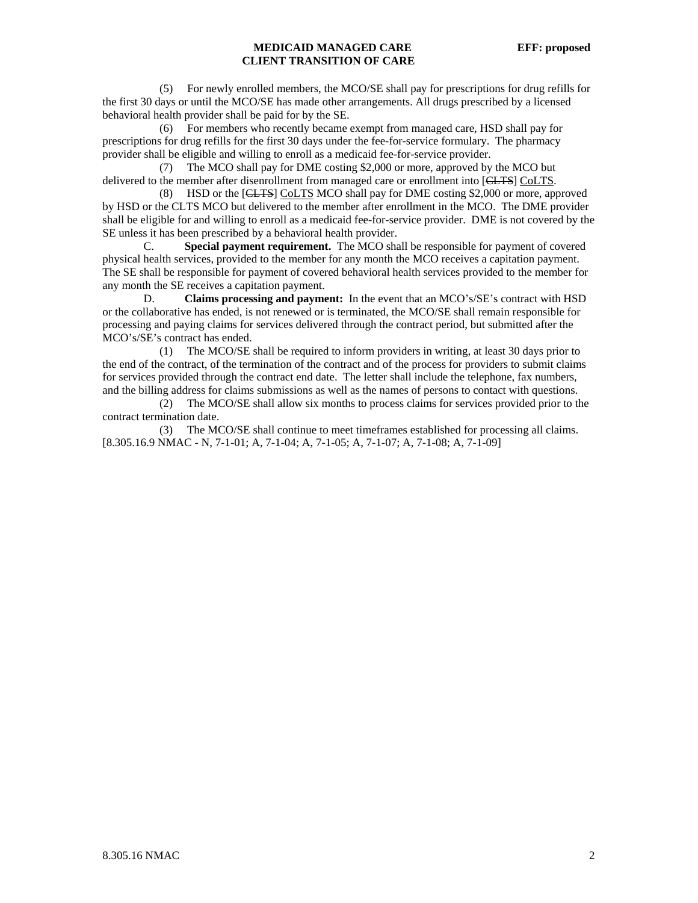(5) For newly enrolled members, the MCO/SE shall pay for prescriptions for drug refills for the first 30 days or until the MCO/SE has made other arrangements. All drugs prescribed by a licensed behavioral health provider shall be paid for by the SE.

(6) For members who recently became exempt from managed care, HSD shall pay for prescriptions for drug refills for the first 30 days under the fee-for-service formulary. The pharmacy provider shall be eligible and willing to enroll as a medicaid fee-for-service provider.

(7) The MCO shall pay for DME costing $2,000 or more, approved by the MCO but delivered to the member after disenrollment from managed care or enrollment into [~~CLTS~~] <u>CoLTS</u>.

(8) HSD or the [~~CLTS~~] <u>CoLTS</u> MCO shall pay for DME costing $2,000 or more, approved by HSD or the CLTS MCO but delivered to the member after enrollment in the MCO. The DME provider shall be eligible for and willing to enroll as a medicaid fee-for-service provider. DME is not covered by the SE unless it has been prescribed by a behavioral health provider.

C. **Special payment requirement.** The MCO shall be responsible for payment of covered physical health services, provided to the member for any month the MCO receives a capitation payment. The SE shall be responsible for payment of covered behavioral health services provided to the member for any month the SE receives a capitation payment.

D. **Claims processing and payment:** In the event that an MCO's/SE's contract with HSD or the collaborative has ended, is not renewed or is terminated, the MCO/SE shall remain responsible for processing and paying claims for services delivered through the contract period, but submitted after the MCO's/SE's contract has ended.

(1) The MCO/SE shall be required to inform providers in writing, at least 30 days prior to the end of the contract, of the termination of the contract and of the process for providers to submit claims for services provided through the contract end date. The letter shall include the telephone, fax numbers, and the billing address for claims submissions as well as the names of persons to contact with questions.

(2) The MCO/SE shall allow six months to process claims for services provided prior to the contract termination date.

(3) The MCO/SE shall continue to meet timeframes established for processing all claims.

[8.305.16.9 NMAC - N, 7-1-01; A, 7-1-04; A, 7-1-05; A, 7-1-07; A, 7-1-08; A, 7-1-09]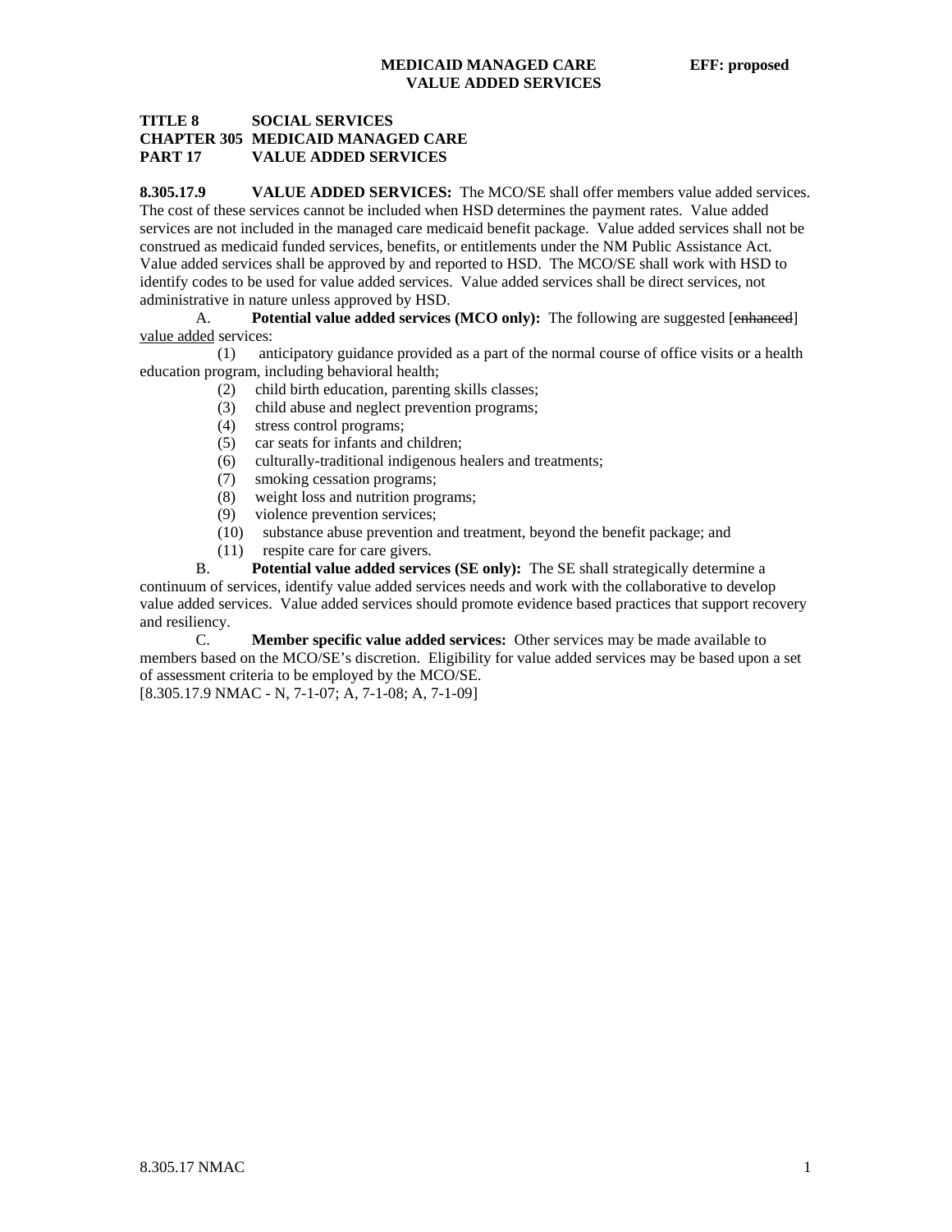**TITLE 8 SOCIAL SERVICES**
**CHAPTER 305 MEDICAID MANAGED CARE**
**PART 17 VALUE ADDED SERVICES**

**8.305.17.9 VALUE ADDED SERVICES:** The MCO/SE shall offer members value added services. The cost of these services cannot be included when HSD determines the payment rates. Value added services are not included in the managed care medicaid benefit package. Value added services shall not be construed as medicaid funded services, benefits, or entitlements under the NM Public Assistance Act. Value added services shall be approved by and reported to HSD. The MCO/SE shall work with HSD to identify codes to be used for value added services. Value added services shall be direct services, not administrative in nature unless approved by HSD.

A. **Potential value added services (MCO only):** The following are suggested [~~enhanced~~] <u>value added</u> services:

(1) anticipatory guidance provided as a part of the normal course of office visits or a health education program, including behavioral health;

(2) child birth education, parenting skills classes;

(3) child abuse and neglect prevention programs;

(4) stress control programs;

(5) car seats for infants and children;

(6) culturally-traditional indigenous healers and treatments;

(7) smoking cessation programs;

(8) weight loss and nutrition programs;

(9) violence prevention services;

(10) substance abuse prevention and treatment, beyond the benefit package; and

(11) respite care for care givers.

B. **Potential value added services (SE only):** The SE shall strategically determine a continuum of services, identify value added services needs and work with the collaborative to develop value added services. Value added services should promote evidence based practices that support recovery and resiliency.

C. **Member specific value added services:** Other services may be made available to members based on the MCO/SE's discretion. Eligibility for value added services may be based upon a set of assessment criteria to be employed by the MCO/SE.

[8.305.17.9 NMAC - N, 7-1-07; A, 7-1-08; A, 7-1-09]